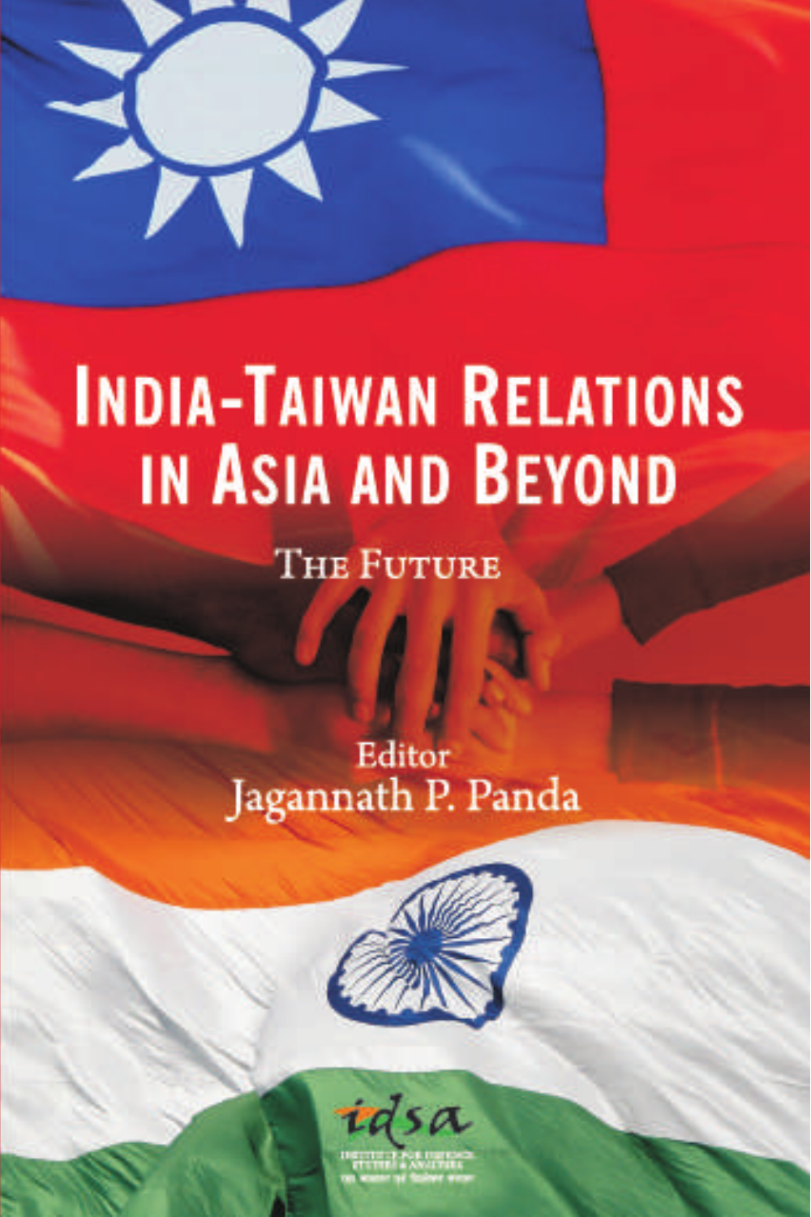# India-Taiwan Relations in Asia and Beyond

## The Future

Editor
Jagannath P. Panda

idsa

INSTITUTE FOR DEFENCE STUDIES & ANALYSES

रक्षा अध्ययन एवं विश्लेषण संस्थान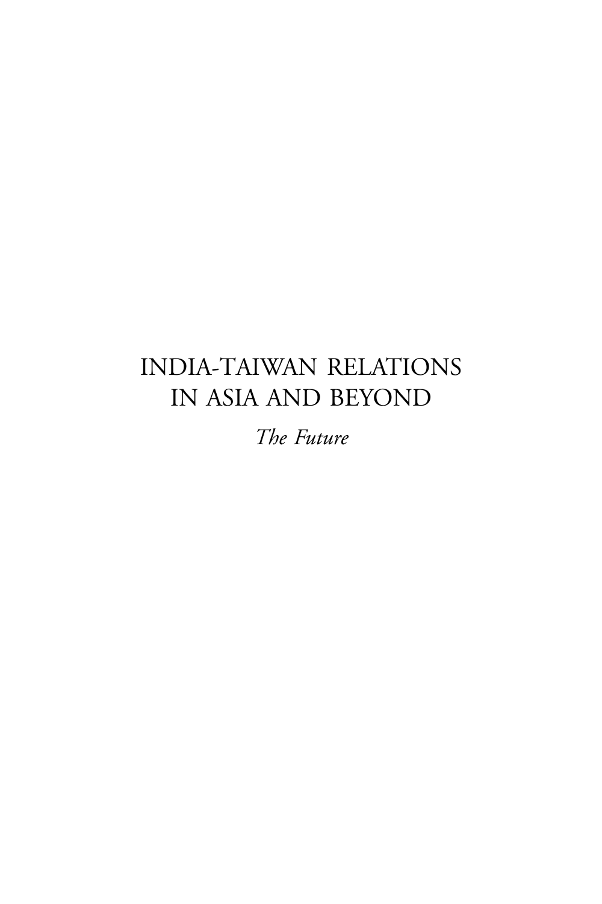# INDIA-TAIWAN RELATIONS IN ASIA AND BEYOND

*The Future*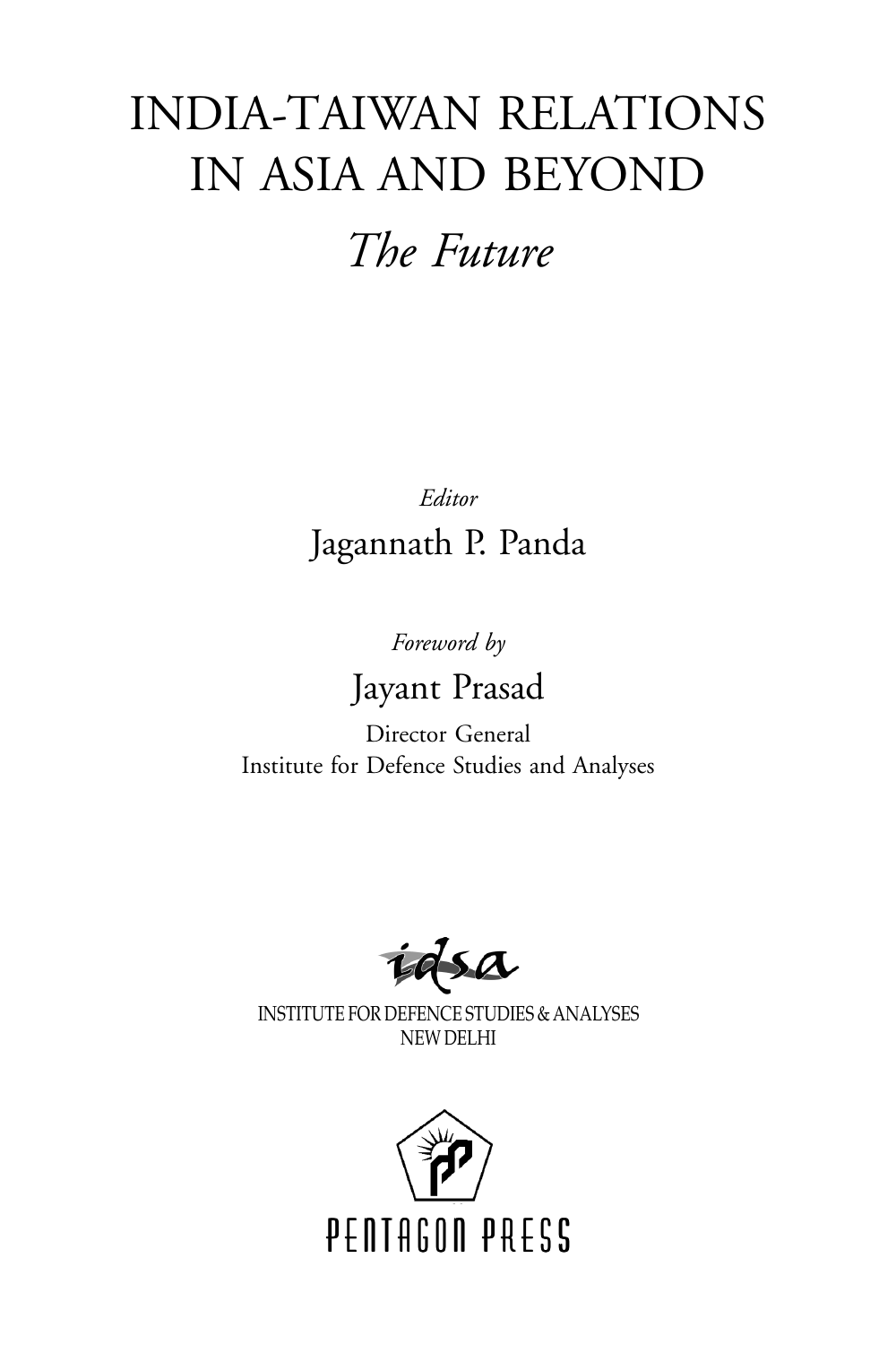# INDIA-TAIWAN RELATIONS IN ASIA AND BEYOND

## *The Future*

*Editor*

Jagannath P. Panda

*Foreword by*

Jayant Prasad

Director General
Institute for Defence Studies and Analyses

idsa

INSTITUTE FOR DEFENCE STUDIES & ANALYSES
NEW DELHI

PENTAGON PRESS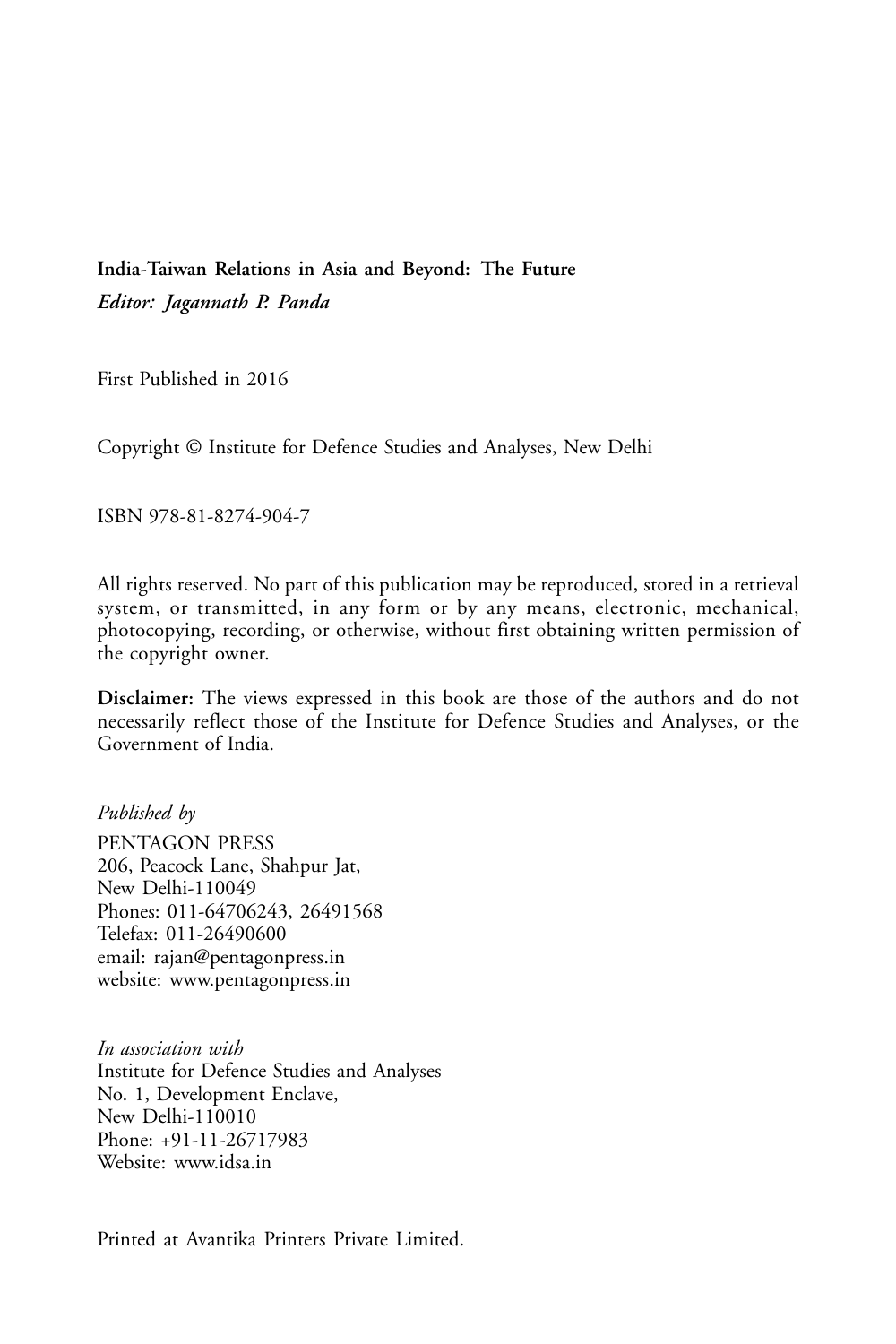**India-Taiwan Relations in Asia and Beyond: The Future**
***Editor: Jagannath P. Panda***

First Published in 2016

Copyright © Institute for Defence Studies and Analyses, New Delhi

ISBN 978-81-8274-904-7

All rights reserved. No part of this publication may be reproduced, stored in a retrieval system, or transmitted, in any form or by any means, electronic, mechanical, photocopying, recording, or otherwise, without first obtaining written permission of the copyright owner.

**Disclaimer:** The views expressed in this book are those of the authors and do not necessarily reflect those of the Institute for Defence Studies and Analyses, or the Government of India.

*Published by*
PENTAGON PRESS
206, Peacock Lane, Shahpur Jat,
New Delhi-110049
Phones: 011-64706243, 26491568
Telefax: 011-26490600
email: rajan@pentagonpress.in
website: www.pentagonpress.in

*In association with*
Institute for Defence Studies and Analyses
No. 1, Development Enclave,
New Delhi-110010
Phone: +91-11-26717983
Website: www.idsa.in

Printed at Avantika Printers Private Limited.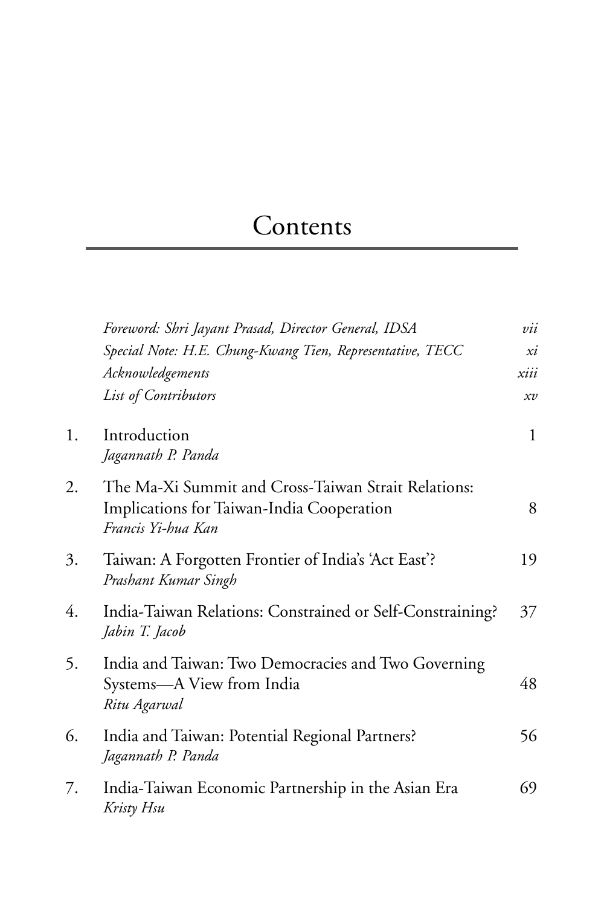# Contents

| | | |
|---|---|---|
| | *Foreword: Shri Jayant Prasad, Director General, IDSA* | *vii* |
| | *Special Note: H.E. Chung-Kwang Tien, Representative, TECC* | *xi* |
| | *Acknowledgements* | *xiii* |
| | *List of Contributors* | *xv* |
| 1. | Introduction<br>*Jagannath P. Panda* | 1 |
| 2. | The Ma-Xi Summit and Cross-Taiwan Strait Relations: Implications for Taiwan-India Cooperation<br>*Francis Yi-hua Kan* | 8 |
| 3. | Taiwan: A Forgotten Frontier of India's 'Act East'?<br>*Prashant Kumar Singh* | 19 |
| 4. | India-Taiwan Relations: Constrained or Self-Constraining?<br>*Jabin T. Jacob* | 37 |
| 5. | India and Taiwan: Two Democracies and Two Governing Systems—A View from India<br>*Ritu Agarwal* | 48 |
| 6. | India and Taiwan: Potential Regional Partners?<br>*Jagannath P. Panda* | 56 |
| 7. | India-Taiwan Economic Partnership in the Asian Era<br>*Kristy Hsu* | 69 |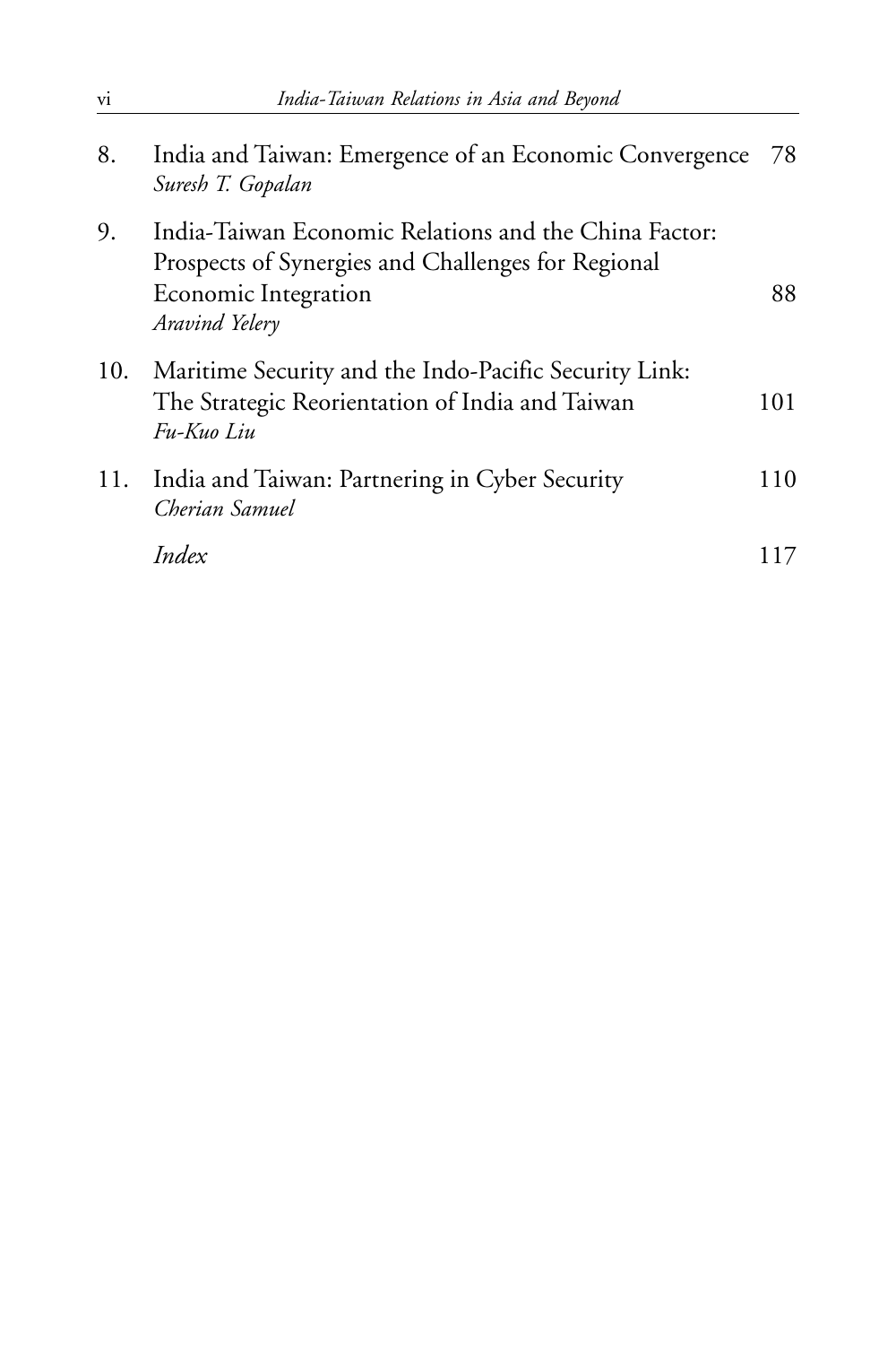8. India and Taiwan: Emergence of an Economic Convergence 78
*Suresh T. Gopalan*

9. India-Taiwan Economic Relations and the China Factor: Prospects of Synergies and Challenges for Regional Economic Integration 88
*Aravind Yelery*

10. Maritime Security and the Indo-Pacific Security Link: The Strategic Reorientation of India and Taiwan 101
*Fu-Kuo Liu*

11. India and Taiwan: Partnering in Cyber Security 110
*Cherian Samuel*

*Index* 117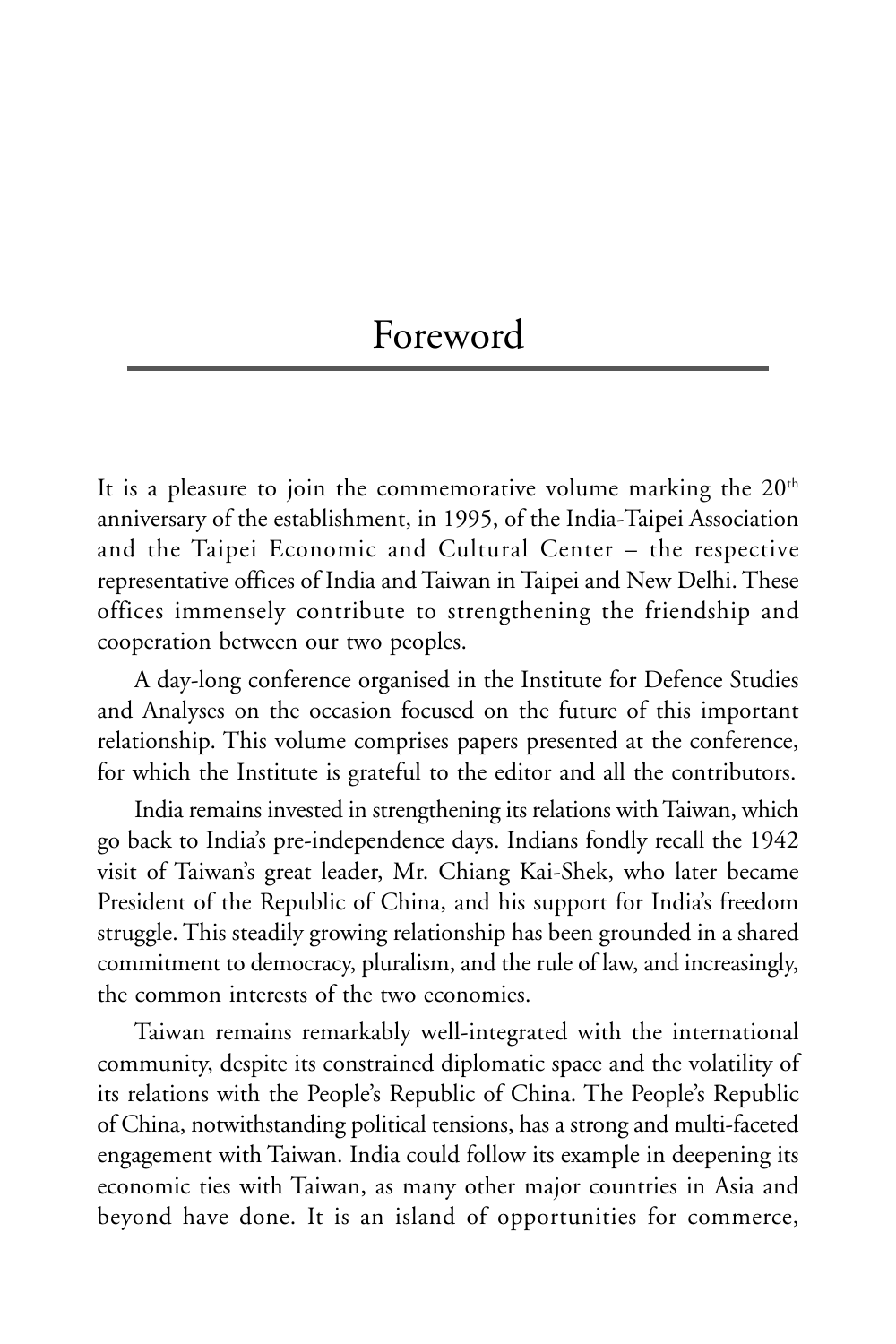# Foreword

It is a pleasure to join the commemorative volume marking the $20^{th}$ anniversary of the establishment, in 1995, of the India-Taipei Association and the Taipei Economic and Cultural Center – the respective representative offices of India and Taiwan in Taipei and New Delhi. These offices immensely contribute to strengthening the friendship and cooperation between our two peoples.

A day-long conference organised in the Institute for Defence Studies and Analyses on the occasion focused on the future of this important relationship. This volume comprises papers presented at the conference, for which the Institute is grateful to the editor and all the contributors.

India remains invested in strengthening its relations with Taiwan, which go back to India's pre-independence days. Indians fondly recall the 1942 visit of Taiwan's great leader, Mr. Chiang Kai-Shek, who later became President of the Republic of China, and his support for India's freedom struggle. This steadily growing relationship has been grounded in a shared commitment to democracy, pluralism, and the rule of law, and increasingly, the common interests of the two economies.

Taiwan remains remarkably well-integrated with the international community, despite its constrained diplomatic space and the volatility of its relations with the People's Republic of China. The People's Republic of China, notwithstanding political tensions, has a strong and multi-faceted engagement with Taiwan. India could follow its example in deepening its economic ties with Taiwan, as many other major countries in Asia and beyond have done. It is an island of opportunities for commerce,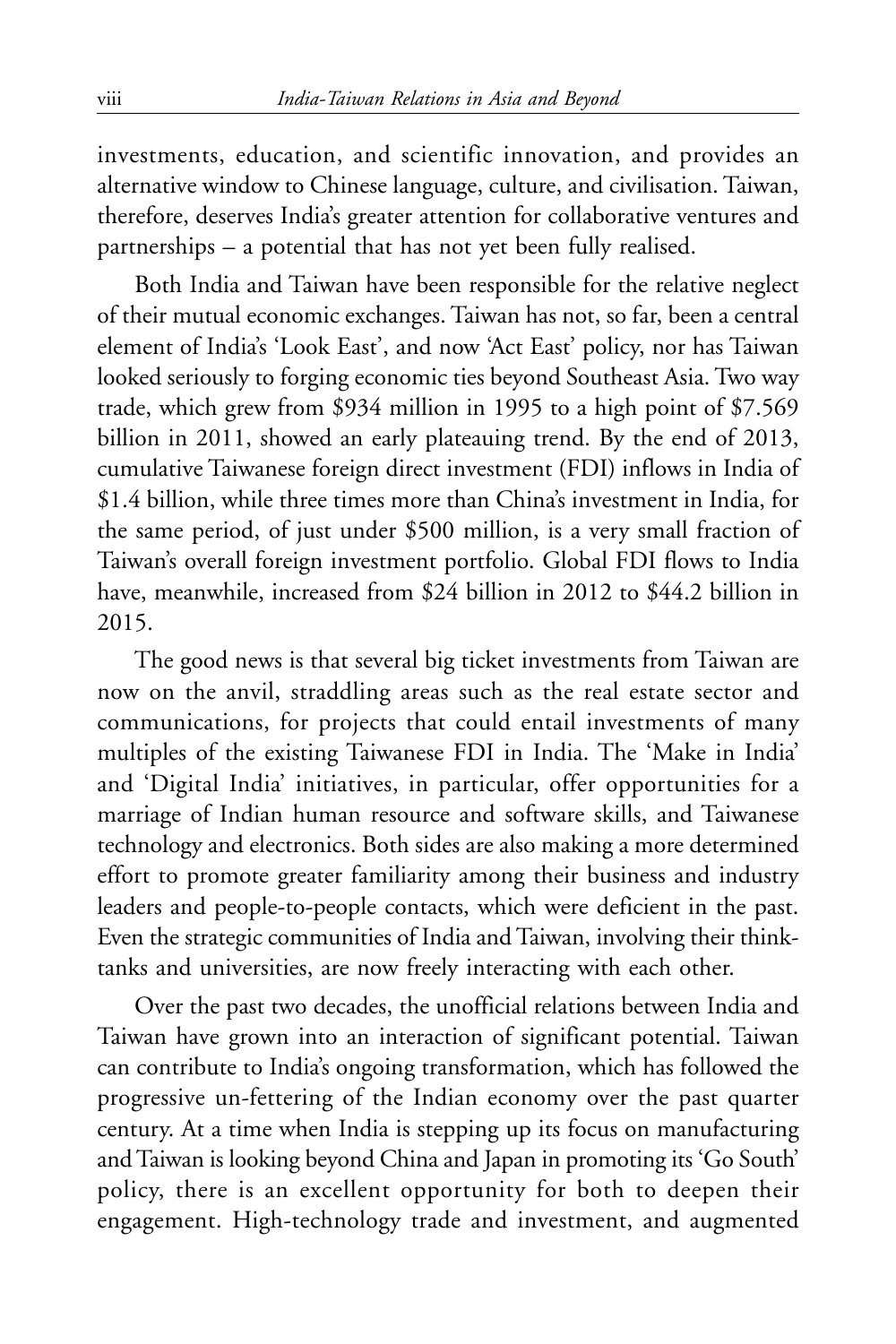investments, education, and scientific innovation, and provides an alternative window to Chinese language, culture, and civilisation. Taiwan, therefore, deserves India's greater attention for collaborative ventures and partnerships – a potential that has not yet been fully realised.

Both India and Taiwan have been responsible for the relative neglect of their mutual economic exchanges. Taiwan has not, so far, been a central element of India's 'Look East', and now 'Act East' policy, nor has Taiwan looked seriously to forging economic ties beyond Southeast Asia. Two way trade, which grew from $934 million in 1995 to a high point of $7.569 billion in 2011, showed an early plateauing trend. By the end of 2013, cumulative Taiwanese foreign direct investment (FDI) inflows in India of $1.4 billion, while three times more than China's investment in India, for the same period, of just under $500 million, is a very small fraction of Taiwan's overall foreign investment portfolio. Global FDI flows to India have, meanwhile, increased from $24 billion in 2012 to $44.2 billion in 2015.

The good news is that several big ticket investments from Taiwan are now on the anvil, straddling areas such as the real estate sector and communications, for projects that could entail investments of many multiples of the existing Taiwanese FDI in India. The 'Make in India' and 'Digital India' initiatives, in particular, offer opportunities for a marriage of Indian human resource and software skills, and Taiwanese technology and electronics. Both sides are also making a more determined effort to promote greater familiarity among their business and industry leaders and people-to-people contacts, which were deficient in the past. Even the strategic communities of India and Taiwan, involving their think-tanks and universities, are now freely interacting with each other.

Over the past two decades, the unofficial relations between India and Taiwan have grown into an interaction of significant potential. Taiwan can contribute to India's ongoing transformation, which has followed the progressive un-fettering of the Indian economy over the past quarter century. At a time when India is stepping up its focus on manufacturing and Taiwan is looking beyond China and Japan in promoting its 'Go South' policy, there is an excellent opportunity for both to deepen their engagement. High-technology trade and investment, and augmented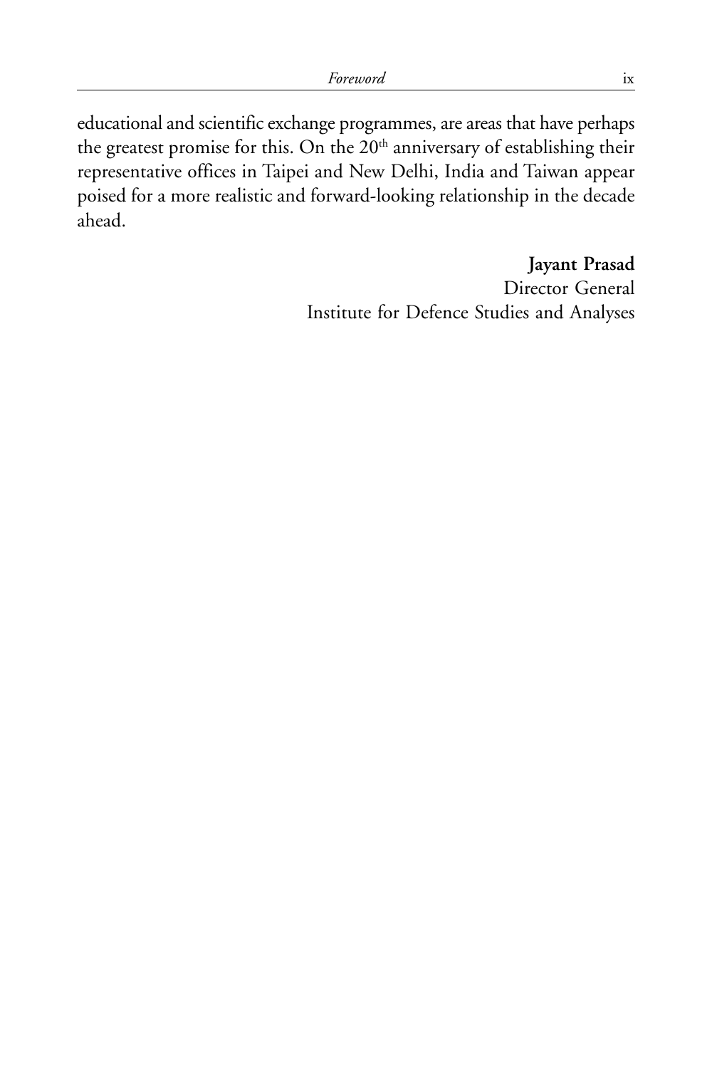educational and scientific exchange programmes, are areas that have perhaps the greatest promise for this. On the 20th anniversary of establishing their representative offices in Taipei and New Delhi, India and Taiwan appear poised for a more realistic and forward-looking relationship in the decade ahead.

**Jayant Prasad**
Director General
Institute for Defence Studies and Analyses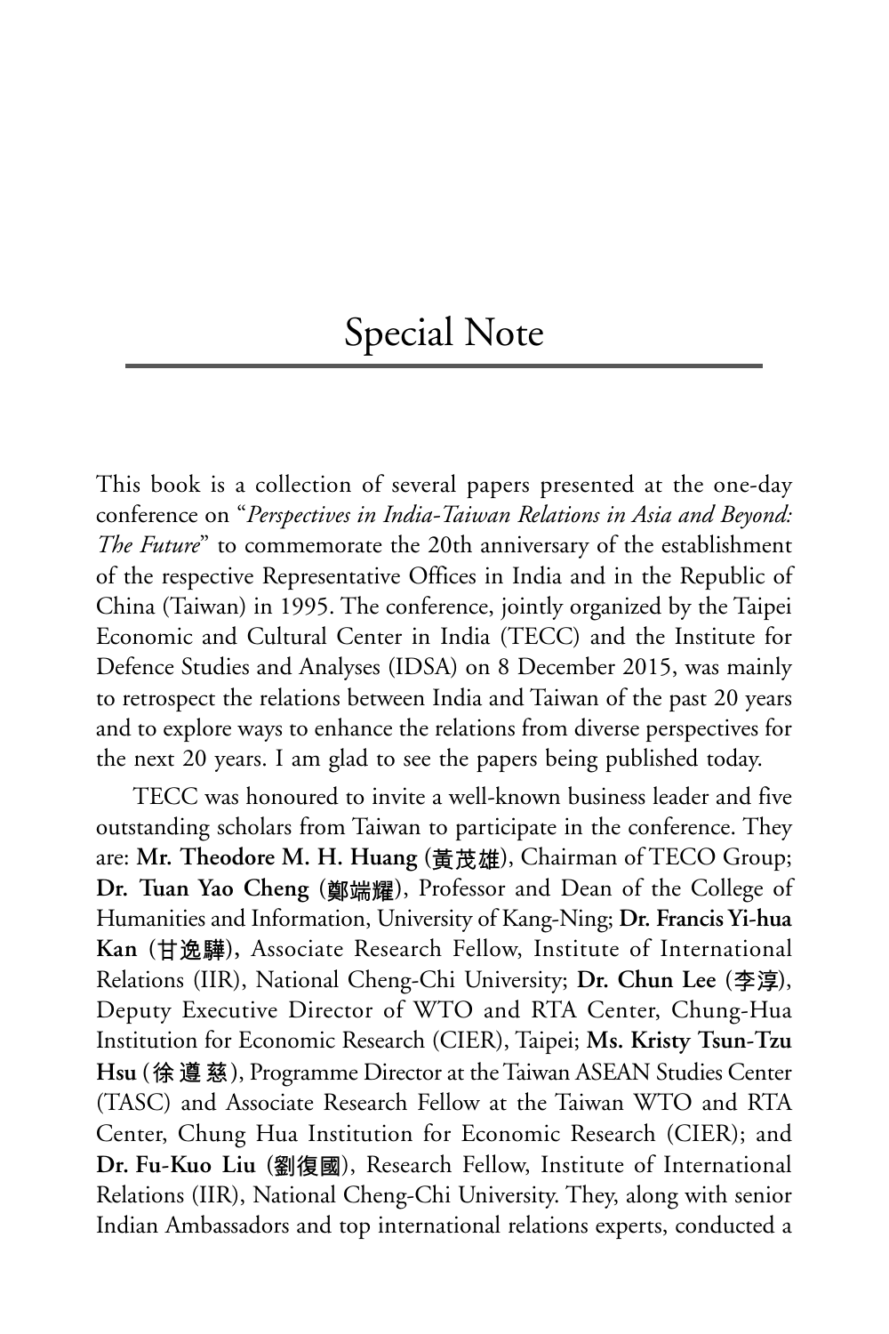# Special Note

This book is a collection of several papers presented at the one-day conference on "*Perspectives in India-Taiwan Relations in Asia and Beyond: The Future*" to commemorate the 20th anniversary of the establishment of the respective Representative Offices in India and in the Republic of China (Taiwan) in 1995. The conference, jointly organized by the Taipei Economic and Cultural Center in India (TECC) and the Institute for Defence Studies and Analyses (IDSA) on 8 December 2015, was mainly to retrospect the relations between India and Taiwan of the past 20 years and to explore ways to enhance the relations from diverse perspectives for the next 20 years. I am glad to see the papers being published today.

TECC was honoured to invite a well-known business leader and five outstanding scholars from Taiwan to participate in the conference. They are: **Mr. Theodore M. H. Huang (黃茂雄)**, Chairman of TECO Group; **Dr. Tuan Yao Cheng (鄭端耀)**, Professor and Dean of the College of Humanities and Information, University of Kang-Ning; **Dr. Francis Yi-hua Kan (甘逸驊)**, Associate Research Fellow, Institute of International Relations (IIR), National Cheng-Chi University; **Dr. Chun Lee (李淳)**, Deputy Executive Director of WTO and RTA Center, Chung-Hua Institution for Economic Research (CIER), Taipei; **Ms. Kristy Tsun-Tzu Hsu (徐 遵 慈)**, Programme Director at the Taiwan ASEAN Studies Center (TASC) and Associate Research Fellow at the Taiwan WTO and RTA Center, Chung Hua Institution for Economic Research (CIER); and **Dr. Fu-Kuo Liu (劉復國)**, Research Fellow, Institute of International Relations (IIR), National Cheng-Chi University. They, along with senior Indian Ambassadors and top international relations experts, conducted a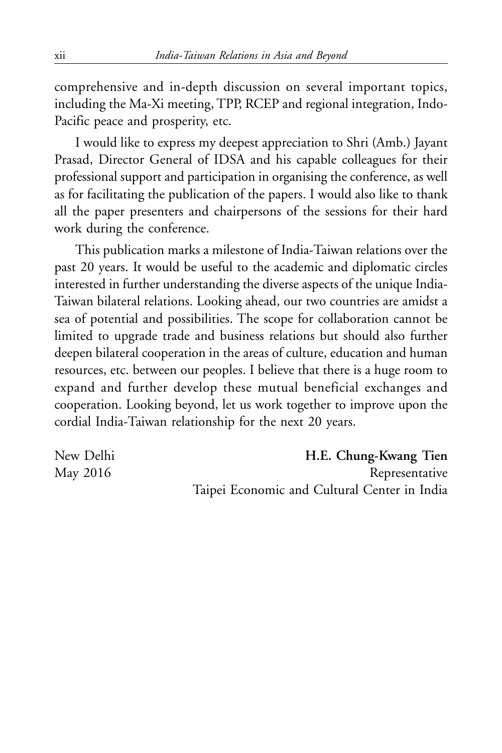comprehensive and in-depth discussion on several important topics, including the Ma-Xi meeting, TPP, RCEP and regional integration, Indo-Pacific peace and prosperity, etc.

I would like to express my deepest appreciation to Shri (Amb.) Jayant Prasad, Director General of IDSA and his capable colleagues for their professional support and participation in organising the conference, as well as for facilitating the publication of the papers. I would also like to thank all the paper presenters and chairpersons of the sessions for their hard work during the conference.

This publication marks a milestone of India-Taiwan relations over the past 20 years. It would be useful to the academic and diplomatic circles interested in further understanding the diverse aspects of the unique India-Taiwan bilateral relations. Looking ahead, our two countries are amidst a sea of potential and possibilities. The scope for collaboration cannot be limited to upgrade trade and business relations but should also further deepen bilateral cooperation in the areas of culture, education and human resources, etc. between our peoples. I believe that there is a huge room to expand and further develop these mutual beneficial exchanges and cooperation. Looking beyond, let us work together to improve upon the cordial India-Taiwan relationship for the next 20 years.

New Delhi
May 2016

**H.E. Chung-Kwang Tien**
Representative
Taipei Economic and Cultural Center in India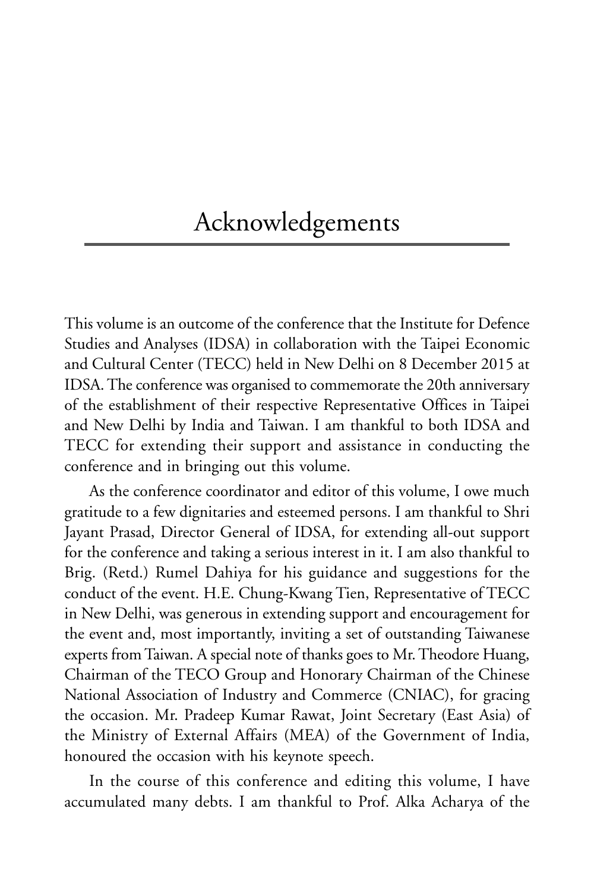# Acknowledgements

This volume is an outcome of the conference that the Institute for Defence Studies and Analyses (IDSA) in collaboration with the Taipei Economic and Cultural Center (TECC) held in New Delhi on 8 December 2015 at IDSA. The conference was organised to commemorate the 20th anniversary of the establishment of their respective Representative Offices in Taipei and New Delhi by India and Taiwan. I am thankful to both IDSA and TECC for extending their support and assistance in conducting the conference and in bringing out this volume.

As the conference coordinator and editor of this volume, I owe much gratitude to a few dignitaries and esteemed persons. I am thankful to Shri Jayant Prasad, Director General of IDSA, for extending all-out support for the conference and taking a serious interest in it. I am also thankful to Brig. (Retd.) Rumel Dahiya for his guidance and suggestions for the conduct of the event. H.E. Chung-Kwang Tien, Representative of TECC in New Delhi, was generous in extending support and encouragement for the event and, most importantly, inviting a set of outstanding Taiwanese experts from Taiwan. A special note of thanks goes to Mr. Theodore Huang, Chairman of the TECO Group and Honorary Chairman of the Chinese National Association of Industry and Commerce (CNIAC), for gracing the occasion. Mr. Pradeep Kumar Rawat, Joint Secretary (East Asia) of the Ministry of External Affairs (MEA) of the Government of India, honoured the occasion with his keynote speech.

In the course of this conference and editing this volume, I have accumulated many debts. I am thankful to Prof. Alka Acharya of the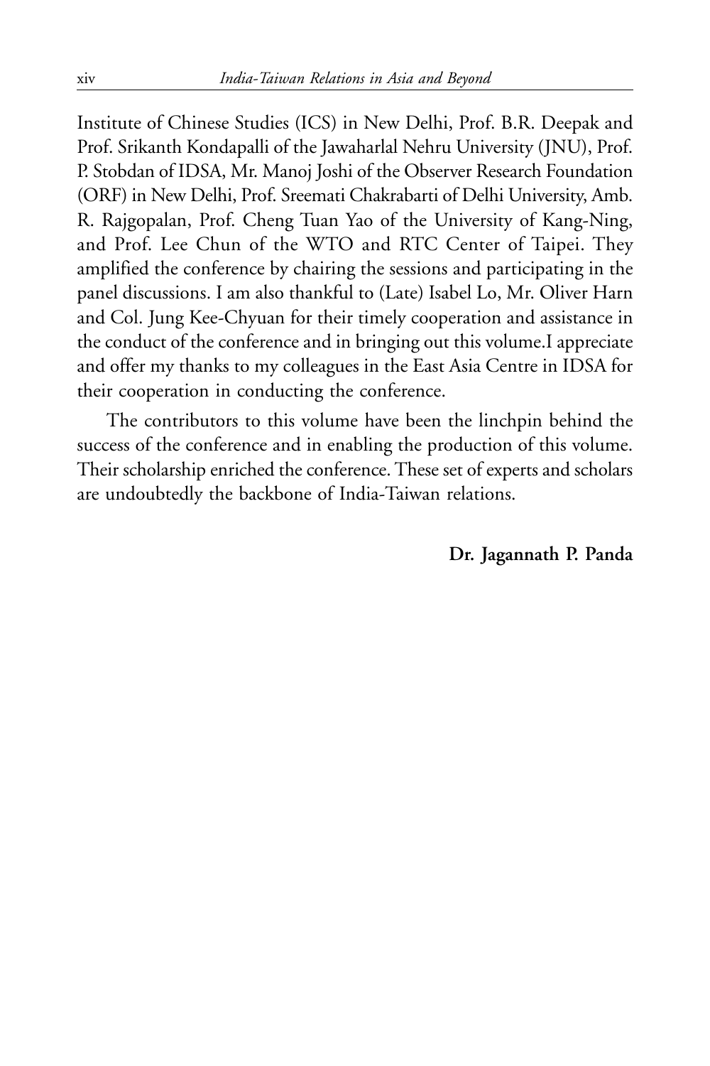Institute of Chinese Studies (ICS) in New Delhi, Prof. B.R. Deepak and Prof. Srikanth Kondapalli of the Jawaharlal Nehru University (JNU), Prof. P. Stobdan of IDSA, Mr. Manoj Joshi of the Observer Research Foundation (ORF) in New Delhi, Prof. Sreemati Chakrabarti of Delhi University, Amb. R. Rajgopalan, Prof. Cheng Tuan Yao of the University of Kang-Ning, and Prof. Lee Chun of the WTO and RTC Center of Taipei. They amplified the conference by chairing the sessions and participating in the panel discussions. I am also thankful to (Late) Isabel Lo, Mr. Oliver Harn and Col. Jung Kee-Chyuan for their timely cooperation and assistance in the conduct of the conference and in bringing out this volume.I appreciate and offer my thanks to my colleagues in the East Asia Centre in IDSA for their cooperation in conducting the conference.

The contributors to this volume have been the linchpin behind the success of the conference and in enabling the production of this volume. Their scholarship enriched the conference. These set of experts and scholars are undoubtedly the backbone of India-Taiwan relations.

**Dr. Jagannath P. Panda**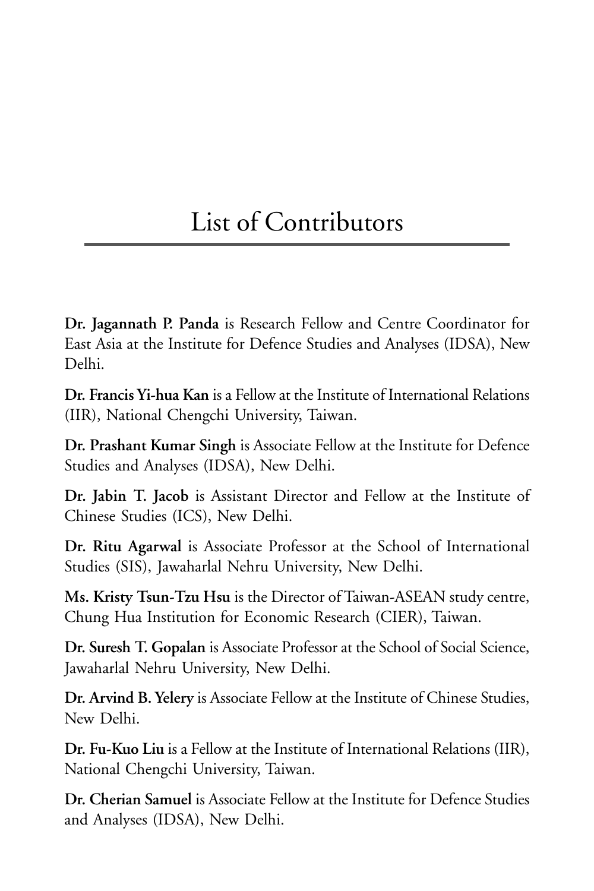# List of Contributors

**Dr. Jagannath P. Panda** is Research Fellow and Centre Coordinator for East Asia at the Institute for Defence Studies and Analyses (IDSA), New Delhi.

**Dr. Francis Yi-hua Kan** is a Fellow at the Institute of International Relations (IIR), National Chengchi University, Taiwan.

**Dr. Prashant Kumar Singh** is Associate Fellow at the Institute for Defence Studies and Analyses (IDSA), New Delhi.

**Dr. Jabin T. Jacob** is Assistant Director and Fellow at the Institute of Chinese Studies (ICS), New Delhi.

**Dr. Ritu Agarwal** is Associate Professor at the School of International Studies (SIS), Jawaharlal Nehru University, New Delhi.

**Ms. Kristy Tsun-Tzu Hsu** is the Director of Taiwan-ASEAN study centre, Chung Hua Institution for Economic Research (CIER), Taiwan.

**Dr. Suresh T. Gopalan** is Associate Professor at the School of Social Science, Jawaharlal Nehru University, New Delhi.

**Dr. Arvind B. Yelery** is Associate Fellow at the Institute of Chinese Studies, New Delhi.

**Dr. Fu-Kuo Liu** is a Fellow at the Institute of International Relations (IIR), National Chengchi University, Taiwan.

**Dr. Cherian Samuel** is Associate Fellow at the Institute for Defence Studies and Analyses (IDSA), New Delhi.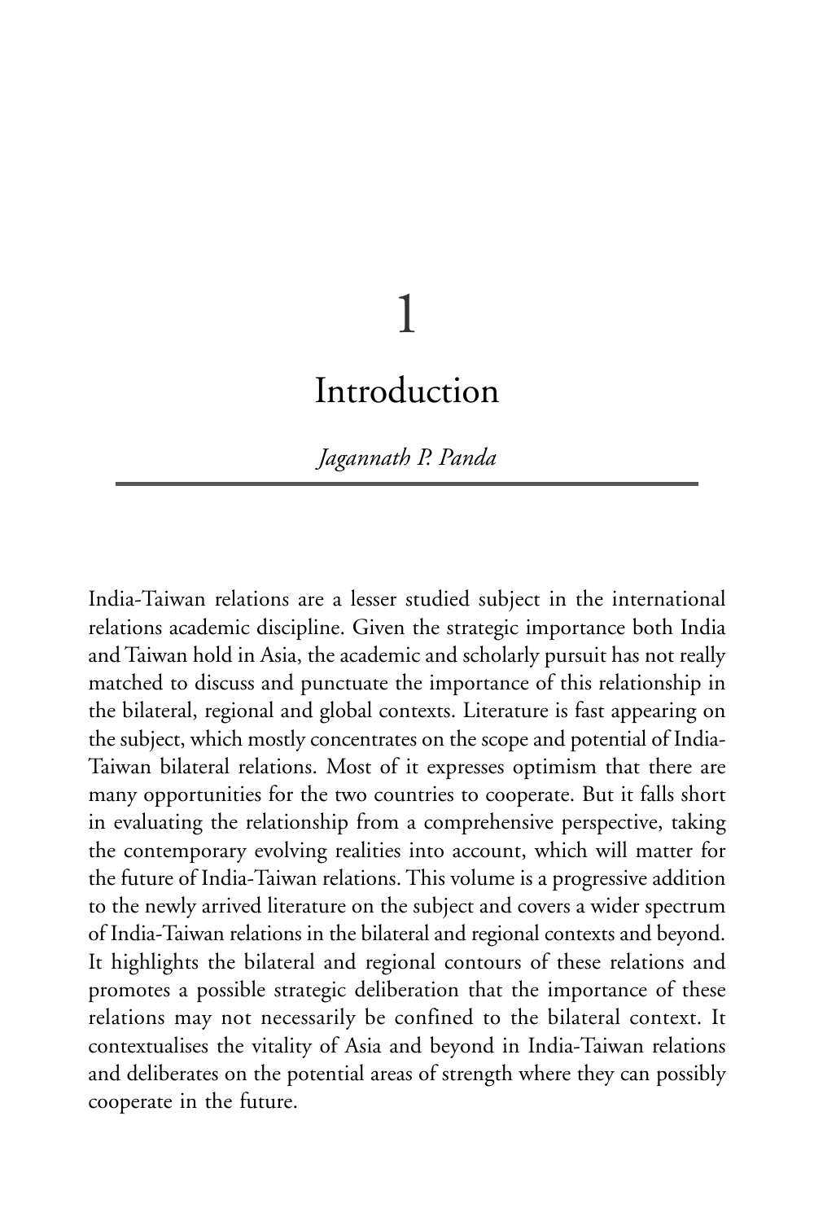# 1

# Introduction

*Jagannath P. Panda*

India-Taiwan relations are a lesser studied subject in the international relations academic discipline. Given the strategic importance both India and Taiwan hold in Asia, the academic and scholarly pursuit has not really matched to discuss and punctuate the importance of this relationship in the bilateral, regional and global contexts. Literature is fast appearing on the subject, which mostly concentrates on the scope and potential of India-Taiwan bilateral relations. Most of it expresses optimism that there are many opportunities for the two countries to cooperate. But it falls short in evaluating the relationship from a comprehensive perspective, taking the contemporary evolving realities into account, which will matter for the future of India-Taiwan relations. This volume is a progressive addition to the newly arrived literature on the subject and covers a wider spectrum of India-Taiwan relations in the bilateral and regional contexts and beyond. It highlights the bilateral and regional contours of these relations and promotes a possible strategic deliberation that the importance of these relations may not necessarily be confined to the bilateral context. It contextualises the vitality of Asia and beyond in India-Taiwan relations and deliberates on the potential areas of strength where they can possibly cooperate in the future.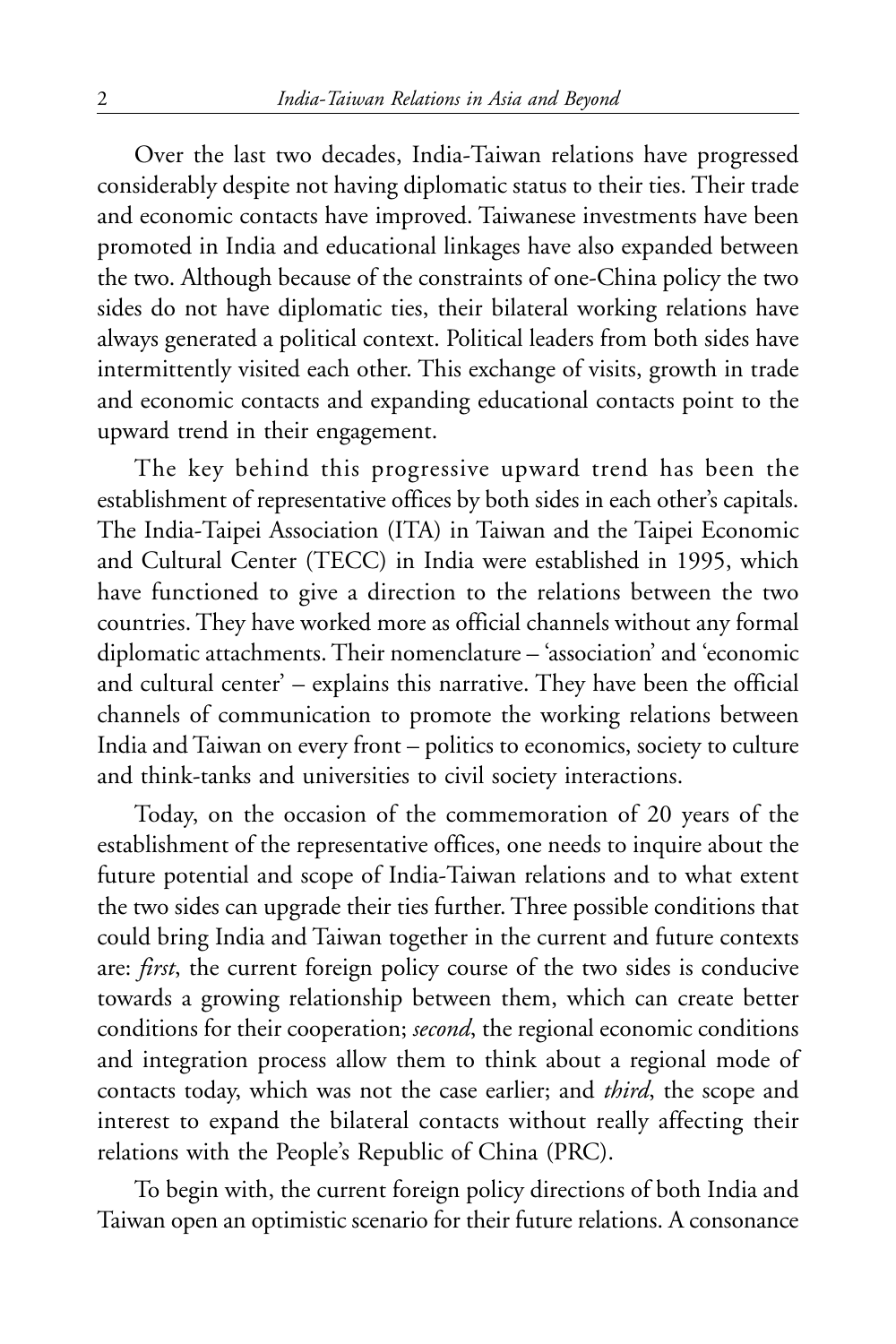Over the last two decades, India-Taiwan relations have progressed considerably despite not having diplomatic status to their ties. Their trade and economic contacts have improved. Taiwanese investments have been promoted in India and educational linkages have also expanded between the two. Although because of the constraints of one-China policy the two sides do not have diplomatic ties, their bilateral working relations have always generated a political context. Political leaders from both sides have intermittently visited each other. This exchange of visits, growth in trade and economic contacts and expanding educational contacts point to the upward trend in their engagement.

The key behind this progressive upward trend has been the establishment of representative offices by both sides in each other's capitals. The India-Taipei Association (ITA) in Taiwan and the Taipei Economic and Cultural Center (TECC) in India were established in 1995, which have functioned to give a direction to the relations between the two countries. They have worked more as official channels without any formal diplomatic attachments. Their nomenclature – 'association' and 'economic and cultural center' – explains this narrative. They have been the official channels of communication to promote the working relations between India and Taiwan on every front – politics to economics, society to culture and think-tanks and universities to civil society interactions.

Today, on the occasion of the commemoration of 20 years of the establishment of the representative offices, one needs to inquire about the future potential and scope of India-Taiwan relations and to what extent the two sides can upgrade their ties further. Three possible conditions that could bring India and Taiwan together in the current and future contexts are: *first*, the current foreign policy course of the two sides is conducive towards a growing relationship between them, which can create better conditions for their cooperation; *second*, the regional economic conditions and integration process allow them to think about a regional mode of contacts today, which was not the case earlier; and *third*, the scope and interest to expand the bilateral contacts without really affecting their relations with the People's Republic of China (PRC).

To begin with, the current foreign policy directions of both India and Taiwan open an optimistic scenario for their future relations. A consonance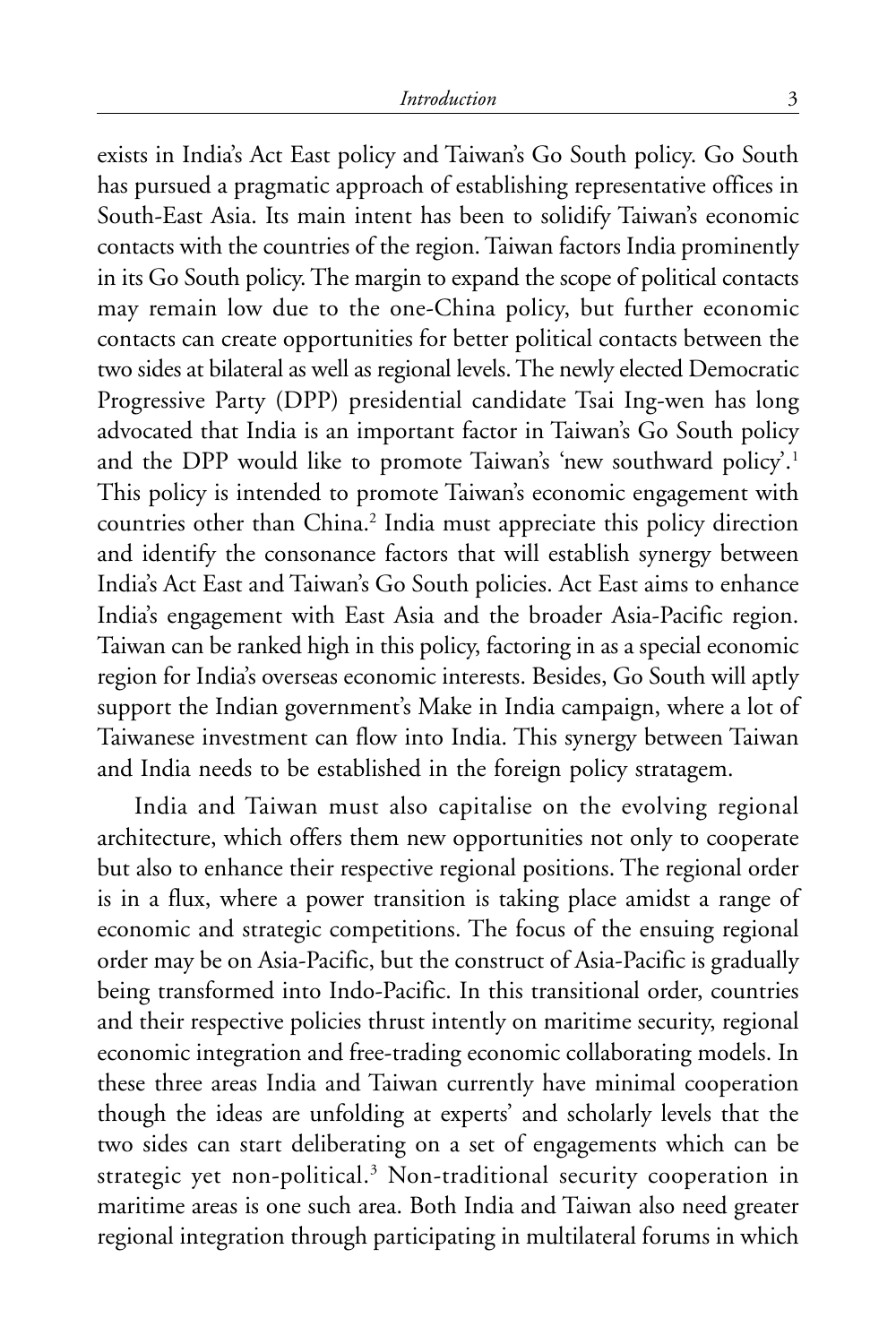exists in India's Act East policy and Taiwan's Go South policy. Go South has pursued a pragmatic approach of establishing representative offices in South-East Asia. Its main intent has been to solidify Taiwan's economic contacts with the countries of the region. Taiwan factors India prominently in its Go South policy. The margin to expand the scope of political contacts may remain low due to the one-China policy, but further economic contacts can create opportunities for better political contacts between the two sides at bilateral as well as regional levels. The newly elected Democratic Progressive Party (DPP) presidential candidate Tsai Ing-wen has long advocated that India is an important factor in Taiwan's Go South policy and the DPP would like to promote Taiwan's 'new southward policy'.[1] This policy is intended to promote Taiwan's economic engagement with countries other than China.[2] India must appreciate this policy direction and identify the consonance factors that will establish synergy between India's Act East and Taiwan's Go South policies. Act East aims to enhance India's engagement with East Asia and the broader Asia-Pacific region. Taiwan can be ranked high in this policy, factoring in as a special economic region for India's overseas economic interests. Besides, Go South will aptly support the Indian government's Make in India campaign, where a lot of Taiwanese investment can flow into India. This synergy between Taiwan and India needs to be established in the foreign policy stratagem.

India and Taiwan must also capitalise on the evolving regional architecture, which offers them new opportunities not only to cooperate but also to enhance their respective regional positions. The regional order is in a flux, where a power transition is taking place amidst a range of economic and strategic competitions. The focus of the ensuing regional order may be on Asia-Pacific, but the construct of Asia-Pacific is gradually being transformed into Indo-Pacific. In this transitional order, countries and their respective policies thrust intently on maritime security, regional economic integration and free-trading economic collaborating models. In these three areas India and Taiwan currently have minimal cooperation though the ideas are unfolding at experts' and scholarly levels that the two sides can start deliberating on a set of engagements which can be strategic yet non-political.[3] Non-traditional security cooperation in maritime areas is one such area. Both India and Taiwan also need greater regional integration through participating in multilateral forums in which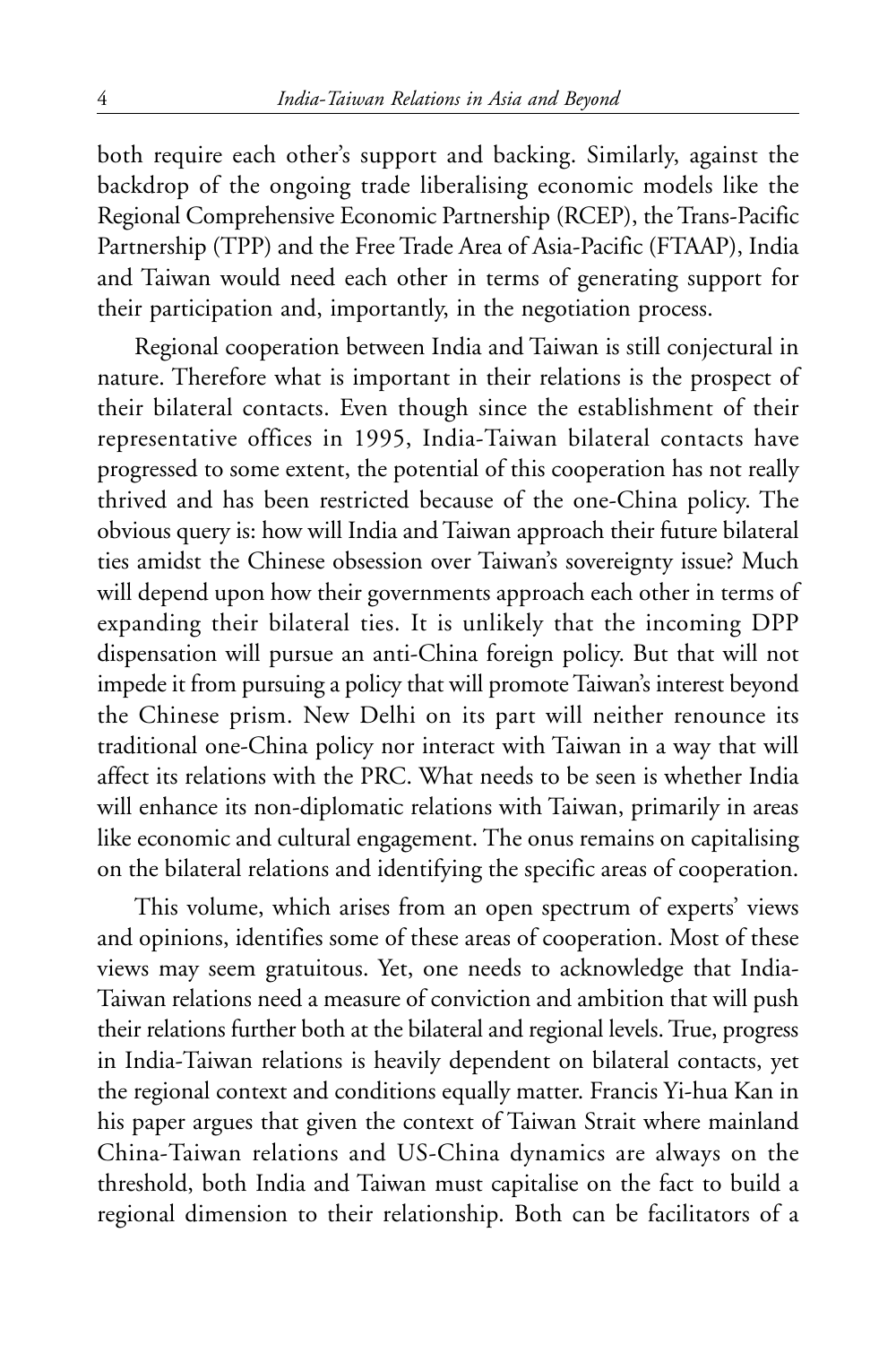both require each other's support and backing. Similarly, against the backdrop of the ongoing trade liberalising economic models like the Regional Comprehensive Economic Partnership (RCEP), the Trans-Pacific Partnership (TPP) and the Free Trade Area of Asia-Pacific (FTAAP), India and Taiwan would need each other in terms of generating support for their participation and, importantly, in the negotiation process.

Regional cooperation between India and Taiwan is still conjectural in nature. Therefore what is important in their relations is the prospect of their bilateral contacts. Even though since the establishment of their representative offices in 1995, India-Taiwan bilateral contacts have progressed to some extent, the potential of this cooperation has not really thrived and has been restricted because of the one-China policy. The obvious query is: how will India and Taiwan approach their future bilateral ties amidst the Chinese obsession over Taiwan's sovereignty issue? Much will depend upon how their governments approach each other in terms of expanding their bilateral ties. It is unlikely that the incoming DPP dispensation will pursue an anti-China foreign policy. But that will not impede it from pursuing a policy that will promote Taiwan's interest beyond the Chinese prism. New Delhi on its part will neither renounce its traditional one-China policy nor interact with Taiwan in a way that will affect its relations with the PRC. What needs to be seen is whether India will enhance its non-diplomatic relations with Taiwan, primarily in areas like economic and cultural engagement. The onus remains on capitalising on the bilateral relations and identifying the specific areas of cooperation.

This volume, which arises from an open spectrum of experts' views and opinions, identifies some of these areas of cooperation. Most of these views may seem gratuitous. Yet, one needs to acknowledge that India-Taiwan relations need a measure of conviction and ambition that will push their relations further both at the bilateral and regional levels. True, progress in India-Taiwan relations is heavily dependent on bilateral contacts, yet the regional context and conditions equally matter. Francis Yi-hua Kan in his paper argues that given the context of Taiwan Strait where mainland China-Taiwan relations and US-China dynamics are always on the threshold, both India and Taiwan must capitalise on the fact to build a regional dimension to their relationship. Both can be facilitators of a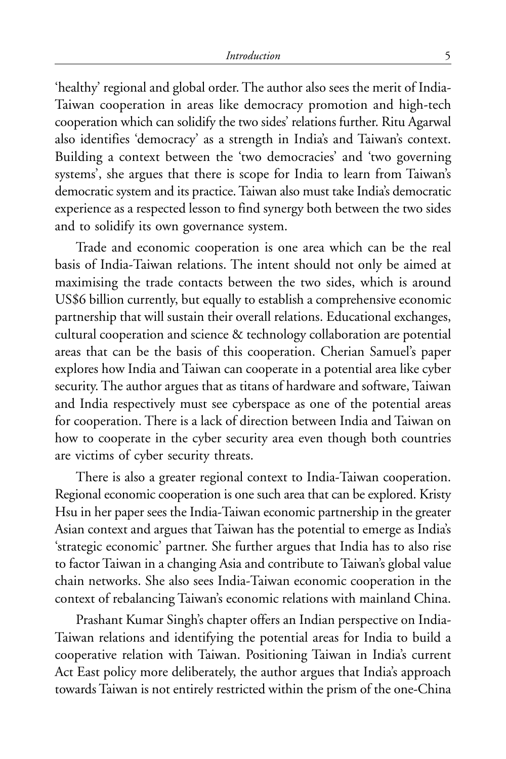'healthy' regional and global order. The author also sees the merit of India-Taiwan cooperation in areas like democracy promotion and high-tech cooperation which can solidify the two sides' relations further. Ritu Agarwal also identifies 'democracy' as a strength in India's and Taiwan's context. Building a context between the 'two democracies' and 'two governing systems', she argues that there is scope for India to learn from Taiwan's democratic system and its practice. Taiwan also must take India's democratic experience as a respected lesson to find synergy both between the two sides and to solidify its own governance system.

Trade and economic cooperation is one area which can be the real basis of India-Taiwan relations. The intent should not only be aimed at maximising the trade contacts between the two sides, which is around US$6 billion currently, but equally to establish a comprehensive economic partnership that will sustain their overall relations. Educational exchanges, cultural cooperation and science & technology collaboration are potential areas that can be the basis of this cooperation. Cherian Samuel's paper explores how India and Taiwan can cooperate in a potential area like cyber security. The author argues that as titans of hardware and software, Taiwan and India respectively must see cyberspace as one of the potential areas for cooperation. There is a lack of direction between India and Taiwan on how to cooperate in the cyber security area even though both countries are victims of cyber security threats.

There is also a greater regional context to India-Taiwan cooperation. Regional economic cooperation is one such area that can be explored. Kristy Hsu in her paper sees the India-Taiwan economic partnership in the greater Asian context and argues that Taiwan has the potential to emerge as India's 'strategic economic' partner. She further argues that India has to also rise to factor Taiwan in a changing Asia and contribute to Taiwan's global value chain networks. She also sees India-Taiwan economic cooperation in the context of rebalancing Taiwan's economic relations with mainland China.

Prashant Kumar Singh's chapter offers an Indian perspective on India-Taiwan relations and identifying the potential areas for India to build a cooperative relation with Taiwan. Positioning Taiwan in India's current Act East policy more deliberately, the author argues that India's approach towards Taiwan is not entirely restricted within the prism of the one-China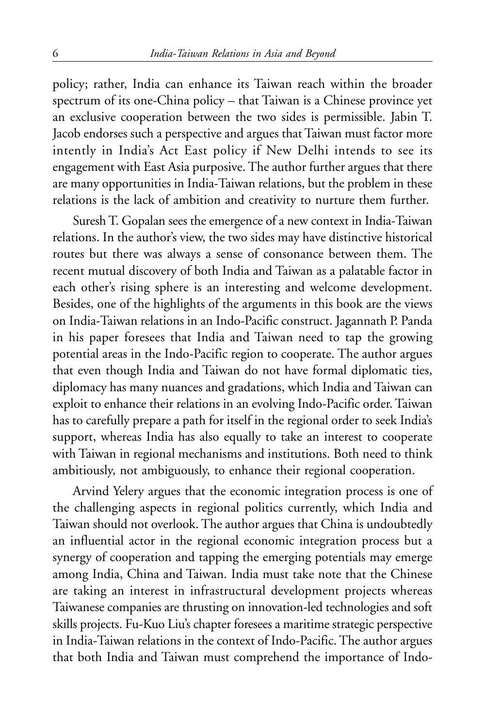policy; rather, India can enhance its Taiwan reach within the broader spectrum of its one-China policy – that Taiwan is a Chinese province yet an exclusive cooperation between the two sides is permissible. Jabin T. Jacob endorses such a perspective and argues that Taiwan must factor more intently in India's Act East policy if New Delhi intends to see its engagement with East Asia purposive. The author further argues that there are many opportunities in India-Taiwan relations, but the problem in these relations is the lack of ambition and creativity to nurture them further.

Suresh T. Gopalan sees the emergence of a new context in India-Taiwan relations. In the author's view, the two sides may have distinctive historical routes but there was always a sense of consonance between them. The recent mutual discovery of both India and Taiwan as a palatable factor in each other's rising sphere is an interesting and welcome development. Besides, one of the highlights of the arguments in this book are the views on India-Taiwan relations in an Indo-Pacific construct. Jagannath P. Panda in his paper foresees that India and Taiwan need to tap the growing potential areas in the Indo-Pacific region to cooperate. The author argues that even though India and Taiwan do not have formal diplomatic ties, diplomacy has many nuances and gradations, which India and Taiwan can exploit to enhance their relations in an evolving Indo-Pacific order. Taiwan has to carefully prepare a path for itself in the regional order to seek India's support, whereas India has also equally to take an interest to cooperate with Taiwan in regional mechanisms and institutions. Both need to think ambitiously, not ambiguously, to enhance their regional cooperation.

Arvind Yelery argues that the economic integration process is one of the challenging aspects in regional politics currently, which India and Taiwan should not overlook. The author argues that China is undoubtedly an influential actor in the regional economic integration process but a synergy of cooperation and tapping the emerging potentials may emerge among India, China and Taiwan. India must take note that the Chinese are taking an interest in infrastructural development projects whereas Taiwanese companies are thrusting on innovation-led technologies and soft skills projects. Fu-Kuo Liu's chapter foresees a maritime strategic perspective in India-Taiwan relations in the context of Indo-Pacific. The author argues that both India and Taiwan must comprehend the importance of Indo-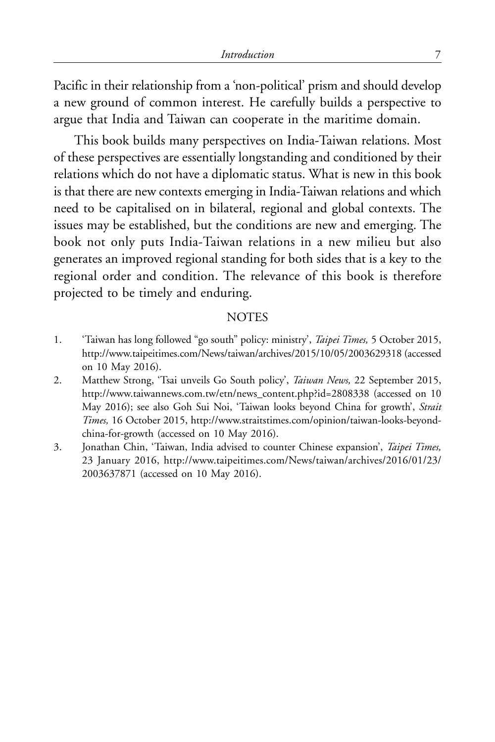Pacific in their relationship from a 'non-political' prism and should develop a new ground of common interest. He carefully builds a perspective to argue that India and Taiwan can cooperate in the maritime domain.

This book builds many perspectives on India-Taiwan relations. Most of these perspectives are essentially longstanding and conditioned by their relations which do not have a diplomatic status. What is new in this book is that there are new contexts emerging in India-Taiwan relations and which need to be capitalised on in bilateral, regional and global contexts. The issues may be established, but the conditions are new and emerging. The book not only puts India-Taiwan relations in a new milieu but also generates an improved regional standing for both sides that is a key to the regional order and condition. The relevance of this book is therefore projected to be timely and enduring.

## NOTES

1. 'Taiwan has long followed "go south" policy: ministry', *Taipei Times,* 5 October 2015, http://www.taipeitimes.com/News/taiwan/archives/2015/10/05/2003629318 (accessed on 10 May 2016).
2. Matthew Strong, 'Tsai unveils Go South policy', *Taiwan News,* 22 September 2015, http://www.taiwannews.com.tw/etn/news_content.php?id=2808338 (accessed on 10 May 2016); see also Goh Sui Noi, 'Taiwan looks beyond China for growth', *Strait Times,* 16 October 2015, http://www.straitstimes.com/opinion/taiwan-looks-beyond-china-for-growth (accessed on 10 May 2016).
3. Jonathan Chin, 'Taiwan, India advised to counter Chinese expansion', *Taipei Times,* 23 January 2016, http://www.taipeitimes.com/News/taiwan/archives/2016/01/23/2003637871 (accessed on 10 May 2016).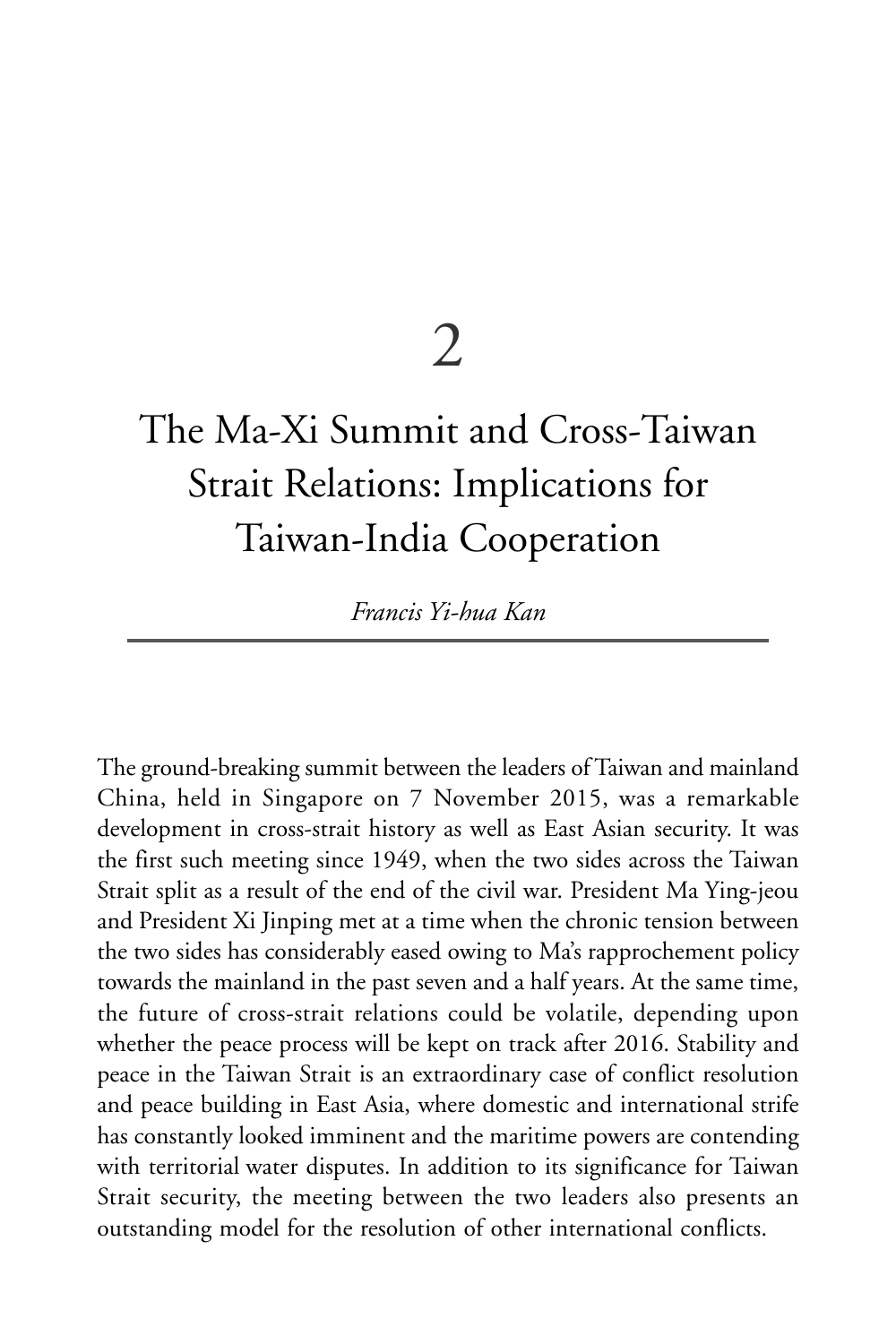# 2

# The Ma-Xi Summit and Cross-Taiwan Strait Relations: Implications for Taiwan-India Cooperation

*Francis Yi-hua Kan*

The ground-breaking summit between the leaders of Taiwan and mainland China, held in Singapore on 7 November 2015, was a remarkable development in cross-strait history as well as East Asian security. It was the first such meeting since 1949, when the two sides across the Taiwan Strait split as a result of the end of the civil war. President Ma Ying-jeou and President Xi Jinping met at a time when the chronic tension between the two sides has considerably eased owing to Ma's rapprochement policy towards the mainland in the past seven and a half years. At the same time, the future of cross-strait relations could be volatile, depending upon whether the peace process will be kept on track after 2016. Stability and peace in the Taiwan Strait is an extraordinary case of conflict resolution and peace building in East Asia, where domestic and international strife has constantly looked imminent and the maritime powers are contending with territorial water disputes. In addition to its significance for Taiwan Strait security, the meeting between the two leaders also presents an outstanding model for the resolution of other international conflicts.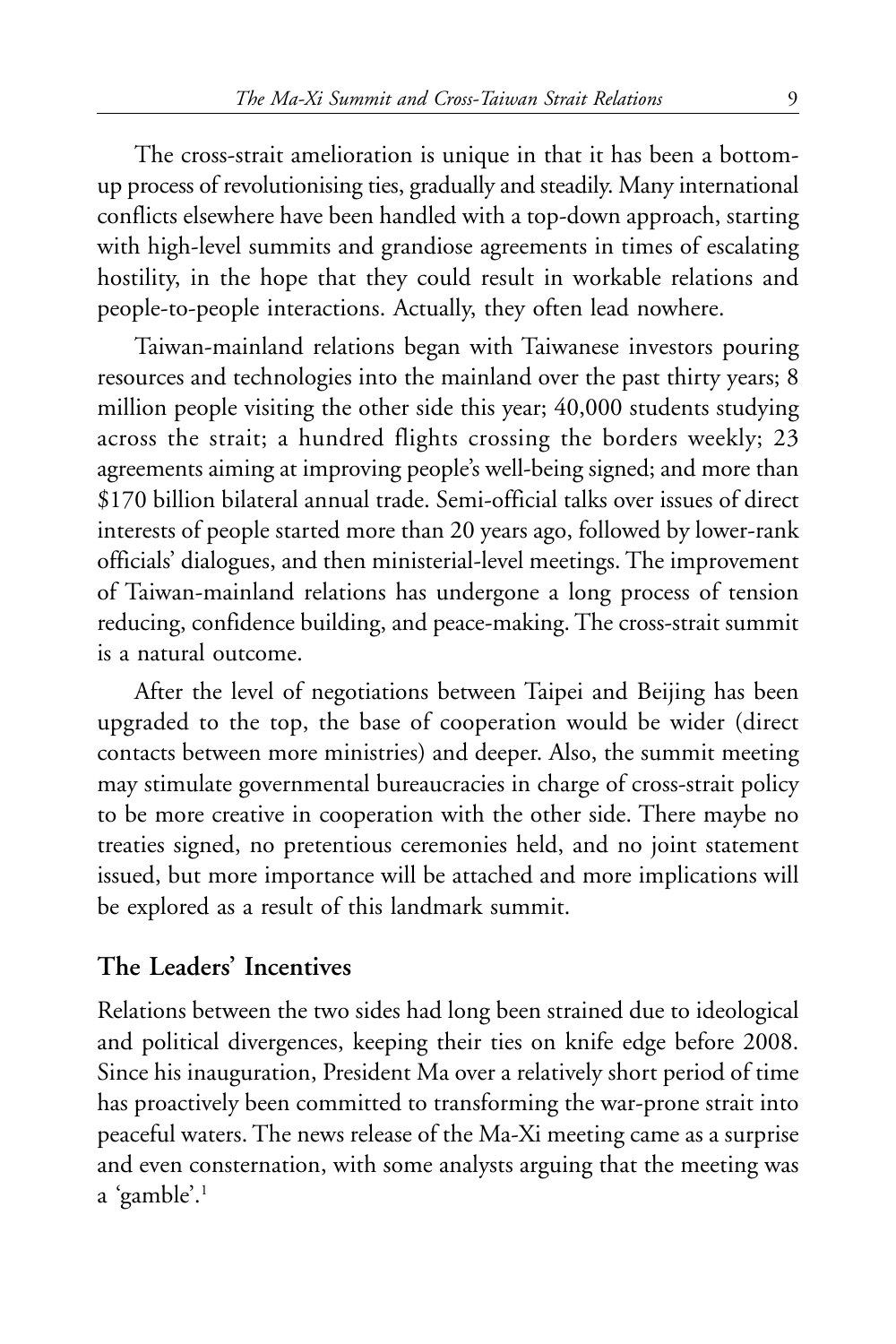The cross-strait amelioration is unique in that it has been a bottom-up process of revolutionising ties, gradually and steadily. Many international conflicts elsewhere have been handled with a top-down approach, starting with high-level summits and grandiose agreements in times of escalating hostility, in the hope that they could result in workable relations and people-to-people interactions. Actually, they often lead nowhere.

Taiwan-mainland relations began with Taiwanese investors pouring resources and technologies into the mainland over the past thirty years; 8 million people visiting the other side this year; 40,000 students studying across the strait; a hundred flights crossing the borders weekly; 23 agreements aiming at improving people's well-being signed; and more than $170 billion bilateral annual trade. Semi-official talks over issues of direct interests of people started more than 20 years ago, followed by lower-rank officials' dialogues, and then ministerial-level meetings. The improvement of Taiwan-mainland relations has undergone a long process of tension reducing, confidence building, and peace-making. The cross-strait summit is a natural outcome.

After the level of negotiations between Taipei and Beijing has been upgraded to the top, the base of cooperation would be wider (direct contacts between more ministries) and deeper. Also, the summit meeting may stimulate governmental bureaucracies in charge of cross-strait policy to be more creative in cooperation with the other side. There maybe no treaties signed, no pretentious ceremonies held, and no joint statement issued, but more importance will be attached and more implications will be explored as a result of this landmark summit.

## The Leaders' Incentives

Relations between the two sides had long been strained due to ideological and political divergences, keeping their ties on knife edge before 2008. Since his inauguration, President Ma over a relatively short period of time has proactively been committed to transforming the war-prone strait into peaceful waters. The news release of the Ma-Xi meeting came as a surprise and even consternation, with some analysts arguing that the meeting was a 'gamble'.[1]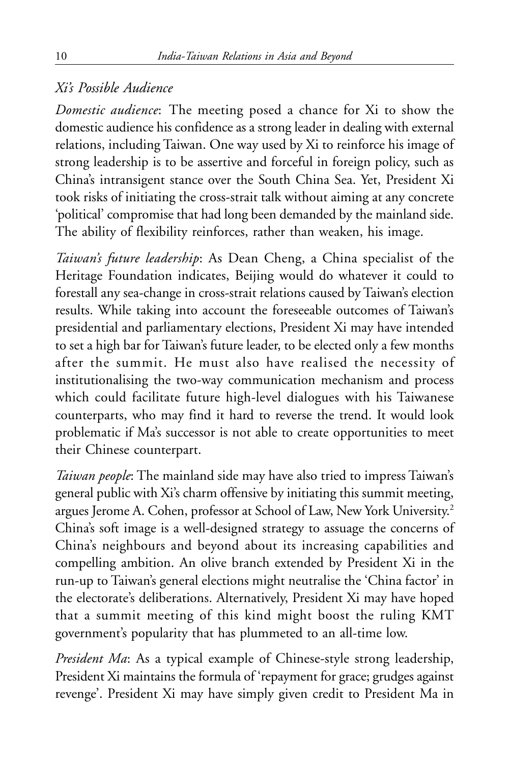*Xi's Possible Audience*

*Domestic audience*: The meeting posed a chance for Xi to show the domestic audience his confidence as a strong leader in dealing with external relations, including Taiwan. One way used by Xi to reinforce his image of strong leadership is to be assertive and forceful in foreign policy, such as China's intransigent stance over the South China Sea. Yet, President Xi took risks of initiating the cross-strait talk without aiming at any concrete 'political' compromise that had long been demanded by the mainland side. The ability of flexibility reinforces, rather than weaken, his image.

*Taiwan's future leadership*: As Dean Cheng, a China specialist of the Heritage Foundation indicates, Beijing would do whatever it could to forestall any sea-change in cross-strait relations caused by Taiwan's election results. While taking into account the foreseeable outcomes of Taiwan's presidential and parliamentary elections, President Xi may have intended to set a high bar for Taiwan's future leader, to be elected only a few months after the summit. He must also have realised the necessity of institutionalising the two-way communication mechanism and process which could facilitate future high-level dialogues with his Taiwanese counterparts, who may find it hard to reverse the trend. It would look problematic if Ma's successor is not able to create opportunities to meet their Chinese counterpart.

*Taiwan people*: The mainland side may have also tried to impress Taiwan's general public with Xi's charm offensive by initiating this summit meeting, argues Jerome A. Cohen, professor at School of Law, New York University.[2] China's soft image is a well-designed strategy to assuage the concerns of China's neighbours and beyond about its increasing capabilities and compelling ambition. An olive branch extended by President Xi in the run-up to Taiwan's general elections might neutralise the 'China factor' in the electorate's deliberations. Alternatively, President Xi may have hoped that a summit meeting of this kind might boost the ruling KMT government's popularity that has plummeted to an all-time low.

*President Ma*: As a typical example of Chinese-style strong leadership, President Xi maintains the formula of 'repayment for grace; grudges against revenge'. President Xi may have simply given credit to President Ma in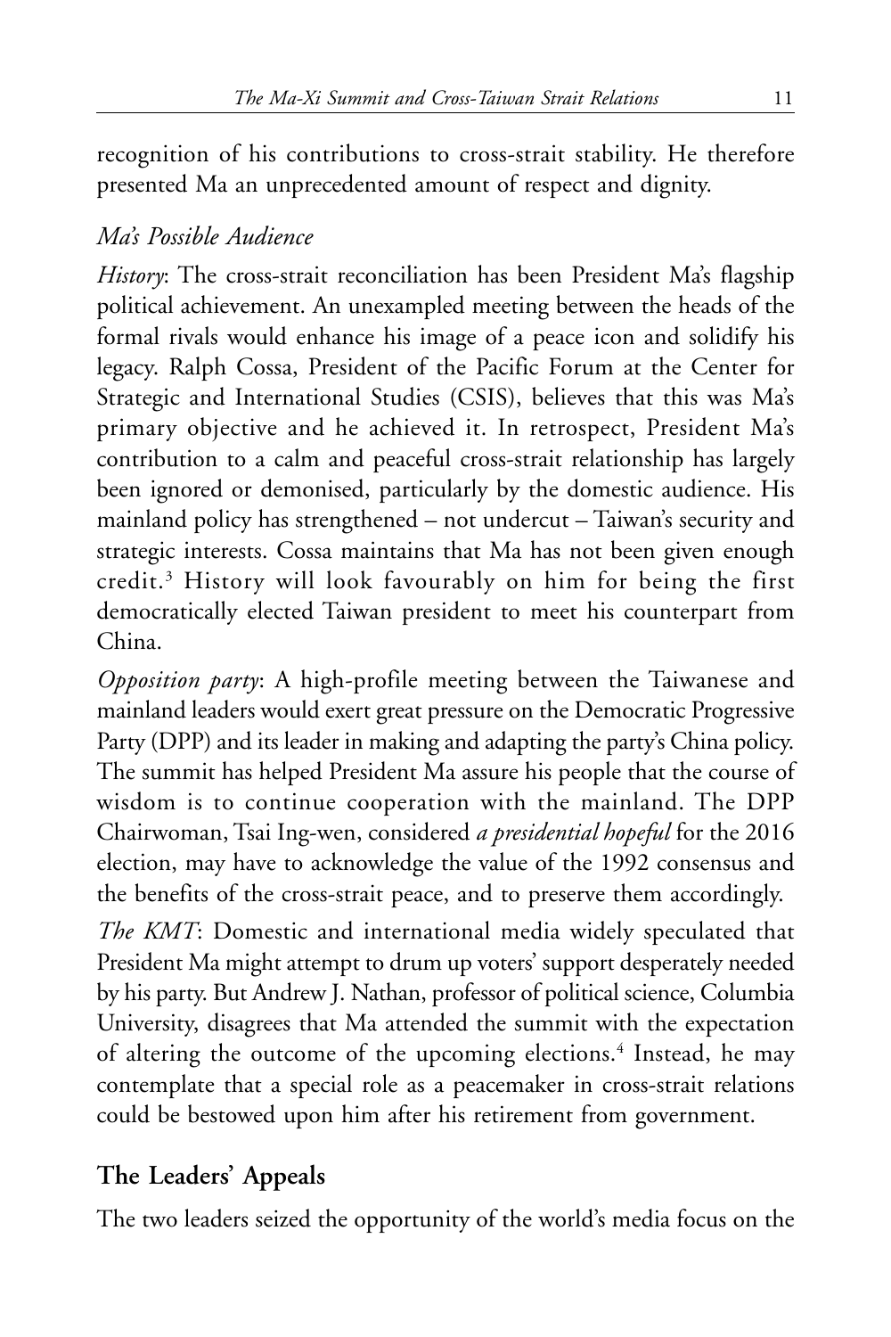recognition of his contributions to cross-strait stability. He therefore presented Ma an unprecedented amount of respect and dignity.

*Ma's Possible Audience*

*History*: The cross-strait reconciliation has been President Ma's flagship political achievement. An unexampled meeting between the heads of the formal rivals would enhance his image of a peace icon and solidify his legacy. Ralph Cossa, President of the Pacific Forum at the Center for Strategic and International Studies (CSIS), believes that this was Ma's primary objective and he achieved it. In retrospect, President Ma's contribution to a calm and peaceful cross-strait relationship has largely been ignored or demonised, particularly by the domestic audience. His mainland policy has strengthened – not undercut – Taiwan's security and strategic interests. Cossa maintains that Ma has not been given enough credit.[3] History will look favourably on him for being the first democratically elected Taiwan president to meet his counterpart from China.

*Opposition party*: A high-profile meeting between the Taiwanese and mainland leaders would exert great pressure on the Democratic Progressive Party (DPP) and its leader in making and adapting the party's China policy. The summit has helped President Ma assure his people that the course of wisdom is to continue cooperation with the mainland. The DPP Chairwoman, Tsai Ing-wen, considered *a presidential hopeful* for the 2016 election, may have to acknowledge the value of the 1992 consensus and the benefits of the cross-strait peace, and to preserve them accordingly.

*The KMT*: Domestic and international media widely speculated that President Ma might attempt to drum up voters' support desperately needed by his party. But Andrew J. Nathan, professor of political science, Columbia University, disagrees that Ma attended the summit with the expectation of altering the outcome of the upcoming elections.[4] Instead, he may contemplate that a special role as a peacemaker in cross-strait relations could be bestowed upon him after his retirement from government.

## The Leaders' Appeals

The two leaders seized the opportunity of the world's media focus on the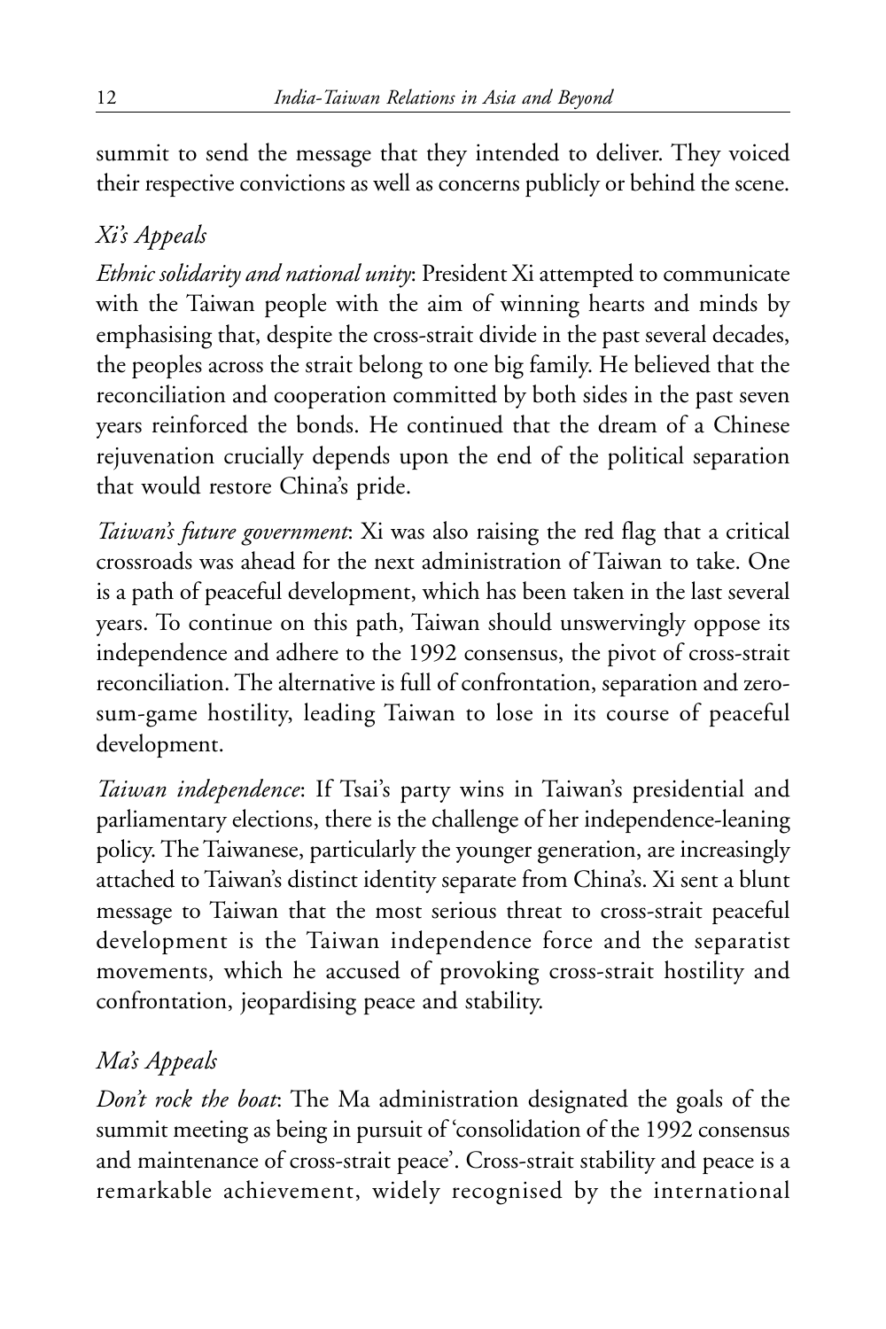summit to send the message that they intended to deliver. They voiced their respective convictions as well as concerns publicly or behind the scene.

### *Xi's Appeals*

*Ethnic solidarity and national unity*: President Xi attempted to communicate with the Taiwan people with the aim of winning hearts and minds by emphasising that, despite the cross-strait divide in the past several decades, the peoples across the strait belong to one big family. He believed that the reconciliation and cooperation committed by both sides in the past seven years reinforced the bonds. He continued that the dream of a Chinese rejuvenation crucially depends upon the end of the political separation that would restore China's pride.

*Taiwan's future government*: Xi was also raising the red flag that a critical crossroads was ahead for the next administration of Taiwan to take. One is a path of peaceful development, which has been taken in the last several years. To continue on this path, Taiwan should unswervingly oppose its independence and adhere to the 1992 consensus, the pivot of cross-strait reconciliation. The alternative is full of confrontation, separation and zero-sum-game hostility, leading Taiwan to lose in its course of peaceful development.

*Taiwan independence*: If Tsai's party wins in Taiwan's presidential and parliamentary elections, there is the challenge of her independence-leaning policy. The Taiwanese, particularly the younger generation, are increasingly attached to Taiwan's distinct identity separate from China's. Xi sent a blunt message to Taiwan that the most serious threat to cross-strait peaceful development is the Taiwan independence force and the separatist movements, which he accused of provoking cross-strait hostility and confrontation, jeopardising peace and stability.

### *Ma's Appeals*

*Don't rock the boat*: The Ma administration designated the goals of the summit meeting as being in pursuit of 'consolidation of the 1992 consensus and maintenance of cross-strait peace'. Cross-strait stability and peace is a remarkable achievement, widely recognised by the international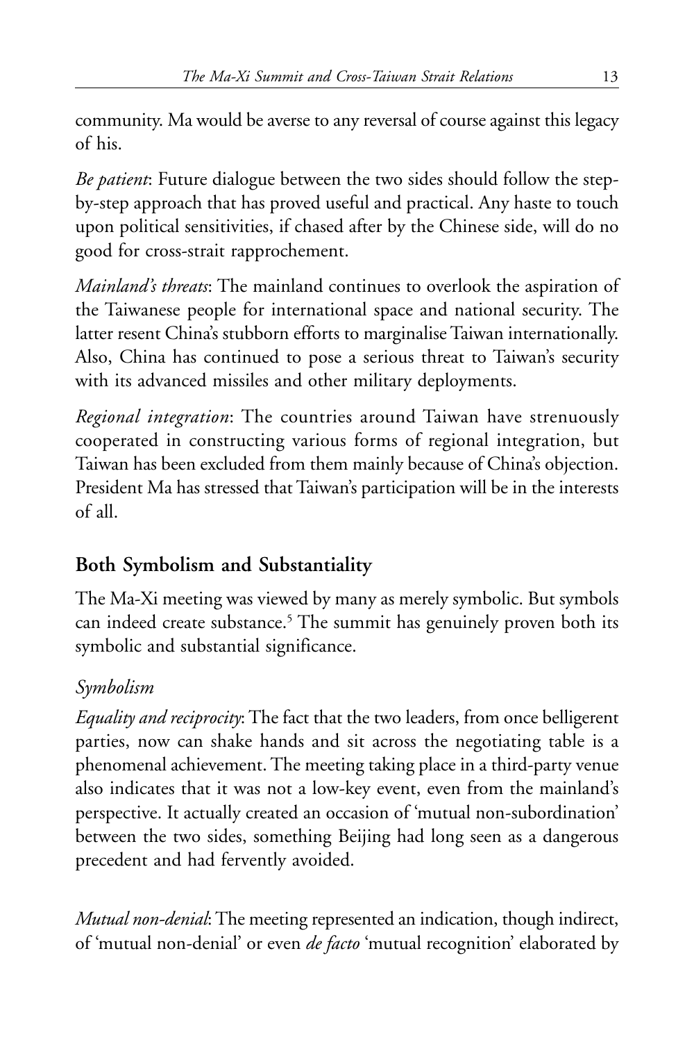community. Ma would be averse to any reversal of course against this legacy of his.

*Be patient*: Future dialogue between the two sides should follow the step-by-step approach that has proved useful and practical. Any haste to touch upon political sensitivities, if chased after by the Chinese side, will do no good for cross-strait rapprochement.

*Mainland's threats*: The mainland continues to overlook the aspiration of the Taiwanese people for international space and national security. The latter resent China's stubborn efforts to marginalise Taiwan internationally. Also, China has continued to pose a serious threat to Taiwan's security with its advanced missiles and other military deployments.

*Regional integration*: The countries around Taiwan have strenuously cooperated in constructing various forms of regional integration, but Taiwan has been excluded from them mainly because of China's objection. President Ma has stressed that Taiwan's participation will be in the interests of all.

## Both Symbolism and Substantiality

The Ma-Xi meeting was viewed by many as merely symbolic. But symbols can indeed create substance.[5] The summit has genuinely proven both its symbolic and substantial significance.

### *Symbolism*

*Equality and reciprocity*: The fact that the two leaders, from once belligerent parties, now can shake hands and sit across the negotiating table is a phenomenal achievement. The meeting taking place in a third-party venue also indicates that it was not a low-key event, even from the mainland's perspective. It actually created an occasion of 'mutual non-subordination' between the two sides, something Beijing had long seen as a dangerous precedent and had fervently avoided.

*Mutual non-denial*: The meeting represented an indication, though indirect, of 'mutual non-denial' or even *de facto* 'mutual recognition' elaborated by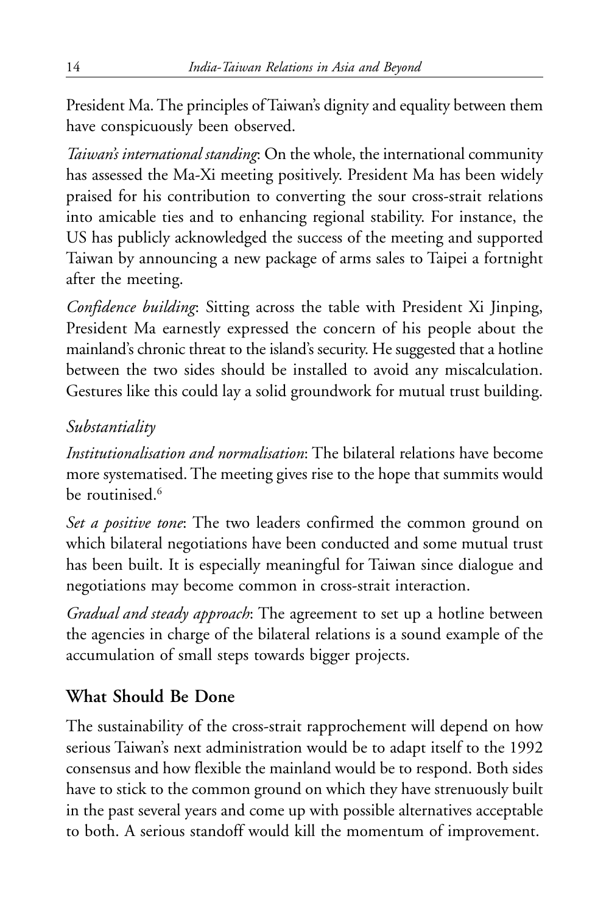President Ma. The principles of Taiwan's dignity and equality between them have conspicuously been observed.

*Taiwan's international standing*: On the whole, the international community has assessed the Ma-Xi meeting positively. President Ma has been widely praised for his contribution to converting the sour cross-strait relations into amicable ties and to enhancing regional stability. For instance, the US has publicly acknowledged the success of the meeting and supported Taiwan by announcing a new package of arms sales to Taipei a fortnight after the meeting.

*Confidence building*: Sitting across the table with President Xi Jinping, President Ma earnestly expressed the concern of his people about the mainland's chronic threat to the island's security. He suggested that a hotline between the two sides should be installed to avoid any miscalculation. Gestures like this could lay a solid groundwork for mutual trust building.

### *Substantiality*

*Institutionalisation and normalisation*: The bilateral relations have become more systematised. The meeting gives rise to the hope that summits would be routinised.[6]

*Set a positive tone*: The two leaders confirmed the common ground on which bilateral negotiations have been conducted and some mutual trust has been built. It is especially meaningful for Taiwan since dialogue and negotiations may become common in cross-strait interaction.

*Gradual and steady approach*: The agreement to set up a hotline between the agencies in charge of the bilateral relations is a sound example of the accumulation of small steps towards bigger projects.

## What Should Be Done

The sustainability of the cross-strait rapprochement will depend on how serious Taiwan's next administration would be to adapt itself to the 1992 consensus and how flexible the mainland would be to respond. Both sides have to stick to the common ground on which they have strenuously built in the past several years and come up with possible alternatives acceptable to both. A serious standoff would kill the momentum of improvement.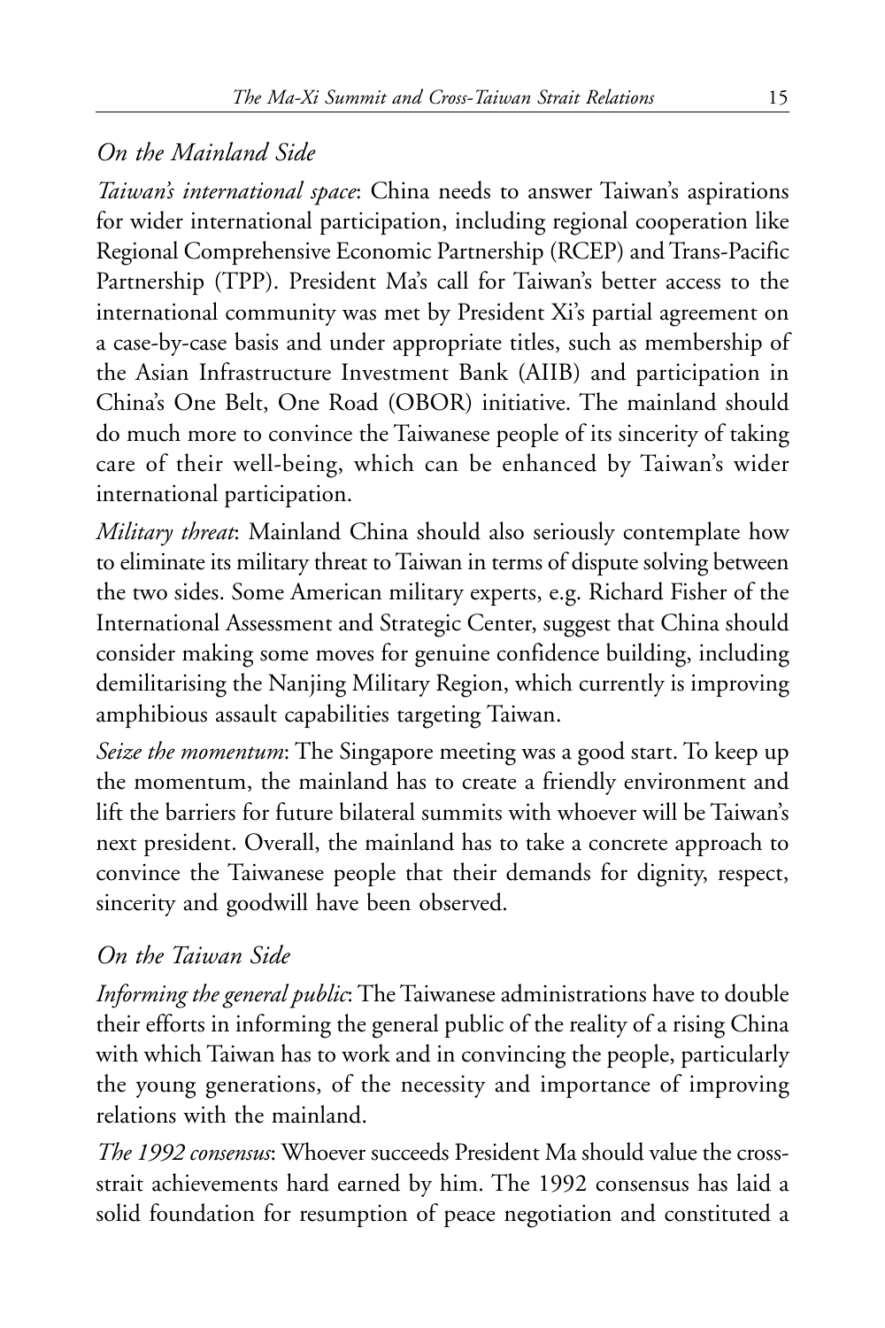*On the Mainland Side*

*Taiwan's international space*: China needs to answer Taiwan's aspirations for wider international participation, including regional cooperation like Regional Comprehensive Economic Partnership (RCEP) and Trans-Pacific Partnership (TPP). President Ma's call for Taiwan's better access to the international community was met by President Xi's partial agreement on a case-by-case basis and under appropriate titles, such as membership of the Asian Infrastructure Investment Bank (AIIB) and participation in China's One Belt, One Road (OBOR) initiative. The mainland should do much more to convince the Taiwanese people of its sincerity of taking care of their well-being, which can be enhanced by Taiwan's wider international participation.

*Military threat*: Mainland China should also seriously contemplate how to eliminate its military threat to Taiwan in terms of dispute solving between the two sides. Some American military experts, e.g. Richard Fisher of the International Assessment and Strategic Center, suggest that China should consider making some moves for genuine confidence building, including demilitarising the Nanjing Military Region, which currently is improving amphibious assault capabilities targeting Taiwan.

*Seize the momentum*: The Singapore meeting was a good start. To keep up the momentum, the mainland has to create a friendly environment and lift the barriers for future bilateral summits with whoever will be Taiwan's next president. Overall, the mainland has to take a concrete approach to convince the Taiwanese people that their demands for dignity, respect, sincerity and goodwill have been observed.

*On the Taiwan Side*

*Informing the general public*: The Taiwanese administrations have to double their efforts in informing the general public of the reality of a rising China with which Taiwan has to work and in convincing the people, particularly the young generations, of the necessity and importance of improving relations with the mainland.

*The 1992 consensus*: Whoever succeeds President Ma should value the cross-strait achievements hard earned by him. The 1992 consensus has laid a solid foundation for resumption of peace negotiation and constituted a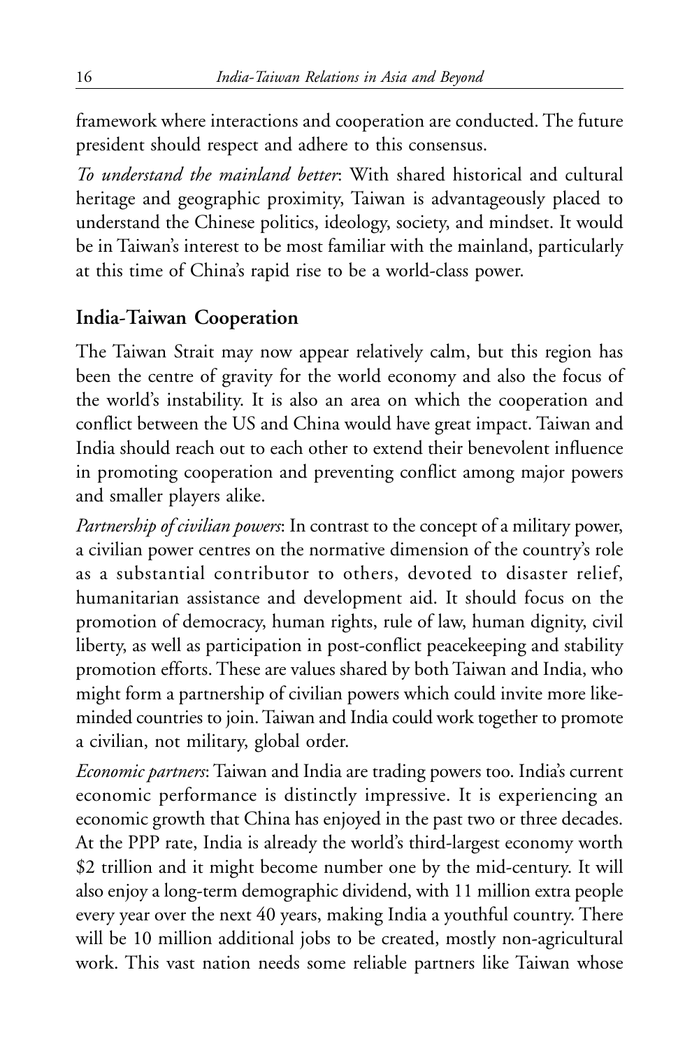framework where interactions and cooperation are conducted. The future president should respect and adhere to this consensus.

*To understand the mainland better*: With shared historical and cultural heritage and geographic proximity, Taiwan is advantageously placed to understand the Chinese politics, ideology, society, and mindset. It would be in Taiwan's interest to be most familiar with the mainland, particularly at this time of China's rapid rise to be a world-class power.

## India-Taiwan Cooperation

The Taiwan Strait may now appear relatively calm, but this region has been the centre of gravity for the world economy and also the focus of the world's instability. It is also an area on which the cooperation and conflict between the US and China would have great impact. Taiwan and India should reach out to each other to extend their benevolent influence in promoting cooperation and preventing conflict among major powers and smaller players alike.

*Partnership of civilian powers*: In contrast to the concept of a military power, a civilian power centres on the normative dimension of the country's role as a substantial contributor to others, devoted to disaster relief, humanitarian assistance and development aid. It should focus on the promotion of democracy, human rights, rule of law, human dignity, civil liberty, as well as participation in post-conflict peacekeeping and stability promotion efforts. These are values shared by both Taiwan and India, who might form a partnership of civilian powers which could invite more like-minded countries to join. Taiwan and India could work together to promote a civilian, not military, global order.

*Economic partners*: Taiwan and India are trading powers too. India's current economic performance is distinctly impressive. It is experiencing an economic growth that China has enjoyed in the past two or three decades. At the PPP rate, India is already the world's third-largest economy worth $2 trillion and it might become number one by the mid-century. It will also enjoy a long-term demographic dividend, with 11 million extra people every year over the next 40 years, making India a youthful country. There will be 10 million additional jobs to be created, mostly non-agricultural work. This vast nation needs some reliable partners like Taiwan whose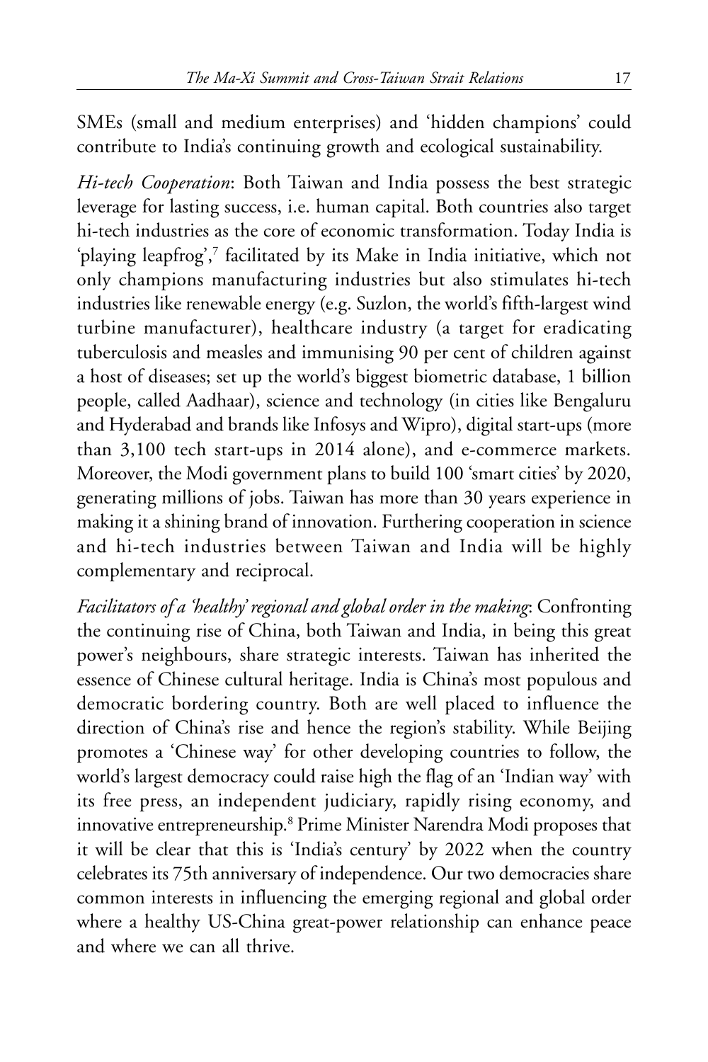SMEs (small and medium enterprises) and 'hidden champions' could contribute to India's continuing growth and ecological sustainability.

*Hi-tech Cooperation*: Both Taiwan and India possess the best strategic leverage for lasting success, i.e. human capital. Both countries also target hi-tech industries as the core of economic transformation. Today India is 'playing leapfrog',[7] facilitated by its Make in India initiative, which not only champions manufacturing industries but also stimulates hi-tech industries like renewable energy (e.g. Suzlon, the world's fifth-largest wind turbine manufacturer), healthcare industry (a target for eradicating tuberculosis and measles and immunising 90 per cent of children against a host of diseases; set up the world's biggest biometric database, 1 billion people, called Aadhaar), science and technology (in cities like Bengaluru and Hyderabad and brands like Infosys and Wipro), digital start-ups (more than 3,100 tech start-ups in 2014 alone), and e-commerce markets. Moreover, the Modi government plans to build 100 'smart cities' by 2020, generating millions of jobs. Taiwan has more than 30 years experience in making it a shining brand of innovation. Furthering cooperation in science and hi-tech industries between Taiwan and India will be highly complementary and reciprocal.

*Facilitators of a 'healthy' regional and global order in the making*: Confronting the continuing rise of China, both Taiwan and India, in being this great power's neighbours, share strategic interests. Taiwan has inherited the essence of Chinese cultural heritage. India is China's most populous and democratic bordering country. Both are well placed to influence the direction of China's rise and hence the region's stability. While Beijing promotes a 'Chinese way' for other developing countries to follow, the world's largest democracy could raise high the flag of an 'Indian way' with its free press, an independent judiciary, rapidly rising economy, and innovative entrepreneurship.[8] Prime Minister Narendra Modi proposes that it will be clear that this is 'India's century' by 2022 when the country celebrates its 75th anniversary of independence. Our two democracies share common interests in influencing the emerging regional and global order where a healthy US-China great-power relationship can enhance peace and where we can all thrive.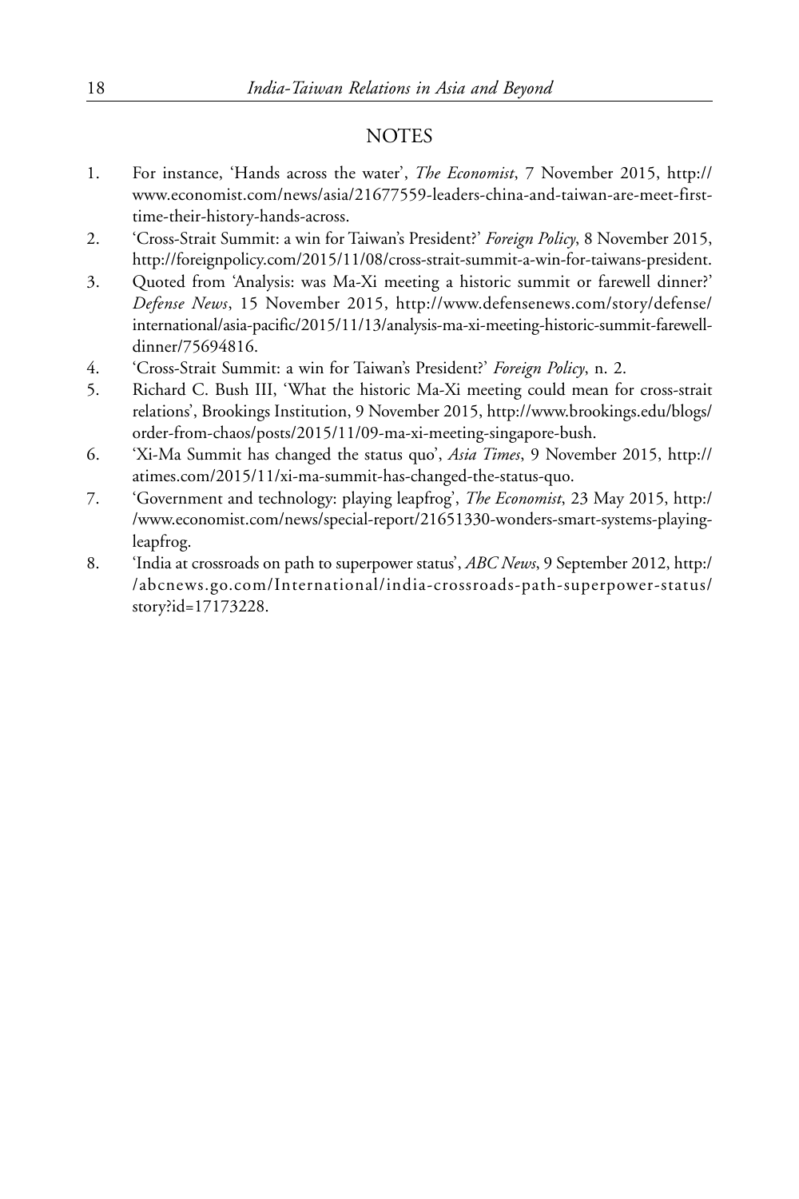## NOTES

1. For instance, 'Hands across the water', *The Economist*, 7 November 2015, http://www.economist.com/news/asia/21677559-leaders-china-and-taiwan-are-meet-first-time-their-history-hands-across.
2. 'Cross-Strait Summit: a win for Taiwan's President?' *Foreign Policy*, 8 November 2015, http://foreignpolicy.com/2015/11/08/cross-strait-summit-a-win-for-taiwans-president.
3. Quoted from 'Analysis: was Ma-Xi meeting a historic summit or farewell dinner?' *Defense News*, 15 November 2015, http://www.defensenews.com/story/defense/international/asia-pacific/2015/11/13/analysis-ma-xi-meeting-historic-summit-farewell-dinner/75694816.
4. 'Cross-Strait Summit: a win for Taiwan's President?' *Foreign Policy*, n. 2.
5. Richard C. Bush III, 'What the historic Ma-Xi meeting could mean for cross-strait relations', Brookings Institution, 9 November 2015, http://www.brookings.edu/blogs/order-from-chaos/posts/2015/11/09-ma-xi-meeting-singapore-bush.
6. 'Xi-Ma Summit has changed the status quo', *Asia Times*, 9 November 2015, http://atimes.com/2015/11/xi-ma-summit-has-changed-the-status-quo.
7. 'Government and technology: playing leapfrog', *The Economist*, 23 May 2015, http://www.economist.com/news/special-report/21651330-wonders-smart-systems-playing-leapfrog.
8. 'India at crossroads on path to superpower status', *ABC News*, 9 September 2012, http://abcnews.go.com/International/india-crossroads-path-superpower-status/story?id=17173228.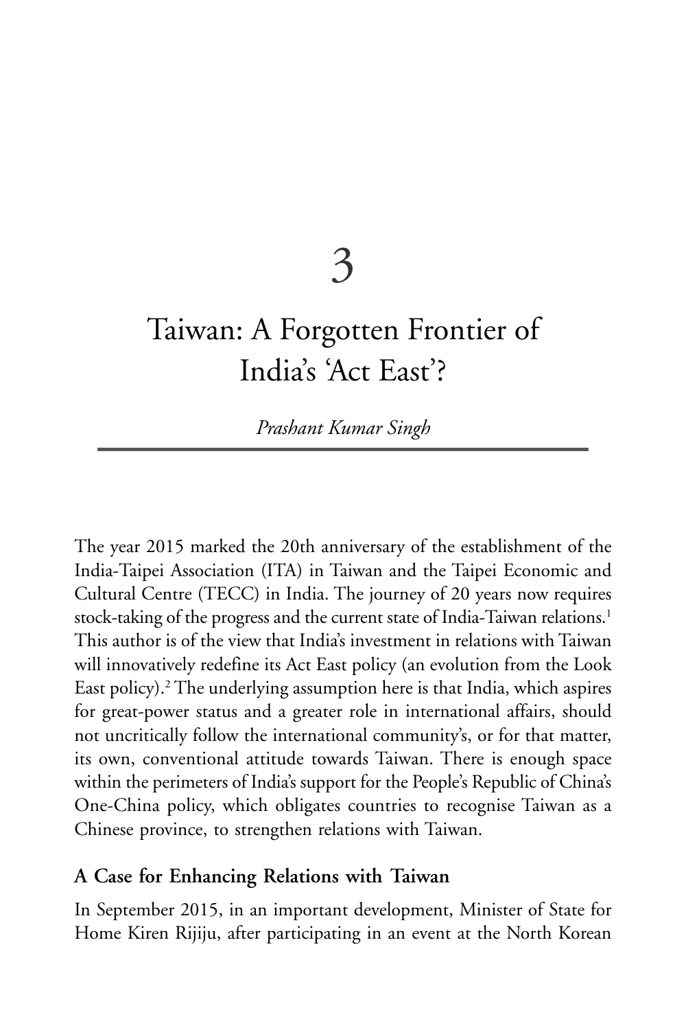# 3

# Taiwan: A Forgotten Frontier of India's 'Act East'?

*Prashant Kumar Singh*

The year 2015 marked the 20th anniversary of the establishment of the India-Taipei Association (ITA) in Taiwan and the Taipei Economic and Cultural Centre (TECC) in India. The journey of 20 years now requires stock-taking of the progress and the current state of India-Taiwan relations.[1] This author is of the view that India's investment in relations with Taiwan will innovatively redefine its Act East policy (an evolution from the Look East policy).[2] The underlying assumption here is that India, which aspires for great-power status and a greater role in international affairs, should not uncritically follow the international community's, or for that matter, its own, conventional attitude towards Taiwan. There is enough space within the perimeters of India's support for the People's Republic of China's One-China policy, which obligates countries to recognise Taiwan as a Chinese province, to strengthen relations with Taiwan.

## A Case for Enhancing Relations with Taiwan

In September 2015, in an important development, Minister of State for Home Kiren Rijiju, after participating in an event at the North Korean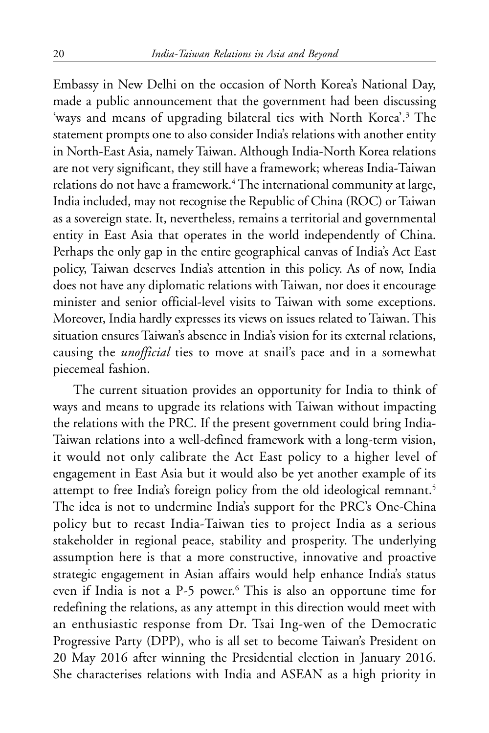Embassy in New Delhi on the occasion of North Korea's National Day, made a public announcement that the government had been discussing 'ways and means of upgrading bilateral ties with North Korea'.[3] The statement prompts one to also consider India's relations with another entity in North-East Asia, namely Taiwan. Although India-North Korea relations are not very significant, they still have a framework; whereas India-Taiwan relations do not have a framework.[4] The international community at large, India included, may not recognise the Republic of China (ROC) or Taiwan as a sovereign state. It, nevertheless, remains a territorial and governmental entity in East Asia that operates in the world independently of China. Perhaps the only gap in the entire geographical canvas of India's Act East policy, Taiwan deserves India's attention in this policy. As of now, India does not have any diplomatic relations with Taiwan, nor does it encourage minister and senior official-level visits to Taiwan with some exceptions. Moreover, India hardly expresses its views on issues related to Taiwan. This situation ensures Taiwan's absence in India's vision for its external relations, causing the *unofficial* ties to move at snail's pace and in a somewhat piecemeal fashion.

The current situation provides an opportunity for India to think of ways and means to upgrade its relations with Taiwan without impacting the relations with the PRC. If the present government could bring India-Taiwan relations into a well-defined framework with a long-term vision, it would not only calibrate the Act East policy to a higher level of engagement in East Asia but it would also be yet another example of its attempt to free India's foreign policy from the old ideological remnant.[5] The idea is not to undermine India's support for the PRC's One-China policy but to recast India-Taiwan ties to project India as a serious stakeholder in regional peace, stability and prosperity. The underlying assumption here is that a more constructive, innovative and proactive strategic engagement in Asian affairs would help enhance India's status even if India is not a P-5 power.[6] This is also an opportune time for redefining the relations, as any attempt in this direction would meet with an enthusiastic response from Dr. Tsai Ing-wen of the Democratic Progressive Party (DPP), who is all set to become Taiwan's President on 20 May 2016 after winning the Presidential election in January 2016. She characterises relations with India and ASEAN as a high priority in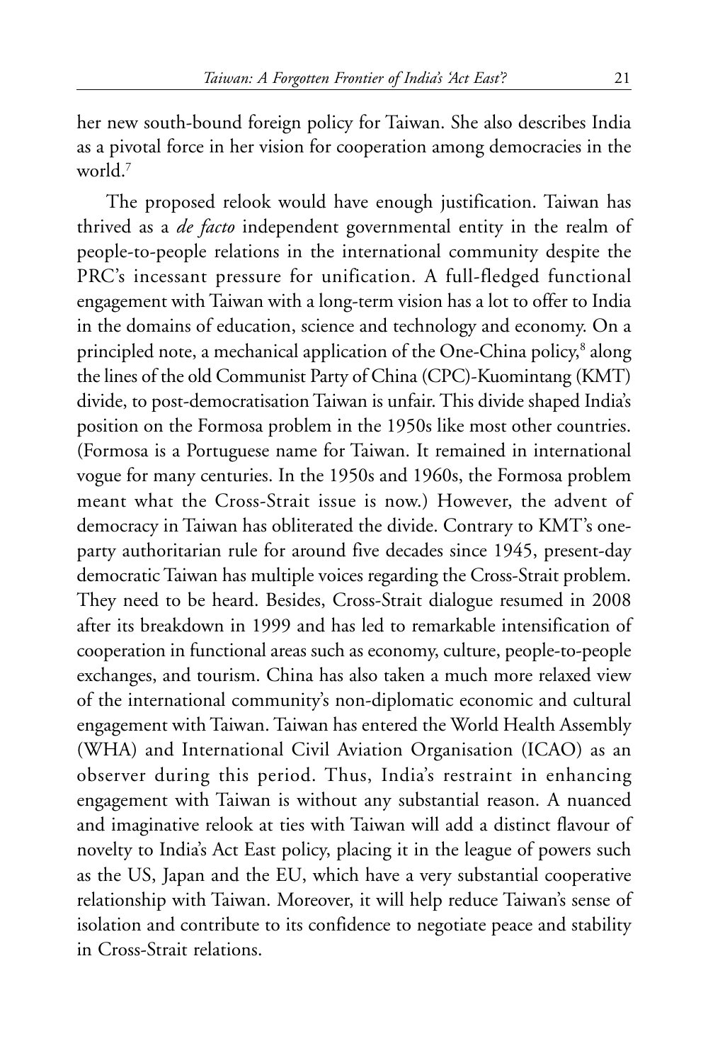her new south-bound foreign policy for Taiwan. She also describes India as a pivotal force in her vision for cooperation among democracies in the world.[7]

The proposed relook would have enough justification. Taiwan has thrived as a *de facto* independent governmental entity in the realm of people-to-people relations in the international community despite the PRC's incessant pressure for unification. A full-fledged functional engagement with Taiwan with a long-term vision has a lot to offer to India in the domains of education, science and technology and economy. On a principled note, a mechanical application of the One-China policy,[8] along the lines of the old Communist Party of China (CPC)-Kuomintang (KMT) divide, to post-democratisation Taiwan is unfair. This divide shaped India's position on the Formosa problem in the 1950s like most other countries. (Formosa is a Portuguese name for Taiwan. It remained in international vogue for many centuries. In the 1950s and 1960s, the Formosa problem meant what the Cross-Strait issue is now.) However, the advent of democracy in Taiwan has obliterated the divide. Contrary to KMT's one-party authoritarian rule for around five decades since 1945, present-day democratic Taiwan has multiple voices regarding the Cross-Strait problem. They need to be heard. Besides, Cross-Strait dialogue resumed in 2008 after its breakdown in 1999 and has led to remarkable intensification of cooperation in functional areas such as economy, culture, people-to-people exchanges, and tourism. China has also taken a much more relaxed view of the international community's non-diplomatic economic and cultural engagement with Taiwan. Taiwan has entered the World Health Assembly (WHA) and International Civil Aviation Organisation (ICAO) as an observer during this period. Thus, India's restraint in enhancing engagement with Taiwan is without any substantial reason. A nuanced and imaginative relook at ties with Taiwan will add a distinct flavour of novelty to India's Act East policy, placing it in the league of powers such as the US, Japan and the EU, which have a very substantial cooperative relationship with Taiwan. Moreover, it will help reduce Taiwan's sense of isolation and contribute to its confidence to negotiate peace and stability in Cross-Strait relations.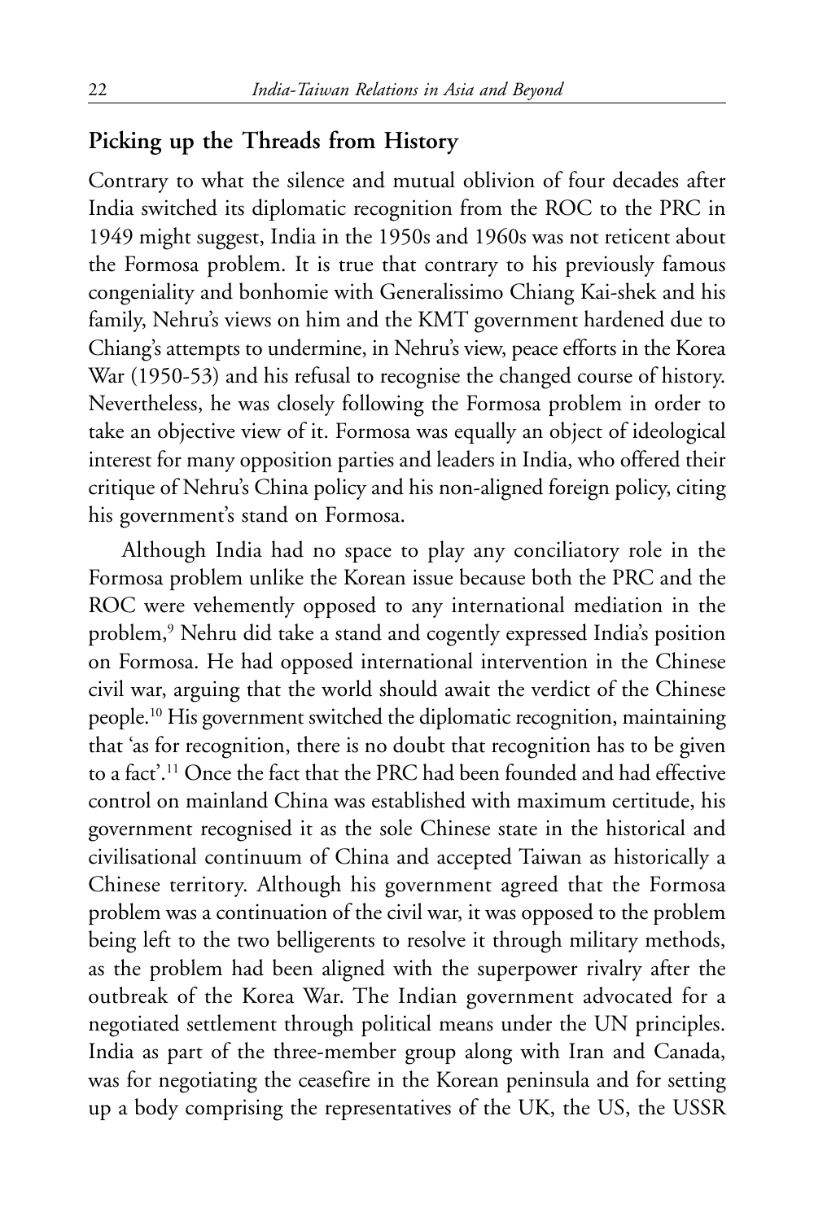## Picking up the Threads from History

Contrary to what the silence and mutual oblivion of four decades after India switched its diplomatic recognition from the ROC to the PRC in 1949 might suggest, India in the 1950s and 1960s was not reticent about the Formosa problem. It is true that contrary to his previously famous congeniality and bonhomie with Generalissimo Chiang Kai-shek and his family, Nehru's views on him and the KMT government hardened due to Chiang's attempts to undermine, in Nehru's view, peace efforts in the Korea War (1950-53) and his refusal to recognise the changed course of history. Nevertheless, he was closely following the Formosa problem in order to take an objective view of it. Formosa was equally an object of ideological interest for many opposition parties and leaders in India, who offered their critique of Nehru's China policy and his non-aligned foreign policy, citing his government's stand on Formosa.

Although India had no space to play any conciliatory role in the Formosa problem unlike the Korean issue because both the PRC and the ROC were vehemently opposed to any international mediation in the problem,[9] Nehru did take a stand and cogently expressed India's position on Formosa. He had opposed international intervention in the Chinese civil war, arguing that the world should await the verdict of the Chinese people.[10] His government switched the diplomatic recognition, maintaining that 'as for recognition, there is no doubt that recognition has to be given to a fact'.[11] Once the fact that the PRC had been founded and had effective control on mainland China was established with maximum certitude, his government recognised it as the sole Chinese state in the historical and civilisational continuum of China and accepted Taiwan as historically a Chinese territory. Although his government agreed that the Formosa problem was a continuation of the civil war, it was opposed to the problem being left to the two belligerents to resolve it through military methods, as the problem had been aligned with the superpower rivalry after the outbreak of the Korea War. The Indian government advocated for a negotiated settlement through political means under the UN principles. India as part of the three-member group along with Iran and Canada, was for negotiating the ceasefire in the Korean peninsula and for setting up a body comprising the representatives of the UK, the US, the USSR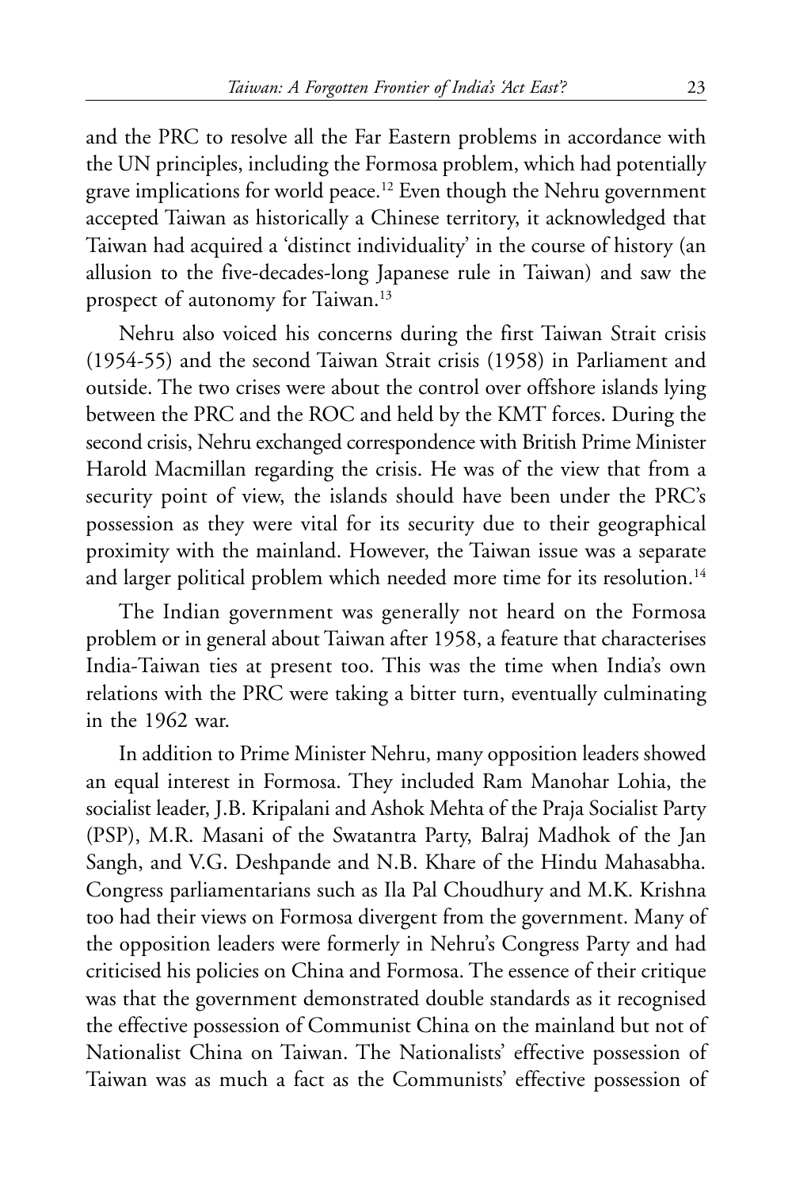and the PRC to resolve all the Far Eastern problems in accordance with the UN principles, including the Formosa problem, which had potentially grave implications for world peace.[12] Even though the Nehru government accepted Taiwan as historically a Chinese territory, it acknowledged that Taiwan had acquired a 'distinct individuality' in the course of history (an allusion to the five-decades-long Japanese rule in Taiwan) and saw the prospect of autonomy for Taiwan.[13]

Nehru also voiced his concerns during the first Taiwan Strait crisis (1954-55) and the second Taiwan Strait crisis (1958) in Parliament and outside. The two crises were about the control over offshore islands lying between the PRC and the ROC and held by the KMT forces. During the second crisis, Nehru exchanged correspondence with British Prime Minister Harold Macmillan regarding the crisis. He was of the view that from a security point of view, the islands should have been under the PRC's possession as they were vital for its security due to their geographical proximity with the mainland. However, the Taiwan issue was a separate and larger political problem which needed more time for its resolution.[14]

The Indian government was generally not heard on the Formosa problem or in general about Taiwan after 1958, a feature that characterises India-Taiwan ties at present too. This was the time when India's own relations with the PRC were taking a bitter turn, eventually culminating in the 1962 war.

In addition to Prime Minister Nehru, many opposition leaders showed an equal interest in Formosa. They included Ram Manohar Lohia, the socialist leader, J.B. Kripalani and Ashok Mehta of the Praja Socialist Party (PSP), M.R. Masani of the Swatantra Party, Balraj Madhok of the Jan Sangh, and V.G. Deshpande and N.B. Khare of the Hindu Mahasabha. Congress parliamentarians such as Ila Pal Choudhury and M.K. Krishna too had their views on Formosa divergent from the government. Many of the opposition leaders were formerly in Nehru's Congress Party and had criticised his policies on China and Formosa. The essence of their critique was that the government demonstrated double standards as it recognised the effective possession of Communist China on the mainland but not of Nationalist China on Taiwan. The Nationalists' effective possession of Taiwan was as much a fact as the Communists' effective possession of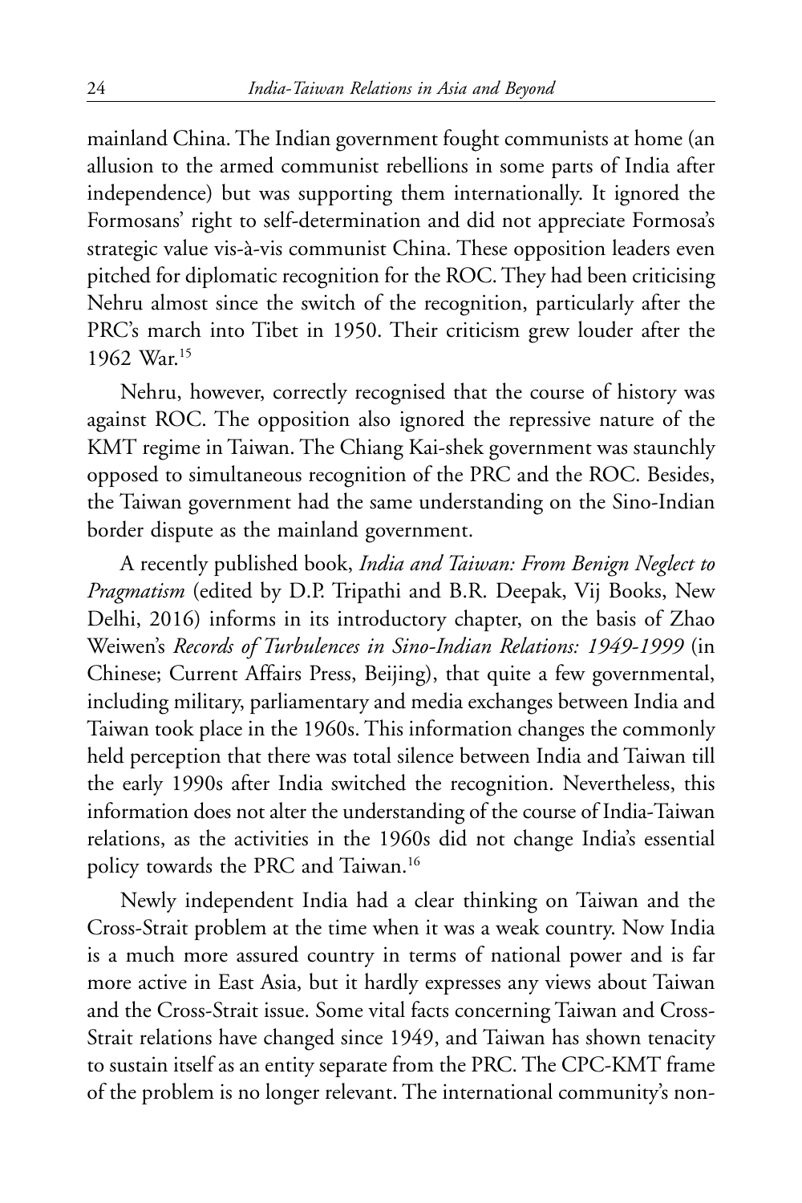mainland China. The Indian government fought communists at home (an allusion to the armed communist rebellions in some parts of India after independence) but was supporting them internationally. It ignored the Formosans' right to self-determination and did not appreciate Formosa's strategic value vis-à-vis communist China. These opposition leaders even pitched for diplomatic recognition for the ROC. They had been criticising Nehru almost since the switch of the recognition, particularly after the PRC's march into Tibet in 1950. Their criticism grew louder after the 1962 War.[15]

Nehru, however, correctly recognised that the course of history was against ROC. The opposition also ignored the repressive nature of the KMT regime in Taiwan. The Chiang Kai-shek government was staunchly opposed to simultaneous recognition of the PRC and the ROC. Besides, the Taiwan government had the same understanding on the Sino-Indian border dispute as the mainland government.

A recently published book, *India and Taiwan: From Benign Neglect to Pragmatism* (edited by D.P. Tripathi and B.R. Deepak, Vij Books, New Delhi, 2016) informs in its introductory chapter, on the basis of Zhao Weiwen's *Records of Turbulences in Sino-Indian Relations: 1949-1999* (in Chinese; Current Affairs Press, Beijing), that quite a few governmental, including military, parliamentary and media exchanges between India and Taiwan took place in the 1960s. This information changes the commonly held perception that there was total silence between India and Taiwan till the early 1990s after India switched the recognition. Nevertheless, this information does not alter the understanding of the course of India-Taiwan relations, as the activities in the 1960s did not change India's essential policy towards the PRC and Taiwan.[16]

Newly independent India had a clear thinking on Taiwan and the Cross-Strait problem at the time when it was a weak country. Now India is a much more assured country in terms of national power and is far more active in East Asia, but it hardly expresses any views about Taiwan and the Cross-Strait issue. Some vital facts concerning Taiwan and Cross-Strait relations have changed since 1949, and Taiwan has shown tenacity to sustain itself as an entity separate from the PRC. The CPC-KMT frame of the problem is no longer relevant. The international community's non-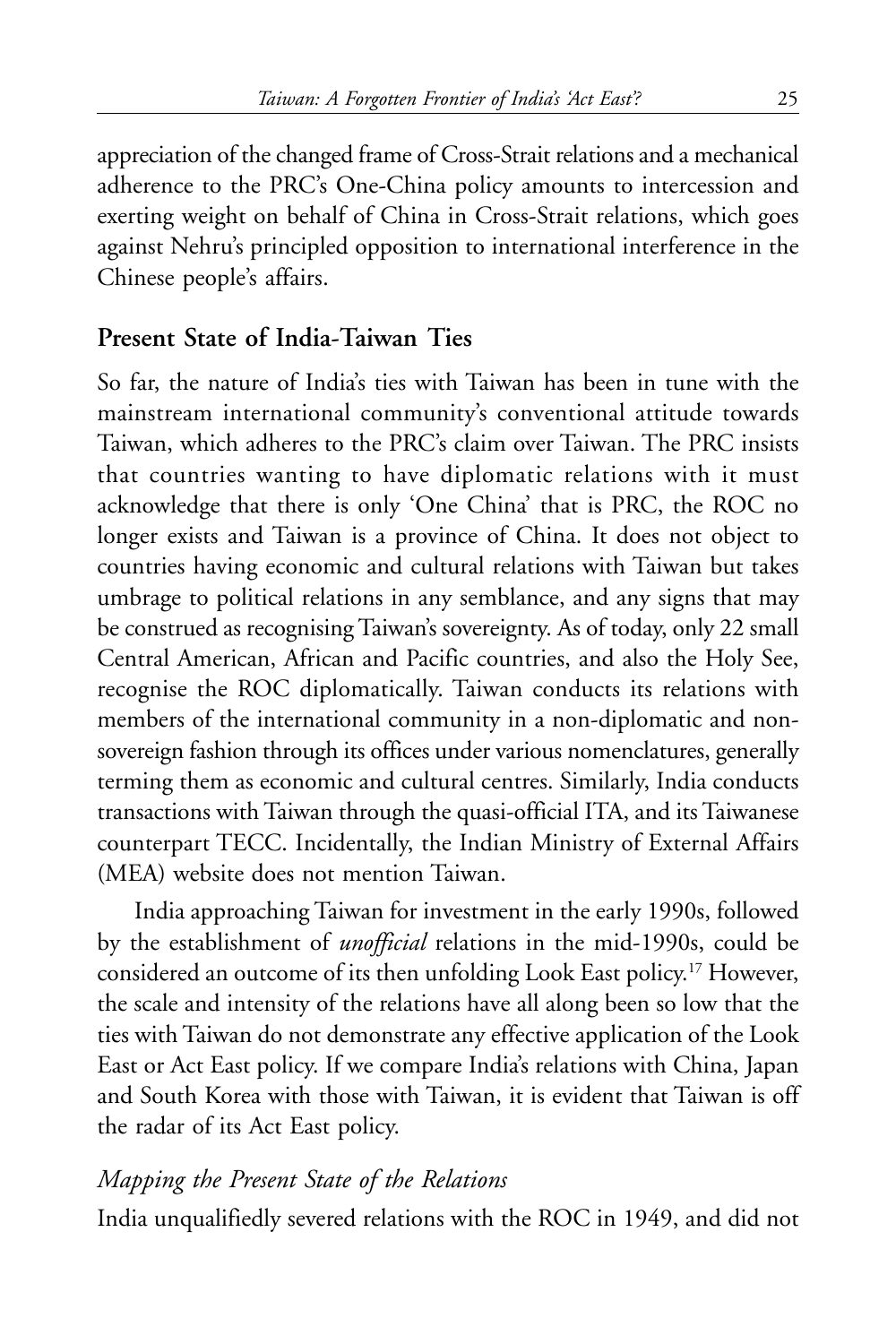appreciation of the changed frame of Cross-Strait relations and a mechanical adherence to the PRC's One-China policy amounts to intercession and exerting weight on behalf of China in Cross-Strait relations, which goes against Nehru's principled opposition to international interference in the Chinese people's affairs.

## Present State of India-Taiwan Ties

So far, the nature of India's ties with Taiwan has been in tune with the mainstream international community's conventional attitude towards Taiwan, which adheres to the PRC's claim over Taiwan. The PRC insists that countries wanting to have diplomatic relations with it must acknowledge that there is only 'One China' that is PRC, the ROC no longer exists and Taiwan is a province of China. It does not object to countries having economic and cultural relations with Taiwan but takes umbrage to political relations in any semblance, and any signs that may be construed as recognising Taiwan's sovereignty. As of today, only 22 small Central American, African and Pacific countries, and also the Holy See, recognise the ROC diplomatically. Taiwan conducts its relations with members of the international community in a non-diplomatic and non-sovereign fashion through its offices under various nomenclatures, generally terming them as economic and cultural centres. Similarly, India conducts transactions with Taiwan through the quasi-official ITA, and its Taiwanese counterpart TECC. Incidentally, the Indian Ministry of External Affairs (MEA) website does not mention Taiwan.

India approaching Taiwan for investment in the early 1990s, followed by the establishment of *unofficial* relations in the mid-1990s, could be considered an outcome of its then unfolding Look East policy.[17] However, the scale and intensity of the relations have all along been so low that the ties with Taiwan do not demonstrate any effective application of the Look East or Act East policy. If we compare India's relations with China, Japan and South Korea with those with Taiwan, it is evident that Taiwan is off the radar of its Act East policy.

### *Mapping the Present State of the Relations*

India unqualifiedly severed relations with the ROC in 1949, and did not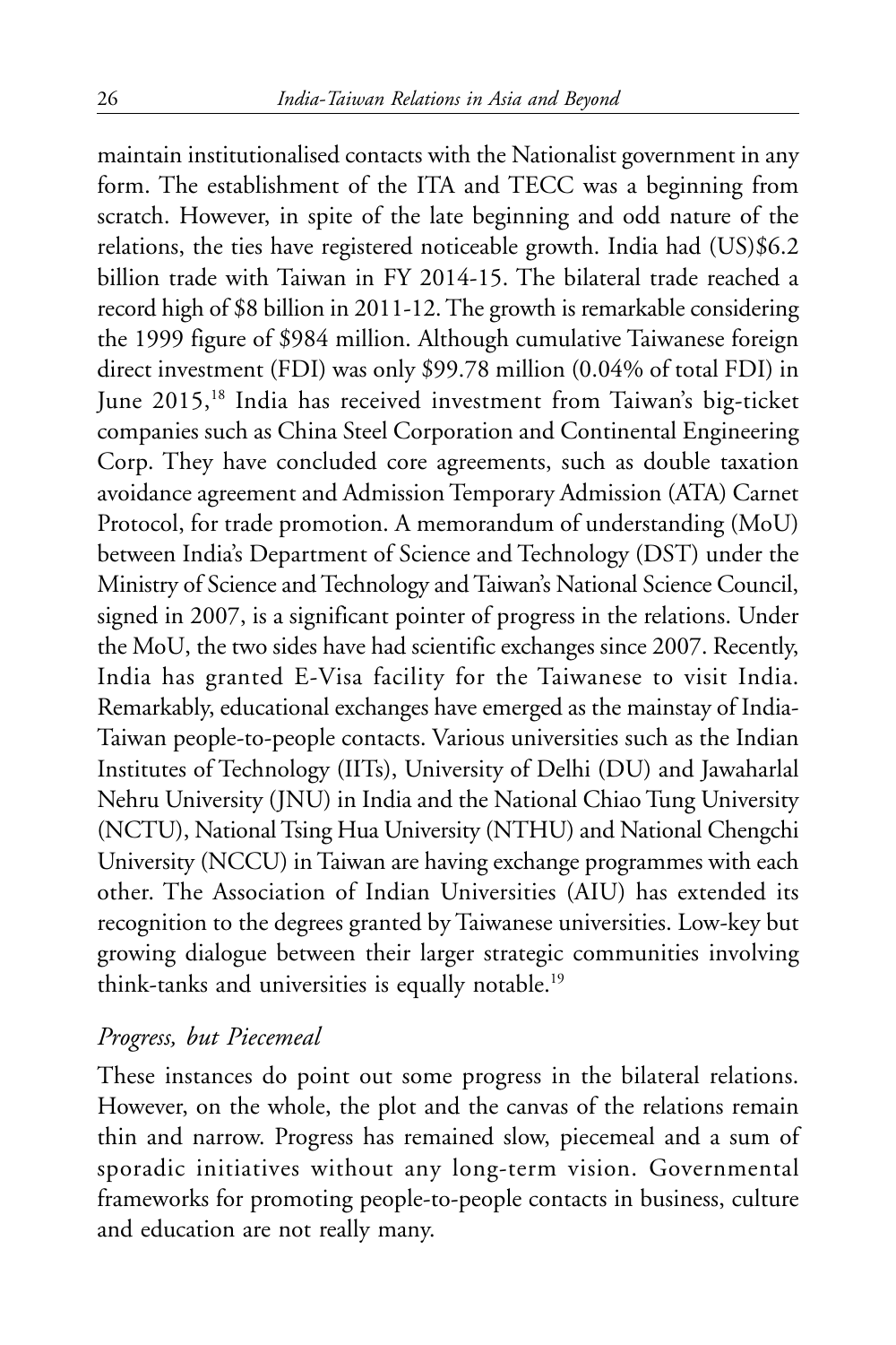maintain institutionalised contacts with the Nationalist government in any form. The establishment of the ITA and TECC was a beginning from scratch. However, in spite of the late beginning and odd nature of the relations, the ties have registered noticeable growth. India had (US)$6.2 billion trade with Taiwan in FY 2014-15. The bilateral trade reached a record high of $8 billion in 2011-12. The growth is remarkable considering the 1999 figure of $984 million. Although cumulative Taiwanese foreign direct investment (FDI) was only $99.78 million (0.04% of total FDI) in June 2015,[18] India has received investment from Taiwan's big-ticket companies such as China Steel Corporation and Continental Engineering Corp. They have concluded core agreements, such as double taxation avoidance agreement and Admission Temporary Admission (ATA) Carnet Protocol, for trade promotion. A memorandum of understanding (MoU) between India's Department of Science and Technology (DST) under the Ministry of Science and Technology and Taiwan's National Science Council, signed in 2007, is a significant pointer of progress in the relations. Under the MoU, the two sides have had scientific exchanges since 2007. Recently, India has granted E-Visa facility for the Taiwanese to visit India. Remarkably, educational exchanges have emerged as the mainstay of India-Taiwan people-to-people contacts. Various universities such as the Indian Institutes of Technology (IITs), University of Delhi (DU) and Jawaharlal Nehru University (JNU) in India and the National Chiao Tung University (NCTU), National Tsing Hua University (NTHU) and National Chengchi University (NCCU) in Taiwan are having exchange programmes with each other. The Association of Indian Universities (AIU) has extended its recognition to the degrees granted by Taiwanese universities. Low-key but growing dialogue between their larger strategic communities involving think-tanks and universities is equally notable.[19]

### *Progress, but Piecemeal*

These instances do point out some progress in the bilateral relations. However, on the whole, the plot and the canvas of the relations remain thin and narrow. Progress has remained slow, piecemeal and a sum of sporadic initiatives without any long-term vision. Governmental frameworks for promoting people-to-people contacts in business, culture and education are not really many.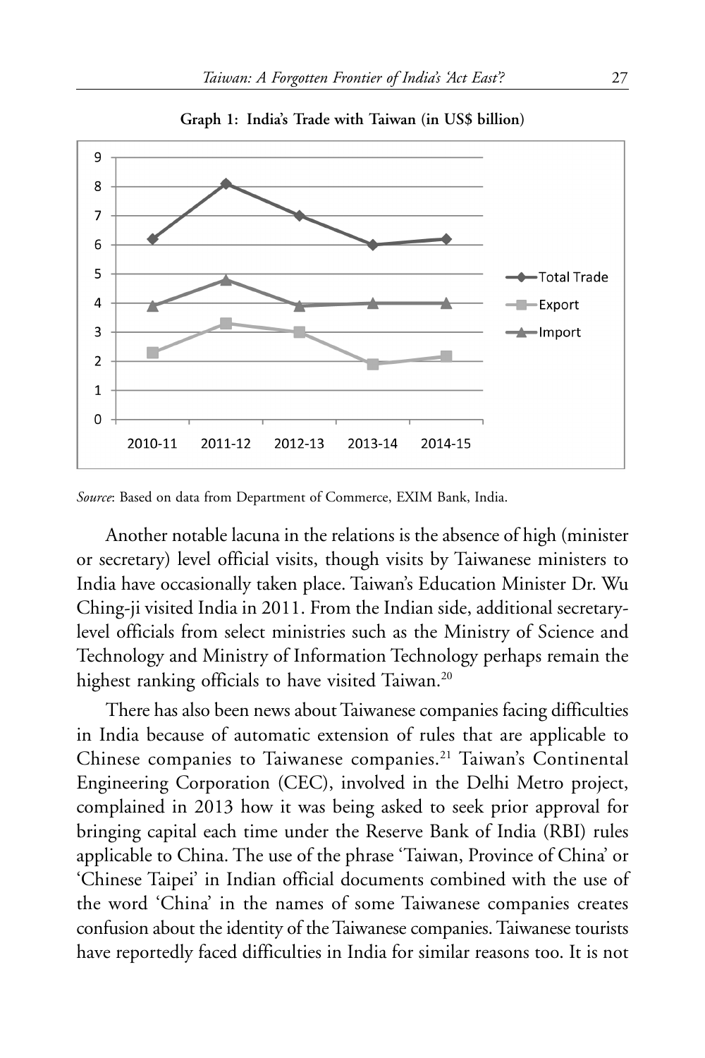**Graph 1: India's Trade with Taiwan (in US$ billion)**

*Source*: Based on data from Department of Commerce, EXIM Bank, India.

Another notable lacuna in the relations is the absence of high (minister or secretary) level official visits, though visits by Taiwanese ministers to India have occasionally taken place. Taiwan's Education Minister Dr. Wu Ching-ji visited India in 2011. From the Indian side, additional secretary-level officials from select ministries such as the Ministry of Science and Technology and Ministry of Information Technology perhaps remain the highest ranking officials to have visited Taiwan.[20]

There has also been news about Taiwanese companies facing difficulties in India because of automatic extension of rules that are applicable to Chinese companies to Taiwanese companies.[21] Taiwan's Continental Engineering Corporation (CEC), involved in the Delhi Metro project, complained in 2013 how it was being asked to seek prior approval for bringing capital each time under the Reserve Bank of India (RBI) rules applicable to China. The use of the phrase 'Taiwan, Province of China' or 'Chinese Taipei' in Indian official documents combined with the use of the word 'China' in the names of some Taiwanese companies creates confusion about the identity of the Taiwanese companies. Taiwanese tourists have reportedly faced difficulties in India for similar reasons too. It is not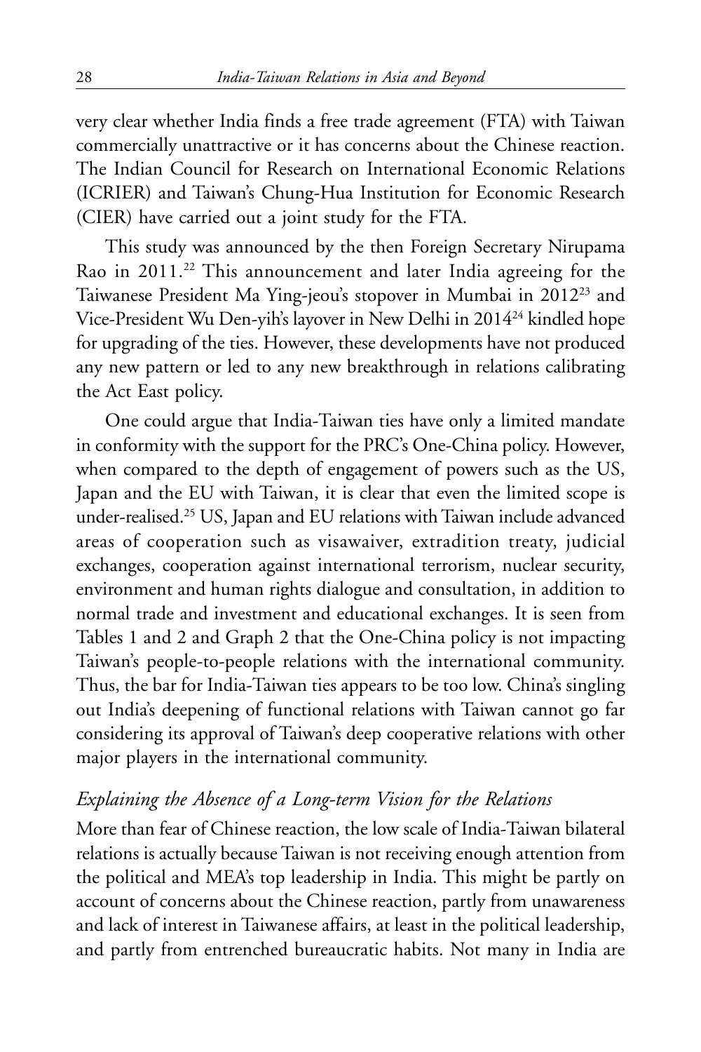very clear whether India finds a free trade agreement (FTA) with Taiwan commercially unattractive or it has concerns about the Chinese reaction. The Indian Council for Research on International Economic Relations (ICRIER) and Taiwan's Chung-Hua Institution for Economic Research (CIER) have carried out a joint study for the FTA.

This study was announced by the then Foreign Secretary Nirupama Rao in 2011.[22] This announcement and later India agreeing for the Taiwanese President Ma Ying-jeou's stopover in Mumbai in 2012[23] and Vice-President Wu Den-yih's layover in New Delhi in 2014[24] kindled hope for upgrading of the ties. However, these developments have not produced any new pattern or led to any new breakthrough in relations calibrating the Act East policy.

One could argue that India-Taiwan ties have only a limited mandate in conformity with the support for the PRC's One-China policy. However, when compared to the depth of engagement of powers such as the US, Japan and the EU with Taiwan, it is clear that even the limited scope is under-realised.[25] US, Japan and EU relations with Taiwan include advanced areas of cooperation such as visawaiver, extradition treaty, judicial exchanges, cooperation against international terrorism, nuclear security, environment and human rights dialogue and consultation, in addition to normal trade and investment and educational exchanges. It is seen from Tables 1 and 2 and Graph 2 that the One-China policy is not impacting Taiwan's people-to-people relations with the international community. Thus, the bar for India-Taiwan ties appears to be too low. China's singling out India's deepening of functional relations with Taiwan cannot go far considering its approval of Taiwan's deep cooperative relations with other major players in the international community.

### *Explaining the Absence of a Long-term Vision for the Relations*

More than fear of Chinese reaction, the low scale of India-Taiwan bilateral relations is actually because Taiwan is not receiving enough attention from the political and MEA's top leadership in India. This might be partly on account of concerns about the Chinese reaction, partly from unawareness and lack of interest in Taiwanese affairs, at least in the political leadership, and partly from entrenched bureaucratic habits. Not many in India are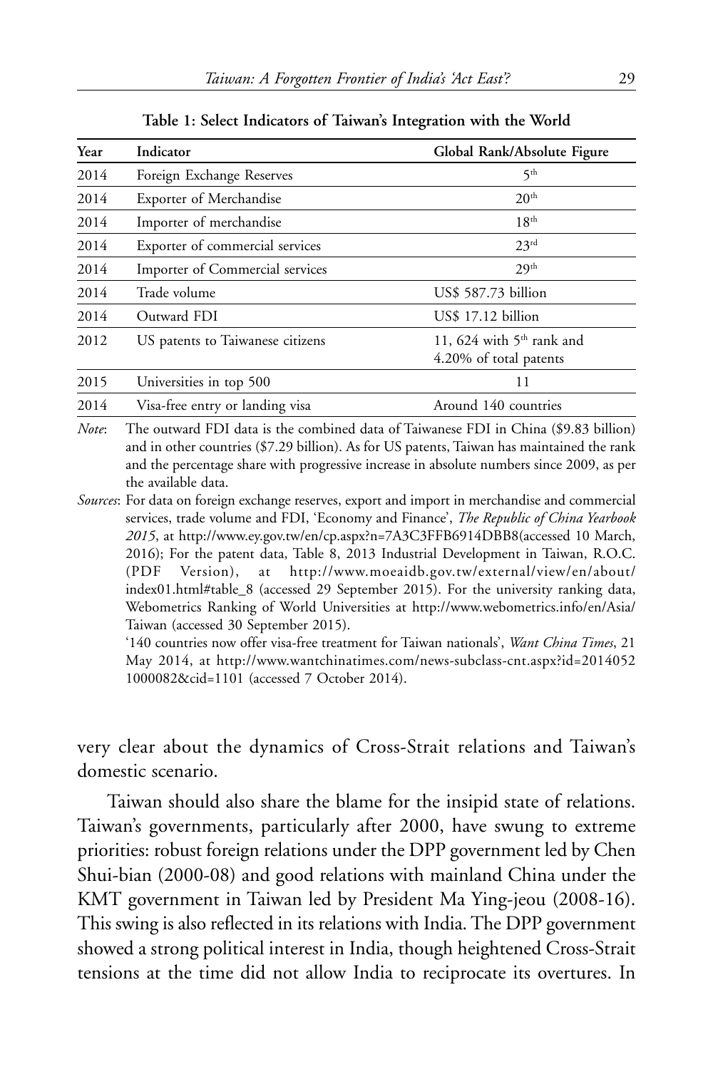**Table 1: Select Indicators of Taiwan's Integration with the World**

| Year | Indicator | Global Rank/Absolute Figure |
|---|---|---|
| 2014 | Foreign Exchange Reserves | 5th |
| 2014 | Exporter of Merchandise | 20th |
| 2014 | Importer of merchandise | 18th |
| 2014 | Exporter of commercial services | 23rd |
| 2014 | Importer of Commercial services | 29th |
| 2014 | Trade volume | US$ 587.73 billion |
| 2014 | Outward FDI | US$ 17.12 billion |
| 2012 | US patents to Taiwanese citizens | 11, 624 with 5th rank and 4.20% of total patents |
| 2015 | Universities in top 500 | 11 |
| 2014 | Visa-free entry or landing visa | Around 140 countries |

*Note*: The outward FDI data is the combined data of Taiwanese FDI in China ($9.83 billion) and in other countries ($7.29 billion). As for US patents, Taiwan has maintained the rank and the percentage share with progressive increase in absolute numbers since 2009, as per the available data.

*Sources*: For data on foreign exchange reserves, export and import in merchandise and commercial services, trade volume and FDI, 'Economy and Finance', *The Republic of China Yearbook 2015*, at http://www.ey.gov.tw/en/cp.aspx?n=7A3C3FFB6914DBB8(accessed 10 March, 2016); For the patent data, Table 8, 2013 Industrial Development in Taiwan, R.O.C. (PDF Version), at http://www.moeaidb.gov.tw/external/view/en/about/index01.html#table_8 (accessed 29 September 2015). For the university ranking data, Webometrics Ranking of World Universities at http://www.webometrics.info/en/Asia/Taiwan (accessed 30 September 2015).

'140 countries now offer visa-free treatment for Taiwan nationals', *Want China Times*, 21 May 2014, at http://www.wantchinatimes.com/news-subclass-cnt.aspx?id=20140521000082&cid=1101 (accessed 7 October 2014).

very clear about the dynamics of Cross-Strait relations and Taiwan's domestic scenario.

Taiwan should also share the blame for the insipid state of relations. Taiwan's governments, particularly after 2000, have swung to extreme priorities: robust foreign relations under the DPP government led by Chen Shui-bian (2000-08) and good relations with mainland China under the KMT government in Taiwan led by President Ma Ying-jeou (2008-16). This swing is also reflected in its relations with India. The DPP government showed a strong political interest in India, though heightened Cross-Strait tensions at the time did not allow India to reciprocate its overtures. In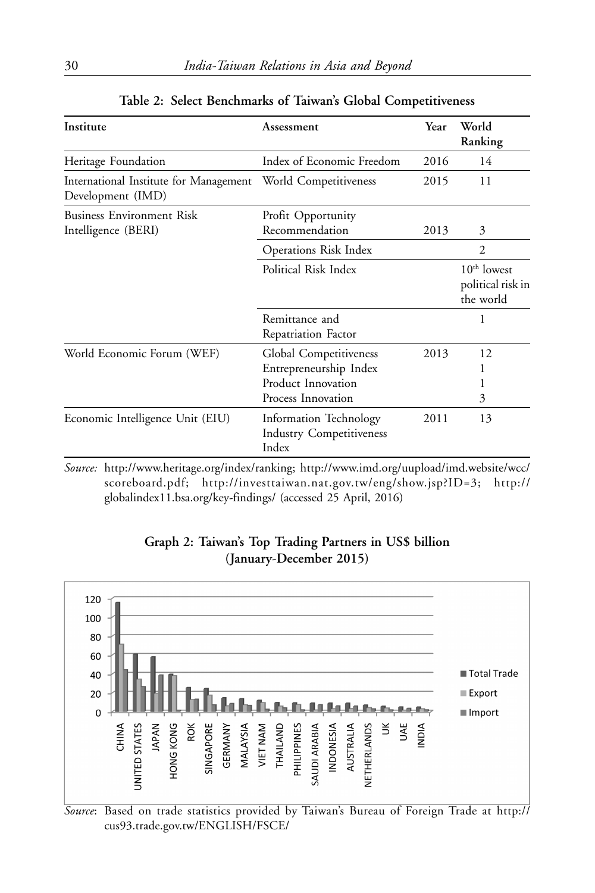**Table 2: Select Benchmarks of Taiwan's Global Competitiveness**

| Institute | Assessment | Year | World Ranking |
|---|---|---|---|
| Heritage Foundation | Index of Economic Freedom | 2016 | 14 |
| International Institute for Management Development (IMD) | World Competitiveness | 2015 | 11 |
| Business Environment Risk Intelligence (BERI) | Profit Opportunity Recommendation | 2013 | 3 |
| | Operations Risk Index | | 2 |
| | Political Risk Index | | 10th lowest political risk in the world |
| | Remittance and Repatriation Factor | | 1 |
| World Economic Forum (WEF) | Global Competitiveness<br>Entrepreneurship Index<br>Product Innovation<br>Process Innovation | 2013 | 12<br>1<br>1<br>3 |
| Economic Intelligence Unit (EIU) | Information Technology Industry Competitiveness Index | 2011 | 13 |

*Source:* http://www.heritage.org/index/ranking; http://www.imd.org/uupload/imd.website/wcc/scoreboard.pdf; http://investtaiwan.nat.gov.tw/eng/show.jsp?ID=3; http://globalindex11.bsa.org/key-findings/ (accessed 25 April, 2016)

**Graph 2: Taiwan's Top Trading Partners in US$ billion (January-December 2015)**

*Source*: Based on trade statistics provided by Taiwan's Bureau of Foreign Trade at http://cus93.trade.gov.tw/ENGLISH/FSCE/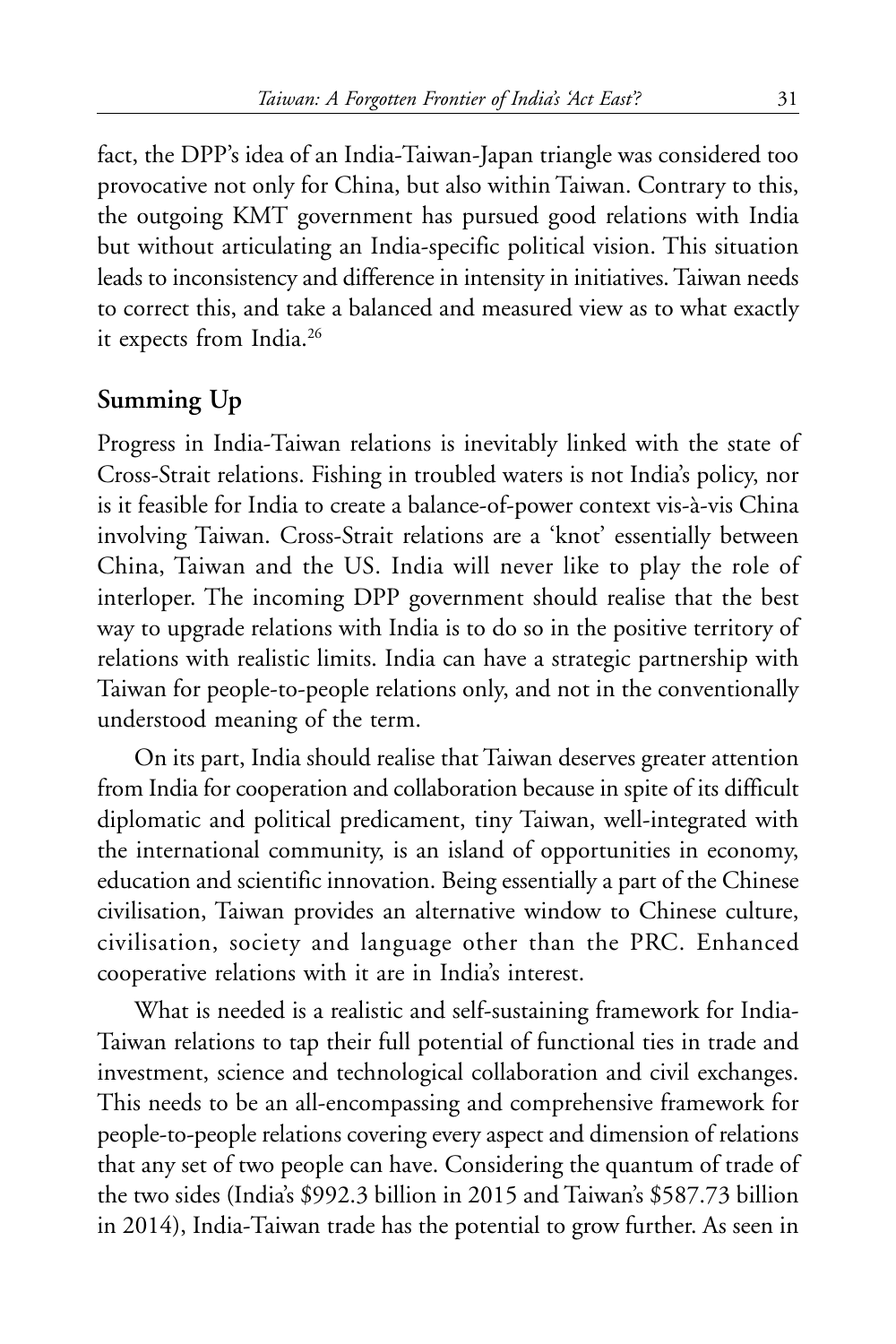fact, the DPP's idea of an India-Taiwan-Japan triangle was considered too provocative not only for China, but also within Taiwan. Contrary to this, the outgoing KMT government has pursued good relations with India but without articulating an India-specific political vision. This situation leads to inconsistency and difference in intensity in initiatives. Taiwan needs to correct this, and take a balanced and measured view as to what exactly it expects from India.[26]

## Summing Up

Progress in India-Taiwan relations is inevitably linked with the state of Cross-Strait relations. Fishing in troubled waters is not India's policy, nor is it feasible for India to create a balance-of-power context vis-à-vis China involving Taiwan. Cross-Strait relations are a 'knot' essentially between China, Taiwan and the US. India will never like to play the role of interloper. The incoming DPP government should realise that the best way to upgrade relations with India is to do so in the positive territory of relations with realistic limits. India can have a strategic partnership with Taiwan for people-to-people relations only, and not in the conventionally understood meaning of the term.

On its part, India should realise that Taiwan deserves greater attention from India for cooperation and collaboration because in spite of its difficult diplomatic and political predicament, tiny Taiwan, well-integrated with the international community, is an island of opportunities in economy, education and scientific innovation. Being essentially a part of the Chinese civilisation, Taiwan provides an alternative window to Chinese culture, civilisation, society and language other than the PRC. Enhanced cooperative relations with it are in India's interest.

What is needed is a realistic and self-sustaining framework for India-Taiwan relations to tap their full potential of functional ties in trade and investment, science and technological collaboration and civil exchanges. This needs to be an all-encompassing and comprehensive framework for people-to-people relations covering every aspect and dimension of relations that any set of two people can have. Considering the quantum of trade of the two sides (India's $992.3 billion in 2015 and Taiwan's $587.73 billion in 2014), India-Taiwan trade has the potential to grow further. As seen in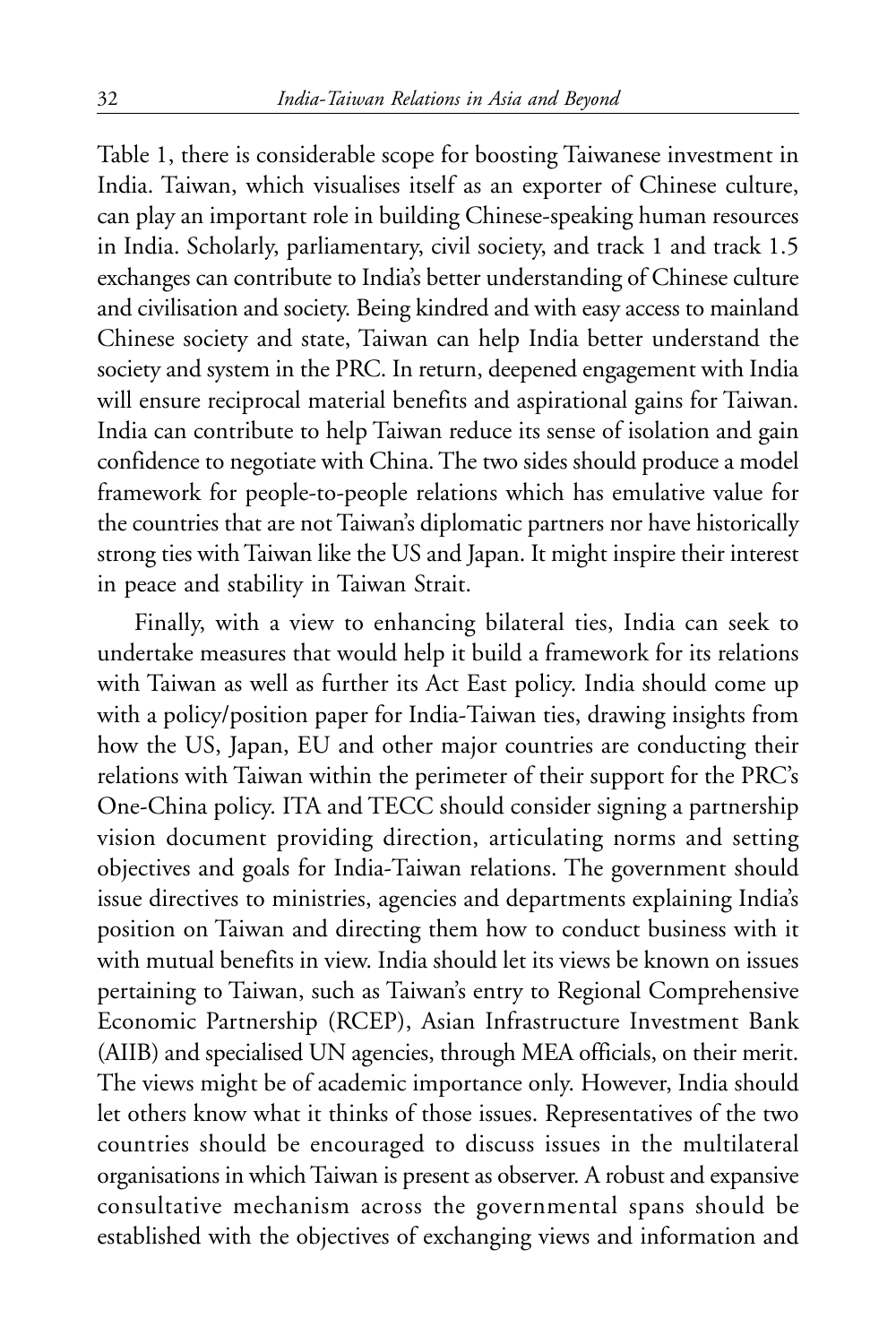Table 1, there is considerable scope for boosting Taiwanese investment in India. Taiwan, which visualises itself as an exporter of Chinese culture, can play an important role in building Chinese-speaking human resources in India. Scholarly, parliamentary, civil society, and track 1 and track 1.5 exchanges can contribute to India's better understanding of Chinese culture and civilisation and society. Being kindred and with easy access to mainland Chinese society and state, Taiwan can help India better understand the society and system in the PRC. In return, deepened engagement with India will ensure reciprocal material benefits and aspirational gains for Taiwan. India can contribute to help Taiwan reduce its sense of isolation and gain confidence to negotiate with China. The two sides should produce a model framework for people-to-people relations which has emulative value for the countries that are not Taiwan's diplomatic partners nor have historically strong ties with Taiwan like the US and Japan. It might inspire their interest in peace and stability in Taiwan Strait.

Finally, with a view to enhancing bilateral ties, India can seek to undertake measures that would help it build a framework for its relations with Taiwan as well as further its Act East policy. India should come up with a policy/position paper for India-Taiwan ties, drawing insights from how the US, Japan, EU and other major countries are conducting their relations with Taiwan within the perimeter of their support for the PRC's One-China policy. ITA and TECC should consider signing a partnership vision document providing direction, articulating norms and setting objectives and goals for India-Taiwan relations. The government should issue directives to ministries, agencies and departments explaining India's position on Taiwan and directing them how to conduct business with it with mutual benefits in view. India should let its views be known on issues pertaining to Taiwan, such as Taiwan's entry to Regional Comprehensive Economic Partnership (RCEP), Asian Infrastructure Investment Bank (AIIB) and specialised UN agencies, through MEA officials, on their merit. The views might be of academic importance only. However, India should let others know what it thinks of those issues. Representatives of the two countries should be encouraged to discuss issues in the multilateral organisations in which Taiwan is present as observer. A robust and expansive consultative mechanism across the governmental spans should be established with the objectives of exchanging views and information and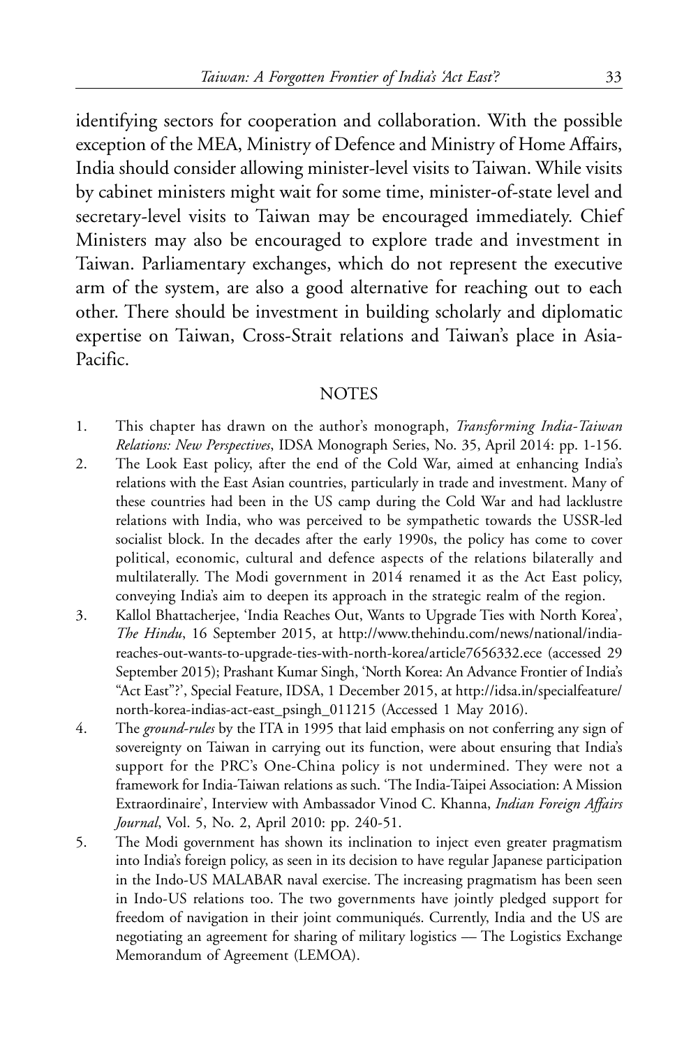identifying sectors for cooperation and collaboration. With the possible exception of the MEA, Ministry of Defence and Ministry of Home Affairs, India should consider allowing minister-level visits to Taiwan. While visits by cabinet ministers might wait for some time, minister-of-state level and secretary-level visits to Taiwan may be encouraged immediately. Chief Ministers may also be encouraged to explore trade and investment in Taiwan. Parliamentary exchanges, which do not represent the executive arm of the system, are also a good alternative for reaching out to each other. There should be investment in building scholarly and diplomatic expertise on Taiwan, Cross-Strait relations and Taiwan's place in Asia-Pacific.

## NOTES

1. This chapter has drawn on the author's monograph, *Transforming India-Taiwan Relations: New Perspectives*, IDSA Monograph Series, No. 35, April 2014: pp. 1-156.
2. The Look East policy, after the end of the Cold War, aimed at enhancing India's relations with the East Asian countries, particularly in trade and investment. Many of these countries had been in the US camp during the Cold War and had lacklustre relations with India, who was perceived to be sympathetic towards the USSR-led socialist block. In the decades after the early 1990s, the policy has come to cover political, economic, cultural and defence aspects of the relations bilaterally and multilaterally. The Modi government in 2014 renamed it as the Act East policy, conveying India's aim to deepen its approach in the strategic realm of the region.
3. Kallol Bhattacherjee, 'India Reaches Out, Wants to Upgrade Ties with North Korea', *The Hindu*, 16 September 2015, at http://www.thehindu.com/news/national/india-reaches-out-wants-to-upgrade-ties-with-north-korea/article7656332.ece (accessed 29 September 2015); Prashant Kumar Singh, 'North Korea: An Advance Frontier of India's "Act East"?', Special Feature, IDSA, 1 December 2015, at http://idsa.in/specialfeature/north-korea-indias-act-east_psingh_011215 (Accessed 1 May 2016).
4. The *ground-rules* by the ITA in 1995 that laid emphasis on not conferring any sign of sovereignty on Taiwan in carrying out its function, were about ensuring that India's support for the PRC's One-China policy is not undermined. They were not a framework for India-Taiwan relations as such. 'The India-Taipei Association: A Mission Extraordinaire', Interview with Ambassador Vinod C. Khanna, *Indian Foreign Affairs Journal*, Vol. 5, No. 2, April 2010: pp. 240-51.
5. The Modi government has shown its inclination to inject even greater pragmatism into India's foreign policy, as seen in its decision to have regular Japanese participation in the Indo-US MALABAR naval exercise. The increasing pragmatism has been seen in Indo-US relations too. The two governments have jointly pledged support for freedom of navigation in their joint communiqués. Currently, India and the US are negotiating an agreement for sharing of military logistics — The Logistics Exchange Memorandum of Agreement (LEMOA).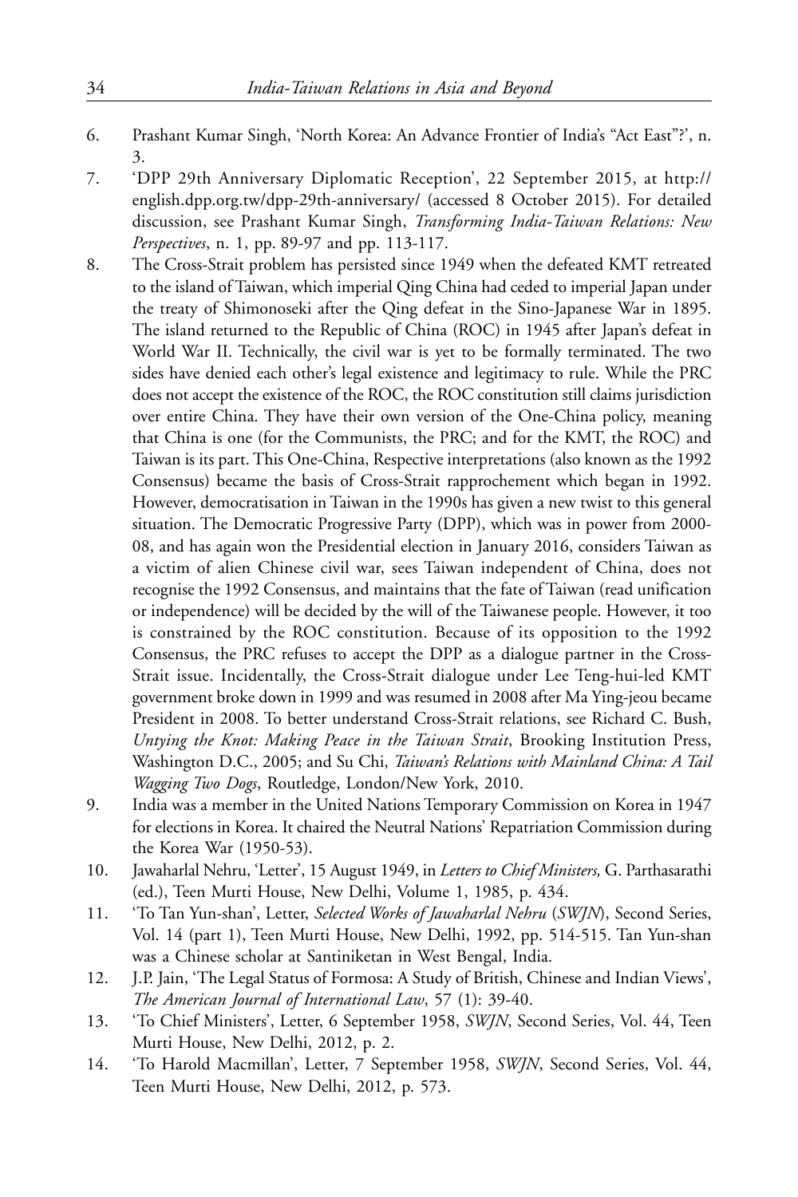6. Prashant Kumar Singh, 'North Korea: An Advance Frontier of India's "Act East"?', n. 3.
7. 'DPP 29th Anniversary Diplomatic Reception', 22 September 2015, at http://english.dpp.org.tw/dpp-29th-anniversary/ (accessed 8 October 2015). For detailed discussion, see Prashant Kumar Singh, *Transforming India-Taiwan Relations: New Perspectives*, n. 1, pp. 89-97 and pp. 113-117.
8. The Cross-Strait problem has persisted since 1949 when the defeated KMT retreated to the island of Taiwan, which imperial Qing China had ceded to imperial Japan under the treaty of Shimonoseki after the Qing defeat in the Sino-Japanese War in 1895. The island returned to the Republic of China (ROC) in 1945 after Japan's defeat in World War II. Technically, the civil war is yet to be formally terminated. The two sides have denied each other's legal existence and legitimacy to rule. While the PRC does not accept the existence of the ROC, the ROC constitution still claims jurisdiction over entire China. They have their own version of the One-China policy, meaning that China is one (for the Communists, the PRC; and for the KMT, the ROC) and Taiwan is its part. This One-China, Respective interpretations (also known as the 1992 Consensus) became the basis of Cross-Strait rapprochement which began in 1992. However, democratisation in Taiwan in the 1990s has given a new twist to this general situation. The Democratic Progressive Party (DPP), which was in power from 2000-08, and has again won the Presidential election in January 2016, considers Taiwan as a victim of alien Chinese civil war, sees Taiwan independent of China, does not recognise the 1992 Consensus, and maintains that the fate of Taiwan (read unification or independence) will be decided by the will of the Taiwanese people. However, it too is constrained by the ROC constitution. Because of its opposition to the 1992 Consensus, the PRC refuses to accept the DPP as a dialogue partner in the Cross-Strait issue. Incidentally, the Cross-Strait dialogue under Lee Teng-hui-led KMT government broke down in 1999 and was resumed in 2008 after Ma Ying-jeou became President in 2008. To better understand Cross-Strait relations, see Richard C. Bush, *Untying the Knot: Making Peace in the Taiwan Strait*, Brooking Institution Press, Washington D.C., 2005; and Su Chi, *Taiwan's Relations with Mainland China: A Tail Wagging Two Dogs*, Routledge, London/New York, 2010.
9. India was a member in the United Nations Temporary Commission on Korea in 1947 for elections in Korea. It chaired the Neutral Nations' Repatriation Commission during the Korea War (1950-53).
10. Jawaharlal Nehru, 'Letter', 15 August 1949, in *Letters to Chief Ministers,* G. Parthasarathi (ed.), Teen Murti House, New Delhi, Volume 1, 1985, p. 434.
11. 'To Tan Yun-shan', Letter, *Selected Works of Jawaharlal Nehru* (*SWJN*), Second Series, Vol. 14 (part 1), Teen Murti House, New Delhi, 1992, pp. 514-515. Tan Yun-shan was a Chinese scholar at Santiniketan in West Bengal, India.
12. J.P. Jain, 'The Legal Status of Formosa: A Study of British, Chinese and Indian Views', *The American Journal of International Law*, 57 (1): 39-40.
13. 'To Chief Ministers', Letter, 6 September 1958, *SWJN*, Second Series, Vol. 44, Teen Murti House, New Delhi, 2012, p. 2.
14. 'To Harold Macmillan', Letter, 7 September 1958, *SWJN*, Second Series, Vol. 44, Teen Murti House, New Delhi, 2012, p. 573.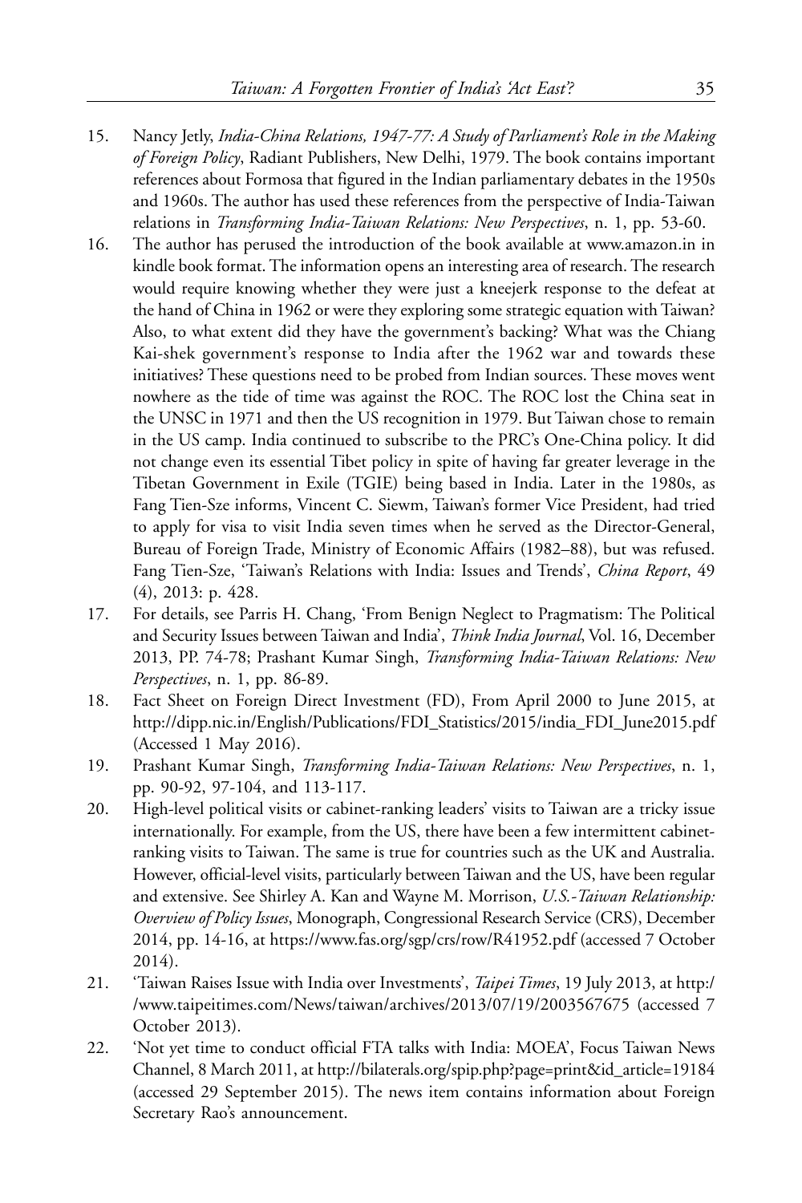15. Nancy Jetly, *India-China Relations, 1947-77: A Study of Parliament's Role in the Making of Foreign Policy*, Radiant Publishers, New Delhi, 1979. The book contains important references about Formosa that figured in the Indian parliamentary debates in the 1950s and 1960s. The author has used these references from the perspective of India-Taiwan relations in *Transforming India-Taiwan Relations: New Perspectives*, n. 1, pp. 53-60.
16. The author has perused the introduction of the book available at www.amazon.in in kindle book format. The information opens an interesting area of research. The research would require knowing whether they were just a kneejerk response to the defeat at the hand of China in 1962 or were they exploring some strategic equation with Taiwan? Also, to what extent did they have the government's backing? What was the Chiang Kai-shek government's response to India after the 1962 war and towards these initiatives? These questions need to be probed from Indian sources. These moves went nowhere as the tide of time was against the ROC. The ROC lost the China seat in the UNSC in 1971 and then the US recognition in 1979. But Taiwan chose to remain in the US camp. India continued to subscribe to the PRC's One-China policy. It did not change even its essential Tibet policy in spite of having far greater leverage in the Tibetan Government in Exile (TGIE) being based in India. Later in the 1980s, as Fang Tien-Sze informs, Vincent C. Siewm, Taiwan's former Vice President, had tried to apply for visa to visit India seven times when he served as the Director-General, Bureau of Foreign Trade, Ministry of Economic Affairs (1982–88), but was refused. Fang Tien-Sze, 'Taiwan's Relations with India: Issues and Trends', *China Report*, 49 (4), 2013: p. 428.
17. For details, see Parris H. Chang, 'From Benign Neglect to Pragmatism: The Political and Security Issues between Taiwan and India', *Think India Journal*, Vol. 16, December 2013, PP. 74-78; Prashant Kumar Singh, *Transforming India-Taiwan Relations: New Perspectives*, n. 1, pp. 86-89.
18. Fact Sheet on Foreign Direct Investment (FD), From April 2000 to June 2015, at http://dipp.nic.in/English/Publications/FDI_Statistics/2015/india_FDI_June2015.pdf (Accessed 1 May 2016).
19. Prashant Kumar Singh, *Transforming India-Taiwan Relations: New Perspectives*, n. 1, pp. 90-92, 97-104, and 113-117.
20. High-level political visits or cabinet-ranking leaders' visits to Taiwan are a tricky issue internationally. For example, from the US, there have been a few intermittent cabinet-ranking visits to Taiwan. The same is true for countries such as the UK and Australia. However, official-level visits, particularly between Taiwan and the US, have been regular and extensive. See Shirley A. Kan and Wayne M. Morrison, *U.S.-Taiwan Relationship: Overview of Policy Issues*, Monograph, Congressional Research Service (CRS), December 2014, pp. 14-16, at https://www.fas.org/sgp/crs/row/R41952.pdf (accessed 7 October 2014).
21. 'Taiwan Raises Issue with India over Investments', *Taipei Times*, 19 July 2013, at http://www.taipeitimes.com/News/taiwan/archives/2013/07/19/2003567675 (accessed 7 October 2013).
22. 'Not yet time to conduct official FTA talks with India: MOEA', Focus Taiwan News Channel, 8 March 2011, at http://bilaterals.org/spip.php?page=print&id_article=19184 (accessed 29 September 2015). The news item contains information about Foreign Secretary Rao's announcement.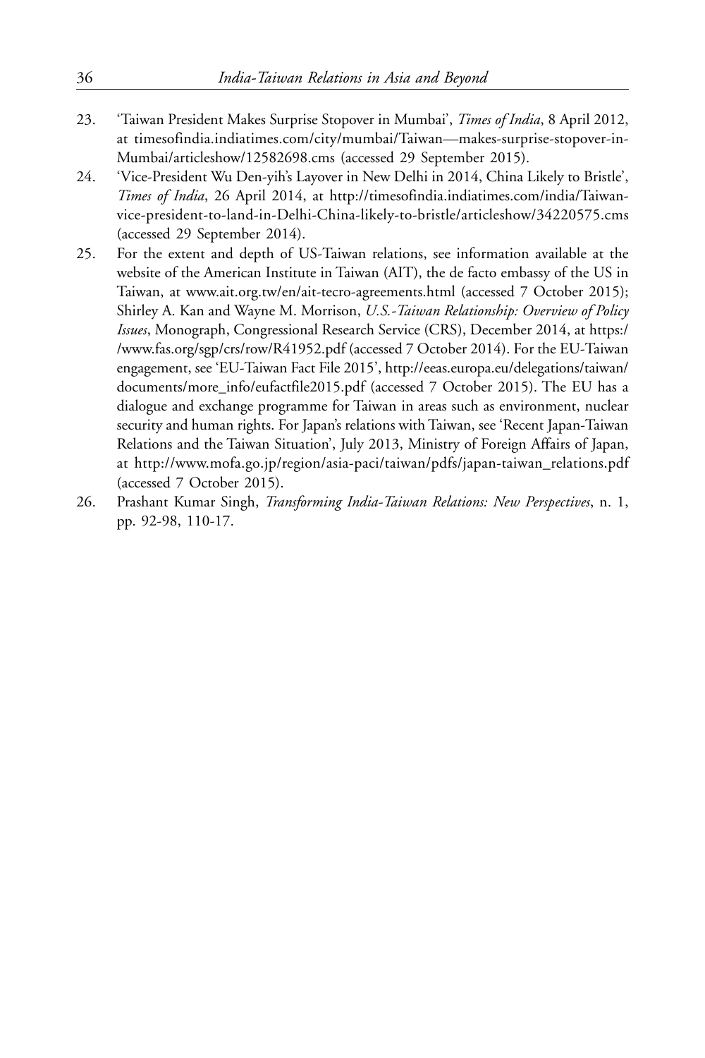23. 'Taiwan President Makes Surprise Stopover in Mumbai', *Times of India*, 8 April 2012, at timesofindia.indiatimes.com/city/mumbai/Taiwan—makes-surprise-stopover-in-Mumbai/articleshow/12582698.cms (accessed 29 September 2015).
24. 'Vice-President Wu Den-yih's Layover in New Delhi in 2014, China Likely to Bristle', *Times of India*, 26 April 2014, at http://timesofindia.indiatimes.com/india/Taiwan-vice-president-to-land-in-Delhi-China-likely-to-bristle/articleshow/34220575.cms (accessed 29 September 2014).
25. For the extent and depth of US-Taiwan relations, see information available at the website of the American Institute in Taiwan (AIT), the de facto embassy of the US in Taiwan, at www.ait.org.tw/en/ait-tecro-agreements.html (accessed 7 October 2015); Shirley A. Kan and Wayne M. Morrison, *U.S.-Taiwan Relationship: Overview of Policy Issues*, Monograph, Congressional Research Service (CRS), December 2014, at https://www.fas.org/sgp/crs/row/R41952.pdf (accessed 7 October 2014). For the EU-Taiwan engagement, see 'EU-Taiwan Fact File 2015', http://eeas.europa.eu/delegations/taiwan/documents/more_info/eufactfile2015.pdf (accessed 7 October 2015). The EU has a dialogue and exchange programme for Taiwan in areas such as environment, nuclear security and human rights. For Japan's relations with Taiwan, see 'Recent Japan-Taiwan Relations and the Taiwan Situation', July 2013, Ministry of Foreign Affairs of Japan, at http://www.mofa.go.jp/region/asia-paci/taiwan/pdfs/japan-taiwan_relations.pdf (accessed 7 October 2015).
26. Prashant Kumar Singh, *Transforming India-Taiwan Relations: New Perspectives*, n. 1, pp. 92-98, 110-17.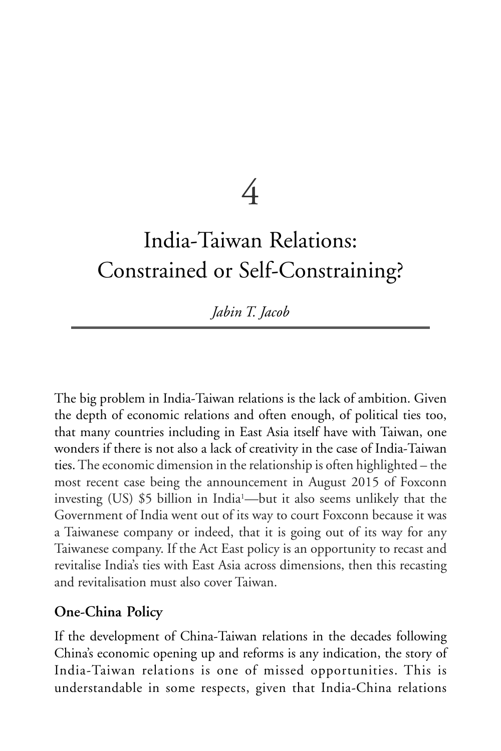# 4

# India-Taiwan Relations: Constrained or Self-Constraining?

*Jabin T. Jacob*

The big problem in India-Taiwan relations is the lack of ambition. Given the depth of economic relations and often enough, of political ties too, that many countries including in East Asia itself have with Taiwan, one wonders if there is not also a lack of creativity in the case of India-Taiwan ties. The economic dimension in the relationship is often highlighted – the most recent case being the announcement in August 2015 of Foxconn investing (US) $5 billion in India[1]—but it also seems unlikely that the Government of India went out of its way to court Foxconn because it was a Taiwanese company or indeed, that it is going out of its way for any Taiwanese company. If the Act East policy is an opportunity to recast and revitalise India's ties with East Asia across dimensions, then this recasting and revitalisation must also cover Taiwan.

**One-China Policy**

If the development of China-Taiwan relations in the decades following China's economic opening up and reforms is any indication, the story of India-Taiwan relations is one of missed opportunities. This is understandable in some respects, given that India-China relations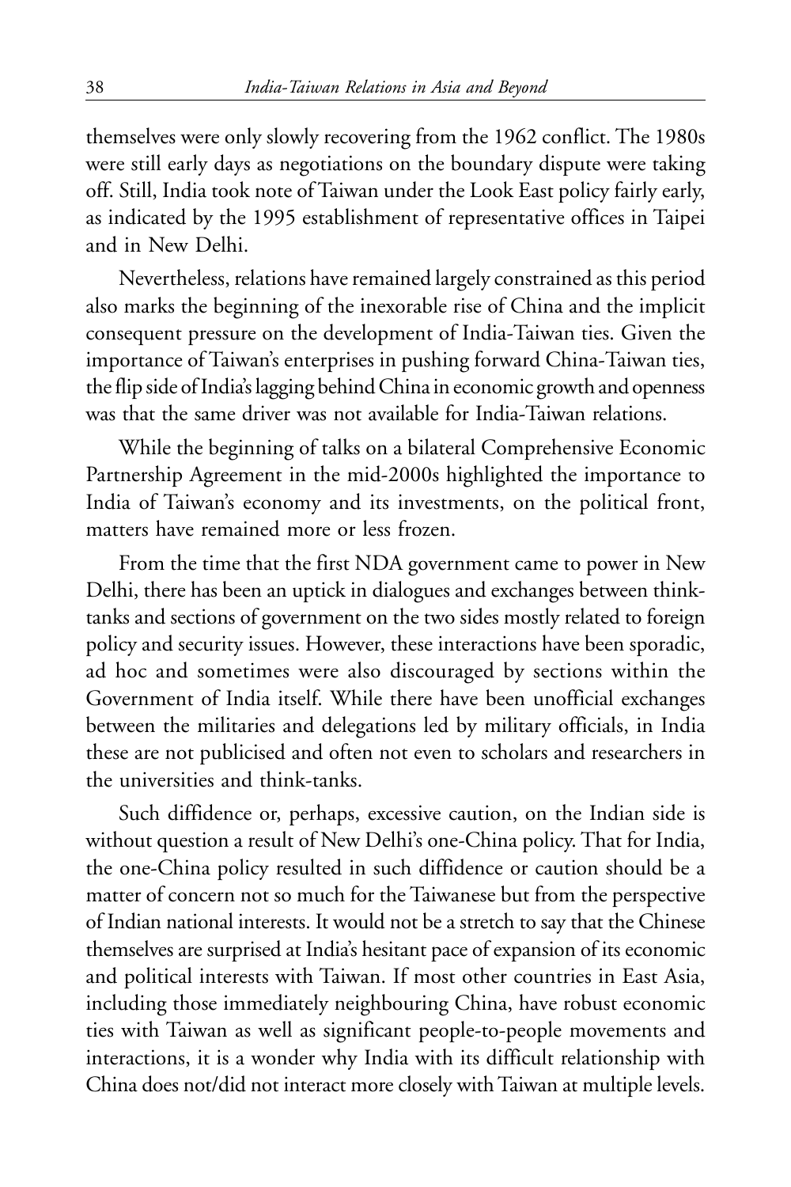themselves were only slowly recovering from the 1962 conflict. The 1980s were still early days as negotiations on the boundary dispute were taking off. Still, India took note of Taiwan under the Look East policy fairly early, as indicated by the 1995 establishment of representative offices in Taipei and in New Delhi.

Nevertheless, relations have remained largely constrained as this period also marks the beginning of the inexorable rise of China and the implicit consequent pressure on the development of India-Taiwan ties. Given the importance of Taiwan's enterprises in pushing forward China-Taiwan ties, the flip side of India's lagging behind China in economic growth and openness was that the same driver was not available for India-Taiwan relations.

While the beginning of talks on a bilateral Comprehensive Economic Partnership Agreement in the mid-2000s highlighted the importance to India of Taiwan's economy and its investments, on the political front, matters have remained more or less frozen.

From the time that the first NDA government came to power in New Delhi, there has been an uptick in dialogues and exchanges between think-tanks and sections of government on the two sides mostly related to foreign policy and security issues. However, these interactions have been sporadic, ad hoc and sometimes were also discouraged by sections within the Government of India itself. While there have been unofficial exchanges between the militaries and delegations led by military officials, in India these are not publicised and often not even to scholars and researchers in the universities and think-tanks.

Such diffidence or, perhaps, excessive caution, on the Indian side is without question a result of New Delhi's one-China policy. That for India, the one-China policy resulted in such diffidence or caution should be a matter of concern not so much for the Taiwanese but from the perspective of Indian national interests. It would not be a stretch to say that the Chinese themselves are surprised at India's hesitant pace of expansion of its economic and political interests with Taiwan. If most other countries in East Asia, including those immediately neighbouring China, have robust economic ties with Taiwan as well as significant people-to-people movements and interactions, it is a wonder why India with its difficult relationship with China does not/did not interact more closely with Taiwan at multiple levels.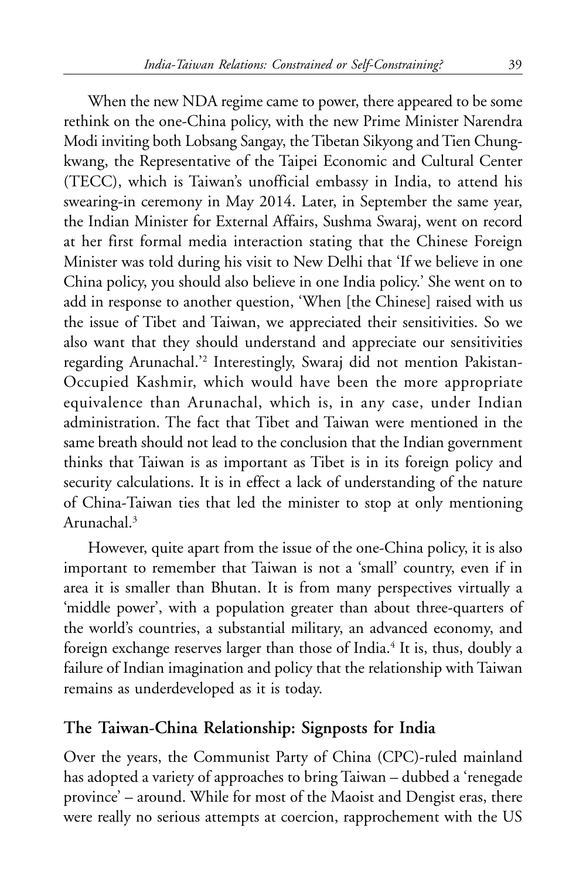When the new NDA regime came to power, there appeared to be some rethink on the one-China policy, with the new Prime Minister Narendra Modi inviting both Lobsang Sangay, the Tibetan Sikyong and Tien Chung-kwang, the Representative of the Taipei Economic and Cultural Center (TECC), which is Taiwan's unofficial embassy in India, to attend his swearing-in ceremony in May 2014. Later, in September the same year, the Indian Minister for External Affairs, Sushma Swaraj, went on record at her first formal media interaction stating that the Chinese Foreign Minister was told during his visit to New Delhi that 'If we believe in one China policy, you should also believe in one India policy.' She went on to add in response to another question, 'When [the Chinese] raised with us the issue of Tibet and Taiwan, we appreciated their sensitivities. So we also want that they should understand and appreciate our sensitivities regarding Arunachal.'[2] Interestingly, Swaraj did not mention Pakistan-Occupied Kashmir, which would have been the more appropriate equivalence than Arunachal, which is, in any case, under Indian administration. The fact that Tibet and Taiwan were mentioned in the same breath should not lead to the conclusion that the Indian government thinks that Taiwan is as important as Tibet is in its foreign policy and security calculations. It is in effect a lack of understanding of the nature of China-Taiwan ties that led the minister to stop at only mentioning Arunachal.[3]

However, quite apart from the issue of the one-China policy, it is also important to remember that Taiwan is not a 'small' country, even if in area it is smaller than Bhutan. It is from many perspectives virtually a 'middle power', with a population greater than about three-quarters of the world's countries, a substantial military, an advanced economy, and foreign exchange reserves larger than those of India.[4] It is, thus, doubly a failure of Indian imagination and policy that the relationship with Taiwan remains as underdeveloped as it is today.

## The Taiwan-China Relationship: Signposts for India

Over the years, the Communist Party of China (CPC)-ruled mainland has adopted a variety of approaches to bring Taiwan – dubbed a 'renegade province' – around. While for most of the Maoist and Dengist eras, there were really no serious attempts at coercion, rapprochement with the US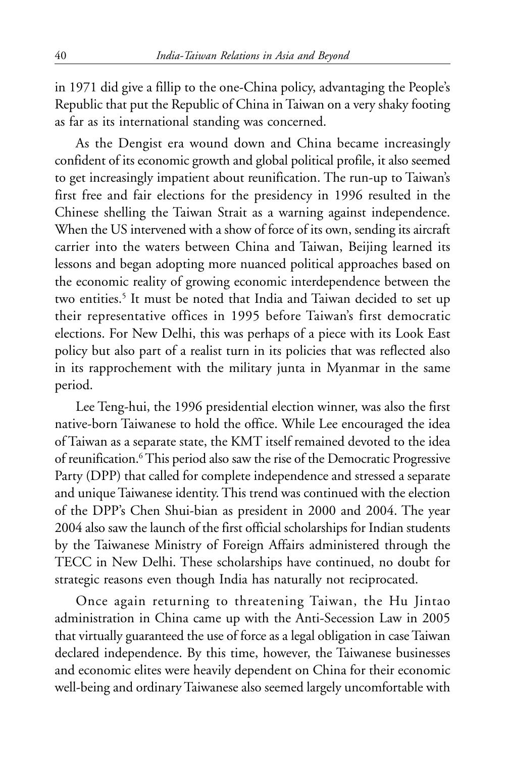in 1971 did give a fillip to the one-China policy, advantaging the People's Republic that put the Republic of China in Taiwan on a very shaky footing as far as its international standing was concerned.

As the Dengist era wound down and China became increasingly confident of its economic growth and global political profile, it also seemed to get increasingly impatient about reunification. The run-up to Taiwan's first free and fair elections for the presidency in 1996 resulted in the Chinese shelling the Taiwan Strait as a warning against independence. When the US intervened with a show of force of its own, sending its aircraft carrier into the waters between China and Taiwan, Beijing learned its lessons and began adopting more nuanced political approaches based on the economic reality of growing economic interdependence between the two entities.[5] It must be noted that India and Taiwan decided to set up their representative offices in 1995 before Taiwan's first democratic elections. For New Delhi, this was perhaps of a piece with its Look East policy but also part of a realist turn in its policies that was reflected also in its rapprochement with the military junta in Myanmar in the same period.

Lee Teng-hui, the 1996 presidential election winner, was also the first native-born Taiwanese to hold the office. While Lee encouraged the idea of Taiwan as a separate state, the KMT itself remained devoted to the idea of reunification.[6] This period also saw the rise of the Democratic Progressive Party (DPP) that called for complete independence and stressed a separate and unique Taiwanese identity. This trend was continued with the election of the DPP's Chen Shui-bian as president in 2000 and 2004. The year 2004 also saw the launch of the first official scholarships for Indian students by the Taiwanese Ministry of Foreign Affairs administered through the TECC in New Delhi. These scholarships have continued, no doubt for strategic reasons even though India has naturally not reciprocated.

Once again returning to threatening Taiwan, the Hu Jintao administration in China came up with the Anti-Secession Law in 2005 that virtually guaranteed the use of force as a legal obligation in case Taiwan declared independence. By this time, however, the Taiwanese businesses and economic elites were heavily dependent on China for their economic well-being and ordinary Taiwanese also seemed largely uncomfortable with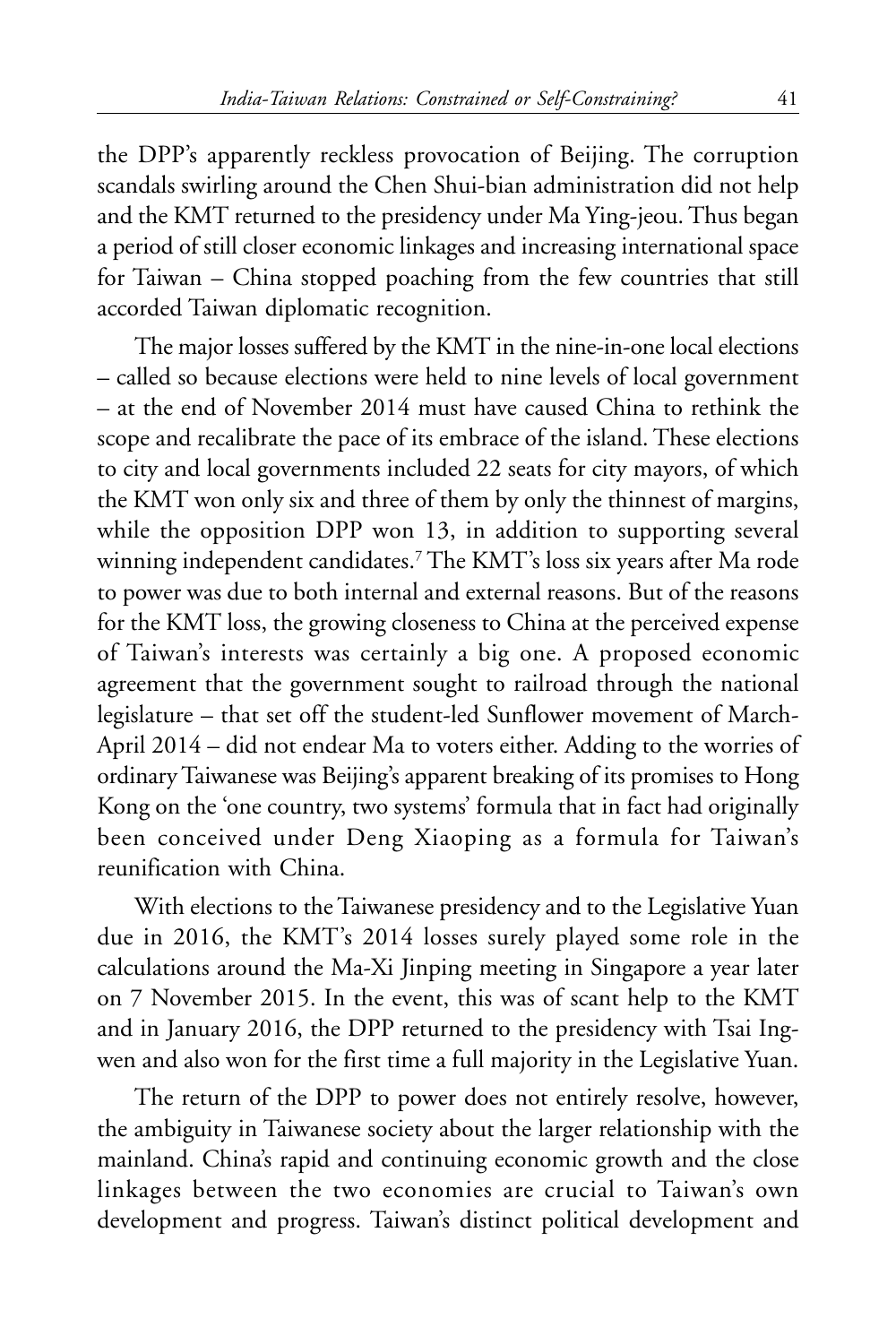the DPP's apparently reckless provocation of Beijing. The corruption scandals swirling around the Chen Shui-bian administration did not help and the KMT returned to the presidency under Ma Ying-jeou. Thus began a period of still closer economic linkages and increasing international space for Taiwan – China stopped poaching from the few countries that still accorded Taiwan diplomatic recognition.

The major losses suffered by the KMT in the nine-in-one local elections – called so because elections were held to nine levels of local government – at the end of November 2014 must have caused China to rethink the scope and recalibrate the pace of its embrace of the island. These elections to city and local governments included 22 seats for city mayors, of which the KMT won only six and three of them by only the thinnest of margins, while the opposition DPP won 13, in addition to supporting several winning independent candidates.[7] The KMT's loss six years after Ma rode to power was due to both internal and external reasons. But of the reasons for the KMT loss, the growing closeness to China at the perceived expense of Taiwan's interests was certainly a big one. A proposed economic agreement that the government sought to railroad through the national legislature – that set off the student-led Sunflower movement of March-April 2014 – did not endear Ma to voters either. Adding to the worries of ordinary Taiwanese was Beijing's apparent breaking of its promises to Hong Kong on the 'one country, two systems' formula that in fact had originally been conceived under Deng Xiaoping as a formula for Taiwan's reunification with China.

With elections to the Taiwanese presidency and to the Legislative Yuan due in 2016, the KMT's 2014 losses surely played some role in the calculations around the Ma-Xi Jinping meeting in Singapore a year later on 7 November 2015. In the event, this was of scant help to the KMT and in January 2016, the DPP returned to the presidency with Tsai Ing-wen and also won for the first time a full majority in the Legislative Yuan.

The return of the DPP to power does not entirely resolve, however, the ambiguity in Taiwanese society about the larger relationship with the mainland. China's rapid and continuing economic growth and the close linkages between the two economies are crucial to Taiwan's own development and progress. Taiwan's distinct political development and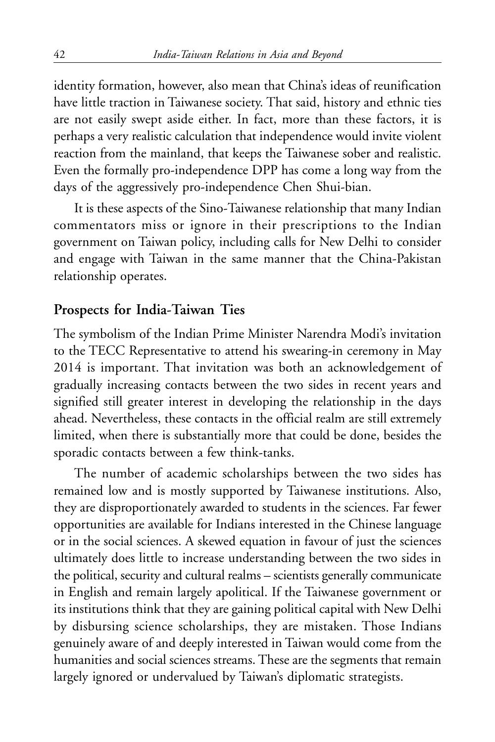identity formation, however, also mean that China's ideas of reunification have little traction in Taiwanese society. That said, history and ethnic ties are not easily swept aside either. In fact, more than these factors, it is perhaps a very realistic calculation that independence would invite violent reaction from the mainland, that keeps the Taiwanese sober and realistic. Even the formally pro-independence DPP has come a long way from the days of the aggressively pro-independence Chen Shui-bian.

It is these aspects of the Sino-Taiwanese relationship that many Indian commentators miss or ignore in their prescriptions to the Indian government on Taiwan policy, including calls for New Delhi to consider and engage with Taiwan in the same manner that the China-Pakistan relationship operates.

## Prospects for India-Taiwan Ties

The symbolism of the Indian Prime Minister Narendra Modi's invitation to the TECC Representative to attend his swearing-in ceremony in May 2014 is important. That invitation was both an acknowledgement of gradually increasing contacts between the two sides in recent years and signified still greater interest in developing the relationship in the days ahead. Nevertheless, these contacts in the official realm are still extremely limited, when there is substantially more that could be done, besides the sporadic contacts between a few think-tanks.

The number of academic scholarships between the two sides has remained low and is mostly supported by Taiwanese institutions. Also, they are disproportionately awarded to students in the sciences. Far fewer opportunities are available for Indians interested in the Chinese language or in the social sciences. A skewed equation in favour of just the sciences ultimately does little to increase understanding between the two sides in the political, security and cultural realms – scientists generally communicate in English and remain largely apolitical. If the Taiwanese government or its institutions think that they are gaining political capital with New Delhi by disbursing science scholarships, they are mistaken. Those Indians genuinely aware of and deeply interested in Taiwan would come from the humanities and social sciences streams. These are the segments that remain largely ignored or undervalued by Taiwan's diplomatic strategists.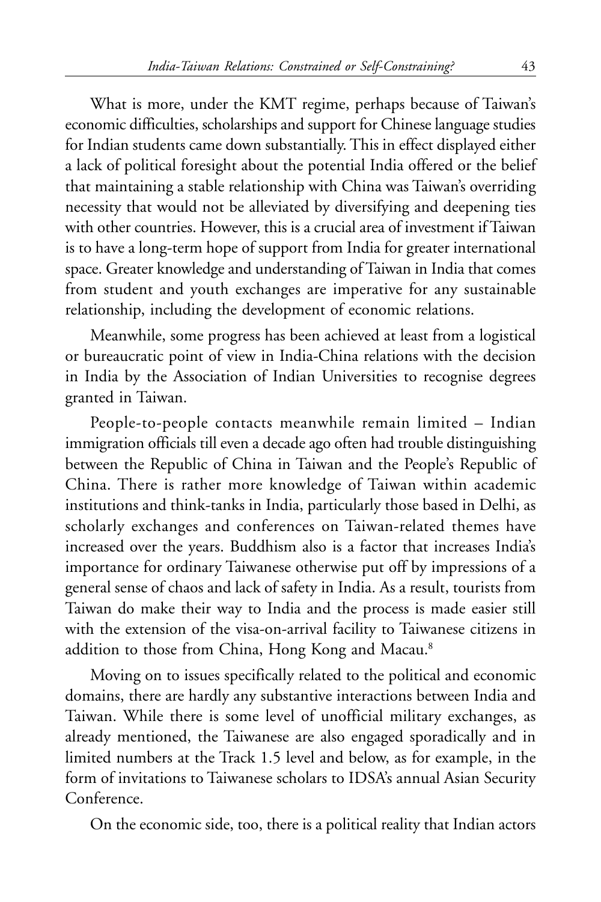What is more, under the KMT regime, perhaps because of Taiwan's economic difficulties, scholarships and support for Chinese language studies for Indian students came down substantially. This in effect displayed either a lack of political foresight about the potential India offered or the belief that maintaining a stable relationship with China was Taiwan's overriding necessity that would not be alleviated by diversifying and deepening ties with other countries. However, this is a crucial area of investment if Taiwan is to have a long-term hope of support from India for greater international space. Greater knowledge and understanding of Taiwan in India that comes from student and youth exchanges are imperative for any sustainable relationship, including the development of economic relations.

Meanwhile, some progress has been achieved at least from a logistical or bureaucratic point of view in India-China relations with the decision in India by the Association of Indian Universities to recognise degrees granted in Taiwan.

People-to-people contacts meanwhile remain limited – Indian immigration officials till even a decade ago often had trouble distinguishing between the Republic of China in Taiwan and the People's Republic of China. There is rather more knowledge of Taiwan within academic institutions and think-tanks in India, particularly those based in Delhi, as scholarly exchanges and conferences on Taiwan-related themes have increased over the years. Buddhism also is a factor that increases India's importance for ordinary Taiwanese otherwise put off by impressions of a general sense of chaos and lack of safety in India. As a result, tourists from Taiwan do make their way to India and the process is made easier still with the extension of the visa-on-arrival facility to Taiwanese citizens in addition to those from China, Hong Kong and Macau.[8]

Moving on to issues specifically related to the political and economic domains, there are hardly any substantive interactions between India and Taiwan. While there is some level of unofficial military exchanges, as already mentioned, the Taiwanese are also engaged sporadically and in limited numbers at the Track 1.5 level and below, as for example, in the form of invitations to Taiwanese scholars to IDSA's annual Asian Security Conference.

On the economic side, too, there is a political reality that Indian actors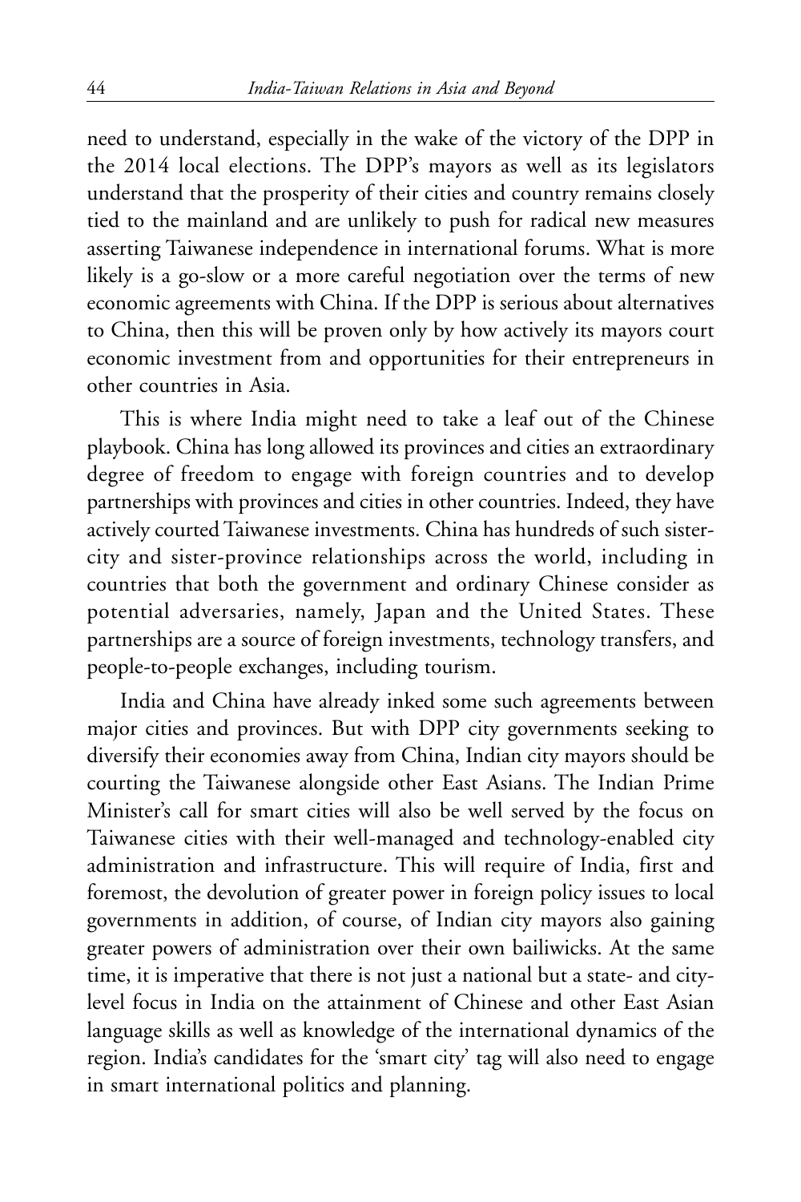need to understand, especially in the wake of the victory of the DPP in the 2014 local elections. The DPP's mayors as well as its legislators understand that the prosperity of their cities and country remains closely tied to the mainland and are unlikely to push for radical new measures asserting Taiwanese independence in international forums. What is more likely is a go-slow or a more careful negotiation over the terms of new economic agreements with China. If the DPP is serious about alternatives to China, then this will be proven only by how actively its mayors court economic investment from and opportunities for their entrepreneurs in other countries in Asia.

This is where India might need to take a leaf out of the Chinese playbook. China has long allowed its provinces and cities an extraordinary degree of freedom to engage with foreign countries and to develop partnerships with provinces and cities in other countries. Indeed, they have actively courted Taiwanese investments. China has hundreds of such sister-city and sister-province relationships across the world, including in countries that both the government and ordinary Chinese consider as potential adversaries, namely, Japan and the United States. These partnerships are a source of foreign investments, technology transfers, and people-to-people exchanges, including tourism.

India and China have already inked some such agreements between major cities and provinces. But with DPP city governments seeking to diversify their economies away from China, Indian city mayors should be courting the Taiwanese alongside other East Asians. The Indian Prime Minister's call for smart cities will also be well served by the focus on Taiwanese cities with their well-managed and technology-enabled city administration and infrastructure. This will require of India, first and foremost, the devolution of greater power in foreign policy issues to local governments in addition, of course, of Indian city mayors also gaining greater powers of administration over their own bailiwicks. At the same time, it is imperative that there is not just a national but a state- and city-level focus in India on the attainment of Chinese and other East Asian language skills as well as knowledge of the international dynamics of the region. India's candidates for the 'smart city' tag will also need to engage in smart international politics and planning.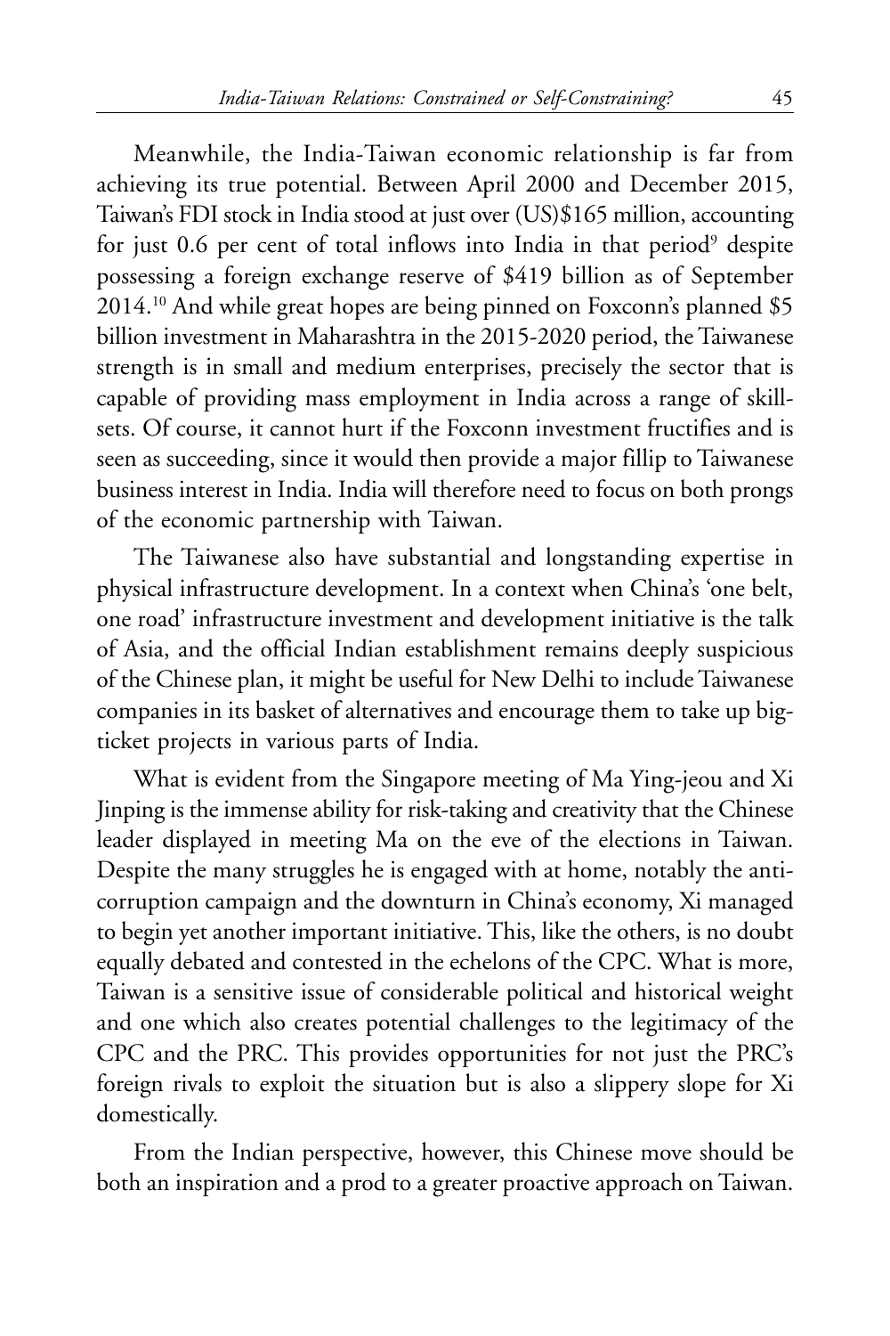Meanwhile, the India-Taiwan economic relationship is far from achieving its true potential. Between April 2000 and December 2015, Taiwan's FDI stock in India stood at just over (US)$165 million, accounting for just 0.6 per cent of total inflows into India in that period[9] despite possessing a foreign exchange reserve of $419 billion as of September 2014.[10] And while great hopes are being pinned on Foxconn's planned $5 billion investment in Maharashtra in the 2015-2020 period, the Taiwanese strength is in small and medium enterprises, precisely the sector that is capable of providing mass employment in India across a range of skill-sets. Of course, it cannot hurt if the Foxconn investment fructifies and is seen as succeeding, since it would then provide a major fillip to Taiwanese business interest in India. India will therefore need to focus on both prongs of the economic partnership with Taiwan.

The Taiwanese also have substantial and longstanding expertise in physical infrastructure development. In a context when China's 'one belt, one road' infrastructure investment and development initiative is the talk of Asia, and the official Indian establishment remains deeply suspicious of the Chinese plan, it might be useful for New Delhi to include Taiwanese companies in its basket of alternatives and encourage them to take up big-ticket projects in various parts of India.

What is evident from the Singapore meeting of Ma Ying-jeou and Xi Jinping is the immense ability for risk-taking and creativity that the Chinese leader displayed in meeting Ma on the eve of the elections in Taiwan. Despite the many struggles he is engaged with at home, notably the anti-corruption campaign and the downturn in China's economy, Xi managed to begin yet another important initiative. This, like the others, is no doubt equally debated and contested in the echelons of the CPC. What is more, Taiwan is a sensitive issue of considerable political and historical weight and one which also creates potential challenges to the legitimacy of the CPC and the PRC. This provides opportunities for not just the PRC's foreign rivals to exploit the situation but is also a slippery slope for Xi domestically.

From the Indian perspective, however, this Chinese move should be both an inspiration and a prod to a greater proactive approach on Taiwan.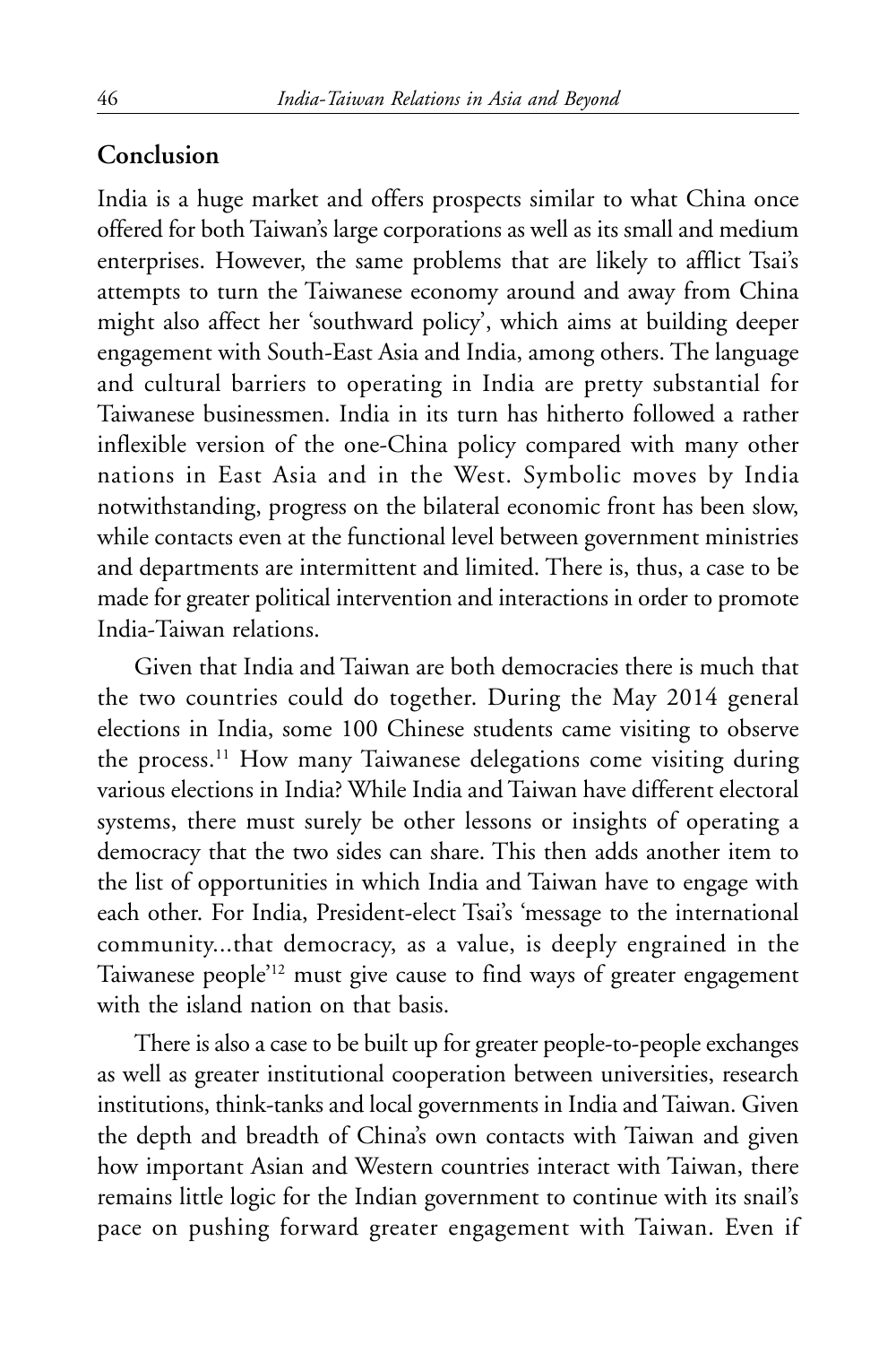## Conclusion

India is a huge market and offers prospects similar to what China once offered for both Taiwan's large corporations as well as its small and medium enterprises. However, the same problems that are likely to afflict Tsai's attempts to turn the Taiwanese economy around and away from China might also affect her 'southward policy', which aims at building deeper engagement with South-East Asia and India, among others. The language and cultural barriers to operating in India are pretty substantial for Taiwanese businessmen. India in its turn has hitherto followed a rather inflexible version of the one-China policy compared with many other nations in East Asia and in the West. Symbolic moves by India notwithstanding, progress on the bilateral economic front has been slow, while contacts even at the functional level between government ministries and departments are intermittent and limited. There is, thus, a case to be made for greater political intervention and interactions in order to promote India-Taiwan relations.

Given that India and Taiwan are both democracies there is much that the two countries could do together. During the May 2014 general elections in India, some 100 Chinese students came visiting to observe the process.[11] How many Taiwanese delegations come visiting during various elections in India? While India and Taiwan have different electoral systems, there must surely be other lessons or insights of operating a democracy that the two sides can share. This then adds another item to the list of opportunities in which India and Taiwan have to engage with each other. For India, President-elect Tsai's 'message to the international community...that democracy, as a value, is deeply engrained in the Taiwanese people'[12] must give cause to find ways of greater engagement with the island nation on that basis.

There is also a case to be built up for greater people-to-people exchanges as well as greater institutional cooperation between universities, research institutions, think-tanks and local governments in India and Taiwan. Given the depth and breadth of China's own contacts with Taiwan and given how important Asian and Western countries interact with Taiwan, there remains little logic for the Indian government to continue with its snail's pace on pushing forward greater engagement with Taiwan. Even if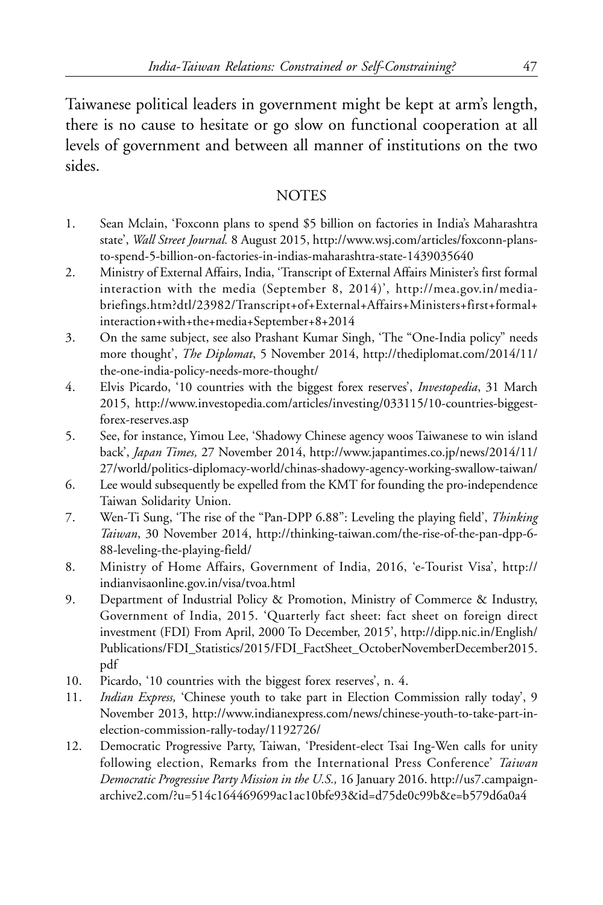Taiwanese political leaders in government might be kept at arm's length, there is no cause to hesitate or go slow on functional cooperation at all levels of government and between all manner of institutions on the two sides.

## NOTES

1. Sean Mclain, 'Foxconn plans to spend $5 billion on factories in India's Maharashtra state', *Wall Street Journal.* 8 August 2015, http://www.wsj.com/articles/foxconn-plans-to-spend-5-billion-on-factories-in-indias-maharashtra-state-1439035640
2. Ministry of External Affairs, India, 'Transcript of External Affairs Minister's first formal interaction with the media (September 8, 2014)', http://mea.gov.in/media-briefings.htm?dtl/23982/Transcript+of+External+Affairs+Ministers+first+formal+interaction+with+the+media+September+8+2014
3. On the same subject, see also Prashant Kumar Singh, 'The "One-India policy" needs more thought', *The Diplomat*, 5 November 2014, http://thediplomat.com/2014/11/the-one-india-policy-needs-more-thought/
4. Elvis Picardo, '10 countries with the biggest forex reserves', *Investopedia*, 31 March 2015, http://www.investopedia.com/articles/investing/033115/10-countries-biggest-forex-reserves.asp
5. See, for instance, Yimou Lee, 'Shadowy Chinese agency woos Taiwanese to win island back', *Japan Times,* 27 November 2014, http://www.japantimes.co.jp/news/2014/11/27/world/politics-diplomacy-world/chinas-shadowy-agency-working-swallow-taiwan/
6. Lee would subsequently be expelled from the KMT for founding the pro-independence Taiwan Solidarity Union.
7. Wen-Ti Sung, 'The rise of the "Pan-DPP 6.88": Leveling the playing field', *Thinking Taiwan*, 30 November 2014, http://thinking-taiwan.com/the-rise-of-the-pan-dpp-6-88-leveling-the-playing-field/
8. Ministry of Home Affairs, Government of India, 2016, 'e-Tourist Visa', http://indianvisaonline.gov.in/visa/tvoa.html
9. Department of Industrial Policy & Promotion, Ministry of Commerce & Industry, Government of India, 2015. 'Quarterly fact sheet: fact sheet on foreign direct investment (FDI) From April, 2000 To December, 2015', http://dipp.nic.in/English/Publications/FDI_Statistics/2015/FDI_FactSheet_OctoberNovemberDecember2015.pdf
10. Picardo, '10 countries with the biggest forex reserves', n. 4.
11. *Indian Express,* 'Chinese youth to take part in Election Commission rally today', 9 November 2013, http://www.indianexpress.com/news/chinese-youth-to-take-part-in-election-commission-rally-today/1192726/
12. Democratic Progressive Party, Taiwan, 'President-elect Tsai Ing-Wen calls for unity following election, Remarks from the International Press Conference' *Taiwan Democratic Progressive Party Mission in the U.S.,* 16 January 2016. http://us7.campaign-archive2.com/?u=514c164469699ac1ac10bfe93&id=d75de0c99b&e=b579d6a0a4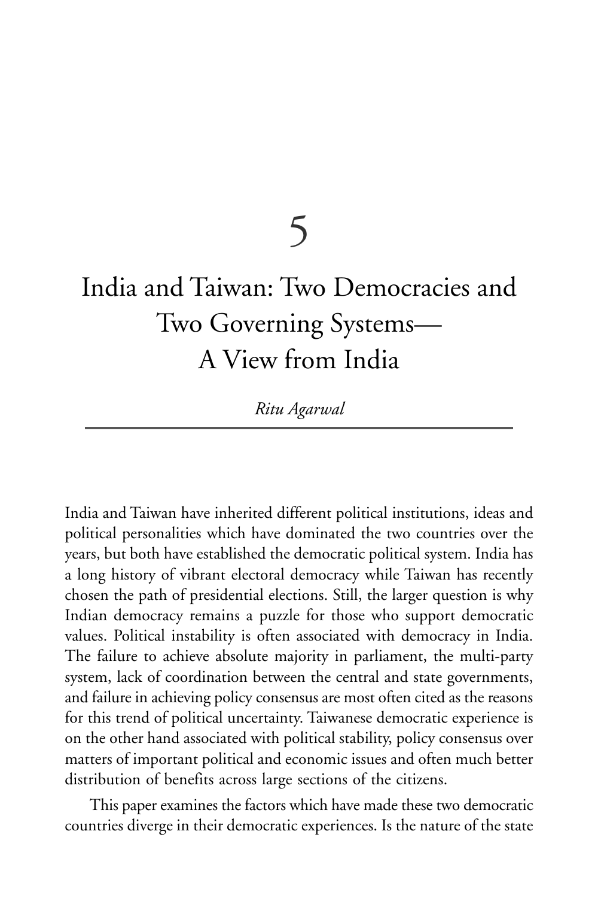# 5

# India and Taiwan: Two Democracies and Two Governing Systems—A View from India

*Ritu Agarwal*

India and Taiwan have inherited different political institutions, ideas and political personalities which have dominated the two countries over the years, but both have established the democratic political system. India has a long history of vibrant electoral democracy while Taiwan has recently chosen the path of presidential elections. Still, the larger question is why Indian democracy remains a puzzle for those who support democratic values. Political instability is often associated with democracy in India. The failure to achieve absolute majority in parliament, the multi-party system, lack of coordination between the central and state governments, and failure in achieving policy consensus are most often cited as the reasons for this trend of political uncertainty. Taiwanese democratic experience is on the other hand associated with political stability, policy consensus over matters of important political and economic issues and often much better distribution of benefits across large sections of the citizens.

This paper examines the factors which have made these two democratic countries diverge in their democratic experiences. Is the nature of the state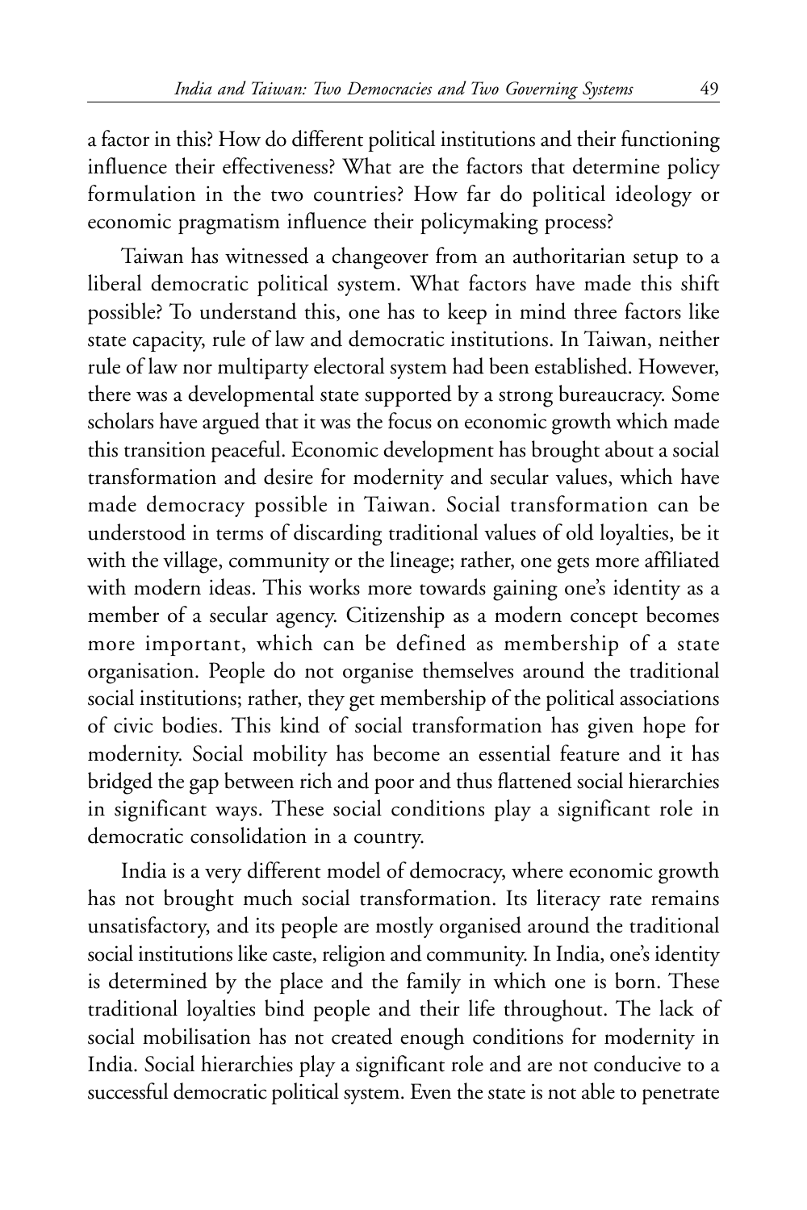a factor in this? How do different political institutions and their functioning influence their effectiveness? What are the factors that determine policy formulation in the two countries? How far do political ideology or economic pragmatism influence their policymaking process?

Taiwan has witnessed a changeover from an authoritarian setup to a liberal democratic political system. What factors have made this shift possible? To understand this, one has to keep in mind three factors like state capacity, rule of law and democratic institutions. In Taiwan, neither rule of law nor multiparty electoral system had been established. However, there was a developmental state supported by a strong bureaucracy. Some scholars have argued that it was the focus on economic growth which made this transition peaceful. Economic development has brought about a social transformation and desire for modernity and secular values, which have made democracy possible in Taiwan. Social transformation can be understood in terms of discarding traditional values of old loyalties, be it with the village, community or the lineage; rather, one gets more affiliated with modern ideas. This works more towards gaining one's identity as a member of a secular agency. Citizenship as a modern concept becomes more important, which can be defined as membership of a state organisation. People do not organise themselves around the traditional social institutions; rather, they get membership of the political associations of civic bodies. This kind of social transformation has given hope for modernity. Social mobility has become an essential feature and it has bridged the gap between rich and poor and thus flattened social hierarchies in significant ways. These social conditions play a significant role in democratic consolidation in a country.

India is a very different model of democracy, where economic growth has not brought much social transformation. Its literacy rate remains unsatisfactory, and its people are mostly organised around the traditional social institutions like caste, religion and community. In India, one's identity is determined by the place and the family in which one is born. These traditional loyalties bind people and their life throughout. The lack of social mobilisation has not created enough conditions for modernity in India. Social hierarchies play a significant role and are not conducive to a successful democratic political system. Even the state is not able to penetrate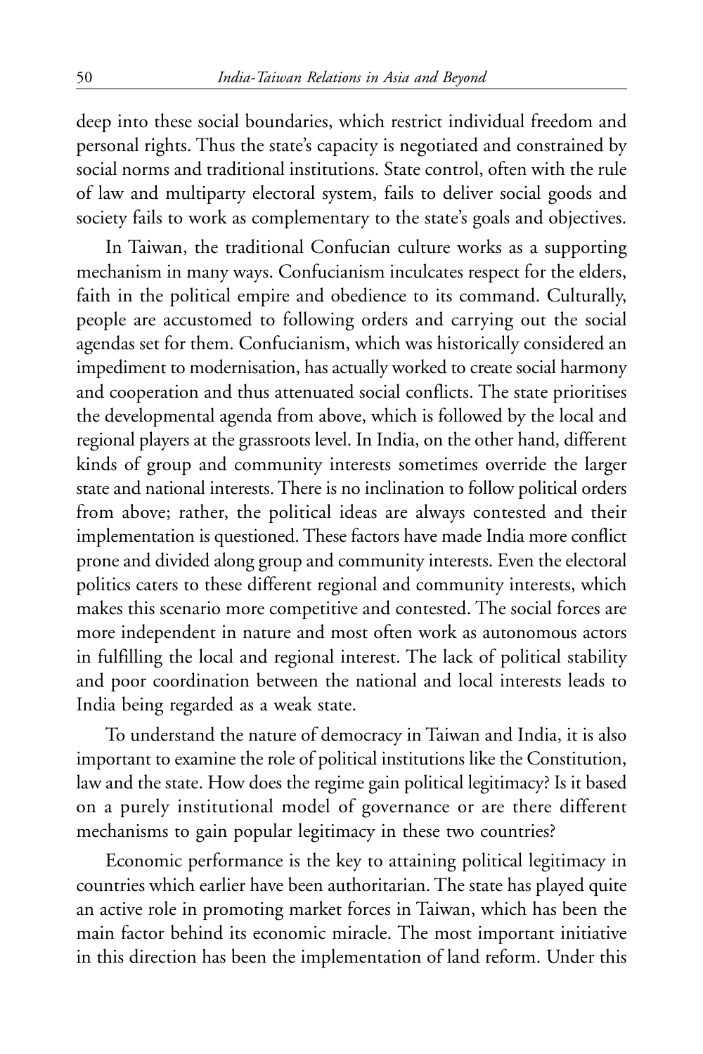deep into these social boundaries, which restrict individual freedom and personal rights. Thus the state's capacity is negotiated and constrained by social norms and traditional institutions. State control, often with the rule of law and multiparty electoral system, fails to deliver social goods and society fails to work as complementary to the state's goals and objectives.

In Taiwan, the traditional Confucian culture works as a supporting mechanism in many ways. Confucianism inculcates respect for the elders, faith in the political empire and obedience to its command. Culturally, people are accustomed to following orders and carrying out the social agendas set for them. Confucianism, which was historically considered an impediment to modernisation, has actually worked to create social harmony and cooperation and thus attenuated social conflicts. The state prioritises the developmental agenda from above, which is followed by the local and regional players at the grassroots level. In India, on the other hand, different kinds of group and community interests sometimes override the larger state and national interests. There is no inclination to follow political orders from above; rather, the political ideas are always contested and their implementation is questioned. These factors have made India more conflict prone and divided along group and community interests. Even the electoral politics caters to these different regional and community interests, which makes this scenario more competitive and contested. The social forces are more independent in nature and most often work as autonomous actors in fulfilling the local and regional interest. The lack of political stability and poor coordination between the national and local interests leads to India being regarded as a weak state.

To understand the nature of democracy in Taiwan and India, it is also important to examine the role of political institutions like the Constitution, law and the state. How does the regime gain political legitimacy? Is it based on a purely institutional model of governance or are there different mechanisms to gain popular legitimacy in these two countries?

Economic performance is the key to attaining political legitimacy in countries which earlier have been authoritarian. The state has played quite an active role in promoting market forces in Taiwan, which has been the main factor behind its economic miracle. The most important initiative in this direction has been the implementation of land reform. Under this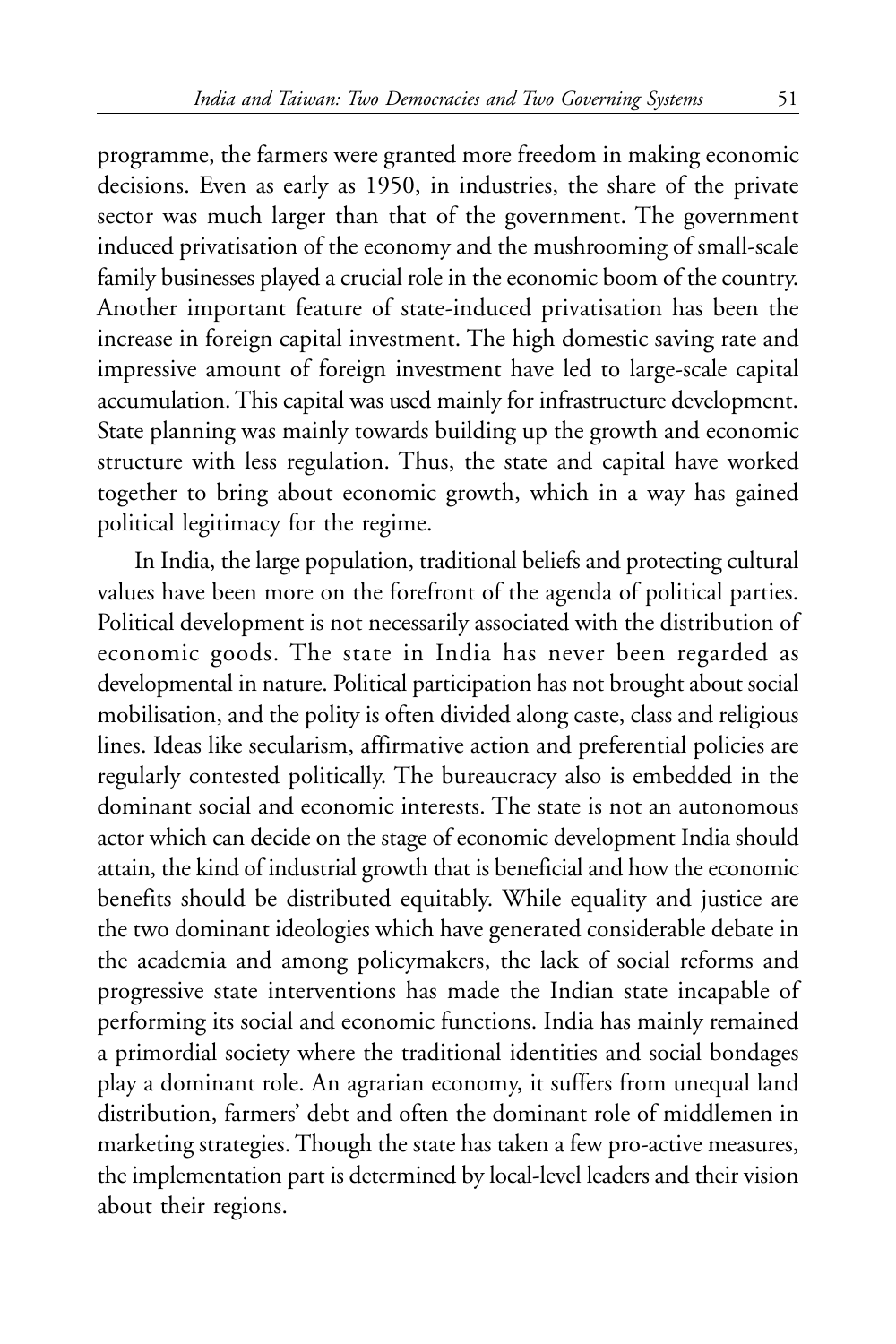programme, the farmers were granted more freedom in making economic decisions. Even as early as 1950, in industries, the share of the private sector was much larger than that of the government. The government induced privatisation of the economy and the mushrooming of small-scale family businesses played a crucial role in the economic boom of the country. Another important feature of state-induced privatisation has been the increase in foreign capital investment. The high domestic saving rate and impressive amount of foreign investment have led to large-scale capital accumulation. This capital was used mainly for infrastructure development. State planning was mainly towards building up the growth and economic structure with less regulation. Thus, the state and capital have worked together to bring about economic growth, which in a way has gained political legitimacy for the regime.

In India, the large population, traditional beliefs and protecting cultural values have been more on the forefront of the agenda of political parties. Political development is not necessarily associated with the distribution of economic goods. The state in India has never been regarded as developmental in nature. Political participation has not brought about social mobilisation, and the polity is often divided along caste, class and religious lines. Ideas like secularism, affirmative action and preferential policies are regularly contested politically. The bureaucracy also is embedded in the dominant social and economic interests. The state is not an autonomous actor which can decide on the stage of economic development India should attain, the kind of industrial growth that is beneficial and how the economic benefits should be distributed equitably. While equality and justice are the two dominant ideologies which have generated considerable debate in the academia and among policymakers, the lack of social reforms and progressive state interventions has made the Indian state incapable of performing its social and economic functions. India has mainly remained a primordial society where the traditional identities and social bondages play a dominant role. An agrarian economy, it suffers from unequal land distribution, farmers' debt and often the dominant role of middlemen in marketing strategies. Though the state has taken a few pro-active measures, the implementation part is determined by local-level leaders and their vision about their regions.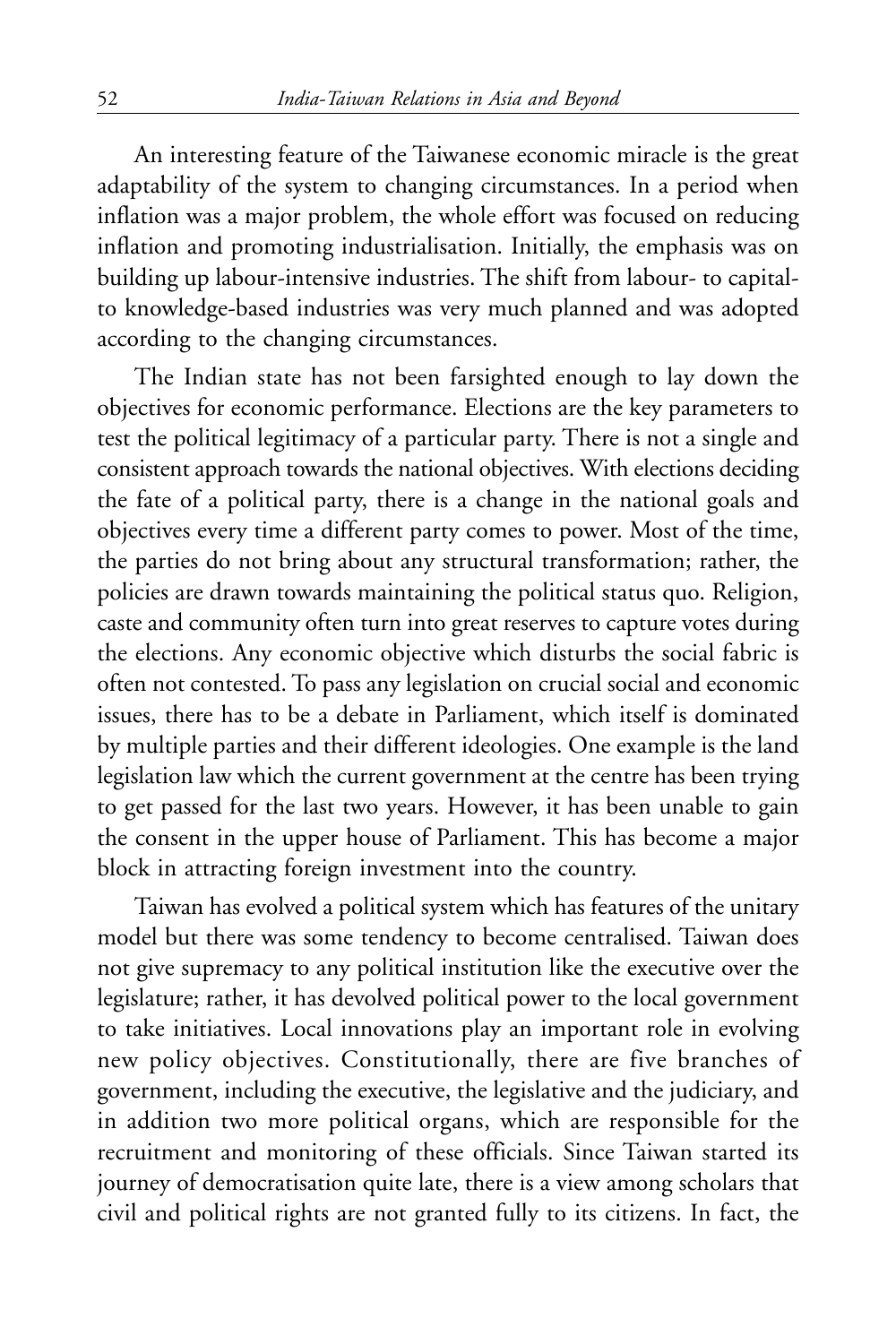An interesting feature of the Taiwanese economic miracle is the great adaptability of the system to changing circumstances. In a period when inflation was a major problem, the whole effort was focused on reducing inflation and promoting industrialisation. Initially, the emphasis was on building up labour-intensive industries. The shift from labour- to capital- to knowledge-based industries was very much planned and was adopted according to the changing circumstances.

The Indian state has not been farsighted enough to lay down the objectives for economic performance. Elections are the key parameters to test the political legitimacy of a particular party. There is not a single and consistent approach towards the national objectives. With elections deciding the fate of a political party, there is a change in the national goals and objectives every time a different party comes to power. Most of the time, the parties do not bring about any structural transformation; rather, the policies are drawn towards maintaining the political status quo. Religion, caste and community often turn into great reserves to capture votes during the elections. Any economic objective which disturbs the social fabric is often not contested. To pass any legislation on crucial social and economic issues, there has to be a debate in Parliament, which itself is dominated by multiple parties and their different ideologies. One example is the land legislation law which the current government at the centre has been trying to get passed for the last two years. However, it has been unable to gain the consent in the upper house of Parliament. This has become a major block in attracting foreign investment into the country.

Taiwan has evolved a political system which has features of the unitary model but there was some tendency to become centralised. Taiwan does not give supremacy to any political institution like the executive over the legislature; rather, it has devolved political power to the local government to take initiatives. Local innovations play an important role in evolving new policy objectives. Constitutionally, there are five branches of government, including the executive, the legislative and the judiciary, and in addition two more political organs, which are responsible for the recruitment and monitoring of these officials. Since Taiwan started its journey of democratisation quite late, there is a view among scholars that civil and political rights are not granted fully to its citizens. In fact, the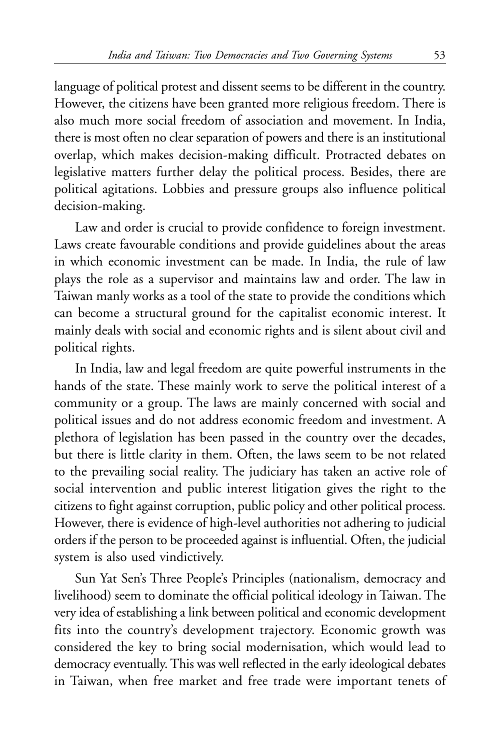language of political protest and dissent seems to be different in the country. However, the citizens have been granted more religious freedom. There is also much more social freedom of association and movement. In India, there is most often no clear separation of powers and there is an institutional overlap, which makes decision-making difficult. Protracted debates on legislative matters further delay the political process. Besides, there are political agitations. Lobbies and pressure groups also influence political decision-making.

Law and order is crucial to provide confidence to foreign investment. Laws create favourable conditions and provide guidelines about the areas in which economic investment can be made. In India, the rule of law plays the role as a supervisor and maintains law and order. The law in Taiwan manly works as a tool of the state to provide the conditions which can become a structural ground for the capitalist economic interest. It mainly deals with social and economic rights and is silent about civil and political rights.

In India, law and legal freedom are quite powerful instruments in the hands of the state. These mainly work to serve the political interest of a community or a group. The laws are mainly concerned with social and political issues and do not address economic freedom and investment. A plethora of legislation has been passed in the country over the decades, but there is little clarity in them. Often, the laws seem to be not related to the prevailing social reality. The judiciary has taken an active role of social intervention and public interest litigation gives the right to the citizens to fight against corruption, public policy and other political process. However, there is evidence of high-level authorities not adhering to judicial orders if the person to be proceeded against is influential. Often, the judicial system is also used vindictively.

Sun Yat Sen's Three People's Principles (nationalism, democracy and livelihood) seem to dominate the official political ideology in Taiwan. The very idea of establishing a link between political and economic development fits into the country's development trajectory. Economic growth was considered the key to bring social modernisation, which would lead to democracy eventually. This was well reflected in the early ideological debates in Taiwan, when free market and free trade were important tenets of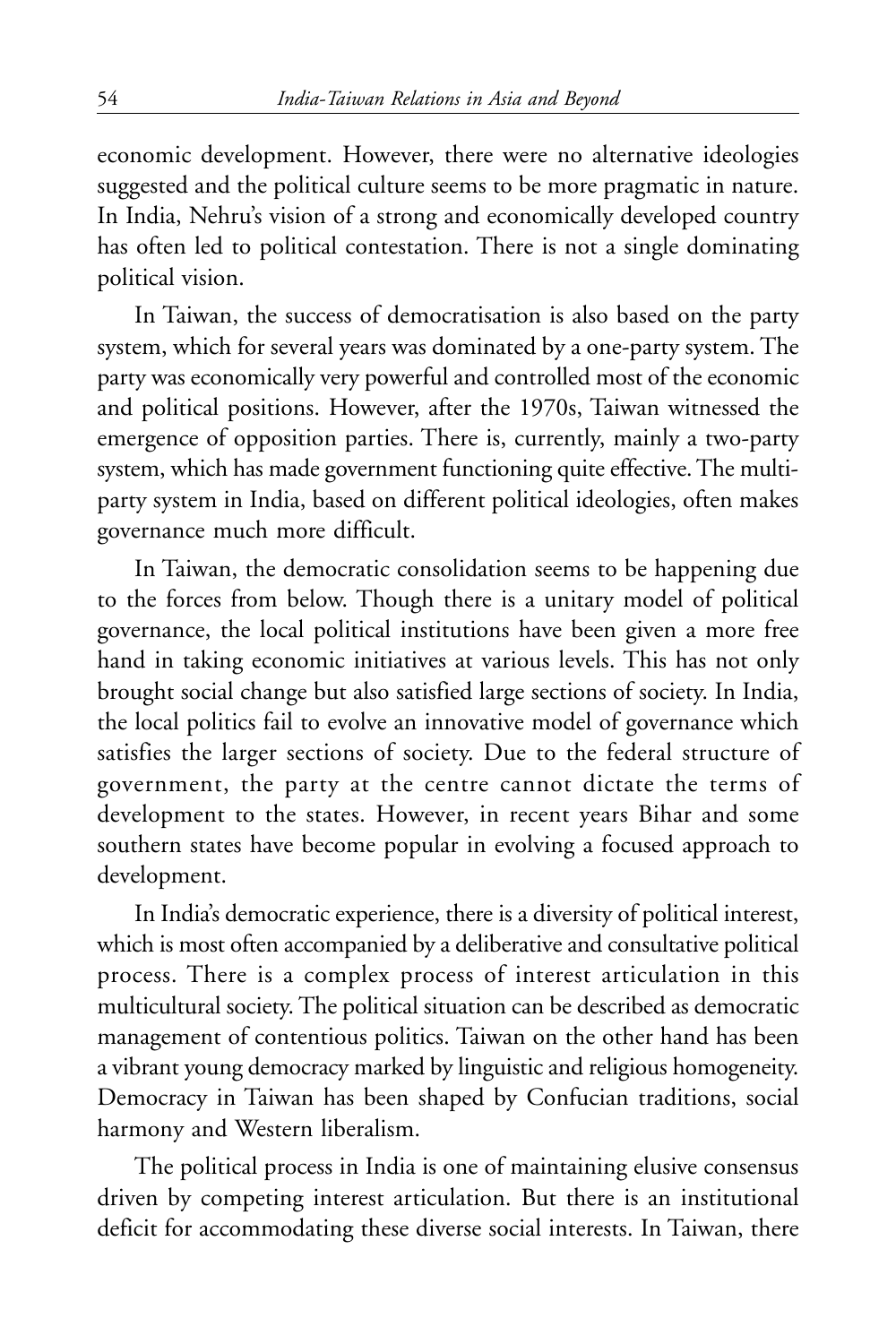economic development. However, there were no alternative ideologies suggested and the political culture seems to be more pragmatic in nature. In India, Nehru's vision of a strong and economically developed country has often led to political contestation. There is not a single dominating political vision.

In Taiwan, the success of democratisation is also based on the party system, which for several years was dominated by a one-party system. The party was economically very powerful and controlled most of the economic and political positions. However, after the 1970s, Taiwan witnessed the emergence of opposition parties. There is, currently, mainly a two-party system, which has made government functioning quite effective. The multi-party system in India, based on different political ideologies, often makes governance much more difficult.

In Taiwan, the democratic consolidation seems to be happening due to the forces from below. Though there is a unitary model of political governance, the local political institutions have been given a more free hand in taking economic initiatives at various levels. This has not only brought social change but also satisfied large sections of society. In India, the local politics fail to evolve an innovative model of governance which satisfies the larger sections of society. Due to the federal structure of government, the party at the centre cannot dictate the terms of development to the states. However, in recent years Bihar and some southern states have become popular in evolving a focused approach to development.

In India's democratic experience, there is a diversity of political interest, which is most often accompanied by a deliberative and consultative political process. There is a complex process of interest articulation in this multicultural society. The political situation can be described as democratic management of contentious politics. Taiwan on the other hand has been a vibrant young democracy marked by linguistic and religious homogeneity. Democracy in Taiwan has been shaped by Confucian traditions, social harmony and Western liberalism.

The political process in India is one of maintaining elusive consensus driven by competing interest articulation. But there is an institutional deficit for accommodating these diverse social interests. In Taiwan, there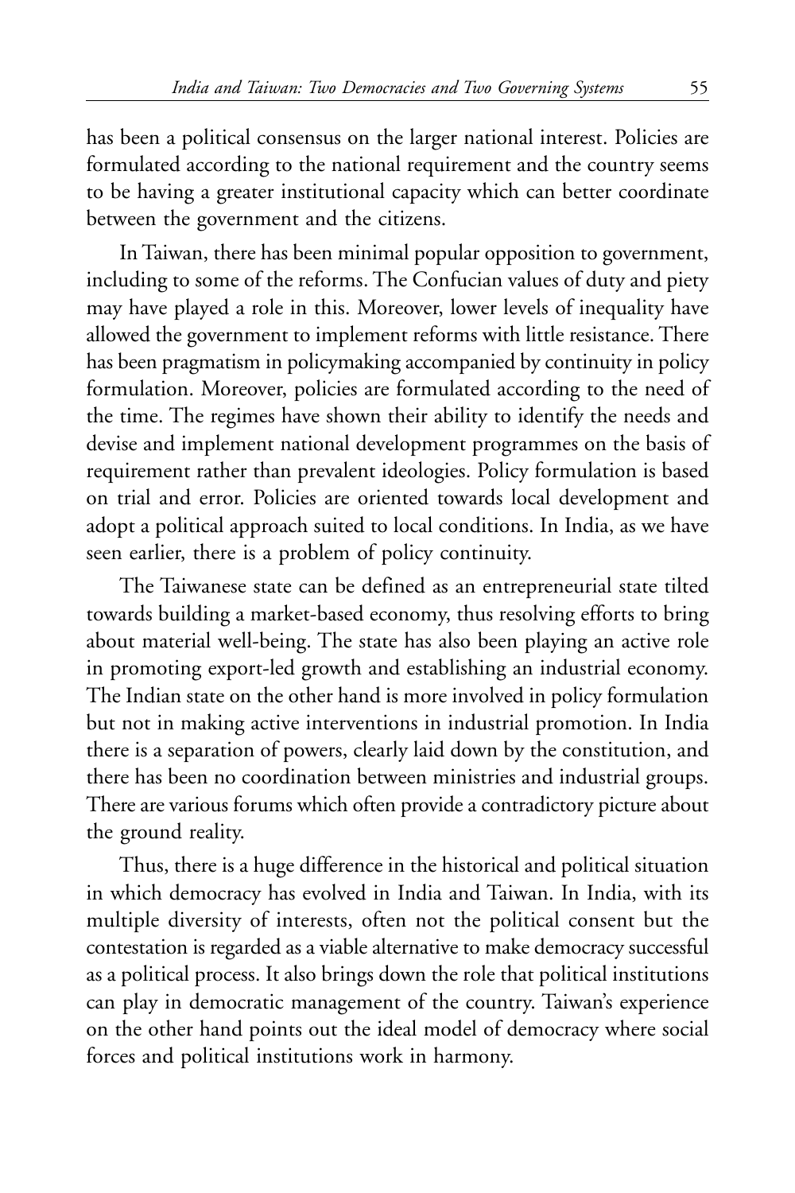has been a political consensus on the larger national interest. Policies are formulated according to the national requirement and the country seems to be having a greater institutional capacity which can better coordinate between the government and the citizens.

In Taiwan, there has been minimal popular opposition to government, including to some of the reforms. The Confucian values of duty and piety may have played a role in this. Moreover, lower levels of inequality have allowed the government to implement reforms with little resistance. There has been pragmatism in policymaking accompanied by continuity in policy formulation. Moreover, policies are formulated according to the need of the time. The regimes have shown their ability to identify the needs and devise and implement national development programmes on the basis of requirement rather than prevalent ideologies. Policy formulation is based on trial and error. Policies are oriented towards local development and adopt a political approach suited to local conditions. In India, as we have seen earlier, there is a problem of policy continuity.

The Taiwanese state can be defined as an entrepreneurial state tilted towards building a market-based economy, thus resolving efforts to bring about material well-being. The state has also been playing an active role in promoting export-led growth and establishing an industrial economy. The Indian state on the other hand is more involved in policy formulation but not in making active interventions in industrial promotion. In India there is a separation of powers, clearly laid down by the constitution, and there has been no coordination between ministries and industrial groups. There are various forums which often provide a contradictory picture about the ground reality.

Thus, there is a huge difference in the historical and political situation in which democracy has evolved in India and Taiwan. In India, with its multiple diversity of interests, often not the political consent but the contestation is regarded as a viable alternative to make democracy successful as a political process. It also brings down the role that political institutions can play in democratic management of the country. Taiwan's experience on the other hand points out the ideal model of democracy where social forces and political institutions work in harmony.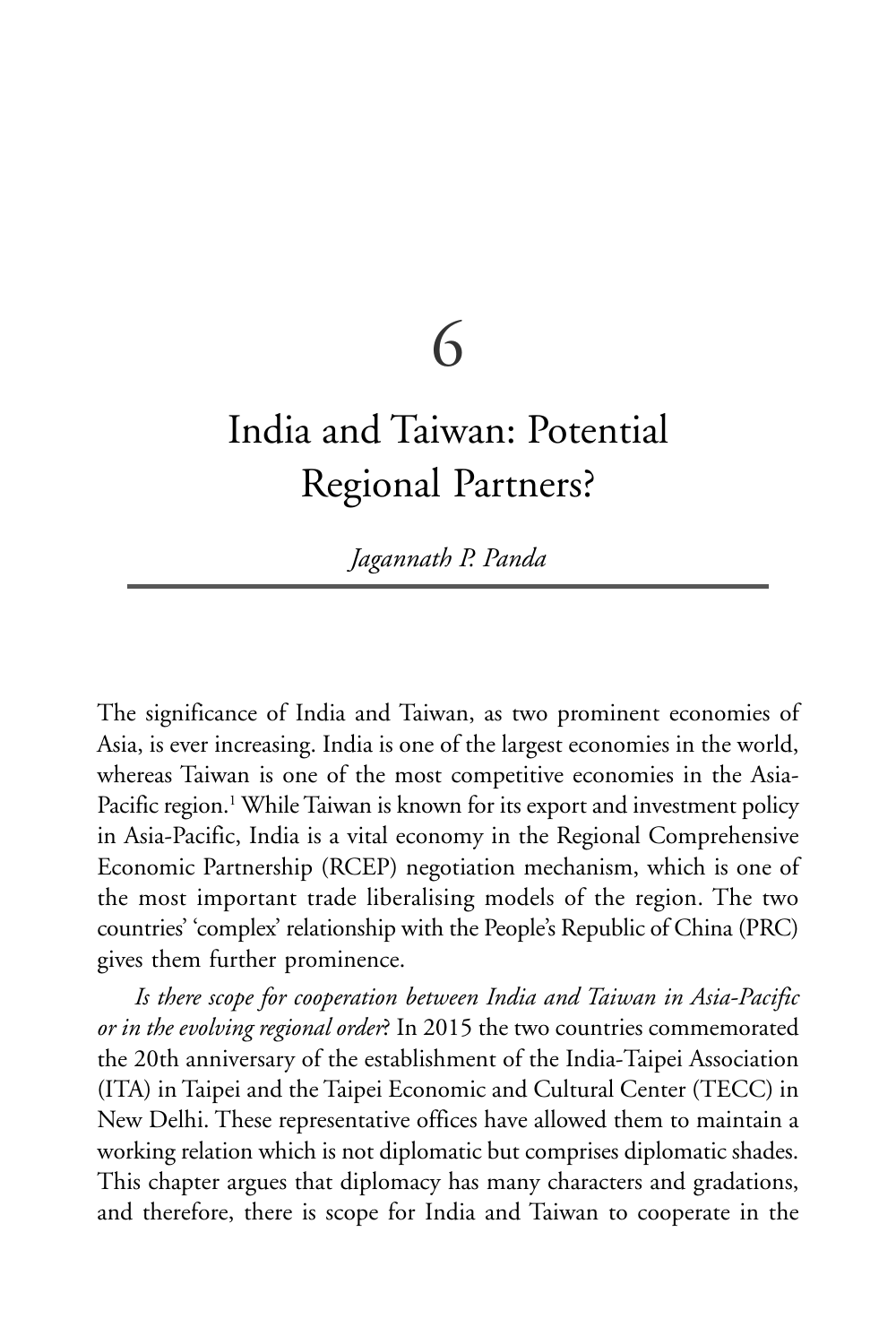# 6

# India and Taiwan: Potential Regional Partners?

*Jagannath P. Panda*

---

The significance of India and Taiwan, as two prominent economies of Asia, is ever increasing. India is one of the largest economies in the world, whereas Taiwan is one of the most competitive economies in the Asia-Pacific region.[1] While Taiwan is known for its export and investment policy in Asia-Pacific, India is a vital economy in the Regional Comprehensive Economic Partnership (RCEP) negotiation mechanism, which is one of the most important trade liberalising models of the region. The two countries' 'complex' relationship with the People's Republic of China (PRC) gives them further prominence.

*Is there scope for cooperation between India and Taiwan in Asia-Pacific or in the evolving regional order*? In 2015 the two countries commemorated the 20th anniversary of the establishment of the India-Taipei Association (ITA) in Taipei and the Taipei Economic and Cultural Center (TECC) in New Delhi. These representative offices have allowed them to maintain a working relation which is not diplomatic but comprises diplomatic shades. This chapter argues that diplomacy has many characters and gradations, and therefore, there is scope for India and Taiwan to cooperate in the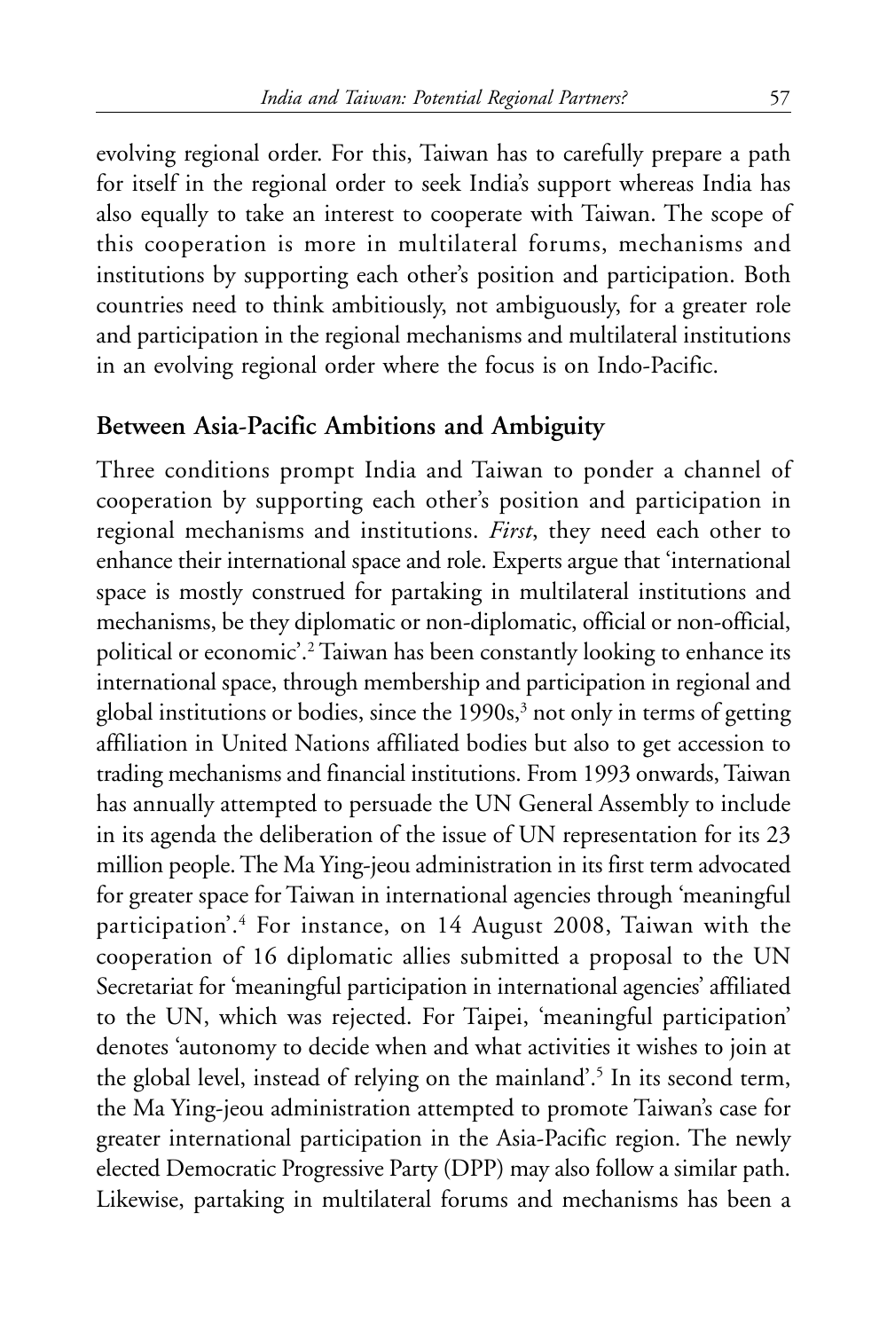evolving regional order. For this, Taiwan has to carefully prepare a path for itself in the regional order to seek India's support whereas India has also equally to take an interest to cooperate with Taiwan. The scope of this cooperation is more in multilateral forums, mechanisms and institutions by supporting each other's position and participation. Both countries need to think ambitiously, not ambiguously, for a greater role and participation in the regional mechanisms and multilateral institutions in an evolving regional order where the focus is on Indo-Pacific.

## Between Asia-Pacific Ambitions and Ambiguity

Three conditions prompt India and Taiwan to ponder a channel of cooperation by supporting each other's position and participation in regional mechanisms and institutions. *First*, they need each other to enhance their international space and role. Experts argue that 'international space is mostly construed for partaking in multilateral institutions and mechanisms, be they diplomatic or non-diplomatic, official or non-official, political or economic'.[2] Taiwan has been constantly looking to enhance its international space, through membership and participation in regional and global institutions or bodies, since the 1990s,[3] not only in terms of getting affiliation in United Nations affiliated bodies but also to get accession to trading mechanisms and financial institutions. From 1993 onwards, Taiwan has annually attempted to persuade the UN General Assembly to include in its agenda the deliberation of the issue of UN representation for its 23 million people. The Ma Ying-jeou administration in its first term advocated for greater space for Taiwan in international agencies through 'meaningful participation'.[4] For instance, on 14 August 2008, Taiwan with the cooperation of 16 diplomatic allies submitted a proposal to the UN Secretariat for 'meaningful participation in international agencies' affiliated to the UN, which was rejected. For Taipei, 'meaningful participation' denotes 'autonomy to decide when and what activities it wishes to join at the global level, instead of relying on the mainland'.[5] In its second term, the Ma Ying-jeou administration attempted to promote Taiwan's case for greater international participation in the Asia-Pacific region. The newly elected Democratic Progressive Party (DPP) may also follow a similar path. Likewise, partaking in multilateral forums and mechanisms has been a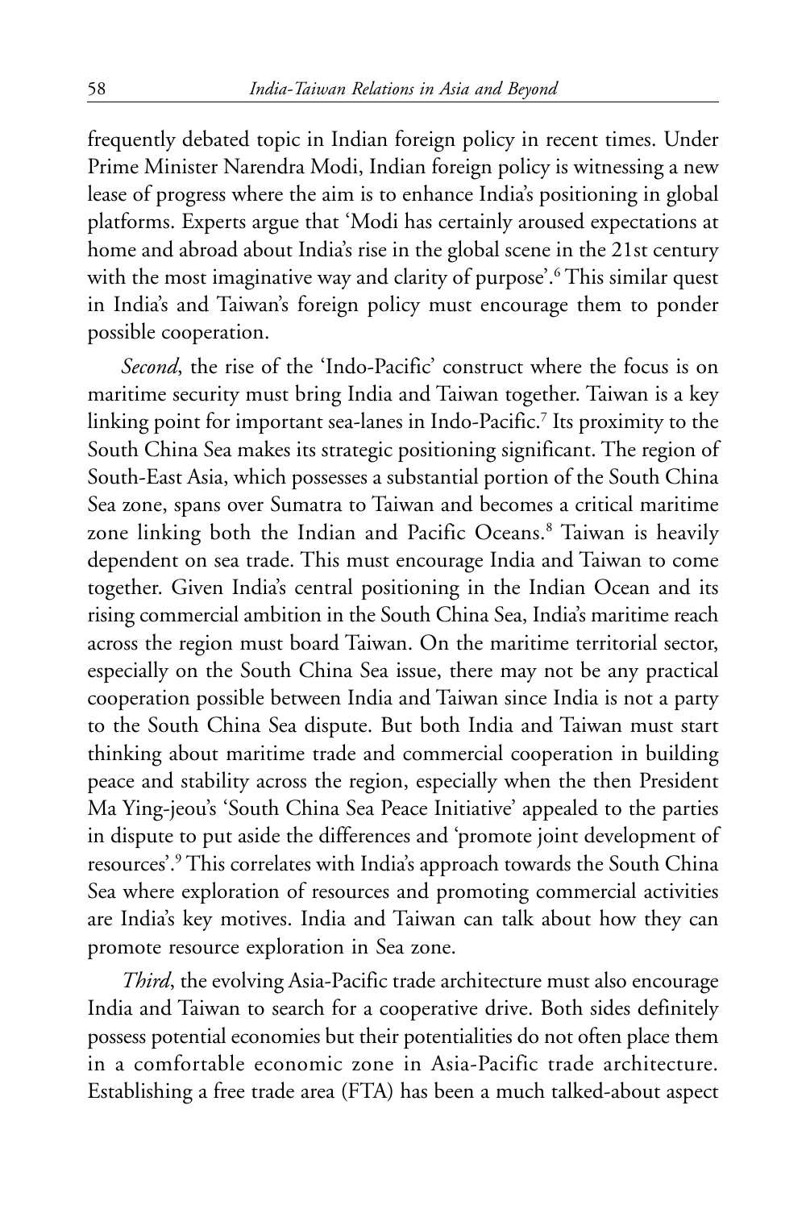frequently debated topic in Indian foreign policy in recent times. Under Prime Minister Narendra Modi, Indian foreign policy is witnessing a new lease of progress where the aim is to enhance India's positioning in global platforms. Experts argue that 'Modi has certainly aroused expectations at home and abroad about India's rise in the global scene in the 21st century with the most imaginative way and clarity of purpose'.[6] This similar quest in India's and Taiwan's foreign policy must encourage them to ponder possible cooperation.

*Second*, the rise of the 'Indo-Pacific' construct where the focus is on maritime security must bring India and Taiwan together. Taiwan is a key linking point for important sea-lanes in Indo-Pacific.[7] Its proximity to the South China Sea makes its strategic positioning significant. The region of South-East Asia, which possesses a substantial portion of the South China Sea zone, spans over Sumatra to Taiwan and becomes a critical maritime zone linking both the Indian and Pacific Oceans.[8] Taiwan is heavily dependent on sea trade. This must encourage India and Taiwan to come together. Given India's central positioning in the Indian Ocean and its rising commercial ambition in the South China Sea, India's maritime reach across the region must board Taiwan. On the maritime territorial sector, especially on the South China Sea issue, there may not be any practical cooperation possible between India and Taiwan since India is not a party to the South China Sea dispute. But both India and Taiwan must start thinking about maritime trade and commercial cooperation in building peace and stability across the region, especially when the then President Ma Ying-jeou's 'South China Sea Peace Initiative' appealed to the parties in dispute to put aside the differences and 'promote joint development of resources'.[9] This correlates with India's approach towards the South China Sea where exploration of resources and promoting commercial activities are India's key motives. India and Taiwan can talk about how they can promote resource exploration in Sea zone.

*Third*, the evolving Asia-Pacific trade architecture must also encourage India and Taiwan to search for a cooperative drive. Both sides definitely possess potential economies but their potentialities do not often place them in a comfortable economic zone in Asia-Pacific trade architecture. Establishing a free trade area (FTA) has been a much talked-about aspect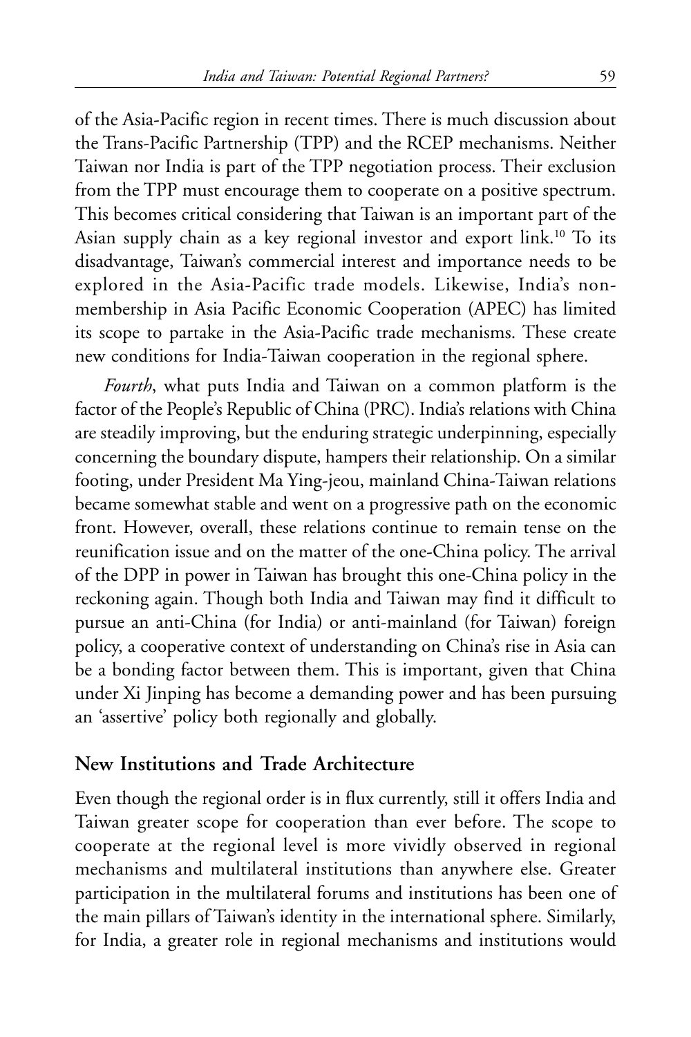of the Asia-Pacific region in recent times. There is much discussion about the Trans-Pacific Partnership (TPP) and the RCEP mechanisms. Neither Taiwan nor India is part of the TPP negotiation process. Their exclusion from the TPP must encourage them to cooperate on a positive spectrum. This becomes critical considering that Taiwan is an important part of the Asian supply chain as a key regional investor and export link.[10] To its disadvantage, Taiwan's commercial interest and importance needs to be explored in the Asia-Pacific trade models. Likewise, India's non-membership in Asia Pacific Economic Cooperation (APEC) has limited its scope to partake in the Asia-Pacific trade mechanisms. These create new conditions for India-Taiwan cooperation in the regional sphere.

*Fourth*, what puts India and Taiwan on a common platform is the factor of the People's Republic of China (PRC). India's relations with China are steadily improving, but the enduring strategic underpinning, especially concerning the boundary dispute, hampers their relationship. On a similar footing, under President Ma Ying-jeou, mainland China-Taiwan relations became somewhat stable and went on a progressive path on the economic front. However, overall, these relations continue to remain tense on the reunification issue and on the matter of the one-China policy. The arrival of the DPP in power in Taiwan has brought this one-China policy in the reckoning again. Though both India and Taiwan may find it difficult to pursue an anti-China (for India) or anti-mainland (for Taiwan) foreign policy, a cooperative context of understanding on China's rise in Asia can be a bonding factor between them. This is important, given that China under Xi Jinping has become a demanding power and has been pursuing an 'assertive' policy both regionally and globally.

## New Institutions and Trade Architecture

Even though the regional order is in flux currently, still it offers India and Taiwan greater scope for cooperation than ever before. The scope to cooperate at the regional level is more vividly observed in regional mechanisms and multilateral institutions than anywhere else. Greater participation in the multilateral forums and institutions has been one of the main pillars of Taiwan's identity in the international sphere. Similarly, for India, a greater role in regional mechanisms and institutions would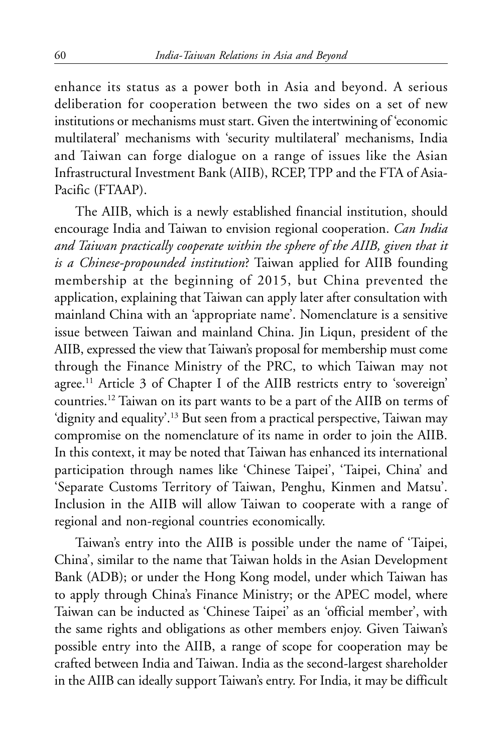enhance its status as a power both in Asia and beyond. A serious deliberation for cooperation between the two sides on a set of new institutions or mechanisms must start. Given the intertwining of 'economic multilateral' mechanisms with 'security multilateral' mechanisms, India and Taiwan can forge dialogue on a range of issues like the Asian Infrastructural Investment Bank (AIIB), RCEP, TPP and the FTA of Asia-Pacific (FTAAP).

The AIIB, which is a newly established financial institution, should encourage India and Taiwan to envision regional cooperation. *Can India and Taiwan practically cooperate within the sphere of the AIIB, given that it is a Chinese-propounded institution*? Taiwan applied for AIIB founding membership at the beginning of 2015, but China prevented the application, explaining that Taiwan can apply later after consultation with mainland China with an 'appropriate name'. Nomenclature is a sensitive issue between Taiwan and mainland China. Jin Liqun, president of the AIIB, expressed the view that Taiwan's proposal for membership must come through the Finance Ministry of the PRC, to which Taiwan may not agree.[11] Article 3 of Chapter I of the AIIB restricts entry to 'sovereign' countries.[12] Taiwan on its part wants to be a part of the AIIB on terms of 'dignity and equality'.[13] But seen from a practical perspective, Taiwan may compromise on the nomenclature of its name in order to join the AIIB. In this context, it may be noted that Taiwan has enhanced its international participation through names like 'Chinese Taipei', 'Taipei, China' and 'Separate Customs Territory of Taiwan, Penghu, Kinmen and Matsu'. Inclusion in the AIIB will allow Taiwan to cooperate with a range of regional and non-regional countries economically.

Taiwan's entry into the AIIB is possible under the name of 'Taipei, China', similar to the name that Taiwan holds in the Asian Development Bank (ADB); or under the Hong Kong model, under which Taiwan has to apply through China's Finance Ministry; or the APEC model, where Taiwan can be inducted as 'Chinese Taipei' as an 'official member', with the same rights and obligations as other members enjoy. Given Taiwan's possible entry into the AIIB, a range of scope for cooperation may be crafted between India and Taiwan. India as the second-largest shareholder in the AIIB can ideally support Taiwan's entry. For India, it may be difficult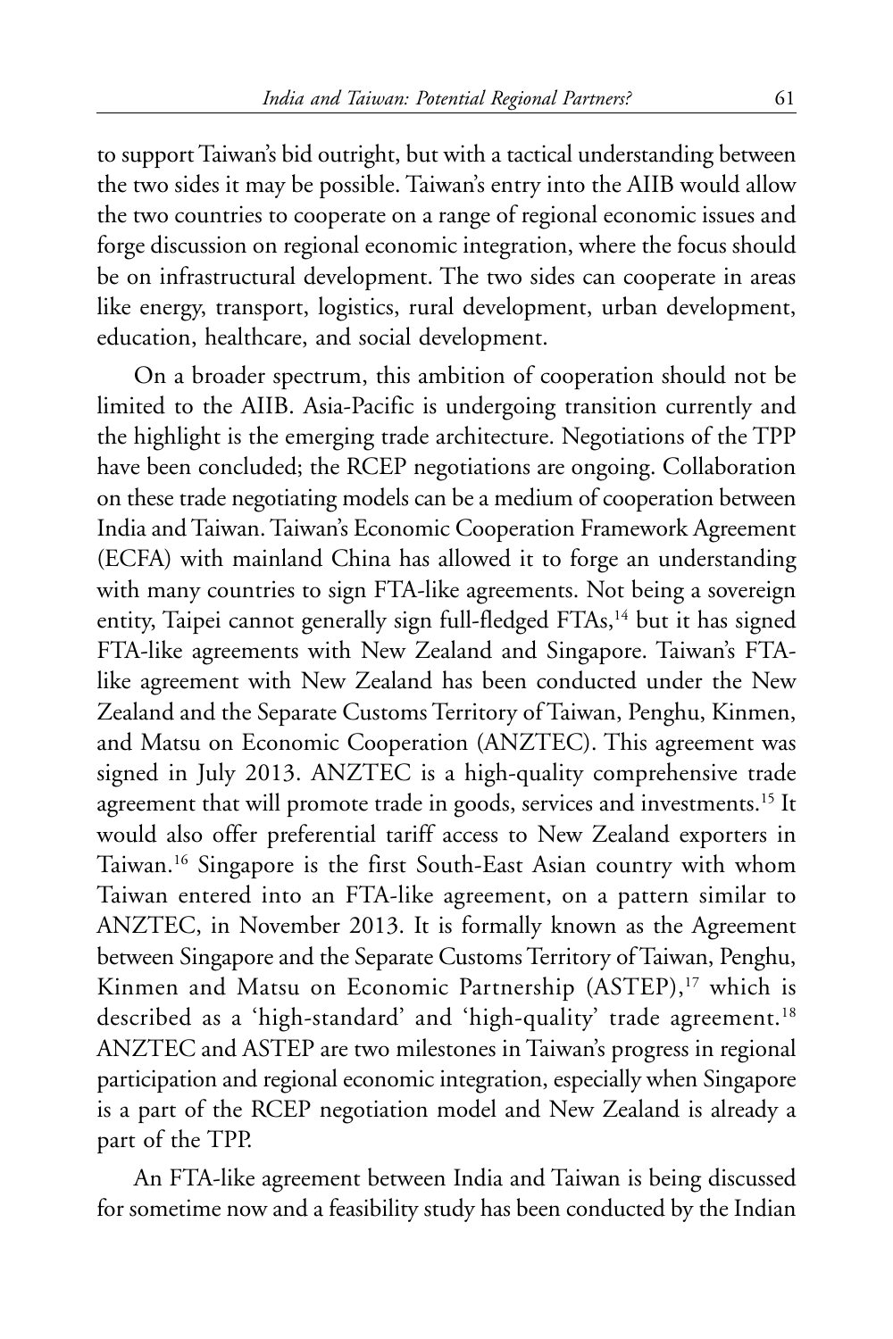to support Taiwan's bid outright, but with a tactical understanding between the two sides it may be possible. Taiwan's entry into the AIIB would allow the two countries to cooperate on a range of regional economic issues and forge discussion on regional economic integration, where the focus should be on infrastructural development. The two sides can cooperate in areas like energy, transport, logistics, rural development, urban development, education, healthcare, and social development.

On a broader spectrum, this ambition of cooperation should not be limited to the AIIB. Asia-Pacific is undergoing transition currently and the highlight is the emerging trade architecture. Negotiations of the TPP have been concluded; the RCEP negotiations are ongoing. Collaboration on these trade negotiating models can be a medium of cooperation between India and Taiwan. Taiwan's Economic Cooperation Framework Agreement (ECFA) with mainland China has allowed it to forge an understanding with many countries to sign FTA-like agreements. Not being a sovereign entity, Taipei cannot generally sign full-fledged FTAs,[14] but it has signed FTA-like agreements with New Zealand and Singapore. Taiwan's FTA-like agreement with New Zealand has been conducted under the New Zealand and the Separate Customs Territory of Taiwan, Penghu, Kinmen, and Matsu on Economic Cooperation (ANZTEC). This agreement was signed in July 2013. ANZTEC is a high-quality comprehensive trade agreement that will promote trade in goods, services and investments.[15] It would also offer preferential tariff access to New Zealand exporters in Taiwan.[16] Singapore is the first South-East Asian country with whom Taiwan entered into an FTA-like agreement, on a pattern similar to ANZTEC, in November 2013. It is formally known as the Agreement between Singapore and the Separate Customs Territory of Taiwan, Penghu, Kinmen and Matsu on Economic Partnership (ASTEP),[17] which is described as a 'high-standard' and 'high-quality' trade agreement.[18] ANZTEC and ASTEP are two milestones in Taiwan's progress in regional participation and regional economic integration, especially when Singapore is a part of the RCEP negotiation model and New Zealand is already a part of the TPP.

An FTA-like agreement between India and Taiwan is being discussed for sometime now and a feasibility study has been conducted by the Indian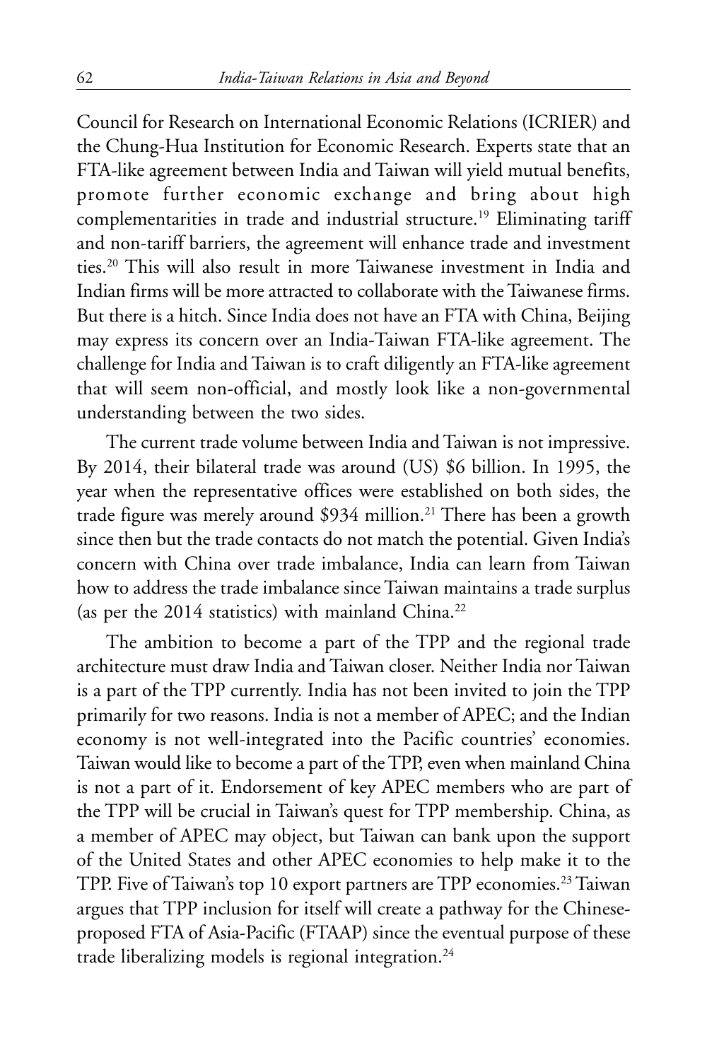Council for Research on International Economic Relations (ICRIER) and the Chung-Hua Institution for Economic Research. Experts state that an FTA-like agreement between India and Taiwan will yield mutual benefits, promote further economic exchange and bring about high complementarities in trade and industrial structure.[19] Eliminating tariff and non-tariff barriers, the agreement will enhance trade and investment ties.[20] This will also result in more Taiwanese investment in India and Indian firms will be more attracted to collaborate with the Taiwanese firms. But there is a hitch. Since India does not have an FTA with China, Beijing may express its concern over an India-Taiwan FTA-like agreement. The challenge for India and Taiwan is to craft diligently an FTA-like agreement that will seem non-official, and mostly look like a non-governmental understanding between the two sides.

The current trade volume between India and Taiwan is not impressive. By 2014, their bilateral trade was around (US) $6 billion. In 1995, the year when the representative offices were established on both sides, the trade figure was merely around $934 million.[21] There has been a growth since then but the trade contacts do not match the potential. Given India's concern with China over trade imbalance, India can learn from Taiwan how to address the trade imbalance since Taiwan maintains a trade surplus (as per the 2014 statistics) with mainland China.[22]

The ambition to become a part of the TPP and the regional trade architecture must draw India and Taiwan closer. Neither India nor Taiwan is a part of the TPP currently. India has not been invited to join the TPP primarily for two reasons. India is not a member of APEC; and the Indian economy is not well-integrated into the Pacific countries' economies. Taiwan would like to become a part of the TPP, even when mainland China is not a part of it. Endorsement of key APEC members who are part of the TPP will be crucial in Taiwan's quest for TPP membership. China, as a member of APEC may object, but Taiwan can bank upon the support of the United States and other APEC economies to help make it to the TPP. Five of Taiwan's top 10 export partners are TPP economies.[23] Taiwan argues that TPP inclusion for itself will create a pathway for the Chinese-proposed FTA of Asia-Pacific (FTAAP) since the eventual purpose of these trade liberalizing models is regional integration.[24]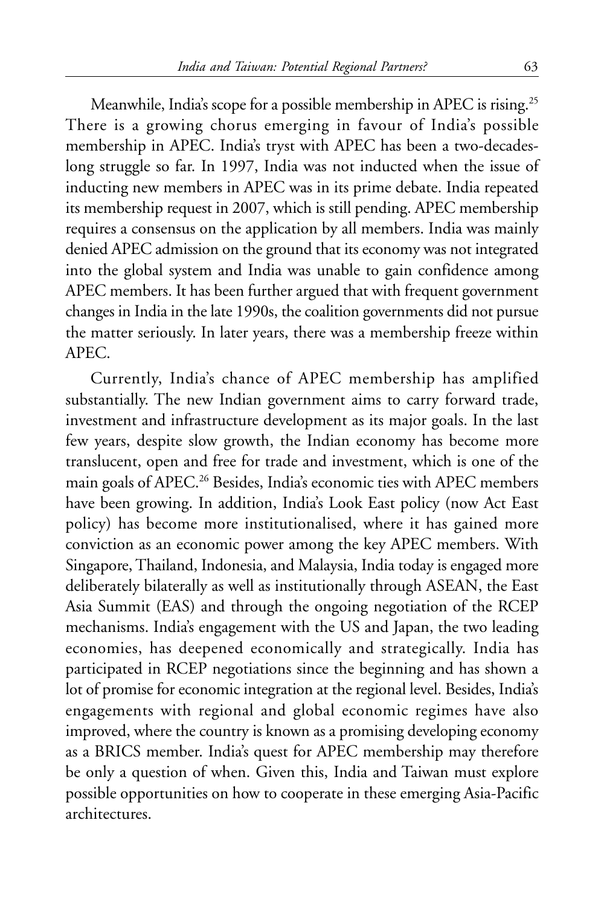Meanwhile, India's scope for a possible membership in APEC is rising.[25] There is a growing chorus emerging in favour of India's possible membership in APEC. India's tryst with APEC has been a two-decades-long struggle so far. In 1997, India was not inducted when the issue of inducting new members in APEC was in its prime debate. India repeated its membership request in 2007, which is still pending. APEC membership requires a consensus on the application by all members. India was mainly denied APEC admission on the ground that its economy was not integrated into the global system and India was unable to gain confidence among APEC members. It has been further argued that with frequent government changes in India in the late 1990s, the coalition governments did not pursue the matter seriously. In later years, there was a membership freeze within APEC.

Currently, India's chance of APEC membership has amplified substantially. The new Indian government aims to carry forward trade, investment and infrastructure development as its major goals. In the last few years, despite slow growth, the Indian economy has become more translucent, open and free for trade and investment, which is one of the main goals of APEC.[26] Besides, India's economic ties with APEC members have been growing. In addition, India's Look East policy (now Act East policy) has become more institutionalised, where it has gained more conviction as an economic power among the key APEC members. With Singapore, Thailand, Indonesia, and Malaysia, India today is engaged more deliberately bilaterally as well as institutionally through ASEAN, the East Asia Summit (EAS) and through the ongoing negotiation of the RCEP mechanisms. India's engagement with the US and Japan, the two leading economies, has deepened economically and strategically. India has participated in RCEP negotiations since the beginning and has shown a lot of promise for economic integration at the regional level. Besides, India's engagements with regional and global economic regimes have also improved, where the country is known as a promising developing economy as a BRICS member. India's quest for APEC membership may therefore be only a question of when. Given this, India and Taiwan must explore possible opportunities on how to cooperate in these emerging Asia-Pacific architectures.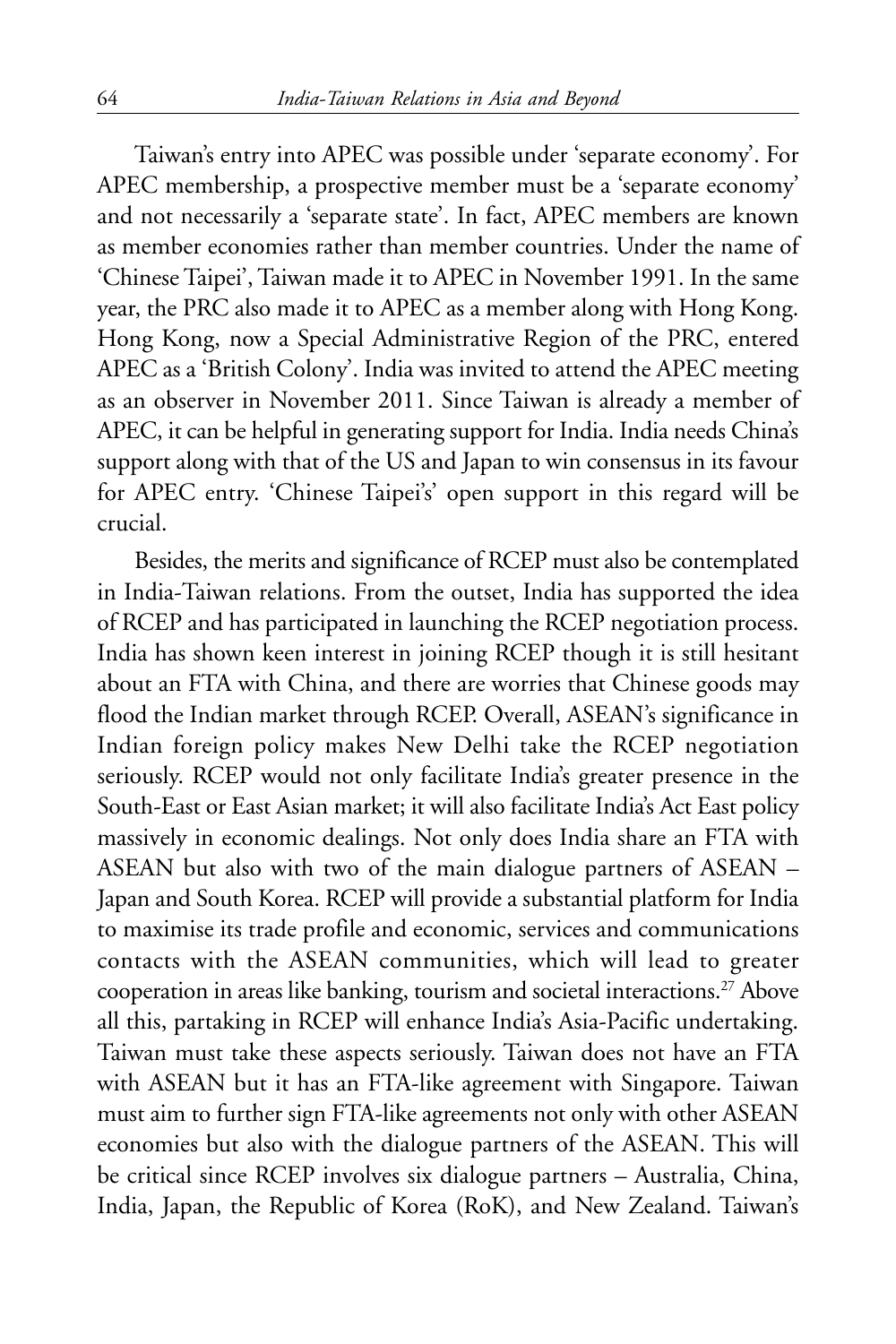Taiwan's entry into APEC was possible under 'separate economy'. For APEC membership, a prospective member must be a 'separate economy' and not necessarily a 'separate state'. In fact, APEC members are known as member economies rather than member countries. Under the name of 'Chinese Taipei', Taiwan made it to APEC in November 1991. In the same year, the PRC also made it to APEC as a member along with Hong Kong. Hong Kong, now a Special Administrative Region of the PRC, entered APEC as a 'British Colony'. India was invited to attend the APEC meeting as an observer in November 2011. Since Taiwan is already a member of APEC, it can be helpful in generating support for India. India needs China's support along with that of the US and Japan to win consensus in its favour for APEC entry. 'Chinese Taipei's' open support in this regard will be crucial.

Besides, the merits and significance of RCEP must also be contemplated in India-Taiwan relations. From the outset, India has supported the idea of RCEP and has participated in launching the RCEP negotiation process. India has shown keen interest in joining RCEP though it is still hesitant about an FTA with China, and there are worries that Chinese goods may flood the Indian market through RCEP. Overall, ASEAN's significance in Indian foreign policy makes New Delhi take the RCEP negotiation seriously. RCEP would not only facilitate India's greater presence in the South-East or East Asian market; it will also facilitate India's Act East policy massively in economic dealings. Not only does India share an FTA with ASEAN but also with two of the main dialogue partners of ASEAN – Japan and South Korea. RCEP will provide a substantial platform for India to maximise its trade profile and economic, services and communications contacts with the ASEAN communities, which will lead to greater cooperation in areas like banking, tourism and societal interactions.[27] Above all this, partaking in RCEP will enhance India's Asia-Pacific undertaking. Taiwan must take these aspects seriously. Taiwan does not have an FTA with ASEAN but it has an FTA-like agreement with Singapore. Taiwan must aim to further sign FTA-like agreements not only with other ASEAN economies but also with the dialogue partners of the ASEAN. This will be critical since RCEP involves six dialogue partners – Australia, China, India, Japan, the Republic of Korea (RoK), and New Zealand. Taiwan's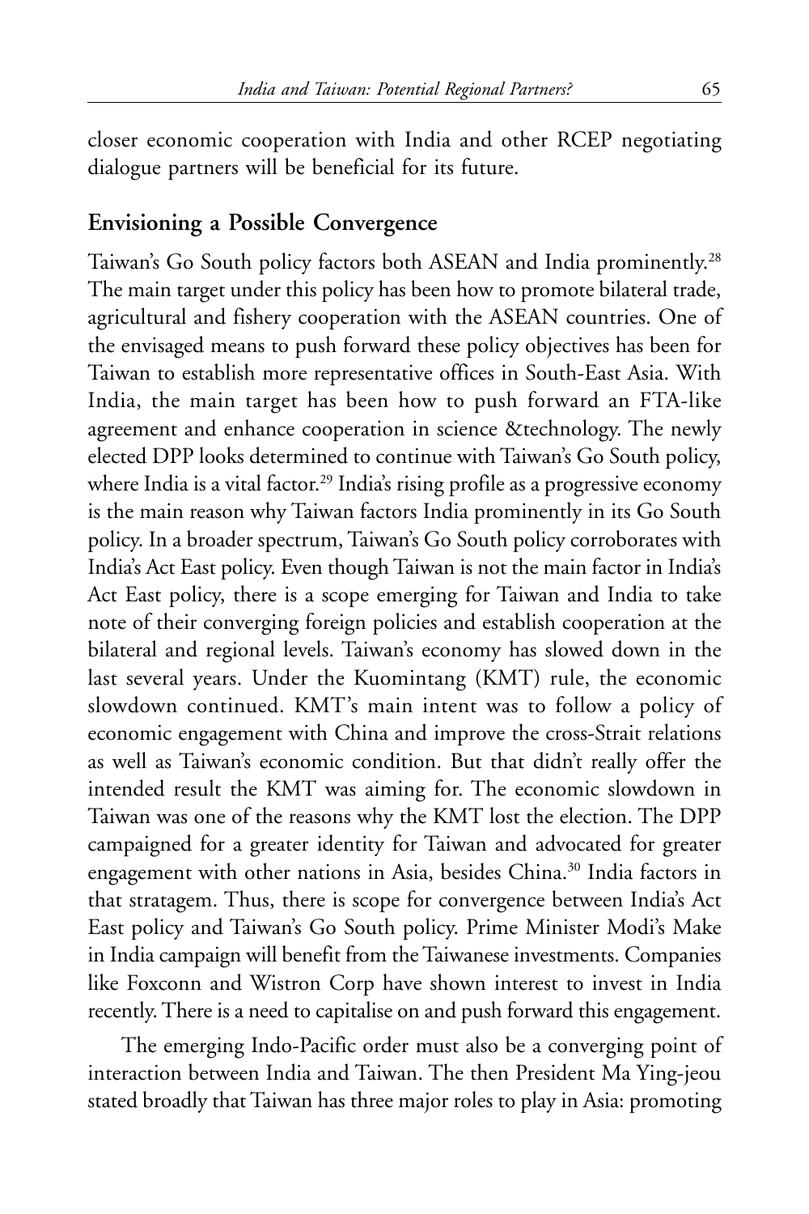closer economic cooperation with India and other RCEP negotiating dialogue partners will be beneficial for its future.

## Envisioning a Possible Convergence

Taiwan's Go South policy factors both ASEAN and India prominently.[28] The main target under this policy has been how to promote bilateral trade, agricultural and fishery cooperation with the ASEAN countries. One of the envisaged means to push forward these policy objectives has been for Taiwan to establish more representative offices in South-East Asia. With India, the main target has been how to push forward an FTA-like agreement and enhance cooperation in science &technology. The newly elected DPP looks determined to continue with Taiwan's Go South policy, where India is a vital factor.[29] India's rising profile as a progressive economy is the main reason why Taiwan factors India prominently in its Go South policy. In a broader spectrum, Taiwan's Go South policy corroborates with India's Act East policy. Even though Taiwan is not the main factor in India's Act East policy, there is a scope emerging for Taiwan and India to take note of their converging foreign policies and establish cooperation at the bilateral and regional levels. Taiwan's economy has slowed down in the last several years. Under the Kuomintang (KMT) rule, the economic slowdown continued. KMT's main intent was to follow a policy of economic engagement with China and improve the cross-Strait relations as well as Taiwan's economic condition. But that didn't really offer the intended result the KMT was aiming for. The economic slowdown in Taiwan was one of the reasons why the KMT lost the election. The DPP campaigned for a greater identity for Taiwan and advocated for greater engagement with other nations in Asia, besides China.[30] India factors in that stratagem. Thus, there is scope for convergence between India's Act East policy and Taiwan's Go South policy. Prime Minister Modi's Make in India campaign will benefit from the Taiwanese investments. Companies like Foxconn and Wistron Corp have shown interest to invest in India recently. There is a need to capitalise on and push forward this engagement.

The emerging Indo-Pacific order must also be a converging point of interaction between India and Taiwan. The then President Ma Ying-jeou stated broadly that Taiwan has three major roles to play in Asia: promoting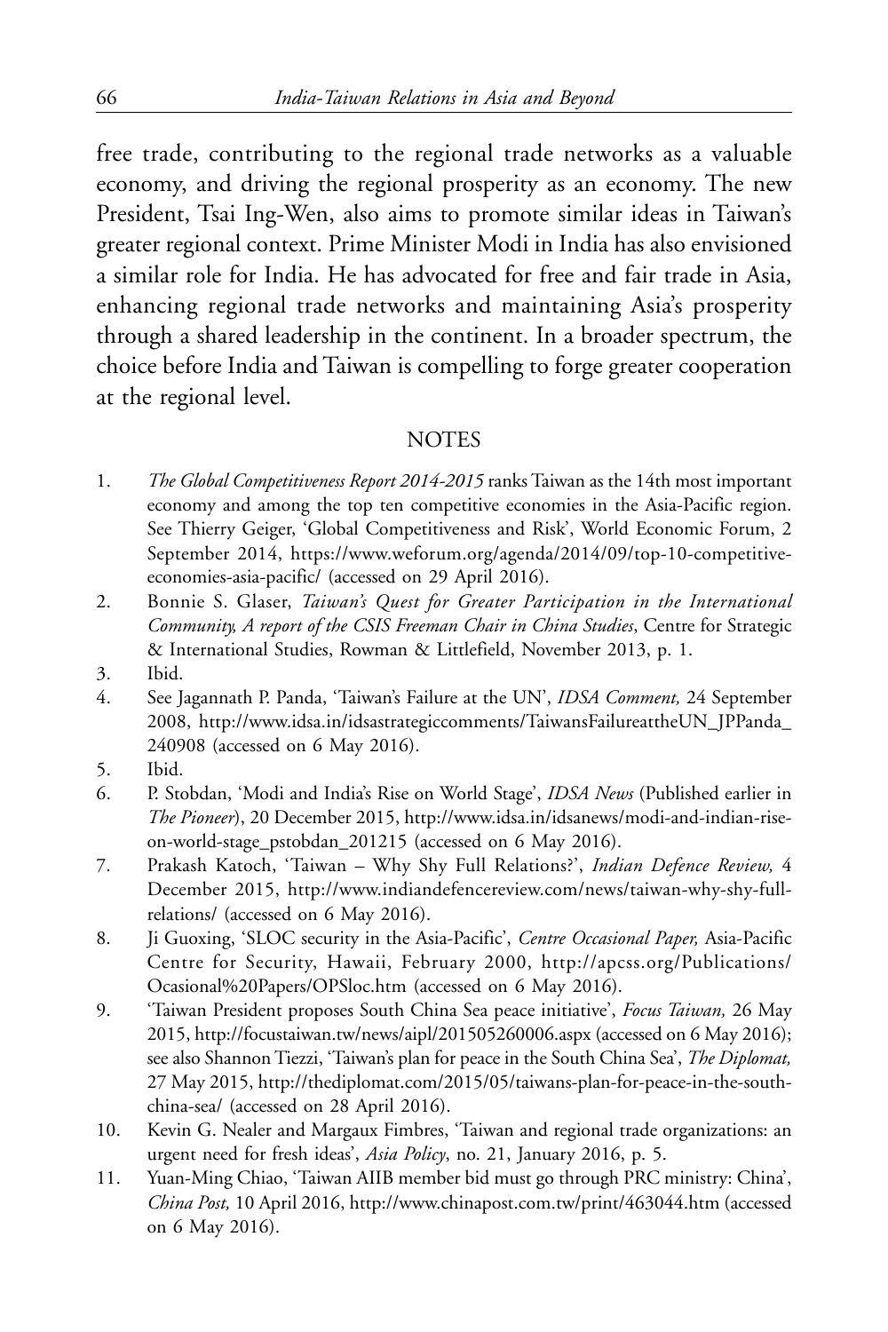free trade, contributing to the regional trade networks as a valuable economy, and driving the regional prosperity as an economy. The new President, Tsai Ing-Wen, also aims to promote similar ideas in Taiwan's greater regional context. Prime Minister Modi in India has also envisioned a similar role for India. He has advocated for free and fair trade in Asia, enhancing regional trade networks and maintaining Asia's prosperity through a shared leadership in the continent. In a broader spectrum, the choice before India and Taiwan is compelling to forge greater cooperation at the regional level.

## NOTES

1. *The Global Competitiveness Report 2014-2015* ranks Taiwan as the 14th most important economy and among the top ten competitive economies in the Asia-Pacific region. See Thierry Geiger, 'Global Competitiveness and Risk', World Economic Forum, 2 September 2014, https://www.weforum.org/agenda/2014/09/top-10-competitive-economies-asia-pacific/ (accessed on 29 April 2016).
2. Bonnie S. Glaser, *Taiwan's Quest for Greater Participation in the International Community, A report of the CSIS Freeman Chair in China Studies*, Centre for Strategic & International Studies, Rowman & Littlefield, November 2013, p. 1.
3. Ibid.
4. See Jagannath P. Panda, 'Taiwan's Failure at the UN', *IDSA Comment,* 24 September 2008, http://www.idsa.in/idsastrategiccomments/TaiwansFailureattheUN_JPPanda_240908 (accessed on 6 May 2016).
5. Ibid.
6. P. Stobdan, 'Modi and India's Rise on World Stage', *IDSA News* (Published earlier in *The Pioneer*), 20 December 2015, http://www.idsa.in/idsanews/modi-and-indian-rise-on-world-stage_pstobdan_201215 (accessed on 6 May 2016).
7. Prakash Katoch, 'Taiwan – Why Shy Full Relations?', *Indian Defence Review,* 4 December 2015, http://www.indiandefencereview.com/news/taiwan-why-shy-full-relations/ (accessed on 6 May 2016).
8. Ji Guoxing, 'SLOC security in the Asia-Pacific', *Centre Occasional Paper,* Asia-Pacific Centre for Security, Hawaii, February 2000, http://apcss.org/Publications/Ocasional%20Papers/OPSloc.htm (accessed on 6 May 2016).
9. 'Taiwan President proposes South China Sea peace initiative', *Focus Taiwan,* 26 May 2015, http://focustaiwan.tw/news/aipl/201505260006.aspx (accessed on 6 May 2016); see also Shannon Tiezzi, 'Taiwan's plan for peace in the South China Sea', *The Diplomat,* 27 May 2015, http://thediplomat.com/2015/05/taiwans-plan-for-peace-in-the-south-china-sea/ (accessed on 28 April 2016).
10. Kevin G. Nealer and Margaux Fimbres, 'Taiwan and regional trade organizations: an urgent need for fresh ideas', *Asia Policy*, no. 21, January 2016, p. 5.
11. Yuan-Ming Chiao, 'Taiwan AIIB member bid must go through PRC ministry: China', *China Post,* 10 April 2016, http://www.chinapost.com.tw/print/463044.htm (accessed on 6 May 2016).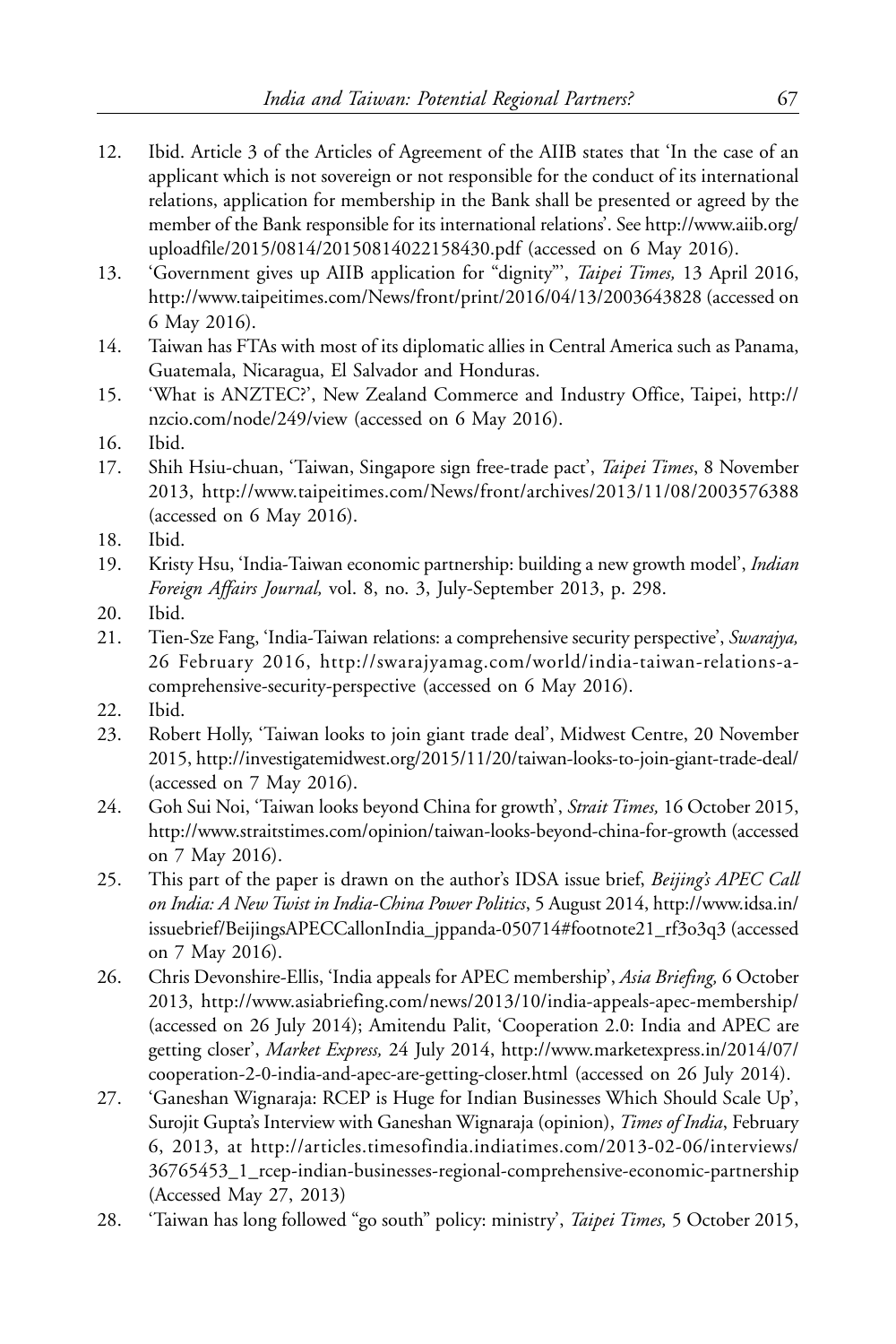12. Ibid. Article 3 of the Articles of Agreement of the AIIB states that 'In the case of an applicant which is not sovereign or not responsible for the conduct of its international relations, application for membership in the Bank shall be presented or agreed by the member of the Bank responsible for its international relations'. See http://www.aiib.org/uploadfile/2015/0814/20150814022158430.pdf (accessed on 6 May 2016).
13. 'Government gives up AIIB application for "dignity"', *Taipei Times,* 13 April 2016, http://www.taipeitimes.com/News/front/print/2016/04/13/2003643828 (accessed on 6 May 2016).
14. Taiwan has FTAs with most of its diplomatic allies in Central America such as Panama, Guatemala, Nicaragua, El Salvador and Honduras.
15. 'What is ANZTEC?', New Zealand Commerce and Industry Office, Taipei, http://nzcio.com/node/249/view (accessed on 6 May 2016).
16. Ibid.
17. Shih Hsiu-chuan, 'Taiwan, Singapore sign free-trade pact', *Taipei Times*, 8 November 2013, http://www.taipeitimes.com/News/front/archives/2013/11/08/2003576388 (accessed on 6 May 2016).
18. Ibid.
19. Kristy Hsu, 'India-Taiwan economic partnership: building a new growth model', *Indian Foreign Affairs Journal,* vol. 8, no. 3, July-September 2013, p. 298.
20. Ibid.
21. Tien-Sze Fang, 'India-Taiwan relations: a comprehensive security perspective', *Swarajya,* 26 February 2016, http://swarajyamag.com/world/india-taiwan-relations-a-comprehensive-security-perspective (accessed on 6 May 2016).
22. Ibid.
23. Robert Holly, 'Taiwan looks to join giant trade deal', Midwest Centre, 20 November 2015, http://investigatemidwest.org/2015/11/20/taiwan-looks-to-join-giant-trade-deal/ (accessed on 7 May 2016).
24. Goh Sui Noi, 'Taiwan looks beyond China for growth', *Strait Times,* 16 October 2015, http://www.straitstimes.com/opinion/taiwan-looks-beyond-china-for-growth (accessed on 7 May 2016).
25. This part of the paper is drawn on the author's IDSA issue brief, *Beijing's APEC Call on India: A New Twist in India-China Power Politics*, 5 August 2014, http://www.idsa.in/issuebrief/BeijingsAPECCallonIndia_jppanda-050714#footnote21_rf3o3q3 (accessed on 7 May 2016).
26. Chris Devonshire-Ellis, 'India appeals for APEC membership', *Asia Briefing,* 6 October 2013, http://www.asiabriefing.com/news/2013/10/india-appeals-apec-membership/ (accessed on 26 July 2014); Amitendu Palit, 'Cooperation 2.0: India and APEC are getting closer', *Market Express,* 24 July 2014, http://www.marketexpress.in/2014/07/cooperation-2-0-india-and-apec-are-getting-closer.html (accessed on 26 July 2014).
27. 'Ganeshan Wignaraja: RCEP is Huge for Indian Businesses Which Should Scale Up', Surojit Gupta's Interview with Ganeshan Wignaraja (opinion), *Times of India*, February 6, 2013, at http://articles.timesofindia.indiatimes.com/2013-02-06/interviews/36765453_1_rcep-indian-businesses-regional-comprehensive-economic-partnership (Accessed May 27, 2013)
28. 'Taiwan has long followed "go south" policy: ministry', *Taipei Times,* 5 October 2015,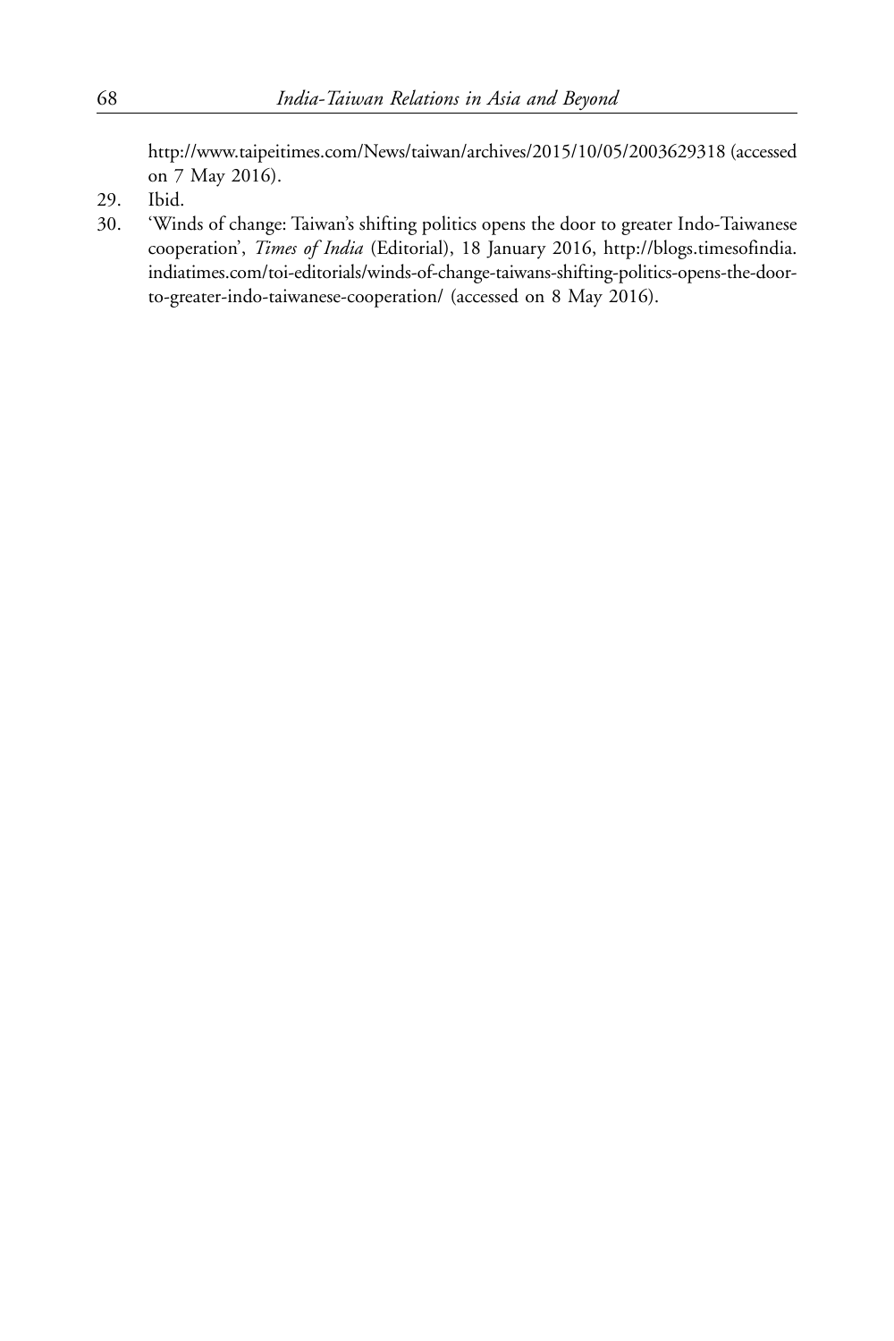http://www.taipeitimes.com/News/taiwan/archives/2015/10/05/2003629318 (accessed on 7 May 2016).

29. Ibid.
30. 'Winds of change: Taiwan's shifting politics opens the door to greater Indo-Taiwanese cooperation', *Times of India* (Editorial), 18 January 2016, http://blogs.timesofindia.indiatimes.com/toi-editorials/winds-of-change-taiwans-shifting-politics-opens-the-door-to-greater-indo-taiwanese-cooperation/ (accessed on 8 May 2016).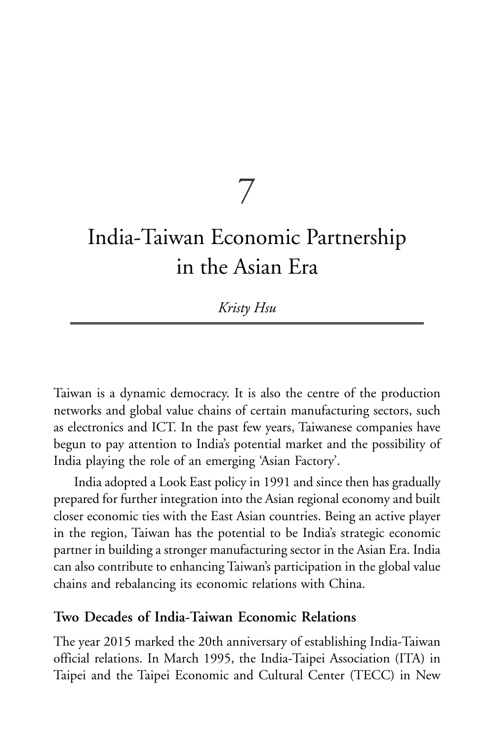# 7

# India-Taiwan Economic Partnership in the Asian Era

*Kristy Hsu*

Taiwan is a dynamic democracy. It is also the centre of the production networks and global value chains of certain manufacturing sectors, such as electronics and ICT. In the past few years, Taiwanese companies have begun to pay attention to India's potential market and the possibility of India playing the role of an emerging 'Asian Factory'.

India adopted a Look East policy in 1991 and since then has gradually prepared for further integration into the Asian regional economy and built closer economic ties with the East Asian countries. Being an active player in the region, Taiwan has the potential to be India's strategic economic partner in building a stronger manufacturing sector in the Asian Era. India can also contribute to enhancing Taiwan's participation in the global value chains and rebalancing its economic relations with China.

## Two Decades of India-Taiwan Economic Relations

The year 2015 marked the 20th anniversary of establishing India-Taiwan official relations. In March 1995, the India-Taipei Association (ITA) in Taipei and the Taipei Economic and Cultural Center (TECC) in New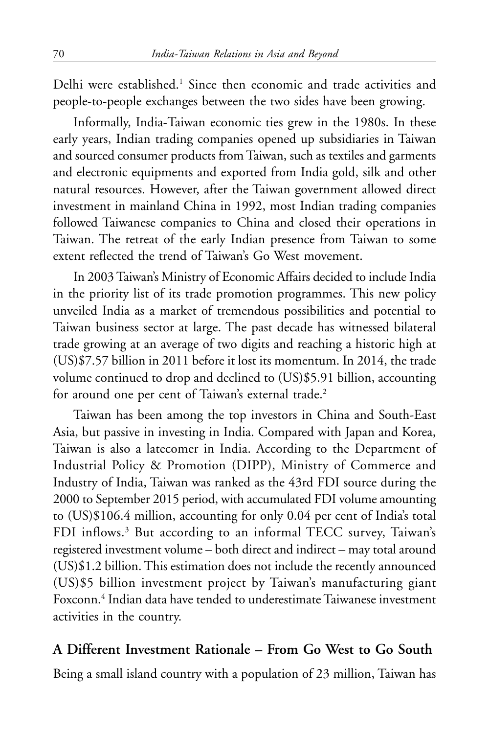Delhi were established.[1] Since then economic and trade activities and people-to-people exchanges between the two sides have been growing.

Informally, India-Taiwan economic ties grew in the 1980s. In these early years, Indian trading companies opened up subsidiaries in Taiwan and sourced consumer products from Taiwan, such as textiles and garments and electronic equipments and exported from India gold, silk and other natural resources. However, after the Taiwan government allowed direct investment in mainland China in 1992, most Indian trading companies followed Taiwanese companies to China and closed their operations in Taiwan. The retreat of the early Indian presence from Taiwan to some extent reflected the trend of Taiwan's Go West movement.

In 2003 Taiwan's Ministry of Economic Affairs decided to include India in the priority list of its trade promotion programmes. This new policy unveiled India as a market of tremendous possibilities and potential to Taiwan business sector at large. The past decade has witnessed bilateral trade growing at an average of two digits and reaching a historic high at (US)$7.57 billion in 2011 before it lost its momentum. In 2014, the trade volume continued to drop and declined to (US)$5.91 billion, accounting for around one per cent of Taiwan's external trade.[2]

Taiwan has been among the top investors in China and South-East Asia, but passive in investing in India. Compared with Japan and Korea, Taiwan is also a latecomer in India. According to the Department of Industrial Policy & Promotion (DIPP), Ministry of Commerce and Industry of India, Taiwan was ranked as the 43rd FDI source during the 2000 to September 2015 period, with accumulated FDI volume amounting to (US)$106.4 million, accounting for only 0.04 per cent of India's total FDI inflows.[3] But according to an informal TECC survey, Taiwan's registered investment volume – both direct and indirect – may total around (US)$1.2 billion. This estimation does not include the recently announced (US)$5 billion investment project by Taiwan's manufacturing giant Foxconn.[4] Indian data have tended to underestimate Taiwanese investment activities in the country.

## A Different Investment Rationale – From Go West to Go South

Being a small island country with a population of 23 million, Taiwan has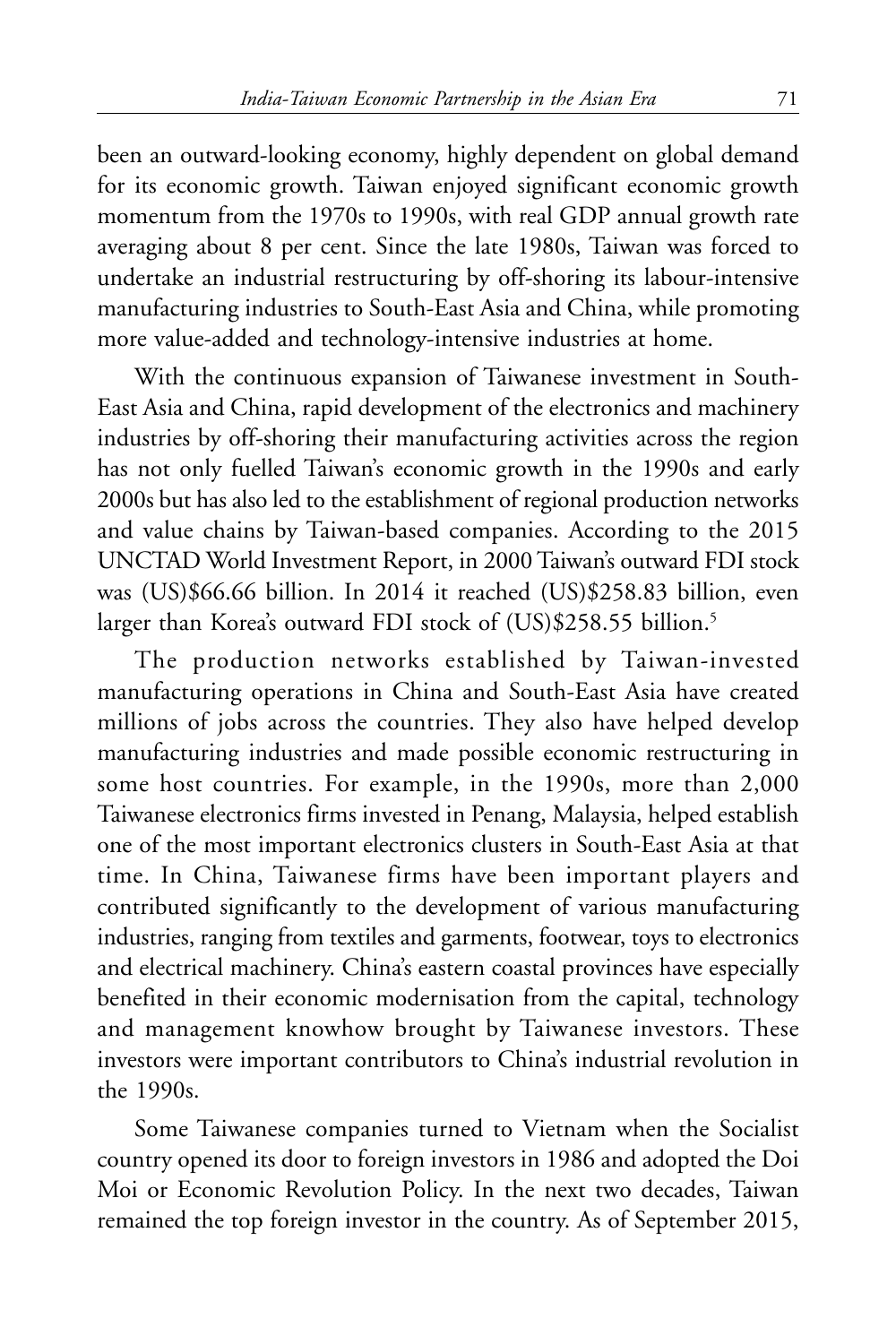been an outward-looking economy, highly dependent on global demand for its economic growth. Taiwan enjoyed significant economic growth momentum from the 1970s to 1990s, with real GDP annual growth rate averaging about 8 per cent. Since the late 1980s, Taiwan was forced to undertake an industrial restructuring by off-shoring its labour-intensive manufacturing industries to South-East Asia and China, while promoting more value-added and technology-intensive industries at home.

With the continuous expansion of Taiwanese investment in South-East Asia and China, rapid development of the electronics and machinery industries by off-shoring their manufacturing activities across the region has not only fuelled Taiwan's economic growth in the 1990s and early 2000s but has also led to the establishment of regional production networks and value chains by Taiwan-based companies. According to the 2015 UNCTAD World Investment Report, in 2000 Taiwan's outward FDI stock was (US)$66.66 billion. In 2014 it reached (US)$258.83 billion, even larger than Korea's outward FDI stock of (US)$258.55 billion.[5]

The production networks established by Taiwan-invested manufacturing operations in China and South-East Asia have created millions of jobs across the countries. They also have helped develop manufacturing industries and made possible economic restructuring in some host countries. For example, in the 1990s, more than 2,000 Taiwanese electronics firms invested in Penang, Malaysia, helped establish one of the most important electronics clusters in South-East Asia at that time. In China, Taiwanese firms have been important players and contributed significantly to the development of various manufacturing industries, ranging from textiles and garments, footwear, toys to electronics and electrical machinery. China's eastern coastal provinces have especially benefited in their economic modernisation from the capital, technology and management knowhow brought by Taiwanese investors. These investors were important contributors to China's industrial revolution in the 1990s.

Some Taiwanese companies turned to Vietnam when the Socialist country opened its door to foreign investors in 1986 and adopted the Doi Moi or Economic Revolution Policy. In the next two decades, Taiwan remained the top foreign investor in the country. As of September 2015,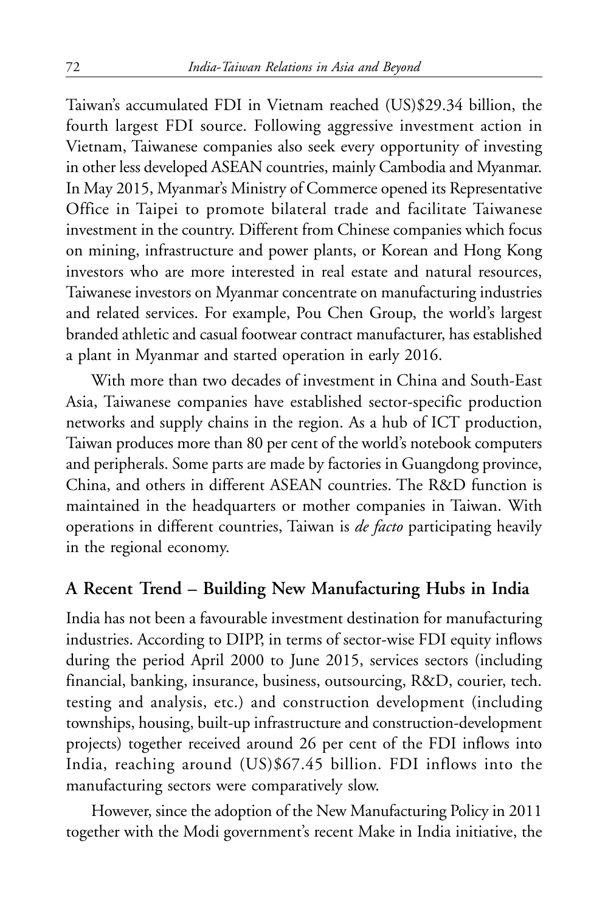Taiwan's accumulated FDI in Vietnam reached (US)$29.34 billion, the fourth largest FDI source. Following aggressive investment action in Vietnam, Taiwanese companies also seek every opportunity of investing in other less developed ASEAN countries, mainly Cambodia and Myanmar. In May 2015, Myanmar's Ministry of Commerce opened its Representative Office in Taipei to promote bilateral trade and facilitate Taiwanese investment in the country. Different from Chinese companies which focus on mining, infrastructure and power plants, or Korean and Hong Kong investors who are more interested in real estate and natural resources, Taiwanese investors on Myanmar concentrate on manufacturing industries and related services. For example, Pou Chen Group, the world's largest branded athletic and casual footwear contract manufacturer, has established a plant in Myanmar and started operation in early 2016.

With more than two decades of investment in China and South-East Asia, Taiwanese companies have established sector-specific production networks and supply chains in the region. As a hub of ICT production, Taiwan produces more than 80 per cent of the world's notebook computers and peripherals. Some parts are made by factories in Guangdong province, China, and others in different ASEAN countries. The R&D function is maintained in the headquarters or mother companies in Taiwan. With operations in different countries, Taiwan is *de facto* participating heavily in the regional economy.

## A Recent Trend – Building New Manufacturing Hubs in India

India has not been a favourable investment destination for manufacturing industries. According to DIPP, in terms of sector-wise FDI equity inflows during the period April 2000 to June 2015, services sectors (including financial, banking, insurance, business, outsourcing, R&D, courier, tech. testing and analysis, etc.) and construction development (including townships, housing, built-up infrastructure and construction-development projects) together received around 26 per cent of the FDI inflows into India, reaching around (US)$67.45 billion. FDI inflows into the manufacturing sectors were comparatively slow.

However, since the adoption of the New Manufacturing Policy in 2011 together with the Modi government's recent Make in India initiative, the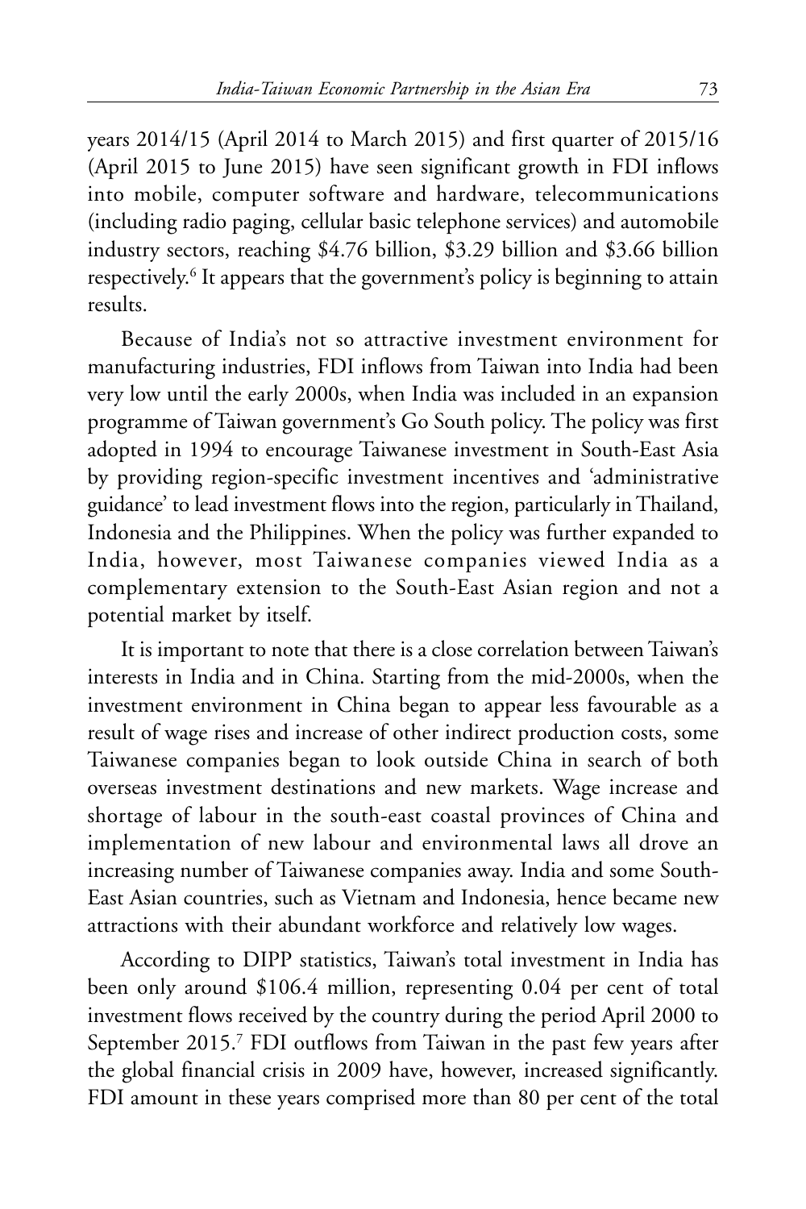years 2014/15 (April 2014 to March 2015) and first quarter of 2015/16 (April 2015 to June 2015) have seen significant growth in FDI inflows into mobile, computer software and hardware, telecommunications (including radio paging, cellular basic telephone services) and automobile industry sectors, reaching $4.76 billion, $3.29 billion and $3.66 billion respectively.[6] It appears that the government's policy is beginning to attain results.

Because of India's not so attractive investment environment for manufacturing industries, FDI inflows from Taiwan into India had been very low until the early 2000s, when India was included in an expansion programme of Taiwan government's Go South policy. The policy was first adopted in 1994 to encourage Taiwanese investment in South-East Asia by providing region-specific investment incentives and 'administrative guidance' to lead investment flows into the region, particularly in Thailand, Indonesia and the Philippines. When the policy was further expanded to India, however, most Taiwanese companies viewed India as a complementary extension to the South-East Asian region and not a potential market by itself.

It is important to note that there is a close correlation between Taiwan's interests in India and in China. Starting from the mid-2000s, when the investment environment in China began to appear less favourable as a result of wage rises and increase of other indirect production costs, some Taiwanese companies began to look outside China in search of both overseas investment destinations and new markets. Wage increase and shortage of labour in the south-east coastal provinces of China and implementation of new labour and environmental laws all drove an increasing number of Taiwanese companies away. India and some South-East Asian countries, such as Vietnam and Indonesia, hence became new attractions with their abundant workforce and relatively low wages.

According to DIPP statistics, Taiwan's total investment in India has been only around $106.4 million, representing 0.04 per cent of total investment flows received by the country during the period April 2000 to September 2015.[7] FDI outflows from Taiwan in the past few years after the global financial crisis in 2009 have, however, increased significantly. FDI amount in these years comprised more than 80 per cent of the total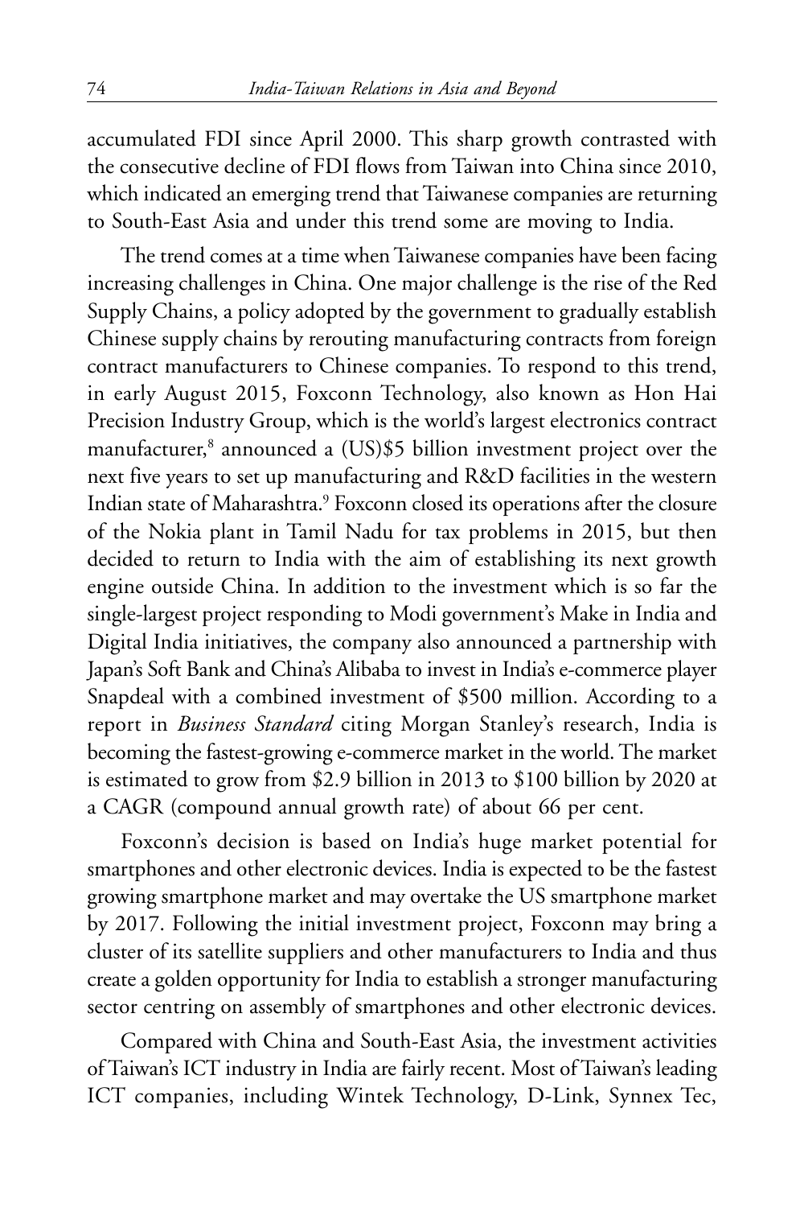accumulated FDI since April 2000. This sharp growth contrasted with the consecutive decline of FDI flows from Taiwan into China since 2010, which indicated an emerging trend that Taiwanese companies are returning to South-East Asia and under this trend some are moving to India.

The trend comes at a time when Taiwanese companies have been facing increasing challenges in China. One major challenge is the rise of the Red Supply Chains, a policy adopted by the government to gradually establish Chinese supply chains by rerouting manufacturing contracts from foreign contract manufacturers to Chinese companies. To respond to this trend, in early August 2015, Foxconn Technology, also known as Hon Hai Precision Industry Group, which is the world's largest electronics contract manufacturer,[8] announced a (US)$5 billion investment project over the next five years to set up manufacturing and R&D facilities in the western Indian state of Maharashtra.[9] Foxconn closed its operations after the closure of the Nokia plant in Tamil Nadu for tax problems in 2015, but then decided to return to India with the aim of establishing its next growth engine outside China. In addition to the investment which is so far the single-largest project responding to Modi government's Make in India and Digital India initiatives, the company also announced a partnership with Japan's Soft Bank and China's Alibaba to invest in India's e-commerce player Snapdeal with a combined investment of $500 million. According to a report in *Business Standard* citing Morgan Stanley's research, India is becoming the fastest-growing e-commerce market in the world. The market is estimated to grow from $2.9 billion in 2013 to $100 billion by 2020 at a CAGR (compound annual growth rate) of about 66 per cent.

Foxconn's decision is based on India's huge market potential for smartphones and other electronic devices. India is expected to be the fastest growing smartphone market and may overtake the US smartphone market by 2017. Following the initial investment project, Foxconn may bring a cluster of its satellite suppliers and other manufacturers to India and thus create a golden opportunity for India to establish a stronger manufacturing sector centring on assembly of smartphones and other electronic devices.

Compared with China and South-East Asia, the investment activities of Taiwan's ICT industry in India are fairly recent. Most of Taiwan's leading ICT companies, including Wintek Technology, D-Link, Synnex Tec,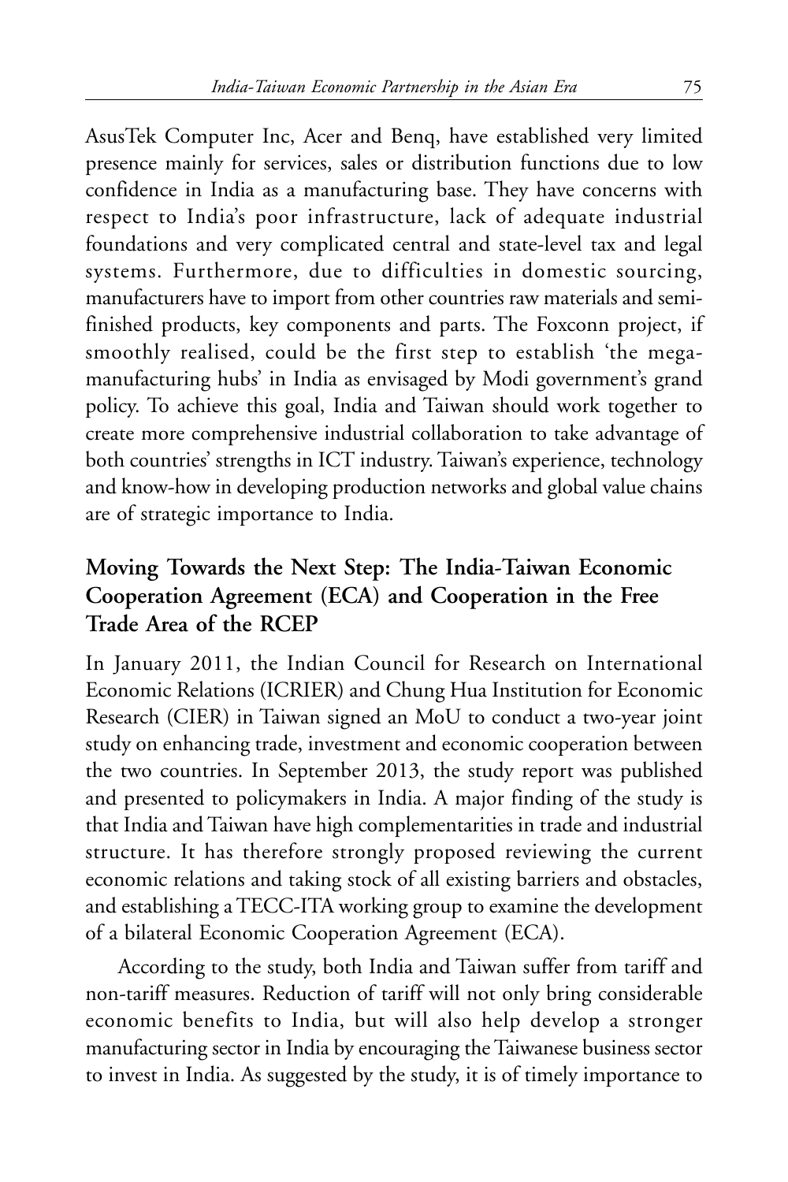AsusTek Computer Inc, Acer and Benq, have established very limited presence mainly for services, sales or distribution functions due to low confidence in India as a manufacturing base. They have concerns with respect to India's poor infrastructure, lack of adequate industrial foundations and very complicated central and state-level tax and legal systems. Furthermore, due to difficulties in domestic sourcing, manufacturers have to import from other countries raw materials and semi-finished products, key components and parts. The Foxconn project, if smoothly realised, could be the first step to establish 'the mega-manufacturing hubs' in India as envisaged by Modi government's grand policy. To achieve this goal, India and Taiwan should work together to create more comprehensive industrial collaboration to take advantage of both countries' strengths in ICT industry. Taiwan's experience, technology and know-how in developing production networks and global value chains are of strategic importance to India.

## Moving Towards the Next Step: The India-Taiwan Economic Cooperation Agreement (ECA) and Cooperation in the Free Trade Area of the RCEP

In January 2011, the Indian Council for Research on International Economic Relations (ICRIER) and Chung Hua Institution for Economic Research (CIER) in Taiwan signed an MoU to conduct a two-year joint study on enhancing trade, investment and economic cooperation between the two countries. In September 2013, the study report was published and presented to policymakers in India. A major finding of the study is that India and Taiwan have high complementarities in trade and industrial structure. It has therefore strongly proposed reviewing the current economic relations and taking stock of all existing barriers and obstacles, and establishing a TECC-ITA working group to examine the development of a bilateral Economic Cooperation Agreement (ECA).

According to the study, both India and Taiwan suffer from tariff and non-tariff measures. Reduction of tariff will not only bring considerable economic benefits to India, but will also help develop a stronger manufacturing sector in India by encouraging the Taiwanese business sector to invest in India. As suggested by the study, it is of timely importance to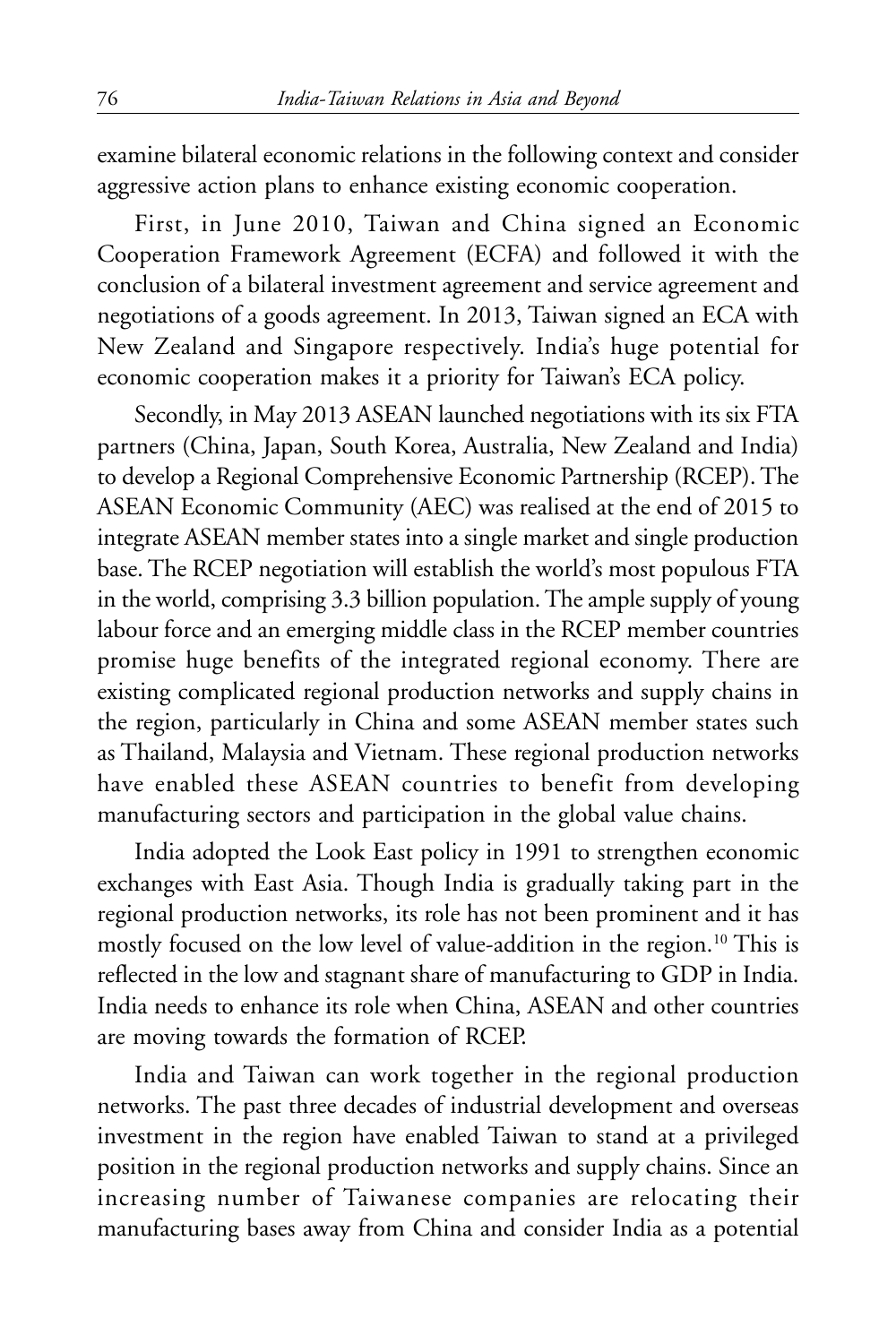examine bilateral economic relations in the following context and consider aggressive action plans to enhance existing economic cooperation.

First, in June 2010, Taiwan and China signed an Economic Cooperation Framework Agreement (ECFA) and followed it with the conclusion of a bilateral investment agreement and service agreement and negotiations of a goods agreement. In 2013, Taiwan signed an ECA with New Zealand and Singapore respectively. India's huge potential for economic cooperation makes it a priority for Taiwan's ECA policy.

Secondly, in May 2013 ASEAN launched negotiations with its six FTA partners (China, Japan, South Korea, Australia, New Zealand and India) to develop a Regional Comprehensive Economic Partnership (RCEP). The ASEAN Economic Community (AEC) was realised at the end of 2015 to integrate ASEAN member states into a single market and single production base. The RCEP negotiation will establish the world's most populous FTA in the world, comprising 3.3 billion population. The ample supply of young labour force and an emerging middle class in the RCEP member countries promise huge benefits of the integrated regional economy. There are existing complicated regional production networks and supply chains in the region, particularly in China and some ASEAN member states such as Thailand, Malaysia and Vietnam. These regional production networks have enabled these ASEAN countries to benefit from developing manufacturing sectors and participation in the global value chains.

India adopted the Look East policy in 1991 to strengthen economic exchanges with East Asia. Though India is gradually taking part in the regional production networks, its role has not been prominent and it has mostly focused on the low level of value-addition in the region.[10] This is reflected in the low and stagnant share of manufacturing to GDP in India. India needs to enhance its role when China, ASEAN and other countries are moving towards the formation of RCEP.

India and Taiwan can work together in the regional production networks. The past three decades of industrial development and overseas investment in the region have enabled Taiwan to stand at a privileged position in the regional production networks and supply chains. Since an increasing number of Taiwanese companies are relocating their manufacturing bases away from China and consider India as a potential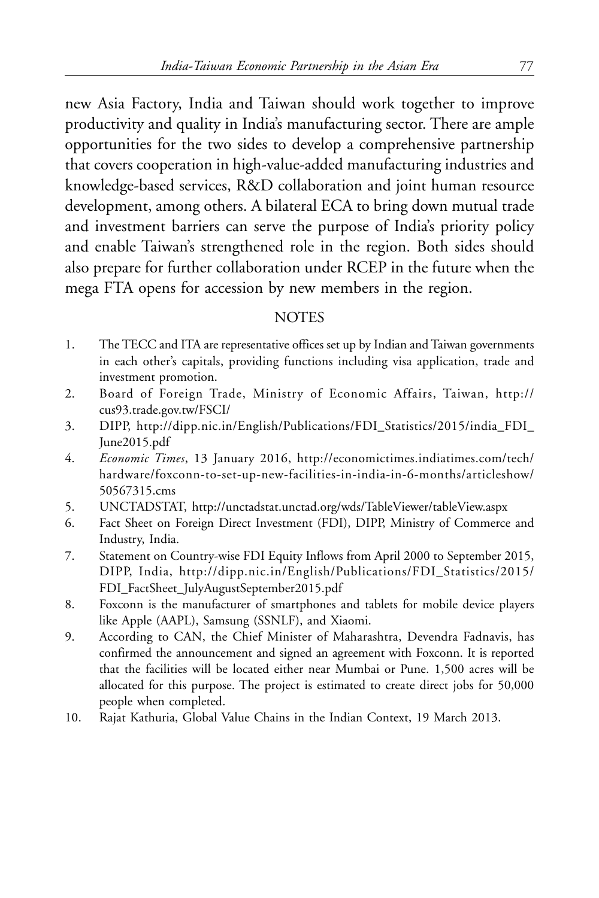new Asia Factory, India and Taiwan should work together to improve productivity and quality in India's manufacturing sector. There are ample opportunities for the two sides to develop a comprehensive partnership that covers cooperation in high-value-added manufacturing industries and knowledge-based services, R&D collaboration and joint human resource development, among others. A bilateral ECA to bring down mutual trade and investment barriers can serve the purpose of India's priority policy and enable Taiwan's strengthened role in the region. Both sides should also prepare for further collaboration under RCEP in the future when the mega FTA opens for accession by new members in the region.

## NOTES

1. The TECC and ITA are representative offices set up by Indian and Taiwan governments in each other's capitals, providing functions including visa application, trade and investment promotion.
2. Board of Foreign Trade, Ministry of Economic Affairs, Taiwan, http://cus93.trade.gov.tw/FSCI/
3. DIPP, http://dipp.nic.in/English/Publications/FDI_Statistics/2015/india_FDI_June2015.pdf
4. *Economic Times*, 13 January 2016, http://economictimes.indiatimes.com/tech/hardware/foxconn-to-set-up-new-facilities-in-india-in-6-months/articleshow/50567315.cms
5. UNCTADSTAT, http://unctadstat.unctad.org/wds/TableViewer/tableView.aspx
6. Fact Sheet on Foreign Direct Investment (FDI), DIPP, Ministry of Commerce and Industry, India.
7. Statement on Country-wise FDI Equity Inflows from April 2000 to September 2015, DIPP, India, http://dipp.nic.in/English/Publications/FDI_Statistics/2015/FDI_FactSheet_JulyAugustSeptember2015.pdf
8. Foxconn is the manufacturer of smartphones and tablets for mobile device players like Apple (AAPL), Samsung (SSNLF), and Xiaomi.
9. According to CAN, the Chief Minister of Maharashtra, Devendra Fadnavis, has confirmed the announcement and signed an agreement with Foxconn. It is reported that the facilities will be located either near Mumbai or Pune. 1,500 acres will be allocated for this purpose. The project is estimated to create direct jobs for 50,000 people when completed.
10. Rajat Kathuria, Global Value Chains in the Indian Context, 19 March 2013.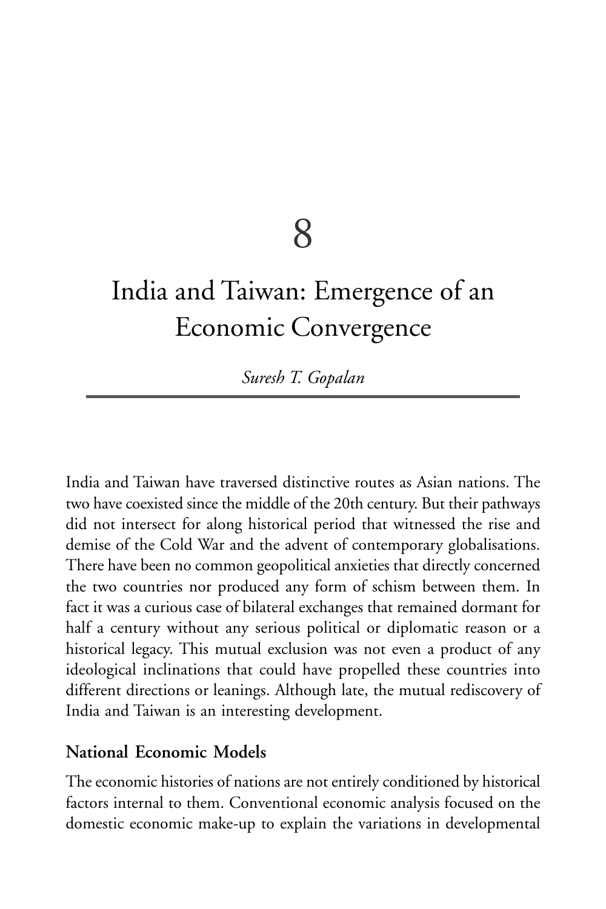# 8

# India and Taiwan: Emergence of an Economic Convergence

*Suresh T. Gopalan*

India and Taiwan have traversed distinctive routes as Asian nations. The two have coexisted since the middle of the 20th century. But their pathways did not intersect for along historical period that witnessed the rise and demise of the Cold War and the advent of contemporary globalisations. There have been no common geopolitical anxieties that directly concerned the two countries nor produced any form of schism between them. In fact it was a curious case of bilateral exchanges that remained dormant for half a century without any serious political or diplomatic reason or a historical legacy. This mutual exclusion was not even a product of any ideological inclinations that could have propelled these countries into different directions or leanings. Although late, the mutual rediscovery of India and Taiwan is an interesting development.

## National Economic Models

The economic histories of nations are not entirely conditioned by historical factors internal to them. Conventional economic analysis focused on the domestic economic make-up to explain the variations in developmental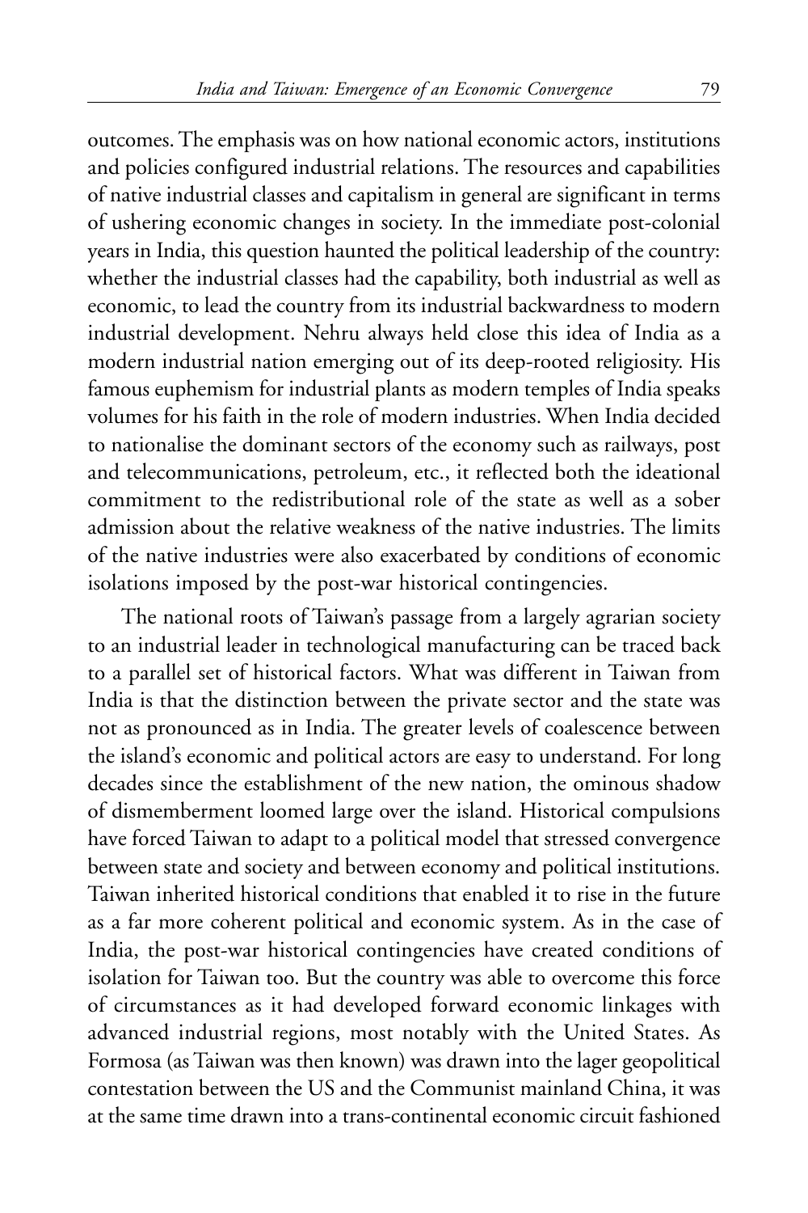outcomes. The emphasis was on how national economic actors, institutions and policies configured industrial relations. The resources and capabilities of native industrial classes and capitalism in general are significant in terms of ushering economic changes in society. In the immediate post-colonial years in India, this question haunted the political leadership of the country: whether the industrial classes had the capability, both industrial as well as economic, to lead the country from its industrial backwardness to modern industrial development. Nehru always held close this idea of India as a modern industrial nation emerging out of its deep-rooted religiosity. His famous euphemism for industrial plants as modern temples of India speaks volumes for his faith in the role of modern industries. When India decided to nationalise the dominant sectors of the economy such as railways, post and telecommunications, petroleum, etc., it reflected both the ideational commitment to the redistributional role of the state as well as a sober admission about the relative weakness of the native industries. The limits of the native industries were also exacerbated by conditions of economic isolations imposed by the post-war historical contingencies.

The national roots of Taiwan's passage from a largely agrarian society to an industrial leader in technological manufacturing can be traced back to a parallel set of historical factors. What was different in Taiwan from India is that the distinction between the private sector and the state was not as pronounced as in India. The greater levels of coalescence between the island's economic and political actors are easy to understand. For long decades since the establishment of the new nation, the ominous shadow of dismemberment loomed large over the island. Historical compulsions have forced Taiwan to adapt to a political model that stressed convergence between state and society and between economy and political institutions. Taiwan inherited historical conditions that enabled it to rise in the future as a far more coherent political and economic system. As in the case of India, the post-war historical contingencies have created conditions of isolation for Taiwan too. But the country was able to overcome this force of circumstances as it had developed forward economic linkages with advanced industrial regions, most notably with the United States. As Formosa (as Taiwan was then known) was drawn into the lager geopolitical contestation between the US and the Communist mainland China, it was at the same time drawn into a trans-continental economic circuit fashioned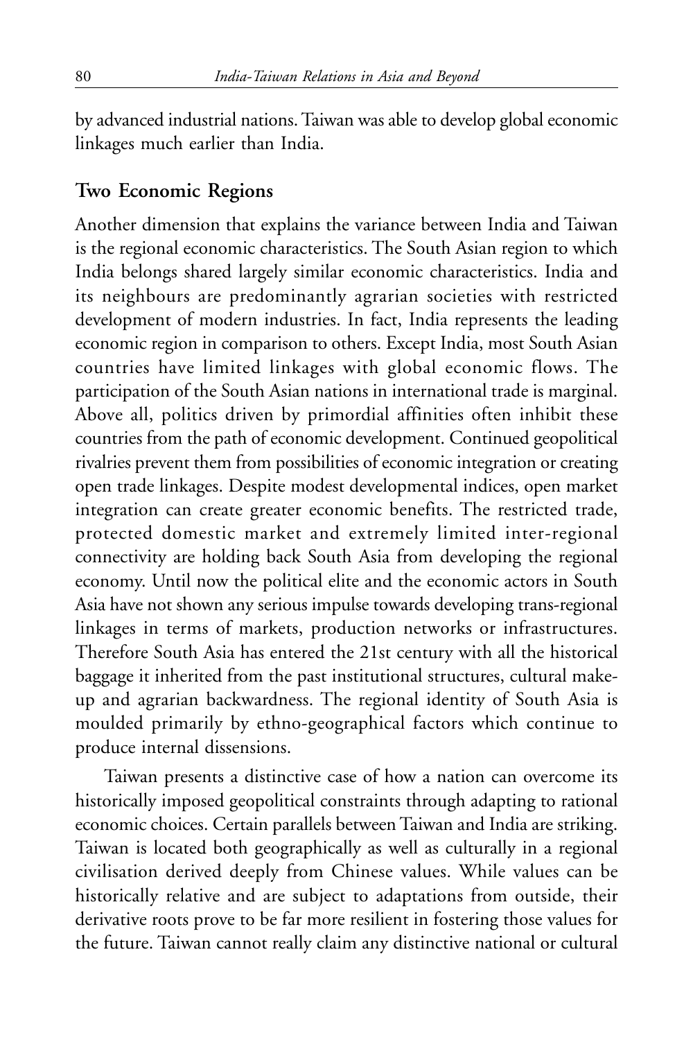by advanced industrial nations. Taiwan was able to develop global economic linkages much earlier than India.

## Two Economic Regions

Another dimension that explains the variance between India and Taiwan is the regional economic characteristics. The South Asian region to which India belongs shared largely similar economic characteristics. India and its neighbours are predominantly agrarian societies with restricted development of modern industries. In fact, India represents the leading economic region in comparison to others. Except India, most South Asian countries have limited linkages with global economic flows. The participation of the South Asian nations in international trade is marginal. Above all, politics driven by primordial affinities often inhibit these countries from the path of economic development. Continued geopolitical rivalries prevent them from possibilities of economic integration or creating open trade linkages. Despite modest developmental indices, open market integration can create greater economic benefits. The restricted trade, protected domestic market and extremely limited inter-regional connectivity are holding back South Asia from developing the regional economy. Until now the political elite and the economic actors in South Asia have not shown any serious impulse towards developing trans-regional linkages in terms of markets, production networks or infrastructures. Therefore South Asia has entered the 21st century with all the historical baggage it inherited from the past institutional structures, cultural make-up and agrarian backwardness. The regional identity of South Asia is moulded primarily by ethno-geographical factors which continue to produce internal dissensions.

Taiwan presents a distinctive case of how a nation can overcome its historically imposed geopolitical constraints through adapting to rational economic choices. Certain parallels between Taiwan and India are striking. Taiwan is located both geographically as well as culturally in a regional civilisation derived deeply from Chinese values. While values can be historically relative and are subject to adaptations from outside, their derivative roots prove to be far more resilient in fostering those values for the future. Taiwan cannot really claim any distinctive national or cultural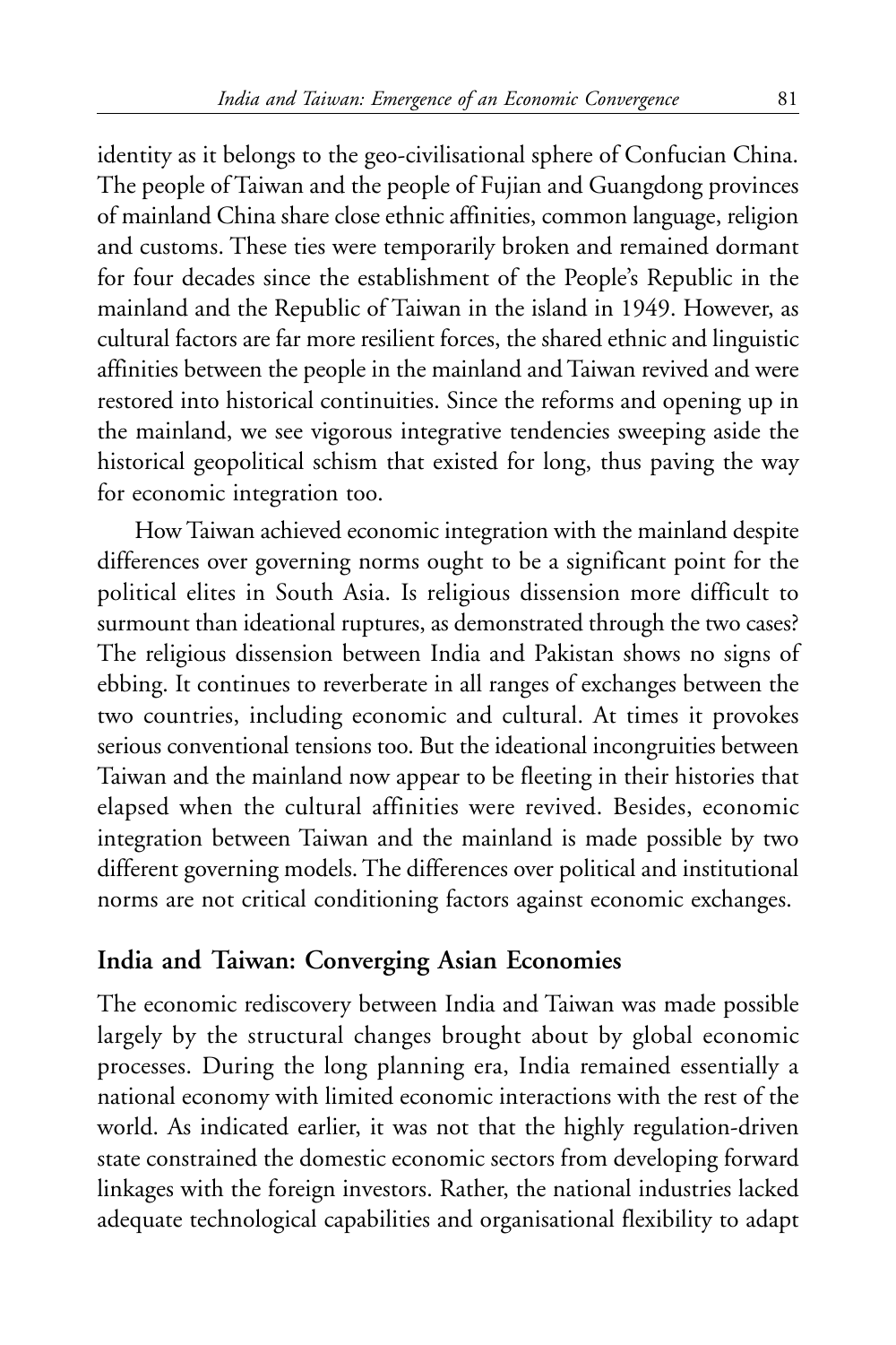identity as it belongs to the geo-civilisational sphere of Confucian China. The people of Taiwan and the people of Fujian and Guangdong provinces of mainland China share close ethnic affinities, common language, religion and customs. These ties were temporarily broken and remained dormant for four decades since the establishment of the People's Republic in the mainland and the Republic of Taiwan in the island in 1949. However, as cultural factors are far more resilient forces, the shared ethnic and linguistic affinities between the people in the mainland and Taiwan revived and were restored into historical continuities. Since the reforms and opening up in the mainland, we see vigorous integrative tendencies sweeping aside the historical geopolitical schism that existed for long, thus paving the way for economic integration too.

How Taiwan achieved economic integration with the mainland despite differences over governing norms ought to be a significant point for the political elites in South Asia. Is religious dissension more difficult to surmount than ideational ruptures, as demonstrated through the two cases? The religious dissension between India and Pakistan shows no signs of ebbing. It continues to reverberate in all ranges of exchanges between the two countries, including economic and cultural. At times it provokes serious conventional tensions too. But the ideational incongruities between Taiwan and the mainland now appear to be fleeting in their histories that elapsed when the cultural affinities were revived. Besides, economic integration between Taiwan and the mainland is made possible by two different governing models. The differences over political and institutional norms are not critical conditioning factors against economic exchanges.

## India and Taiwan: Converging Asian Economies

The economic rediscovery between India and Taiwan was made possible largely by the structural changes brought about by global economic processes. During the long planning era, India remained essentially a national economy with limited economic interactions with the rest of the world. As indicated earlier, it was not that the highly regulation-driven state constrained the domestic economic sectors from developing forward linkages with the foreign investors. Rather, the national industries lacked adequate technological capabilities and organisational flexibility to adapt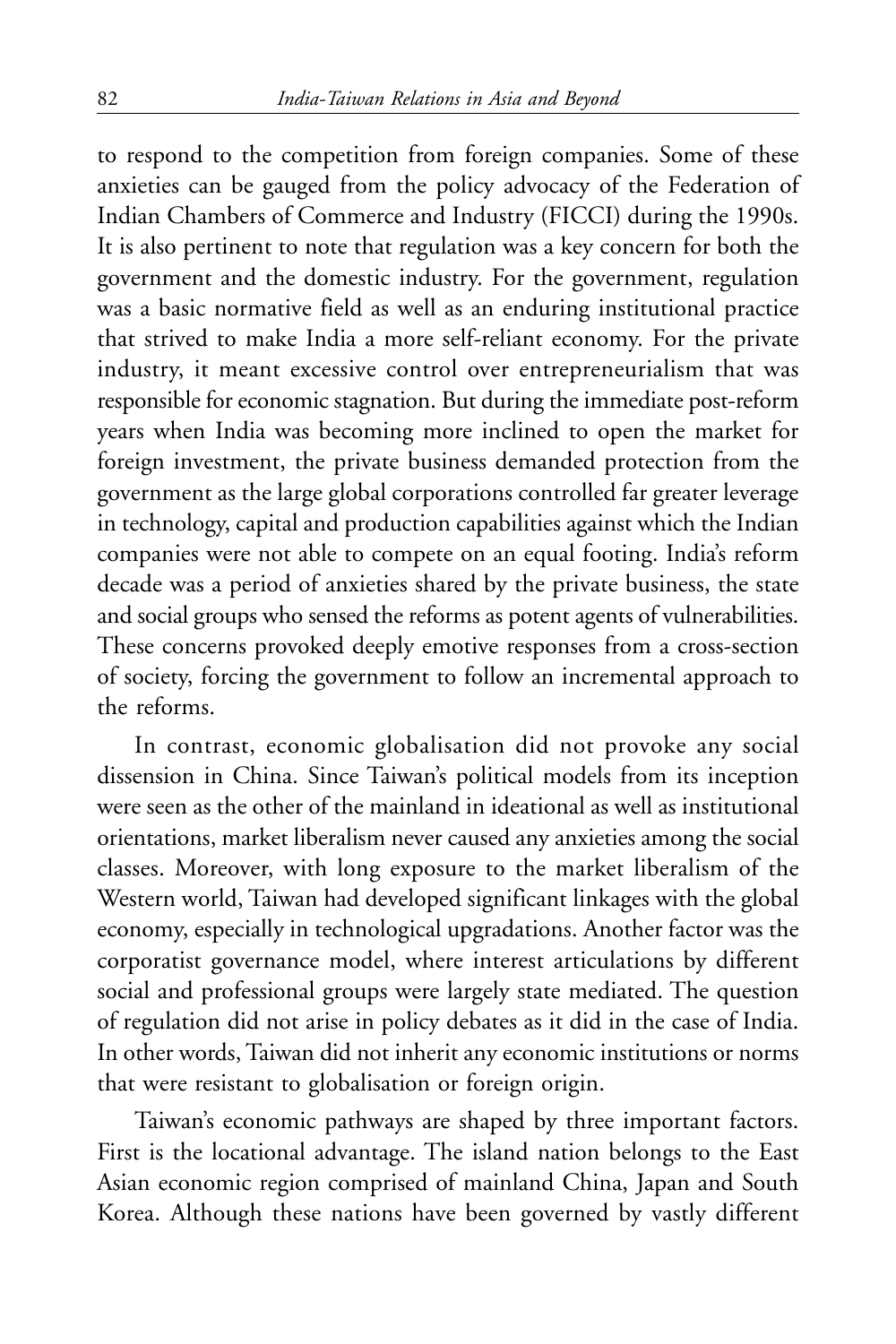to respond to the competition from foreign companies. Some of these anxieties can be gauged from the policy advocacy of the Federation of Indian Chambers of Commerce and Industry (FICCI) during the 1990s. It is also pertinent to note that regulation was a key concern for both the government and the domestic industry. For the government, regulation was a basic normative field as well as an enduring institutional practice that strived to make India a more self-reliant economy. For the private industry, it meant excessive control over entrepreneurialism that was responsible for economic stagnation. But during the immediate post-reform years when India was becoming more inclined to open the market for foreign investment, the private business demanded protection from the government as the large global corporations controlled far greater leverage in technology, capital and production capabilities against which the Indian companies were not able to compete on an equal footing. India's reform decade was a period of anxieties shared by the private business, the state and social groups who sensed the reforms as potent agents of vulnerabilities. These concerns provoked deeply emotive responses from a cross-section of society, forcing the government to follow an incremental approach to the reforms.

In contrast, economic globalisation did not provoke any social dissension in China. Since Taiwan's political models from its inception were seen as the other of the mainland in ideational as well as institutional orientations, market liberalism never caused any anxieties among the social classes. Moreover, with long exposure to the market liberalism of the Western world, Taiwan had developed significant linkages with the global economy, especially in technological upgradations. Another factor was the corporatist governance model, where interest articulations by different social and professional groups were largely state mediated. The question of regulation did not arise in policy debates as it did in the case of India. In other words, Taiwan did not inherit any economic institutions or norms that were resistant to globalisation or foreign origin.

Taiwan's economic pathways are shaped by three important factors. First is the locational advantage. The island nation belongs to the East Asian economic region comprised of mainland China, Japan and South Korea. Although these nations have been governed by vastly different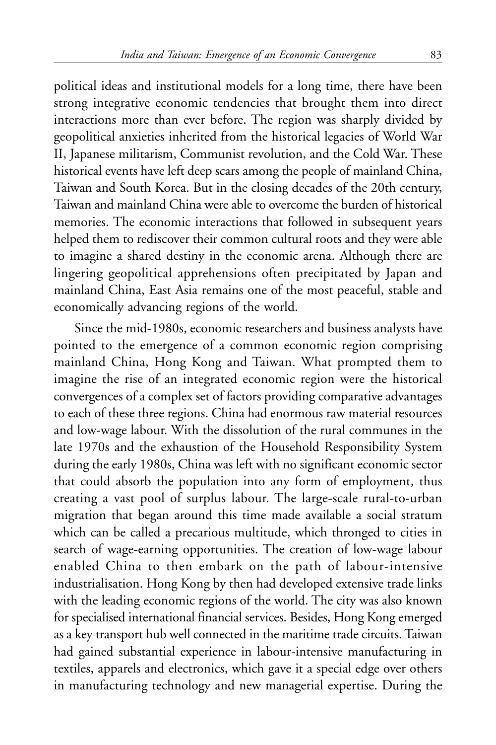political ideas and institutional models for a long time, there have been strong integrative economic tendencies that brought them into direct interactions more than ever before. The region was sharply divided by geopolitical anxieties inherited from the historical legacies of World War II, Japanese militarism, Communist revolution, and the Cold War. These historical events have left deep scars among the people of mainland China, Taiwan and South Korea. But in the closing decades of the 20th century, Taiwan and mainland China were able to overcome the burden of historical memories. The economic interactions that followed in subsequent years helped them to rediscover their common cultural roots and they were able to imagine a shared destiny in the economic arena. Although there are lingering geopolitical apprehensions often precipitated by Japan and mainland China, East Asia remains one of the most peaceful, stable and economically advancing regions of the world.

Since the mid-1980s, economic researchers and business analysts have pointed to the emergence of a common economic region comprising mainland China, Hong Kong and Taiwan. What prompted them to imagine the rise of an integrated economic region were the historical convergences of a complex set of factors providing comparative advantages to each of these three regions. China had enormous raw material resources and low-wage labour. With the dissolution of the rural communes in the late 1970s and the exhaustion of the Household Responsibility System during the early 1980s, China was left with no significant economic sector that could absorb the population into any form of employment, thus creating a vast pool of surplus labour. The large-scale rural-to-urban migration that began around this time made available a social stratum which can be called a precarious multitude, which thronged to cities in search of wage-earning opportunities. The creation of low-wage labour enabled China to then embark on the path of labour-intensive industrialisation. Hong Kong by then had developed extensive trade links with the leading economic regions of the world. The city was also known for specialised international financial services. Besides, Hong Kong emerged as a key transport hub well connected in the maritime trade circuits. Taiwan had gained substantial experience in labour-intensive manufacturing in textiles, apparels and electronics, which gave it a special edge over others in manufacturing technology and new managerial expertise. During the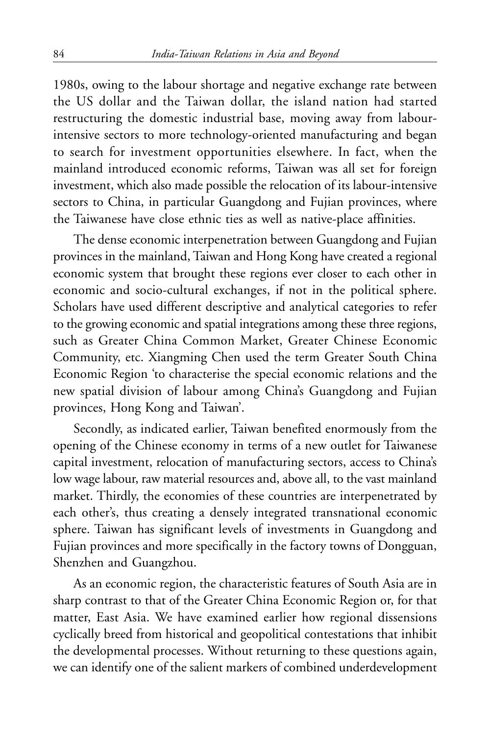1980s, owing to the labour shortage and negative exchange rate between the US dollar and the Taiwan dollar, the island nation had started restructuring the domestic industrial base, moving away from labour-intensive sectors to more technology-oriented manufacturing and began to search for investment opportunities elsewhere. In fact, when the mainland introduced economic reforms, Taiwan was all set for foreign investment, which also made possible the relocation of its labour-intensive sectors to China, in particular Guangdong and Fujian provinces, where the Taiwanese have close ethnic ties as well as native-place affinities.

The dense economic interpenetration between Guangdong and Fujian provinces in the mainland, Taiwan and Hong Kong have created a regional economic system that brought these regions ever closer to each other in economic and socio-cultural exchanges, if not in the political sphere. Scholars have used different descriptive and analytical categories to refer to the growing economic and spatial integrations among these three regions, such as Greater China Common Market, Greater Chinese Economic Community, etc. Xiangming Chen used the term Greater South China Economic Region 'to characterise the special economic relations and the new spatial division of labour among China's Guangdong and Fujian provinces, Hong Kong and Taiwan'.

Secondly, as indicated earlier, Taiwan benefited enormously from the opening of the Chinese economy in terms of a new outlet for Taiwanese capital investment, relocation of manufacturing sectors, access to China's low wage labour, raw material resources and, above all, to the vast mainland market. Thirdly, the economies of these countries are interpenetrated by each other's, thus creating a densely integrated transnational economic sphere. Taiwan has significant levels of investments in Guangdong and Fujian provinces and more specifically in the factory towns of Dongguan, Shenzhen and Guangzhou.

As an economic region, the characteristic features of South Asia are in sharp contrast to that of the Greater China Economic Region or, for that matter, East Asia. We have examined earlier how regional dissensions cyclically breed from historical and geopolitical contestations that inhibit the developmental processes. Without returning to these questions again, we can identify one of the salient markers of combined underdevelopment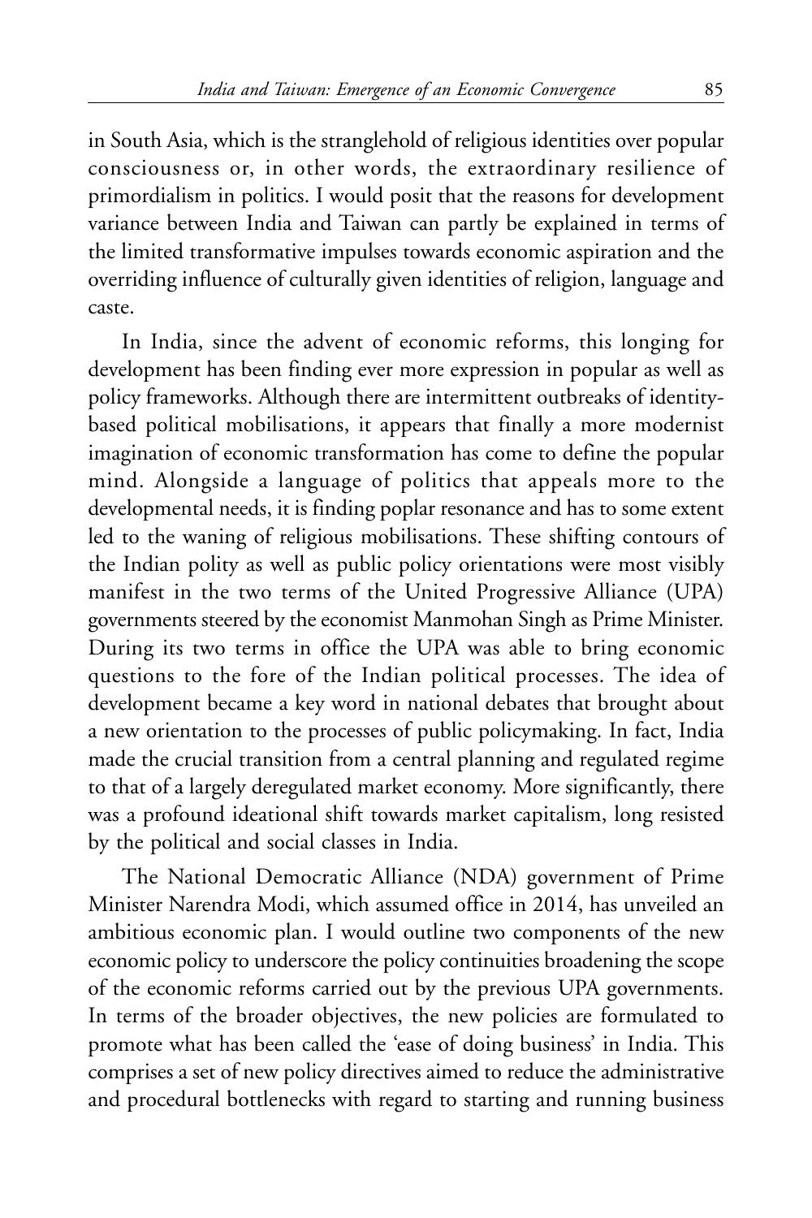in South Asia, which is the stranglehold of religious identities over popular consciousness or, in other words, the extraordinary resilience of primordialism in politics. I would posit that the reasons for development variance between India and Taiwan can partly be explained in terms of the limited transformative impulses towards economic aspiration and the overriding influence of culturally given identities of religion, language and caste.

In India, since the advent of economic reforms, this longing for development has been finding ever more expression in popular as well as policy frameworks. Although there are intermittent outbreaks of identity-based political mobilisations, it appears that finally a more modernist imagination of economic transformation has come to define the popular mind. Alongside a language of politics that appeals more to the developmental needs, it is finding poplar resonance and has to some extent led to the waning of religious mobilisations. These shifting contours of the Indian polity as well as public policy orientations were most visibly manifest in the two terms of the United Progressive Alliance (UPA) governments steered by the economist Manmohan Singh as Prime Minister. During its two terms in office the UPA was able to bring economic questions to the fore of the Indian political processes. The idea of development became a key word in national debates that brought about a new orientation to the processes of public policymaking. In fact, India made the crucial transition from a central planning and regulated regime to that of a largely deregulated market economy. More significantly, there was a profound ideational shift towards market capitalism, long resisted by the political and social classes in India.

The National Democratic Alliance (NDA) government of Prime Minister Narendra Modi, which assumed office in 2014, has unveiled an ambitious economic plan. I would outline two components of the new economic policy to underscore the policy continuities broadening the scope of the economic reforms carried out by the previous UPA governments. In terms of the broader objectives, the new policies are formulated to promote what has been called the 'ease of doing business' in India. This comprises a set of new policy directives aimed to reduce the administrative and procedural bottlenecks with regard to starting and running business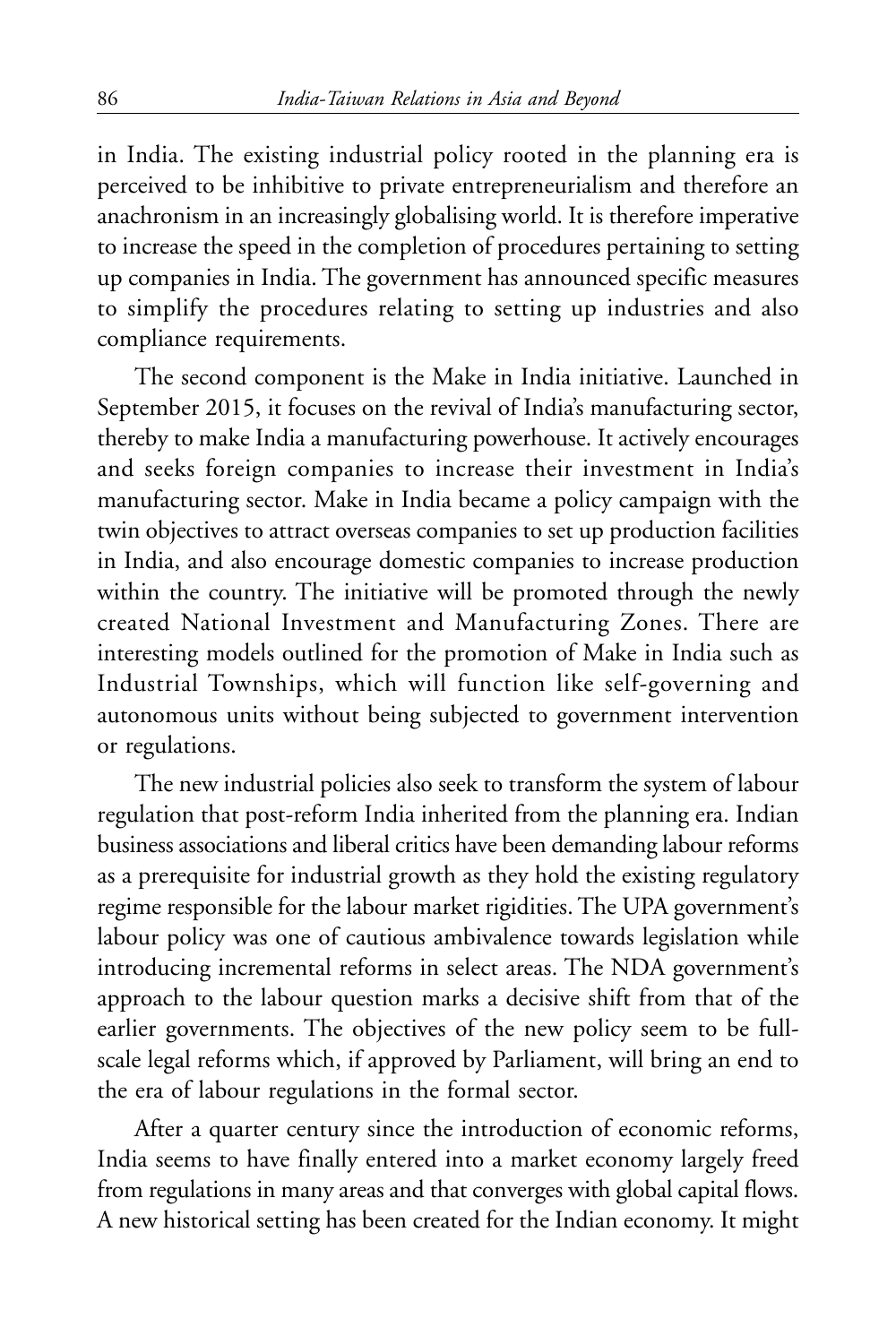in India. The existing industrial policy rooted in the planning era is perceived to be inhibitive to private entrepreneurialism and therefore an anachronism in an increasingly globalising world. It is therefore imperative to increase the speed in the completion of procedures pertaining to setting up companies in India. The government has announced specific measures to simplify the procedures relating to setting up industries and also compliance requirements.

The second component is the Make in India initiative. Launched in September 2015, it focuses on the revival of India's manufacturing sector, thereby to make India a manufacturing powerhouse. It actively encourages and seeks foreign companies to increase their investment in India's manufacturing sector. Make in India became a policy campaign with the twin objectives to attract overseas companies to set up production facilities in India, and also encourage domestic companies to increase production within the country. The initiative will be promoted through the newly created National Investment and Manufacturing Zones. There are interesting models outlined for the promotion of Make in India such as Industrial Townships, which will function like self-governing and autonomous units without being subjected to government intervention or regulations.

The new industrial policies also seek to transform the system of labour regulation that post-reform India inherited from the planning era. Indian business associations and liberal critics have been demanding labour reforms as a prerequisite for industrial growth as they hold the existing regulatory regime responsible for the labour market rigidities. The UPA government's labour policy was one of cautious ambivalence towards legislation while introducing incremental reforms in select areas. The NDA government's approach to the labour question marks a decisive shift from that of the earlier governments. The objectives of the new policy seem to be full-scale legal reforms which, if approved by Parliament, will bring an end to the era of labour regulations in the formal sector.

After a quarter century since the introduction of economic reforms, India seems to have finally entered into a market economy largely freed from regulations in many areas and that converges with global capital flows. A new historical setting has been created for the Indian economy. It might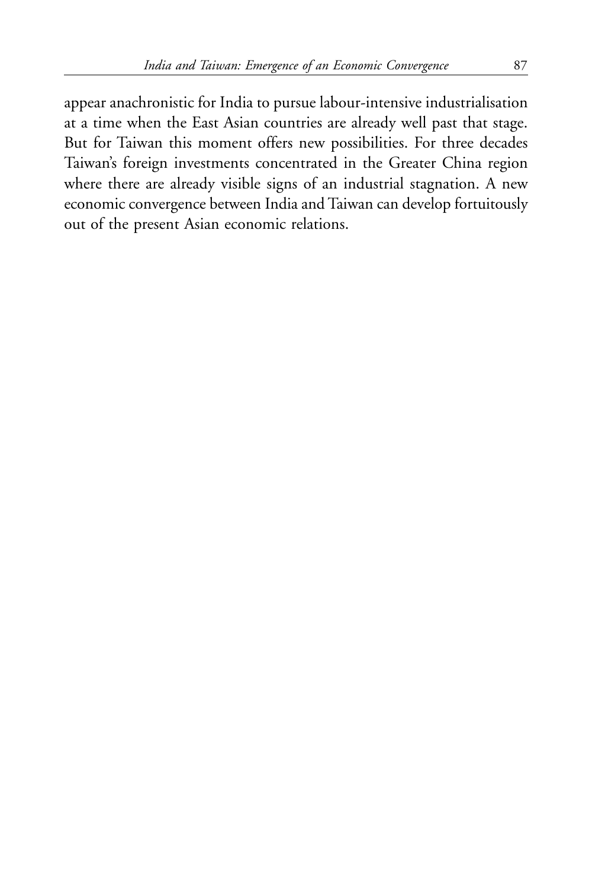appear anachronistic for India to pursue labour-intensive industrialisation at a time when the East Asian countries are already well past that stage. But for Taiwan this moment offers new possibilities. For three decades Taiwan's foreign investments concentrated in the Greater China region where there are already visible signs of an industrial stagnation. A new economic convergence between India and Taiwan can develop fortuitously out of the present Asian economic relations.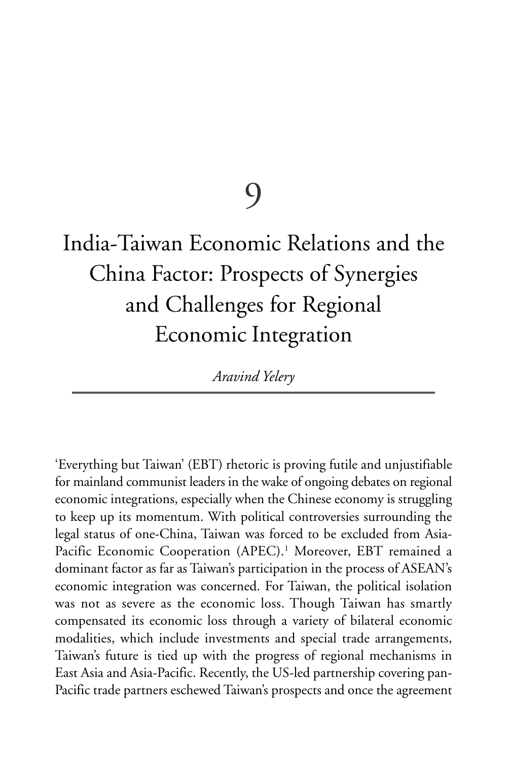# 9

# India-Taiwan Economic Relations and the China Factor: Prospects of Synergies and Challenges for Regional Economic Integration

*Aravind Yelery*

'Everything but Taiwan' (EBT) rhetoric is proving futile and unjustifiable for mainland communist leaders in the wake of ongoing debates on regional economic integrations, especially when the Chinese economy is struggling to keep up its momentum. With political controversies surrounding the legal status of one-China, Taiwan was forced to be excluded from Asia-Pacific Economic Cooperation (APEC).[1] Moreover, EBT remained a dominant factor as far as Taiwan's participation in the process of ASEAN's economic integration was concerned. For Taiwan, the political isolation was not as severe as the economic loss. Though Taiwan has smartly compensated its economic loss through a variety of bilateral economic modalities, which include investments and special trade arrangements, Taiwan's future is tied up with the progress of regional mechanisms in East Asia and Asia-Pacific. Recently, the US-led partnership covering pan-Pacific trade partners eschewed Taiwan's prospects and once the agreement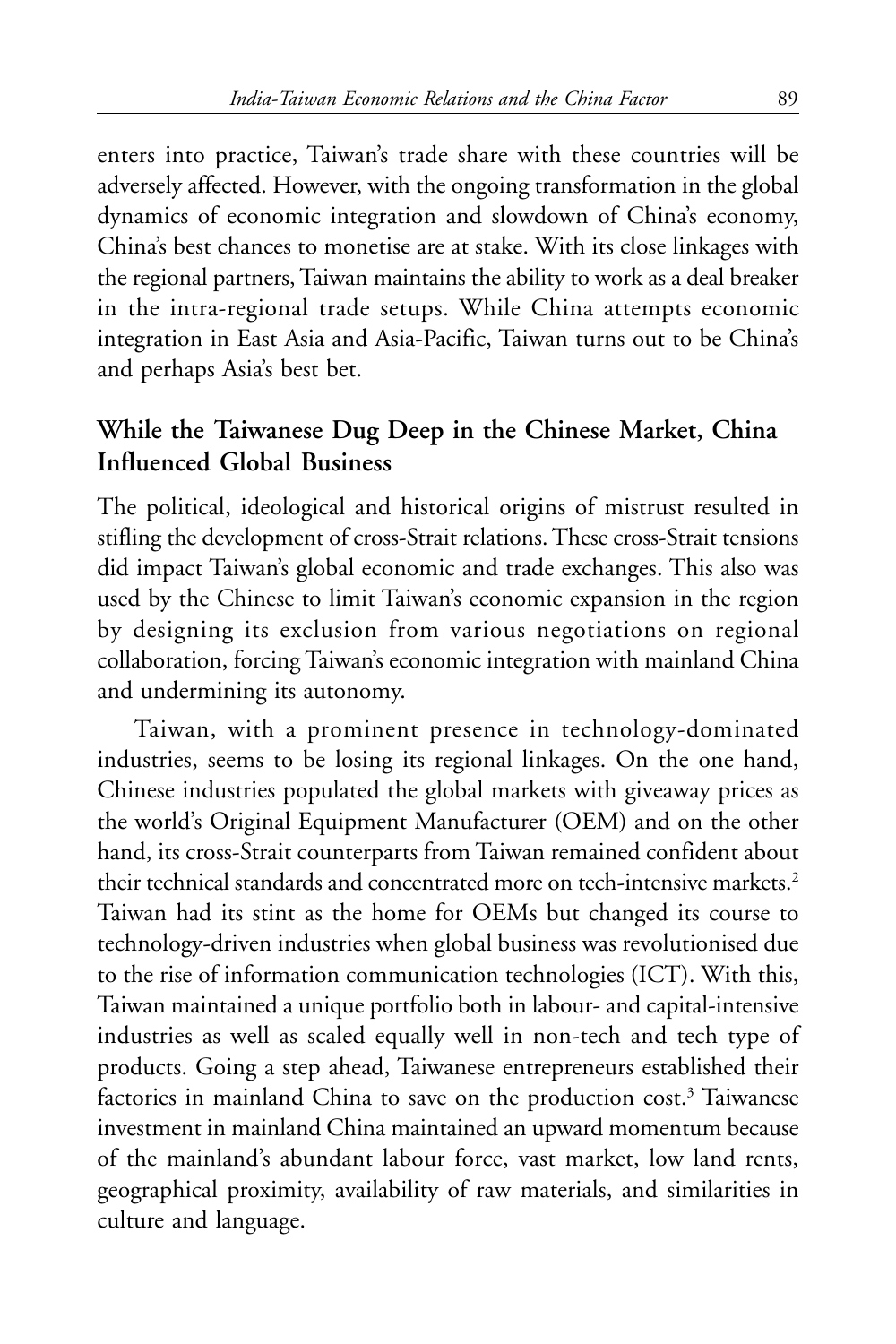enters into practice, Taiwan's trade share with these countries will be adversely affected. However, with the ongoing transformation in the global dynamics of economic integration and slowdown of China's economy, China's best chances to monetise are at stake. With its close linkages with the regional partners, Taiwan maintains the ability to work as a deal breaker in the intra-regional trade setups. While China attempts economic integration in East Asia and Asia-Pacific, Taiwan turns out to be China's and perhaps Asia's best bet.

## While the Taiwanese Dug Deep in the Chinese Market, China Influenced Global Business

The political, ideological and historical origins of mistrust resulted in stifling the development of cross-Strait relations. These cross-Strait tensions did impact Taiwan's global economic and trade exchanges. This also was used by the Chinese to limit Taiwan's economic expansion in the region by designing its exclusion from various negotiations on regional collaboration, forcing Taiwan's economic integration with mainland China and undermining its autonomy.

Taiwan, with a prominent presence in technology-dominated industries, seems to be losing its regional linkages. On the one hand, Chinese industries populated the global markets with giveaway prices as the world's Original Equipment Manufacturer (OEM) and on the other hand, its cross-Strait counterparts from Taiwan remained confident about their technical standards and concentrated more on tech-intensive markets.[2] Taiwan had its stint as the home for OEMs but changed its course to technology-driven industries when global business was revolutionised due to the rise of information communication technologies (ICT). With this, Taiwan maintained a unique portfolio both in labour- and capital-intensive industries as well as scaled equally well in non-tech and tech type of products. Going a step ahead, Taiwanese entrepreneurs established their factories in mainland China to save on the production cost.[3] Taiwanese investment in mainland China maintained an upward momentum because of the mainland's abundant labour force, vast market, low land rents, geographical proximity, availability of raw materials, and similarities in culture and language.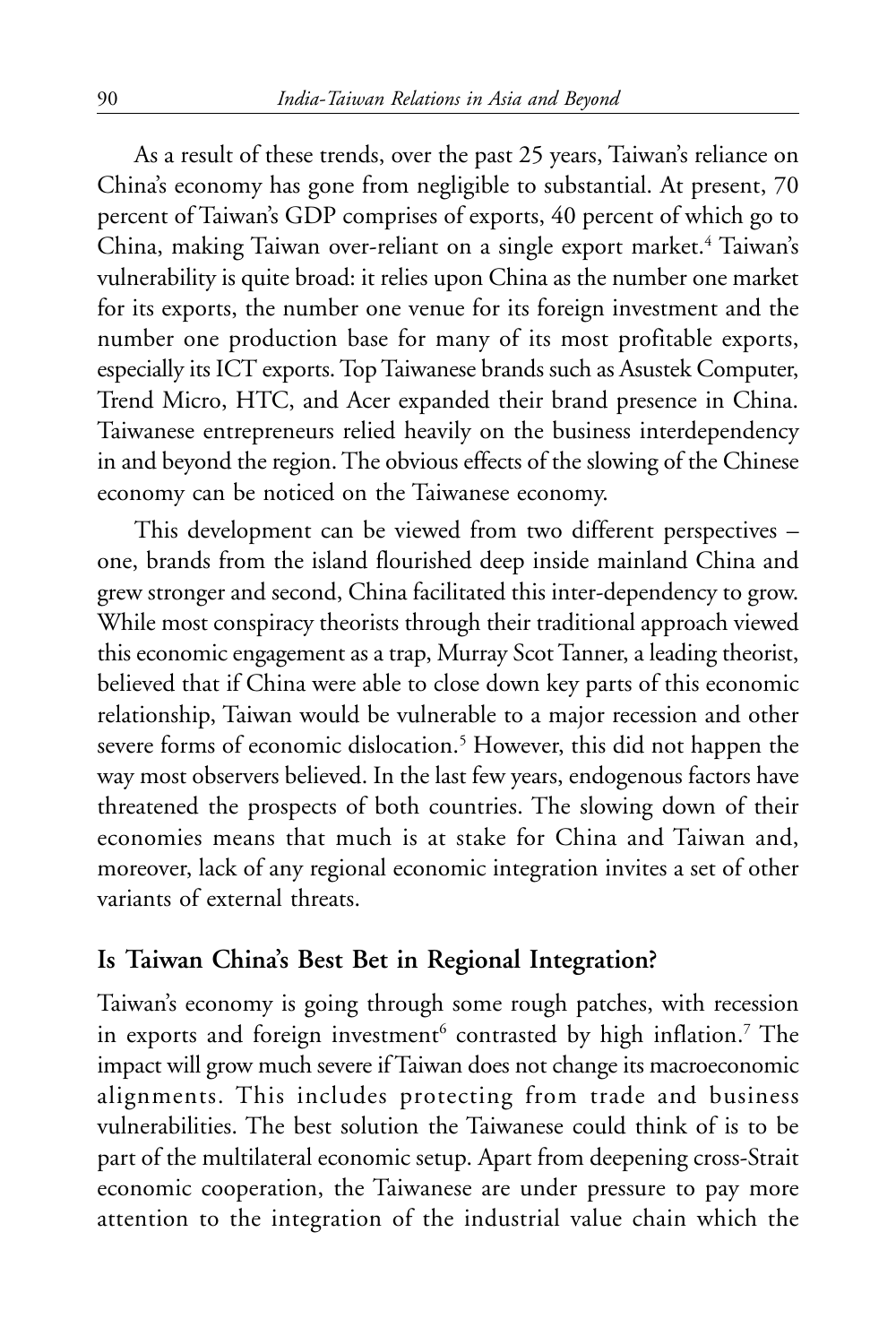As a result of these trends, over the past 25 years, Taiwan's reliance on China's economy has gone from negligible to substantial. At present, 70 percent of Taiwan's GDP comprises of exports, 40 percent of which go to China, making Taiwan over-reliant on a single export market.[4] Taiwan's vulnerability is quite broad: it relies upon China as the number one market for its exports, the number one venue for its foreign investment and the number one production base for many of its most profitable exports, especially its ICT exports. Top Taiwanese brands such as Asustek Computer, Trend Micro, HTC, and Acer expanded their brand presence in China. Taiwanese entrepreneurs relied heavily on the business interdependency in and beyond the region. The obvious effects of the slowing of the Chinese economy can be noticed on the Taiwanese economy.

This development can be viewed from two different perspectives – one, brands from the island flourished deep inside mainland China and grew stronger and second, China facilitated this inter-dependency to grow. While most conspiracy theorists through their traditional approach viewed this economic engagement as a trap, Murray Scot Tanner, a leading theorist, believed that if China were able to close down key parts of this economic relationship, Taiwan would be vulnerable to a major recession and other severe forms of economic dislocation.[5] However, this did not happen the way most observers believed. In the last few years, endogenous factors have threatened the prospects of both countries. The slowing down of their economies means that much is at stake for China and Taiwan and, moreover, lack of any regional economic integration invites a set of other variants of external threats.

## Is Taiwan China's Best Bet in Regional Integration?

Taiwan's economy is going through some rough patches, with recession in exports and foreign investment[6] contrasted by high inflation.[7] The impact will grow much severe if Taiwan does not change its macroeconomic alignments. This includes protecting from trade and business vulnerabilities. The best solution the Taiwanese could think of is to be part of the multilateral economic setup. Apart from deepening cross-Strait economic cooperation, the Taiwanese are under pressure to pay more attention to the integration of the industrial value chain which the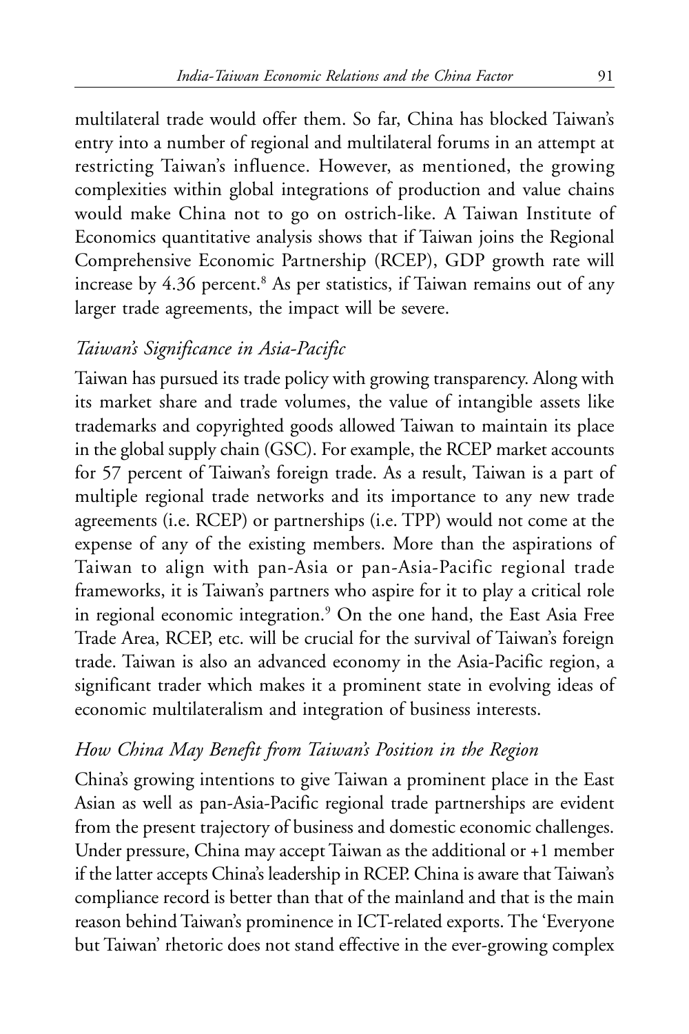multilateral trade would offer them. So far, China has blocked Taiwan's entry into a number of regional and multilateral forums in an attempt at restricting Taiwan's influence. However, as mentioned, the growing complexities within global integrations of production and value chains would make China not to go on ostrich-like. A Taiwan Institute of Economics quantitative analysis shows that if Taiwan joins the Regional Comprehensive Economic Partnership (RCEP), GDP growth rate will increase by 4.36 percent.[8] As per statistics, if Taiwan remains out of any larger trade agreements, the impact will be severe.

### *Taiwan's Significance in Asia-Pacific*

Taiwan has pursued its trade policy with growing transparency. Along with its market share and trade volumes, the value of intangible assets like trademarks and copyrighted goods allowed Taiwan to maintain its place in the global supply chain (GSC). For example, the RCEP market accounts for 57 percent of Taiwan's foreign trade. As a result, Taiwan is a part of multiple regional trade networks and its importance to any new trade agreements (i.e. RCEP) or partnerships (i.e. TPP) would not come at the expense of any of the existing members. More than the aspirations of Taiwan to align with pan-Asia or pan-Asia-Pacific regional trade frameworks, it is Taiwan's partners who aspire for it to play a critical role in regional economic integration.[9] On the one hand, the East Asia Free Trade Area, RCEP, etc. will be crucial for the survival of Taiwan's foreign trade. Taiwan is also an advanced economy in the Asia-Pacific region, a significant trader which makes it a prominent state in evolving ideas of economic multilateralism and integration of business interests.

### *How China May Benefit from Taiwan's Position in the Region*

China's growing intentions to give Taiwan a prominent place in the East Asian as well as pan-Asia-Pacific regional trade partnerships are evident from the present trajectory of business and domestic economic challenges. Under pressure, China may accept Taiwan as the additional or +1 member if the latter accepts China's leadership in RCEP. China is aware that Taiwan's compliance record is better than that of the mainland and that is the main reason behind Taiwan's prominence in ICT-related exports. The 'Everyone but Taiwan' rhetoric does not stand effective in the ever-growing complex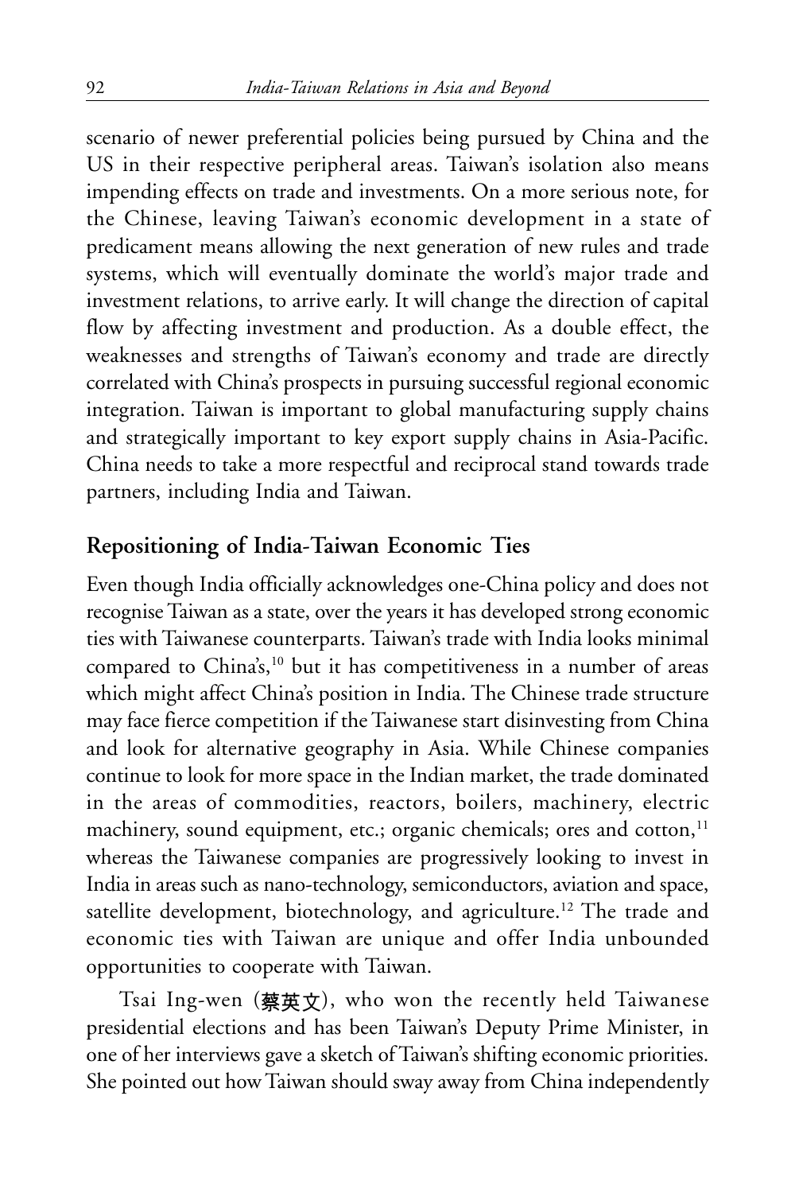scenario of newer preferential policies being pursued by China and the US in their respective peripheral areas. Taiwan's isolation also means impending effects on trade and investments. On a more serious note, for the Chinese, leaving Taiwan's economic development in a state of predicament means allowing the next generation of new rules and trade systems, which will eventually dominate the world's major trade and investment relations, to arrive early. It will change the direction of capital flow by affecting investment and production. As a double effect, the weaknesses and strengths of Taiwan's economy and trade are directly correlated with China's prospects in pursuing successful regional economic integration. Taiwan is important to global manufacturing supply chains and strategically important to key export supply chains in Asia-Pacific. China needs to take a more respectful and reciprocal stand towards trade partners, including India and Taiwan.

## Repositioning of India-Taiwan Economic Ties

Even though India officially acknowledges one-China policy and does not recognise Taiwan as a state, over the years it has developed strong economic ties with Taiwanese counterparts. Taiwan's trade with India looks minimal compared to China's,[10] but it has competitiveness in a number of areas which might affect China's position in India. The Chinese trade structure may face fierce competition if the Taiwanese start disinvesting from China and look for alternative geography in Asia. While Chinese companies continue to look for more space in the Indian market, the trade dominated in the areas of commodities, reactors, boilers, machinery, electric machinery, sound equipment, etc.; organic chemicals; ores and cotton,[11] whereas the Taiwanese companies are progressively looking to invest in India in areas such as nano-technology, semiconductors, aviation and space, satellite development, biotechnology, and agriculture.[12] The trade and economic ties with Taiwan are unique and offer India unbounded opportunities to cooperate with Taiwan.

Tsai Ing-wen (蔡英文), who won the recently held Taiwanese presidential elections and has been Taiwan's Deputy Prime Minister, in one of her interviews gave a sketch of Taiwan's shifting economic priorities. She pointed out how Taiwan should sway away from China independently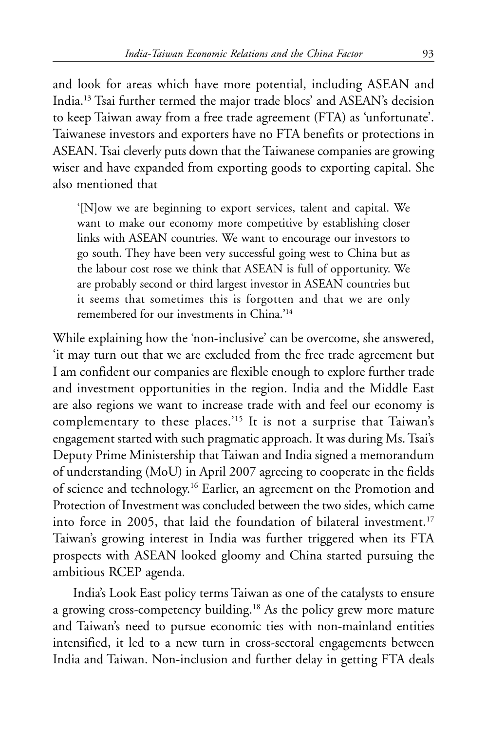and look for areas which have more potential, including ASEAN and India.[13] Tsai further termed the major trade blocs' and ASEAN's decision to keep Taiwan away from a free trade agreement (FTA) as 'unfortunate'. Taiwanese investors and exporters have no FTA benefits or protections in ASEAN. Tsai cleverly puts down that the Taiwanese companies are growing wiser and have expanded from exporting goods to exporting capital. She also mentioned that

> '[N]ow we are beginning to export services, talent and capital. We want to make our economy more competitive by establishing closer links with ASEAN countries. We want to encourage our investors to go south. They have been very successful going west to China but as the labour cost rose we think that ASEAN is full of opportunity. We are probably second or third largest investor in ASEAN countries but it seems that sometimes this is forgotten and that we are only remembered for our investments in China.'[14]

While explaining how the 'non-inclusive' can be overcome, she answered, 'it may turn out that we are excluded from the free trade agreement but I am confident our companies are flexible enough to explore further trade and investment opportunities in the region. India and the Middle East are also regions we want to increase trade with and feel our economy is complementary to these places.'[15] It is not a surprise that Taiwan's engagement started with such pragmatic approach. It was during Ms. Tsai's Deputy Prime Ministership that Taiwan and India signed a memorandum of understanding (MoU) in April 2007 agreeing to cooperate in the fields of science and technology.[16] Earlier, an agreement on the Promotion and Protection of Investment was concluded between the two sides, which came into force in 2005, that laid the foundation of bilateral investment.[17] Taiwan's growing interest in India was further triggered when its FTA prospects with ASEAN looked gloomy and China started pursuing the ambitious RCEP agenda.

India's Look East policy terms Taiwan as one of the catalysts to ensure a growing cross-competency building.[18] As the policy grew more mature and Taiwan's need to pursue economic ties with non-mainland entities intensified, it led to a new turn in cross-sectoral engagements between India and Taiwan. Non-inclusion and further delay in getting FTA deals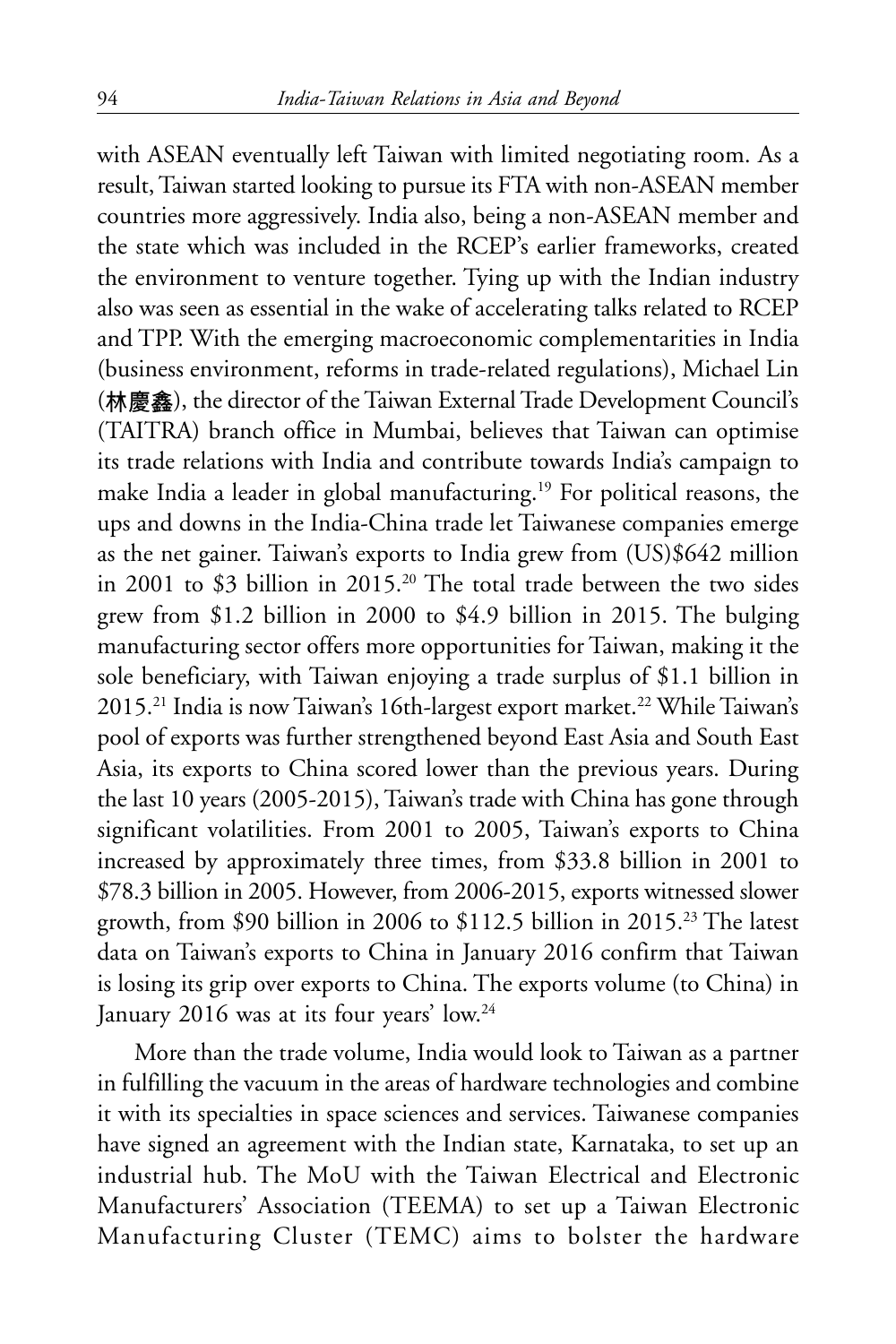with ASEAN eventually left Taiwan with limited negotiating room. As a result, Taiwan started looking to pursue its FTA with non-ASEAN member countries more aggressively. India also, being a non-ASEAN member and the state which was included in the RCEP's earlier frameworks, created the environment to venture together. Tying up with the Indian industry also was seen as essential in the wake of accelerating talks related to RCEP and TPP. With the emerging macroeconomic complementarities in India (business environment, reforms in trade-related regulations), Michael Lin (林慶鑫), the director of the Taiwan External Trade Development Council's (TAITRA) branch office in Mumbai, believes that Taiwan can optimise its trade relations with India and contribute towards India's campaign to make India a leader in global manufacturing.[19] For political reasons, the ups and downs in the India-China trade let Taiwanese companies emerge as the net gainer. Taiwan's exports to India grew from (US)$642 million in 2001 to $3 billion in 2015.[20] The total trade between the two sides grew from $1.2 billion in 2000 to $4.9 billion in 2015. The bulging manufacturing sector offers more opportunities for Taiwan, making it the sole beneficiary, with Taiwan enjoying a trade surplus of $1.1 billion in 2015.[21] India is now Taiwan's 16th-largest export market.[22] While Taiwan's pool of exports was further strengthened beyond East Asia and South East Asia, its exports to China scored lower than the previous years. During the last 10 years (2005-2015), Taiwan's trade with China has gone through significant volatilities. From 2001 to 2005, Taiwan's exports to China increased by approximately three times, from $33.8 billion in 2001 to $78.3 billion in 2005. However, from 2006-2015, exports witnessed slower growth, from $90 billion in 2006 to $112.5 billion in 2015.[23] The latest data on Taiwan's exports to China in January 2016 confirm that Taiwan is losing its grip over exports to China. The exports volume (to China) in January 2016 was at its four years' low.[24]

More than the trade volume, India would look to Taiwan as a partner in fulfilling the vacuum in the areas of hardware technologies and combine it with its specialties in space sciences and services. Taiwanese companies have signed an agreement with the Indian state, Karnataka, to set up an industrial hub. The MoU with the Taiwan Electrical and Electronic Manufacturers' Association (TEEMA) to set up a Taiwan Electronic Manufacturing Cluster (TEMC) aims to bolster the hardware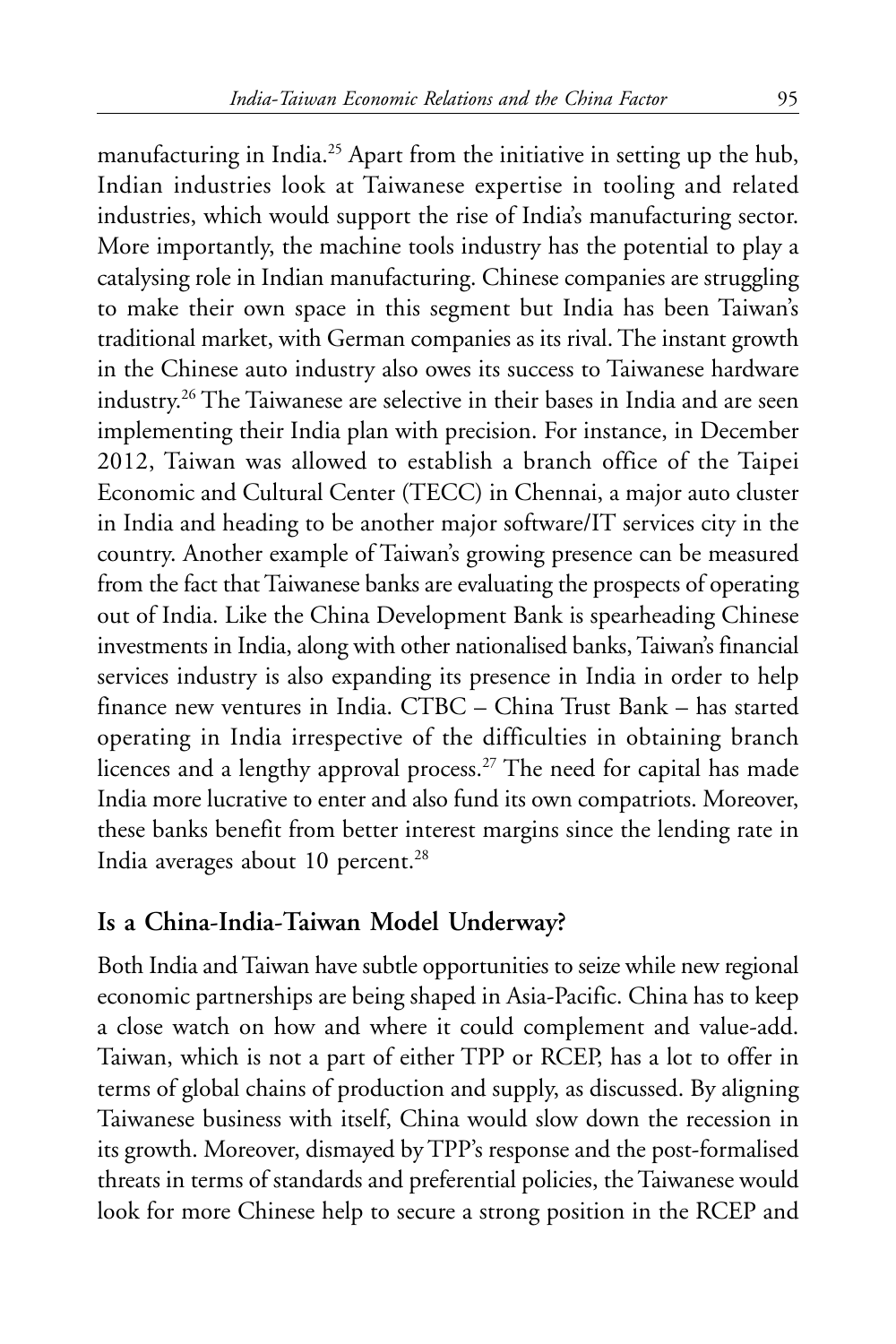manufacturing in India.[25] Apart from the initiative in setting up the hub, Indian industries look at Taiwanese expertise in tooling and related industries, which would support the rise of India's manufacturing sector. More importantly, the machine tools industry has the potential to play a catalysing role in Indian manufacturing. Chinese companies are struggling to make their own space in this segment but India has been Taiwan's traditional market, with German companies as its rival. The instant growth in the Chinese auto industry also owes its success to Taiwanese hardware industry.[26] The Taiwanese are selective in their bases in India and are seen implementing their India plan with precision. For instance, in December 2012, Taiwan was allowed to establish a branch office of the Taipei Economic and Cultural Center (TECC) in Chennai, a major auto cluster in India and heading to be another major software/IT services city in the country. Another example of Taiwan's growing presence can be measured from the fact that Taiwanese banks are evaluating the prospects of operating out of India. Like the China Development Bank is spearheading Chinese investments in India, along with other nationalised banks, Taiwan's financial services industry is also expanding its presence in India in order to help finance new ventures in India. CTBC – China Trust Bank – has started operating in India irrespective of the difficulties in obtaining branch licences and a lengthy approval process.[27] The need for capital has made India more lucrative to enter and also fund its own compatriots. Moreover, these banks benefit from better interest margins since the lending rate in India averages about 10 percent.[28]

## Is a China-India-Taiwan Model Underway?

Both India and Taiwan have subtle opportunities to seize while new regional economic partnerships are being shaped in Asia-Pacific. China has to keep a close watch on how and where it could complement and value-add. Taiwan, which is not a part of either TPP or RCEP, has a lot to offer in terms of global chains of production and supply, as discussed. By aligning Taiwanese business with itself, China would slow down the recession in its growth. Moreover, dismayed by TPP's response and the post-formalised threats in terms of standards and preferential policies, the Taiwanese would look for more Chinese help to secure a strong position in the RCEP and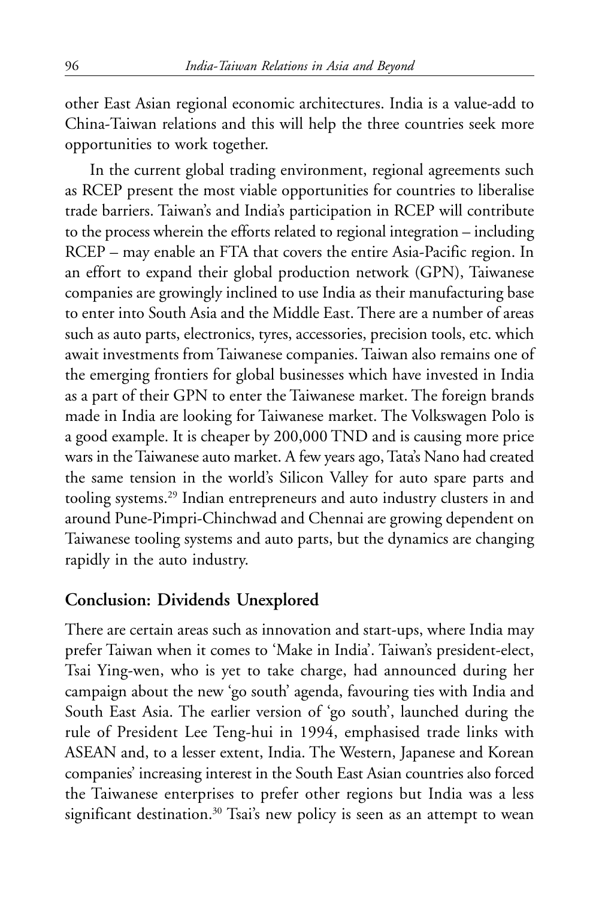other East Asian regional economic architectures. India is a value-add to China-Taiwan relations and this will help the three countries seek more opportunities to work together.

In the current global trading environment, regional agreements such as RCEP present the most viable opportunities for countries to liberalise trade barriers. Taiwan's and India's participation in RCEP will contribute to the process wherein the efforts related to regional integration – including RCEP – may enable an FTA that covers the entire Asia-Pacific region. In an effort to expand their global production network (GPN), Taiwanese companies are growingly inclined to use India as their manufacturing base to enter into South Asia and the Middle East. There are a number of areas such as auto parts, electronics, tyres, accessories, precision tools, etc. which await investments from Taiwanese companies. Taiwan also remains one of the emerging frontiers for global businesses which have invested in India as a part of their GPN to enter the Taiwanese market. The foreign brands made in India are looking for Taiwanese market. The Volkswagen Polo is a good example. It is cheaper by 200,000 TND and is causing more price wars in the Taiwanese auto market. A few years ago, Tata's Nano had created the same tension in the world's Silicon Valley for auto spare parts and tooling systems.[29] Indian entrepreneurs and auto industry clusters in and around Pune-Pimpri-Chinchwad and Chennai are growing dependent on Taiwanese tooling systems and auto parts, but the dynamics are changing rapidly in the auto industry.

## Conclusion: Dividends Unexplored

There are certain areas such as innovation and start-ups, where India may prefer Taiwan when it comes to 'Make in India'. Taiwan's president-elect, Tsai Ying-wen, who is yet to take charge, had announced during her campaign about the new 'go south' agenda, favouring ties with India and South East Asia. The earlier version of 'go south', launched during the rule of President Lee Teng-hui in 1994, emphasised trade links with ASEAN and, to a lesser extent, India. The Western, Japanese and Korean companies' increasing interest in the South East Asian countries also forced the Taiwanese enterprises to prefer other regions but India was a less significant destination.[30] Tsai's new policy is seen as an attempt to wean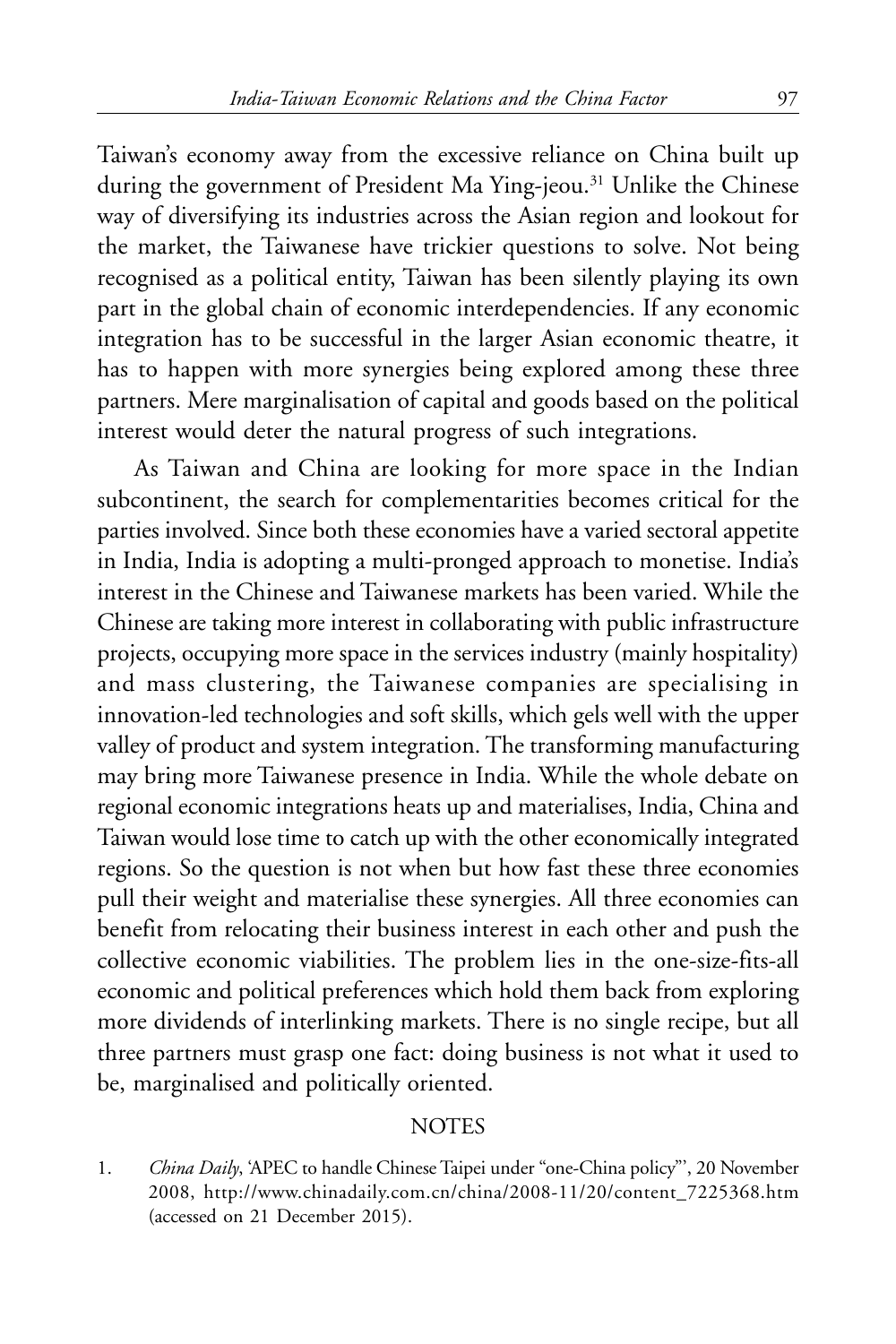Taiwan's economy away from the excessive reliance on China built up during the government of President Ma Ying-jeou.[31] Unlike the Chinese way of diversifying its industries across the Asian region and lookout for the market, the Taiwanese have trickier questions to solve. Not being recognised as a political entity, Taiwan has been silently playing its own part in the global chain of economic interdependencies. If any economic integration has to be successful in the larger Asian economic theatre, it has to happen with more synergies being explored among these three partners. Mere marginalisation of capital and goods based on the political interest would deter the natural progress of such integrations.

As Taiwan and China are looking for more space in the Indian subcontinent, the search for complementarities becomes critical for the parties involved. Since both these economies have a varied sectoral appetite in India, India is adopting a multi-pronged approach to monetise. India's interest in the Chinese and Taiwanese markets has been varied. While the Chinese are taking more interest in collaborating with public infrastructure projects, occupying more space in the services industry (mainly hospitality) and mass clustering, the Taiwanese companies are specialising in innovation-led technologies and soft skills, which gels well with the upper valley of product and system integration. The transforming manufacturing may bring more Taiwanese presence in India. While the whole debate on regional economic integrations heats up and materialises, India, China and Taiwan would lose time to catch up with the other economically integrated regions. So the question is not when but how fast these three economies pull their weight and materialise these synergies. All three economies can benefit from relocating their business interest in each other and push the collective economic viabilities. The problem lies in the one-size-fits-all economic and political preferences which hold them back from exploring more dividends of interlinking markets. There is no single recipe, but all three partners must grasp one fact: doing business is not what it used to be, marginalised and politically oriented.

## NOTES

1. *China Daily*, 'APEC to handle Chinese Taipei under "one-China policy"', 20 November 2008, http://www.chinadaily.com.cn/china/2008-11/20/content_7225368.htm (accessed on 21 December 2015).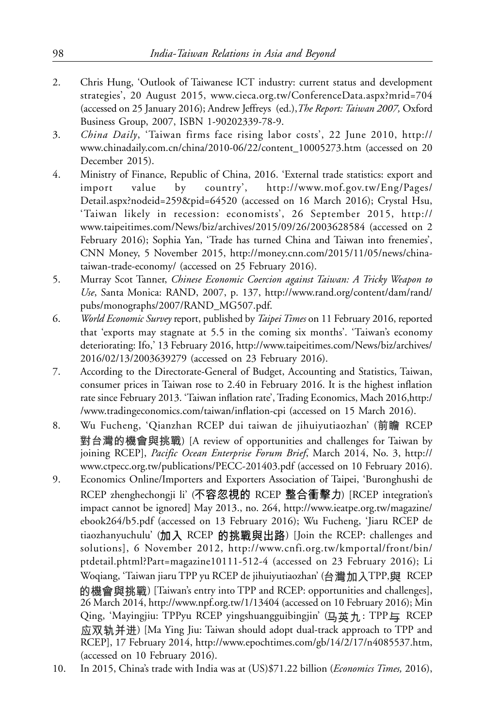2. Chris Hung, 'Outlook of Taiwanese ICT industry: current status and development strategies', 20 August 2015, www.cieca.org.tw/ConferenceData.aspx?mrid=704 (accessed on 25 January 2016); Andrew Jeffreys (ed.), *The Report: Taiwan 2007,* Oxford Business Group, 2007, ISBN 1-90202339-78-9.
3. *China Daily*, 'Taiwan firms face rising labor costs', 22 June 2010, http://www.chinadaily.com.cn/china/2010-06/22/content_10005273.htm (accessed on 20 December 2015).
4. Ministry of Finance, Republic of China, 2016. 'External trade statistics: export and import value by country', http://www.mof.gov.tw/Eng/Pages/Detail.aspx?nodeid=259&pid=64520 (accessed on 16 March 2016); Crystal Hsu, 'Taiwan likely in recession: economists', 26 September 2015, http://www.taipeitimes.com/News/biz/archives/2015/09/26/2003628584 (accessed on 2 February 2016); Sophia Yan, 'Trade has turned China and Taiwan into frenemies', CNN Money, 5 November 2015, http://money.cnn.com/2015/11/05/news/china-taiwan-trade-economy/ (accessed on 25 February 2016).
5. Murray Scot Tanner, *Chinese Economic Coercion against Taiwan: A Tricky Weapon to Use*, Santa Monica: RAND, 2007, p. 137, http://www.rand.org/content/dam/rand/pubs/monographs/2007/RAND_MG507.pdf.
6. *World Economic Survey* report, published by *Taipei Times* on 11 February 2016, reported that 'exports may stagnate at 5.5 in the coming six months'. 'Taiwan's economy deteriorating: Ifo,' 13 February 2016, http://www.taipeitimes.com/News/biz/archives/2016/02/13/2003639279 (accessed on 23 February 2016).
7. According to the Directorate-General of Budget, Accounting and Statistics, Taiwan, consumer prices in Taiwan rose to 2.40 in February 2016. It is the highest inflation rate since February 2013. 'Taiwan inflation rate', Trading Economics, Mach 2016,http://www.tradingeconomics.com/taiwan/inflation-cpi (accessed on 15 March 2016).
8. Wu Fucheng, 'Qianzhan RCEP dui taiwan de jihuiyutiaozhan' (前瞻 RCEP 對台灣的機會與挑戰) [A review of opportunities and challenges for Taiwan by joining RCEP], *Pacific Ocean Enterprise Forum Brief*, March 2014, No. 3, http://www.ctpecc.org.tw/publications/PECC-201403.pdf (accessed on 10 February 2016).
9. Economics Online/Importers and Exporters Association of Taipei, 'Buronghushi de RCEP zhenghechongji li' (不容忽視的 RCEP 整合衝擊力) [RCEP integration's impact cannot be ignored] May 2013., no. 264, http://www.ieatpe.org.tw/magazine/ebook264/b5.pdf (accessed on 13 February 2016); Wu Fucheng, 'Jiaru RCEP de tiaozhanyuchulu' (加入 RCEP 的挑戰與出路) [Join the RCEP: challenges and solutions], 6 November 2012, http://www.cnfi.org.tw/kmportal/front/bin/ptdetail.phtml?Part=magazine10111-512-4 (accessed on 23 February 2016); Li Woqiang, 'Taiwan jiaru TPP yu RCEP de jihuiyutiaozhan' (台灣加入TPP,與 RCEP 的機會與挑戰) [Taiwan's entry into TPP and RCEP: opportunities and challenges], 26 March 2014, http://www.npf.org.tw/1/13404 (accessed on 10 February 2016); Min Qing, 'Mayingjiu: TPPyu RCEP yingshuangguibingjin' (马英九：TPP与 RCEP 应双轨并进) [Ma Ying Jiu: Taiwan should adopt dual-track approach to TPP and RCEP], 17 February 2014, http://www.epochtimes.com/gb/14/2/17/n4085537.htm, (accessed on 10 February 2016).
10. In 2015, China's trade with India was at (US)$71.22 billion (*Economics Times,* 2016),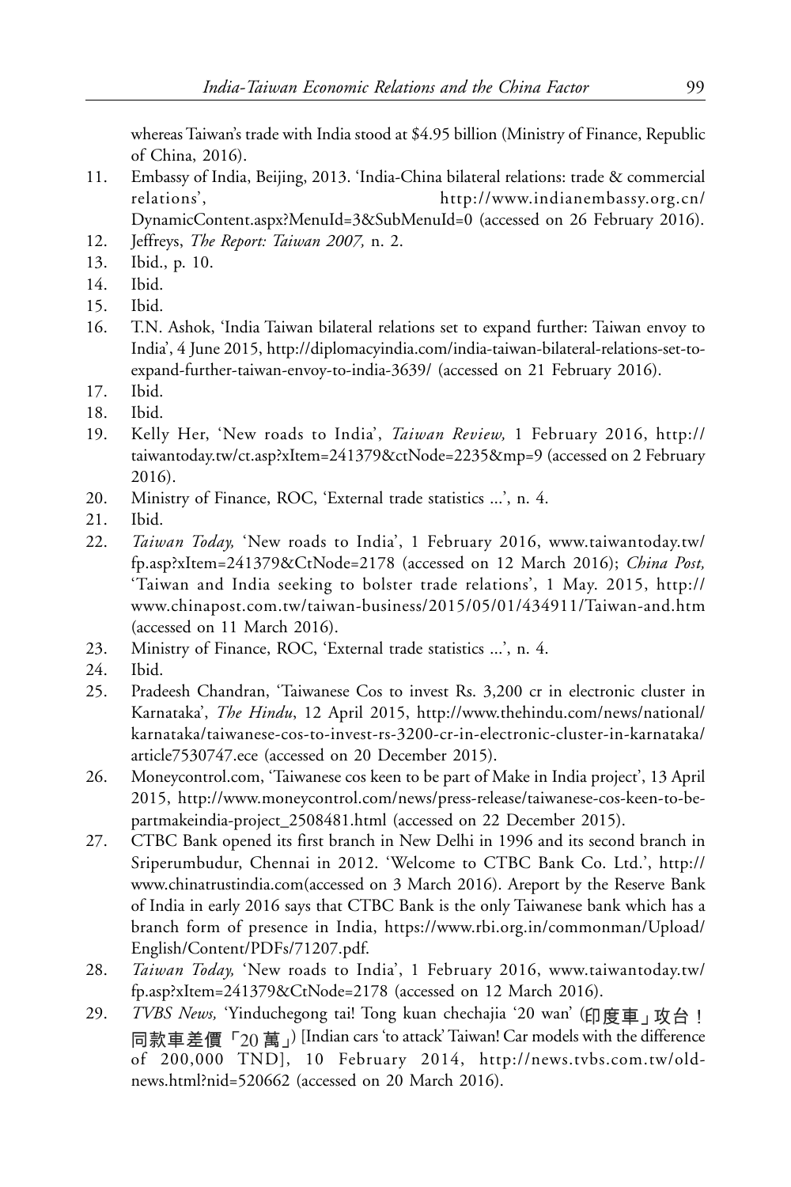whereas Taiwan's trade with India stood at $4.95 billion (Ministry of Finance, Republic of China, 2016).

11. Embassy of India, Beijing, 2013. 'India-China bilateral relations: trade & commercial relations', http://www.indianembassy.org.cn/DynamicContent.aspx?MenuId=3&SubMenuId=0 (accessed on 26 February 2016).
12. Jeffreys, *The Report: Taiwan 2007,* n. 2.
13. Ibid., p. 10.
14. Ibid.
15. Ibid.
16. T.N. Ashok, 'India Taiwan bilateral relations set to expand further: Taiwan envoy to India', 4 June 2015, http://diplomacyindia.com/india-taiwan-bilateral-relations-set-to-expand-further-taiwan-envoy-to-india-3639/ (accessed on 21 February 2016).
17. Ibid.
18. Ibid.
19. Kelly Her, 'New roads to India', *Taiwan Review,* 1 February 2016, http://taiwantoday.tw/ct.asp?xItem=241379&ctNode=2235&mp=9 (accessed on 2 February 2016).
20. Ministry of Finance, ROC, 'External trade statistics ...', n. 4.
21. Ibid.
22. *Taiwan Today,* 'New roads to India', 1 February 2016, www.taiwantoday.tw/fp.asp?xItem=241379&CtNode=2178 (accessed on 12 March 2016); *China Post,* 'Taiwan and India seeking to bolster trade relations', 1 May. 2015, http://www.chinapost.com.tw/taiwan-business/2015/05/01/434911/Taiwan-and.htm (accessed on 11 March 2016).
23. Ministry of Finance, ROC, 'External trade statistics ...', n. 4.
24. Ibid.
25. Pradeesh Chandran, 'Taiwanese Cos to invest Rs. 3,200 cr in electronic cluster in Karnataka', *The Hindu*, 12 April 2015, http://www.thehindu.com/news/national/karnataka/taiwanese-cos-to-invest-rs-3200-cr-in-electronic-cluster-in-karnataka/article7530747.ece (accessed on 20 December 2015).
26. Moneycontrol.com, 'Taiwanese cos keen to be part of Make in India project', 13 April 2015, http://www.moneycontrol.com/news/press-release/taiwanese-cos-keen-to-be-partmakeindia-project_2508481.html (accessed on 22 December 2015).
27. CTBC Bank opened its first branch in New Delhi in 1996 and its second branch in Sriperumbudur, Chennai in 2012. 'Welcome to CTBC Bank Co. Ltd.', http://www.chinatrustindia.com(accessed on 3 March 2016). Areport by the Reserve Bank of India in early 2016 says that CTBC Bank is the only Taiwanese bank which has a branch form of presence in India, https://www.rbi.org.in/commonman/Upload/English/Content/PDFs/71207.pdf.
28. *Taiwan Today,* 'New roads to India', 1 February 2016, www.taiwantoday.tw/fp.asp?xItem=241379&CtNode=2178 (accessed on 12 March 2016).
29. *TVBS News,* 'Yinduchegong tai! Tong kuan chechajia '20 wan' (印度車」攻台！同款車差價「20 萬」) [Indian cars 'to attack' Taiwan! Car models with the difference of 200,000 TND], 10 February 2014, http://news.tvbs.com.tw/old-news.html?nid=520662 (accessed on 20 March 2016).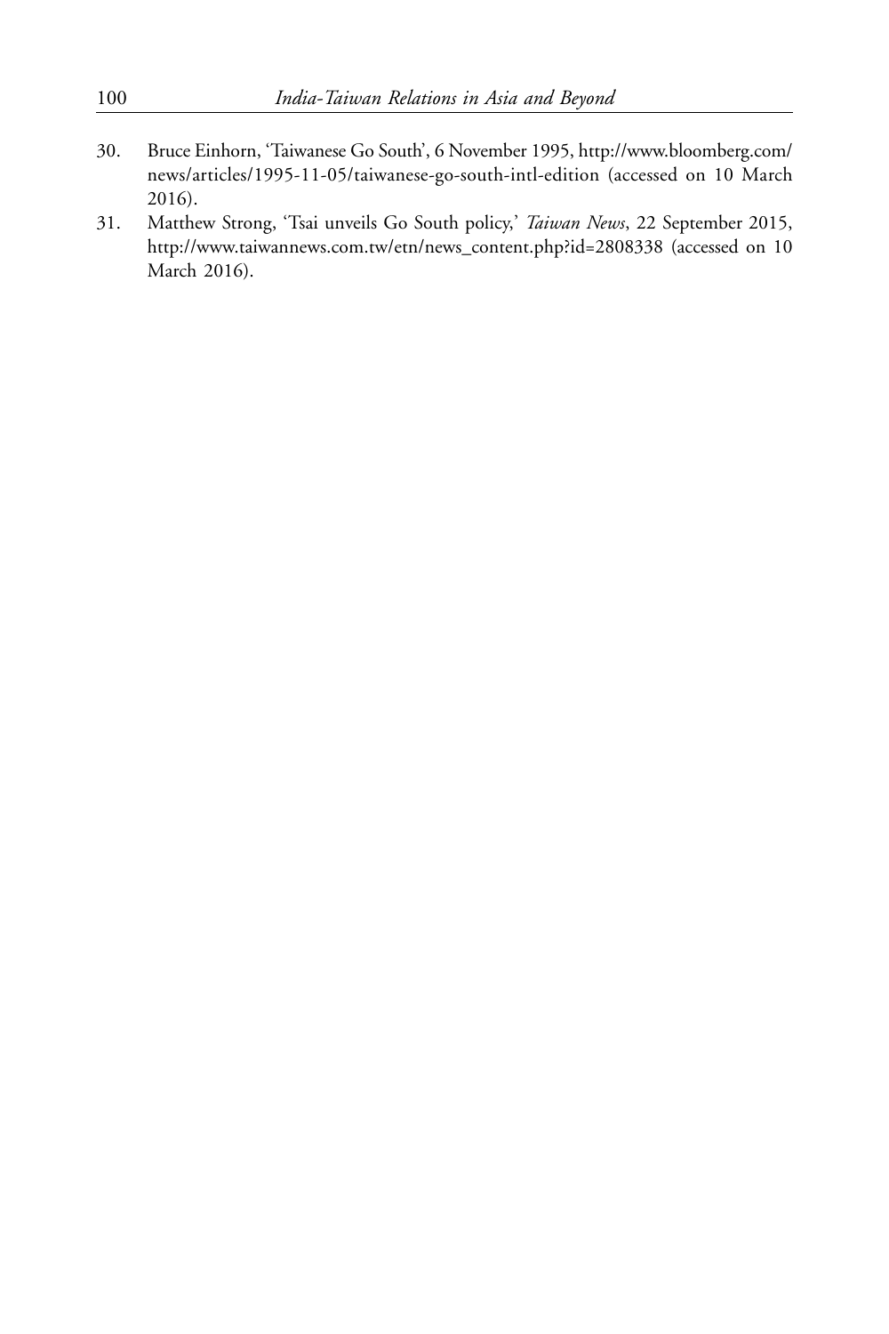30. Bruce Einhorn, 'Taiwanese Go South', 6 November 1995, http://www.bloomberg.com/news/articles/1995-11-05/taiwanese-go-south-intl-edition (accessed on 10 March 2016).
31. Matthew Strong, 'Tsai unveils Go South policy,' *Taiwan News*, 22 September 2015, http://www.taiwannews.com.tw/etn/news_content.php?id=2808338 (accessed on 10 March 2016).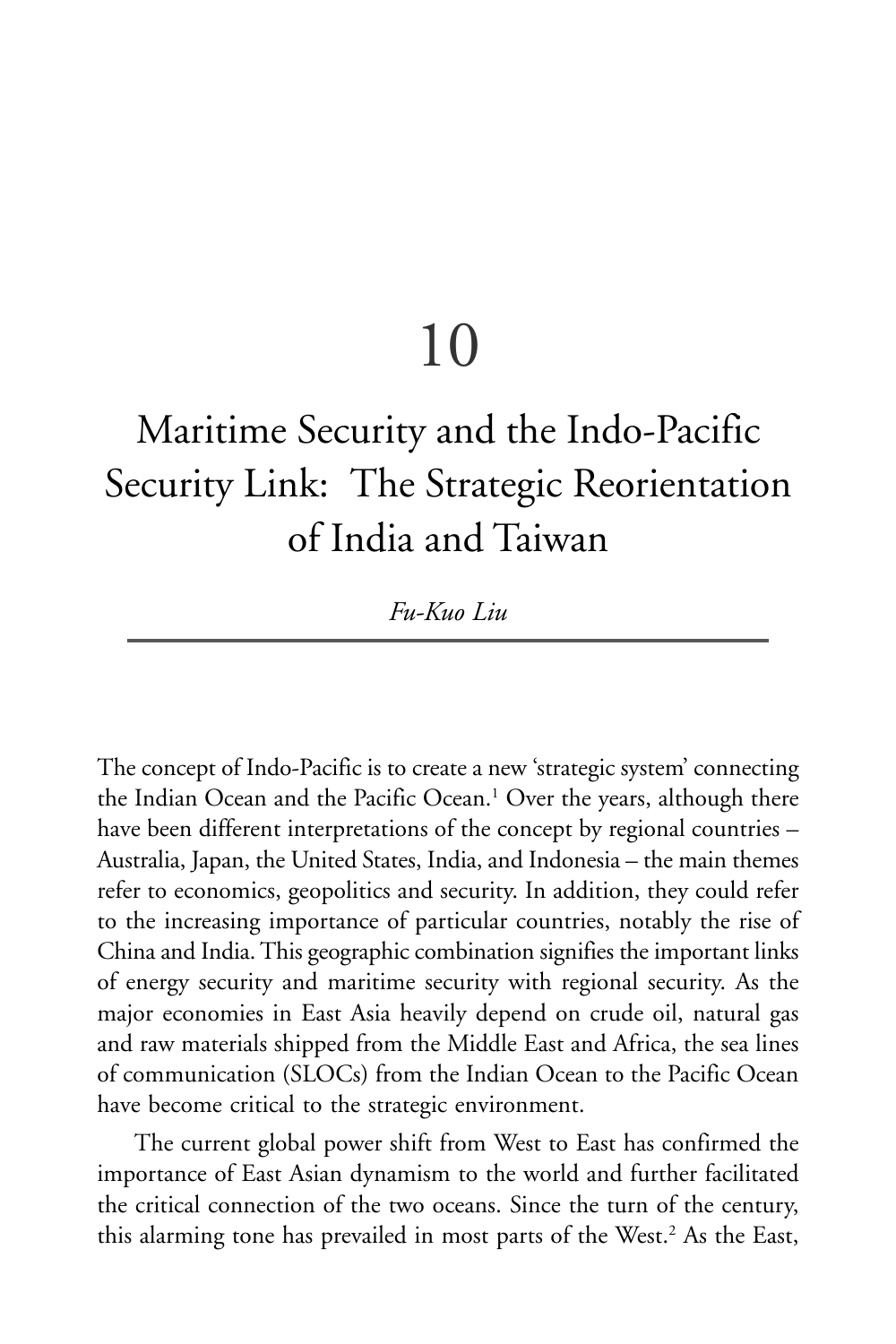# 10

# Maritime Security and the Indo-Pacific Security Link: The Strategic Reorientation of India and Taiwan

*Fu-Kuo Liu*

---

The concept of Indo-Pacific is to create a new 'strategic system' connecting the Indian Ocean and the Pacific Ocean.[1] Over the years, although there have been different interpretations of the concept by regional countries – Australia, Japan, the United States, India, and Indonesia – the main themes refer to economics, geopolitics and security. In addition, they could refer to the increasing importance of particular countries, notably the rise of China and India. This geographic combination signifies the important links of energy security and maritime security with regional security. As the major economies in East Asia heavily depend on crude oil, natural gas and raw materials shipped from the Middle East and Africa, the sea lines of communication (SLOCs) from the Indian Ocean to the Pacific Ocean have become critical to the strategic environment.

The current global power shift from West to East has confirmed the importance of East Asian dynamism to the world and further facilitated the critical connection of the two oceans. Since the turn of the century, this alarming tone has prevailed in most parts of the West.[2] As the East,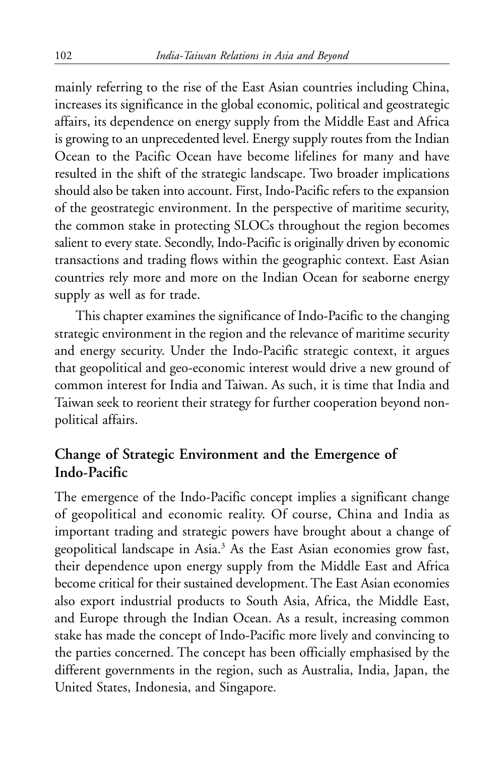mainly referring to the rise of the East Asian countries including China, increases its significance in the global economic, political and geostrategic affairs, its dependence on energy supply from the Middle East and Africa is growing to an unprecedented level. Energy supply routes from the Indian Ocean to the Pacific Ocean have become lifelines for many and have resulted in the shift of the strategic landscape. Two broader implications should also be taken into account. First, Indo-Pacific refers to the expansion of the geostrategic environment. In the perspective of maritime security, the common stake in protecting SLOCs throughout the region becomes salient to every state. Secondly, Indo-Pacific is originally driven by economic transactions and trading flows within the geographic context. East Asian countries rely more and more on the Indian Ocean for seaborne energy supply as well as for trade.

This chapter examines the significance of Indo-Pacific to the changing strategic environment in the region and the relevance of maritime security and energy security. Under the Indo-Pacific strategic context, it argues that geopolitical and geo-economic interest would drive a new ground of common interest for India and Taiwan. As such, it is time that India and Taiwan seek to reorient their strategy for further cooperation beyond non-political affairs.

## Change of Strategic Environment and the Emergence of Indo-Pacific

The emergence of the Indo-Pacific concept implies a significant change of geopolitical and economic reality. Of course, China and India as important trading and strategic powers have brought about a change of geopolitical landscape in Asia.[3] As the East Asian economies grow fast, their dependence upon energy supply from the Middle East and Africa become critical for their sustained development. The East Asian economies also export industrial products to South Asia, Africa, the Middle East, and Europe through the Indian Ocean. As a result, increasing common stake has made the concept of Indo-Pacific more lively and convincing to the parties concerned. The concept has been officially emphasised by the different governments in the region, such as Australia, India, Japan, the United States, Indonesia, and Singapore.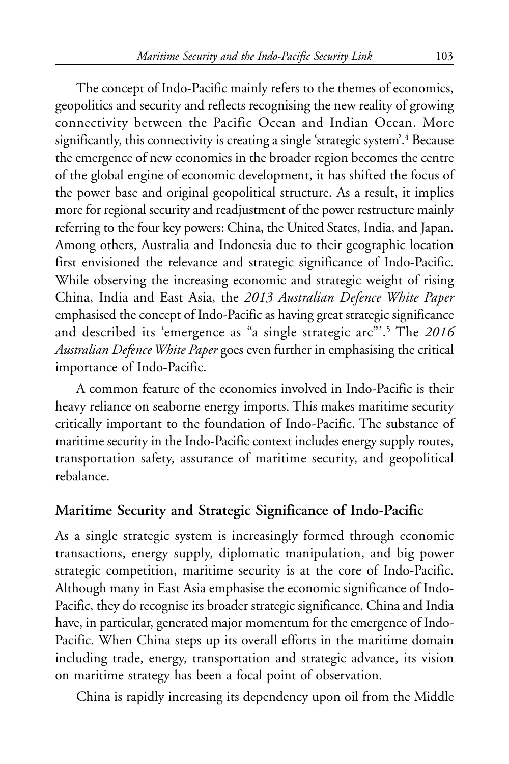The concept of Indo-Pacific mainly refers to the themes of economics, geopolitics and security and reflects recognising the new reality of growing connectivity between the Pacific Ocean and Indian Ocean. More significantly, this connectivity is creating a single 'strategic system'.[4] Because the emergence of new economies in the broader region becomes the centre of the global engine of economic development, it has shifted the focus of the power base and original geopolitical structure. As a result, it implies more for regional security and readjustment of the power restructure mainly referring to the four key powers: China, the United States, India, and Japan. Among others, Australia and Indonesia due to their geographic location first envisioned the relevance and strategic significance of Indo-Pacific. While observing the increasing economic and strategic weight of rising China, India and East Asia, the *2013 Australian Defence White Paper* emphasised the concept of Indo-Pacific as having great strategic significance and described its 'emergence as "a single strategic arc"'.[5] The *2016 Australian Defence White Paper* goes even further in emphasising the critical importance of Indo-Pacific.

A common feature of the economies involved in Indo-Pacific is their heavy reliance on seaborne energy imports. This makes maritime security critically important to the foundation of Indo-Pacific. The substance of maritime security in the Indo-Pacific context includes energy supply routes, transportation safety, assurance of maritime security, and geopolitical rebalance.

## Maritime Security and Strategic Significance of Indo-Pacific

As a single strategic system is increasingly formed through economic transactions, energy supply, diplomatic manipulation, and big power strategic competition, maritime security is at the core of Indo-Pacific. Although many in East Asia emphasise the economic significance of Indo-Pacific, they do recognise its broader strategic significance. China and India have, in particular, generated major momentum for the emergence of Indo-Pacific. When China steps up its overall efforts in the maritime domain including trade, energy, transportation and strategic advance, its vision on maritime strategy has been a focal point of observation.

China is rapidly increasing its dependency upon oil from the Middle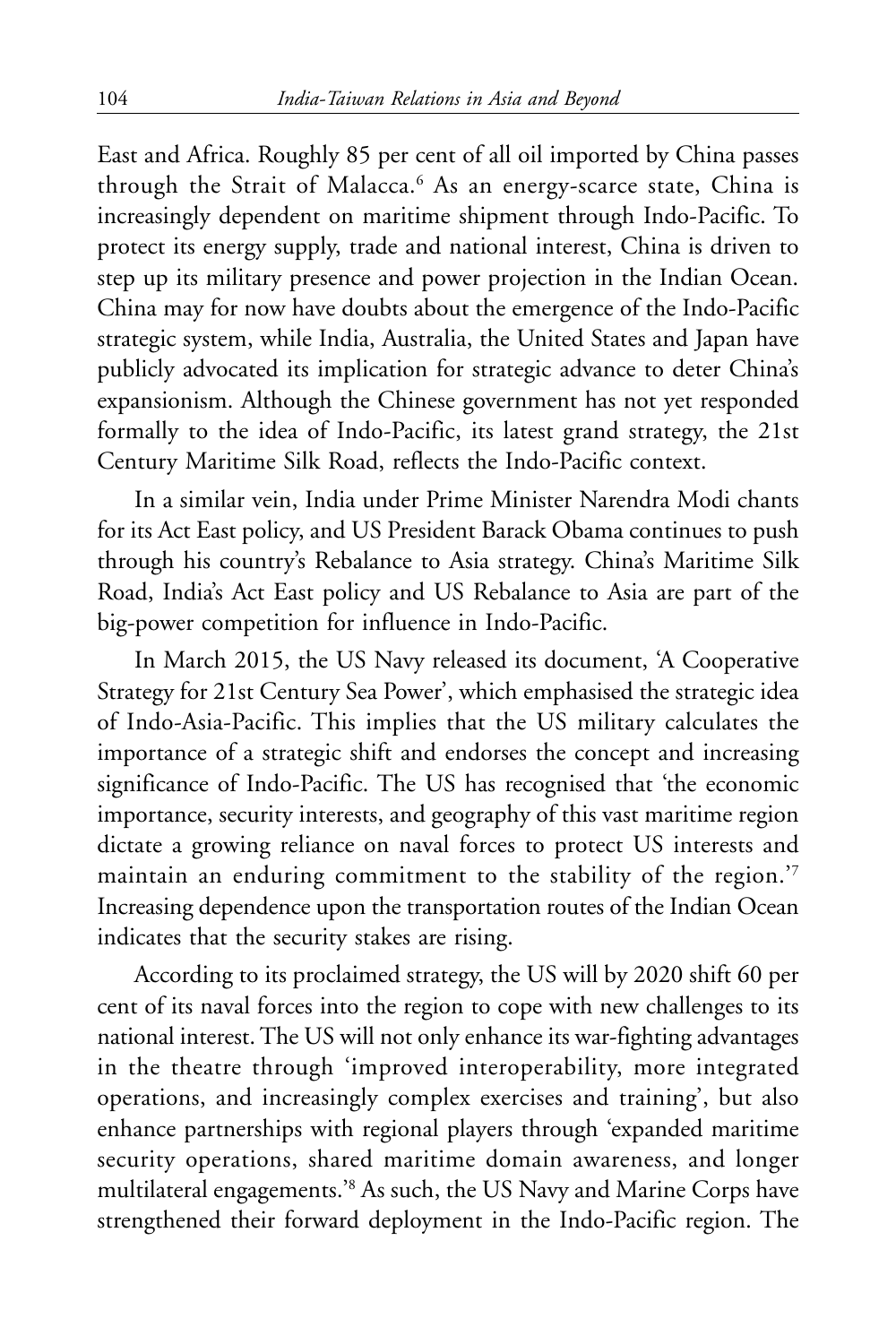East and Africa. Roughly 85 per cent of all oil imported by China passes through the Strait of Malacca.[6] As an energy-scarce state, China is increasingly dependent on maritime shipment through Indo-Pacific. To protect its energy supply, trade and national interest, China is driven to step up its military presence and power projection in the Indian Ocean. China may for now have doubts about the emergence of the Indo-Pacific strategic system, while India, Australia, the United States and Japan have publicly advocated its implication for strategic advance to deter China's expansionism. Although the Chinese government has not yet responded formally to the idea of Indo-Pacific, its latest grand strategy, the 21st Century Maritime Silk Road, reflects the Indo-Pacific context.

In a similar vein, India under Prime Minister Narendra Modi chants for its Act East policy, and US President Barack Obama continues to push through his country's Rebalance to Asia strategy. China's Maritime Silk Road, India's Act East policy and US Rebalance to Asia are part of the big-power competition for influence in Indo-Pacific.

In March 2015, the US Navy released its document, 'A Cooperative Strategy for 21st Century Sea Power', which emphasised the strategic idea of Indo-Asia-Pacific. This implies that the US military calculates the importance of a strategic shift and endorses the concept and increasing significance of Indo-Pacific. The US has recognised that 'the economic importance, security interests, and geography of this vast maritime region dictate a growing reliance on naval forces to protect US interests and maintain an enduring commitment to the stability of the region.'[7] Increasing dependence upon the transportation routes of the Indian Ocean indicates that the security stakes are rising.

According to its proclaimed strategy, the US will by 2020 shift 60 per cent of its naval forces into the region to cope with new challenges to its national interest. The US will not only enhance its war-fighting advantages in the theatre through 'improved interoperability, more integrated operations, and increasingly complex exercises and training', but also enhance partnerships with regional players through 'expanded maritime security operations, shared maritime domain awareness, and longer multilateral engagements.'[8] As such, the US Navy and Marine Corps have strengthened their forward deployment in the Indo-Pacific region. The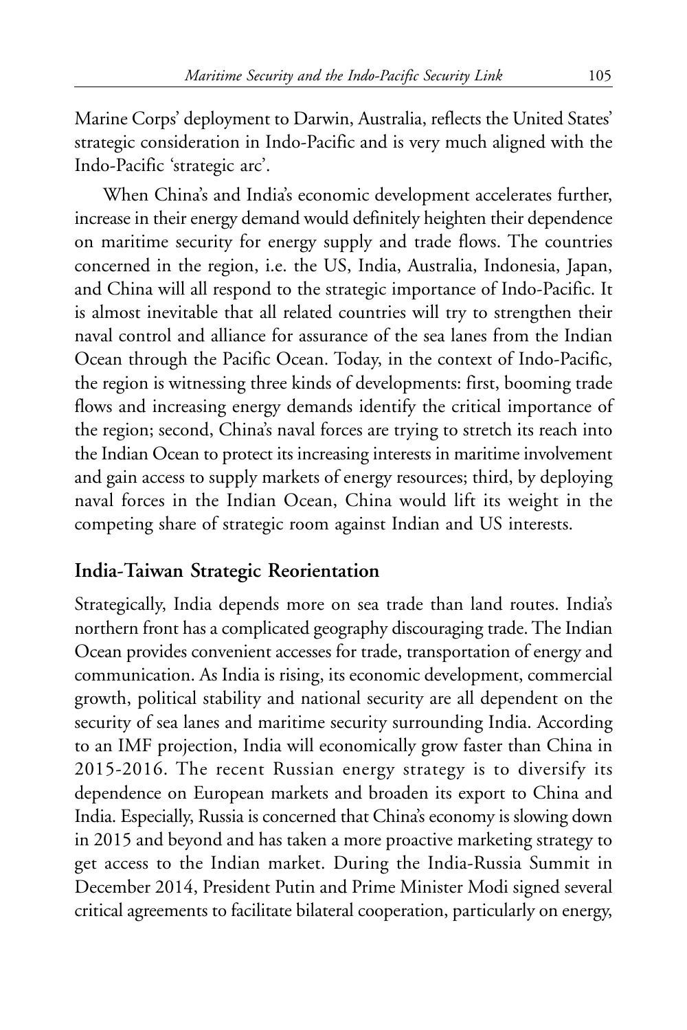Marine Corps' deployment to Darwin, Australia, reflects the United States' strategic consideration in Indo-Pacific and is very much aligned with the Indo-Pacific 'strategic arc'.

When China's and India's economic development accelerates further, increase in their energy demand would definitely heighten their dependence on maritime security for energy supply and trade flows. The countries concerned in the region, i.e. the US, India, Australia, Indonesia, Japan, and China will all respond to the strategic importance of Indo-Pacific. It is almost inevitable that all related countries will try to strengthen their naval control and alliance for assurance of the sea lanes from the Indian Ocean through the Pacific Ocean. Today, in the context of Indo-Pacific, the region is witnessing three kinds of developments: first, booming trade flows and increasing energy demands identify the critical importance of the region; second, China's naval forces are trying to stretch its reach into the Indian Ocean to protect its increasing interests in maritime involvement and gain access to supply markets of energy resources; third, by deploying naval forces in the Indian Ocean, China would lift its weight in the competing share of strategic room against Indian and US interests.

## India-Taiwan Strategic Reorientation

Strategically, India depends more on sea trade than land routes. India's northern front has a complicated geography discouraging trade. The Indian Ocean provides convenient accesses for trade, transportation of energy and communication. As India is rising, its economic development, commercial growth, political stability and national security are all dependent on the security of sea lanes and maritime security surrounding India. According to an IMF projection, India will economically grow faster than China in 2015-2016. The recent Russian energy strategy is to diversify its dependence on European markets and broaden its export to China and India. Especially, Russia is concerned that China's economy is slowing down in 2015 and beyond and has taken a more proactive marketing strategy to get access to the Indian market. During the India-Russia Summit in December 2014, President Putin and Prime Minister Modi signed several critical agreements to facilitate bilateral cooperation, particularly on energy,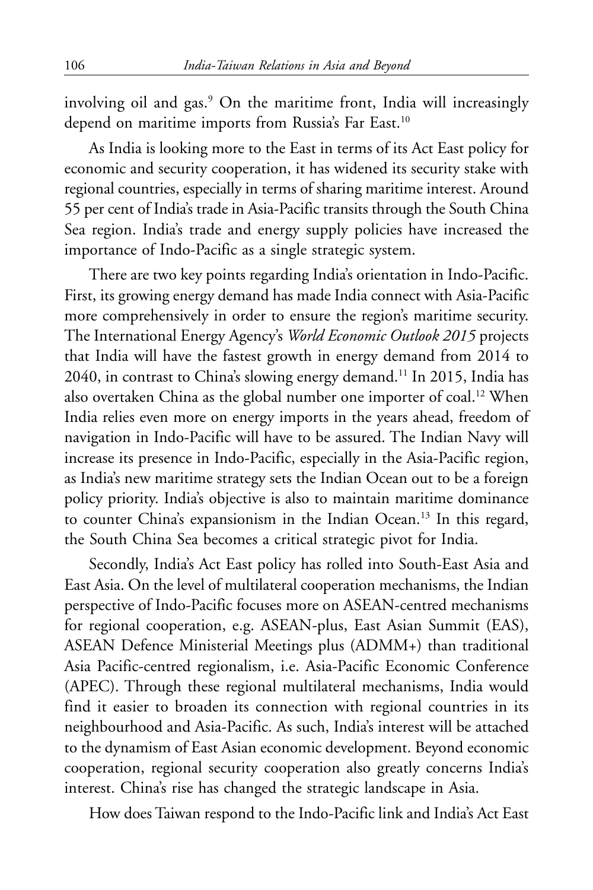involving oil and gas.[9] On the maritime front, India will increasingly depend on maritime imports from Russia's Far East.[10]

As India is looking more to the East in terms of its Act East policy for economic and security cooperation, it has widened its security stake with regional countries, especially in terms of sharing maritime interest. Around 55 per cent of India's trade in Asia-Pacific transits through the South China Sea region. India's trade and energy supply policies have increased the importance of Indo-Pacific as a single strategic system.

There are two key points regarding India's orientation in Indo-Pacific. First, its growing energy demand has made India connect with Asia-Pacific more comprehensively in order to ensure the region's maritime security. The International Energy Agency's *World Economic Outlook 2015* projects that India will have the fastest growth in energy demand from 2014 to 2040, in contrast to China's slowing energy demand.[11] In 2015, India has also overtaken China as the global number one importer of coal.[12] When India relies even more on energy imports in the years ahead, freedom of navigation in Indo-Pacific will have to be assured. The Indian Navy will increase its presence in Indo-Pacific, especially in the Asia-Pacific region, as India's new maritime strategy sets the Indian Ocean out to be a foreign policy priority. India's objective is also to maintain maritime dominance to counter China's expansionism in the Indian Ocean.[13] In this regard, the South China Sea becomes a critical strategic pivot for India.

Secondly, India's Act East policy has rolled into South-East Asia and East Asia. On the level of multilateral cooperation mechanisms, the Indian perspective of Indo-Pacific focuses more on ASEAN-centred mechanisms for regional cooperation, e.g. ASEAN-plus, East Asian Summit (EAS), ASEAN Defence Ministerial Meetings plus (ADMM+) than traditional Asia Pacific-centred regionalism, i.e. Asia-Pacific Economic Conference (APEC). Through these regional multilateral mechanisms, India would find it easier to broaden its connection with regional countries in its neighbourhood and Asia-Pacific. As such, India's interest will be attached to the dynamism of East Asian economic development. Beyond economic cooperation, regional security cooperation also greatly concerns India's interest. China's rise has changed the strategic landscape in Asia.

How does Taiwan respond to the Indo-Pacific link and India's Act East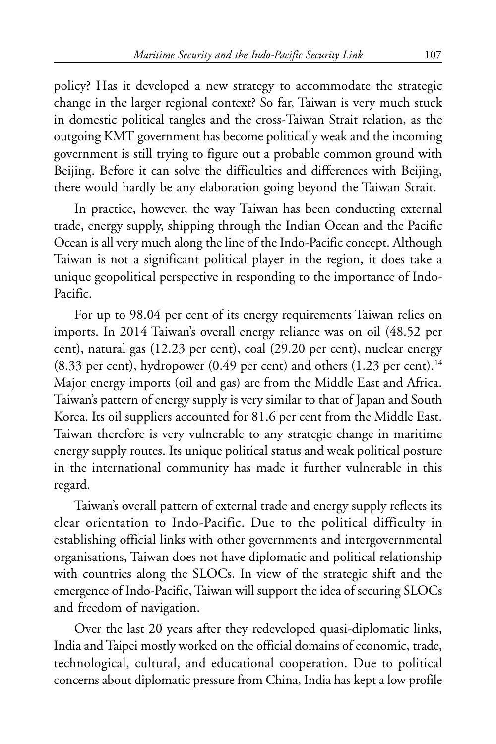policy? Has it developed a new strategy to accommodate the strategic change in the larger regional context? So far, Taiwan is very much stuck in domestic political tangles and the cross-Taiwan Strait relation, as the outgoing KMT government has become politically weak and the incoming government is still trying to figure out a probable common ground with Beijing. Before it can solve the difficulties and differences with Beijing, there would hardly be any elaboration going beyond the Taiwan Strait.

In practice, however, the way Taiwan has been conducting external trade, energy supply, shipping through the Indian Ocean and the Pacific Ocean is all very much along the line of the Indo-Pacific concept. Although Taiwan is not a significant political player in the region, it does take a unique geopolitical perspective in responding to the importance of Indo-Pacific.

For up to 98.04 per cent of its energy requirements Taiwan relies on imports. In 2014 Taiwan's overall energy reliance was on oil (48.52 per cent), natural gas (12.23 per cent), coal (29.20 per cent), nuclear energy (8.33 per cent), hydropower (0.49 per cent) and others (1.23 per cent).[14] Major energy imports (oil and gas) are from the Middle East and Africa. Taiwan's pattern of energy supply is very similar to that of Japan and South Korea. Its oil suppliers accounted for 81.6 per cent from the Middle East. Taiwan therefore is very vulnerable to any strategic change in maritime energy supply routes. Its unique political status and weak political posture in the international community has made it further vulnerable in this regard.

Taiwan's overall pattern of external trade and energy supply reflects its clear orientation to Indo-Pacific. Due to the political difficulty in establishing official links with other governments and intergovernmental organisations, Taiwan does not have diplomatic and political relationship with countries along the SLOCs. In view of the strategic shift and the emergence of Indo-Pacific, Taiwan will support the idea of securing SLOCs and freedom of navigation.

Over the last 20 years after they redeveloped quasi-diplomatic links, India and Taipei mostly worked on the official domains of economic, trade, technological, cultural, and educational cooperation. Due to political concerns about diplomatic pressure from China, India has kept a low profile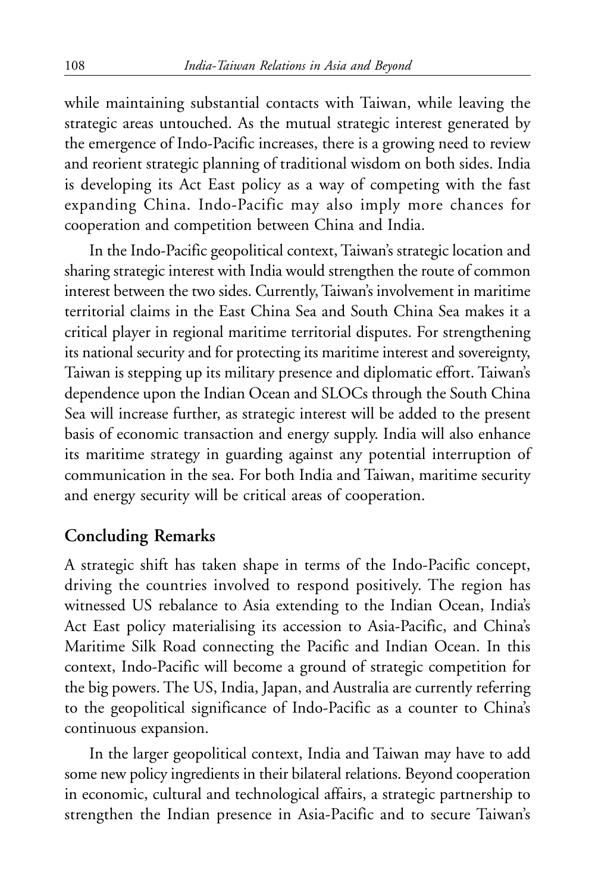while maintaining substantial contacts with Taiwan, while leaving the strategic areas untouched. As the mutual strategic interest generated by the emergence of Indo-Pacific increases, there is a growing need to review and reorient strategic planning of traditional wisdom on both sides. India is developing its Act East policy as a way of competing with the fast expanding China. Indo-Pacific may also imply more chances for cooperation and competition between China and India.

In the Indo-Pacific geopolitical context, Taiwan's strategic location and sharing strategic interest with India would strengthen the route of common interest between the two sides. Currently, Taiwan's involvement in maritime territorial claims in the East China Sea and South China Sea makes it a critical player in regional maritime territorial disputes. For strengthening its national security and for protecting its maritime interest and sovereignty, Taiwan is stepping up its military presence and diplomatic effort. Taiwan's dependence upon the Indian Ocean and SLOCs through the South China Sea will increase further, as strategic interest will be added to the present basis of economic transaction and energy supply. India will also enhance its maritime strategy in guarding against any potential interruption of communication in the sea. For both India and Taiwan, maritime security and energy security will be critical areas of cooperation.

## Concluding Remarks

A strategic shift has taken shape in terms of the Indo-Pacific concept, driving the countries involved to respond positively. The region has witnessed US rebalance to Asia extending to the Indian Ocean, India's Act East policy materialising its accession to Asia-Pacific, and China's Maritime Silk Road connecting the Pacific and Indian Ocean. In this context, Indo-Pacific will become a ground of strategic competition for the big powers. The US, India, Japan, and Australia are currently referring to the geopolitical significance of Indo-Pacific as a counter to China's continuous expansion.

In the larger geopolitical context, India and Taiwan may have to add some new policy ingredients in their bilateral relations. Beyond cooperation in economic, cultural and technological affairs, a strategic partnership to strengthen the Indian presence in Asia-Pacific and to secure Taiwan's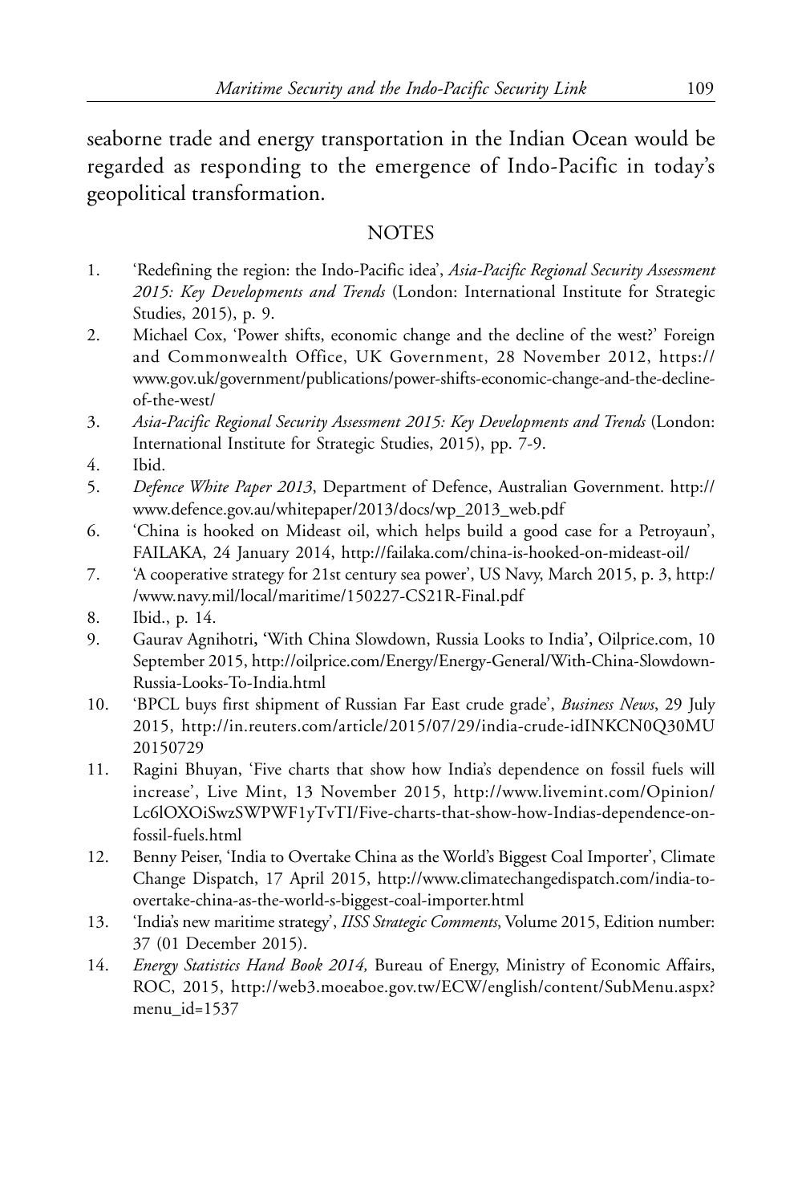seaborne trade and energy transportation in the Indian Ocean would be regarded as responding to the emergence of Indo-Pacific in today's geopolitical transformation.

## NOTES

1. 'Redefining the region: the Indo-Pacific idea', *Asia-Pacific Regional Security Assessment 2015: Key Developments and Trends* (London: International Institute for Strategic Studies, 2015), p. 9.
2. Michael Cox, 'Power shifts, economic change and the decline of the west?' Foreign and Commonwealth Office, UK Government, 28 November 2012, https://www.gov.uk/government/publications/power-shifts-economic-change-and-the-decline-of-the-west/
3. *Asia-Pacific Regional Security Assessment 2015: Key Developments and Trends* (London: International Institute for Strategic Studies, 2015), pp. 7-9.
4. Ibid.
5. *Defence White Paper 2013*, Department of Defence, Australian Government. http://www.defence.gov.au/whitepaper/2013/docs/wp_2013_web.pdf
6. 'China is hooked on Mideast oil, which helps build a good case for a Petroyaun', FAILAKA, 24 January 2014, http://failaka.com/china-is-hooked-on-mideast-oil/
7. 'A cooperative strategy for 21st century sea power', US Navy, March 2015, p. 3, http://www.navy.mil/local/maritime/150227-CS21R-Final.pdf
8. Ibid., p. 14.
9. Gaurav Agnihotri, 'With China Slowdown, Russia Looks to India', Oilprice.com, 10 September 2015, http://oilprice.com/Energy/Energy-General/With-China-Slowdown-Russia-Looks-To-India.html
10. 'BPCL buys first shipment of Russian Far East crude grade', *Business News*, 29 July 2015, http://in.reuters.com/article/2015/07/29/india-crude-idINKCN0Q30MU20150729
11. Ragini Bhuyan, 'Five charts that show how India's dependence on fossil fuels will increase', Live Mint, 13 November 2015, http://www.livemint.com/Opinion/Lc6lOXOiSwzSWPWF1yTvTI/Five-charts-that-show-how-Indias-dependence-on-fossil-fuels.html
12. Benny Peiser, 'India to Overtake China as the World's Biggest Coal Importer', Climate Change Dispatch, 17 April 2015, http://www.climatechangedispatch.com/india-to-overtake-china-as-the-world-s-biggest-coal-importer.html
13. 'India's new maritime strategy', *IISS Strategic Comments*, Volume 2015, Edition number: 37 (01 December 2015).
14. *Energy Statistics Hand Book 2014,* Bureau of Energy, Ministry of Economic Affairs, ROC, 2015, http://web3.moeaboe.gov.tw/ECW/english/content/SubMenu.aspx?menu_id=1537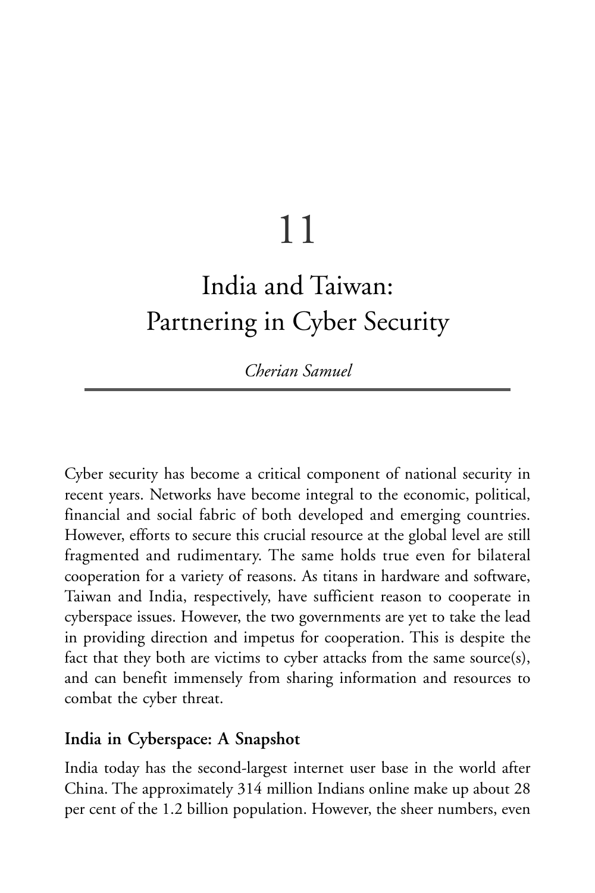# 11

# India and Taiwan: Partnering in Cyber Security

*Cherian Samuel*

Cyber security has become a critical component of national security in recent years. Networks have become integral to the economic, political, financial and social fabric of both developed and emerging countries. However, efforts to secure this crucial resource at the global level are still fragmented and rudimentary. The same holds true even for bilateral cooperation for a variety of reasons. As titans in hardware and software, Taiwan and India, respectively, have sufficient reason to cooperate in cyberspace issues. However, the two governments are yet to take the lead in providing direction and impetus for cooperation. This is despite the fact that they both are victims to cyber attacks from the same source(s), and can benefit immensely from sharing information and resources to combat the cyber threat.

## India in Cyberspace: A Snapshot

India today has the second-largest internet user base in the world after China. The approximately 314 million Indians online make up about 28 per cent of the 1.2 billion population. However, the sheer numbers, even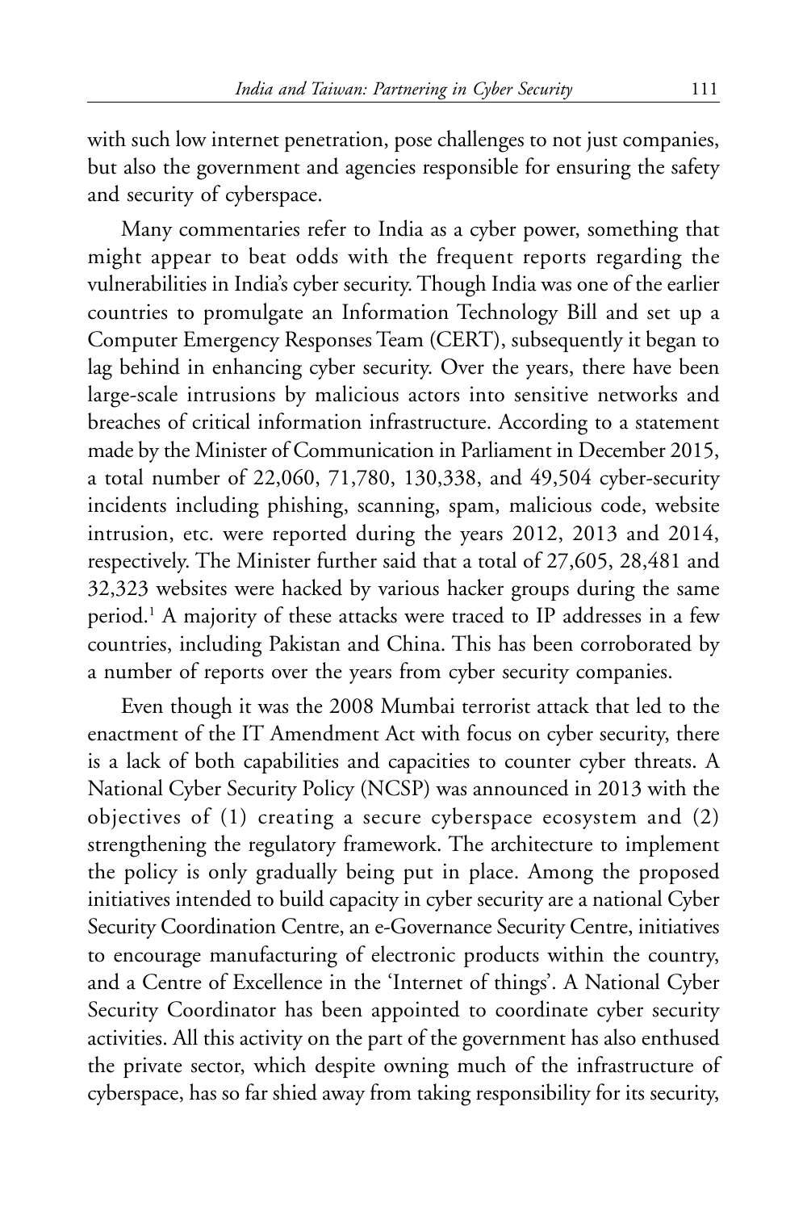with such low internet penetration, pose challenges to not just companies, but also the government and agencies responsible for ensuring the safety and security of cyberspace.

Many commentaries refer to India as a cyber power, something that might appear to beat odds with the frequent reports regarding the vulnerabilities in India's cyber security. Though India was one of the earlier countries to promulgate an Information Technology Bill and set up a Computer Emergency Responses Team (CERT), subsequently it began to lag behind in enhancing cyber security. Over the years, there have been large-scale intrusions by malicious actors into sensitive networks and breaches of critical information infrastructure. According to a statement made by the Minister of Communication in Parliament in December 2015, a total number of 22,060, 71,780, 130,338, and 49,504 cyber-security incidents including phishing, scanning, spam, malicious code, website intrusion, etc. were reported during the years 2012, 2013 and 2014, respectively. The Minister further said that a total of 27,605, 28,481 and 32,323 websites were hacked by various hacker groups during the same period.[1] A majority of these attacks were traced to IP addresses in a few countries, including Pakistan and China. This has been corroborated by a number of reports over the years from cyber security companies.

Even though it was the 2008 Mumbai terrorist attack that led to the enactment of the IT Amendment Act with focus on cyber security, there is a lack of both capabilities and capacities to counter cyber threats. A National Cyber Security Policy (NCSP) was announced in 2013 with the objectives of (1) creating a secure cyberspace ecosystem and (2) strengthening the regulatory framework. The architecture to implement the policy is only gradually being put in place. Among the proposed initiatives intended to build capacity in cyber security are a national Cyber Security Coordination Centre, an e-Governance Security Centre, initiatives to encourage manufacturing of electronic products within the country, and a Centre of Excellence in the 'Internet of things'. A National Cyber Security Coordinator has been appointed to coordinate cyber security activities. All this activity on the part of the government has also enthused the private sector, which despite owning much of the infrastructure of cyberspace, has so far shied away from taking responsibility for its security,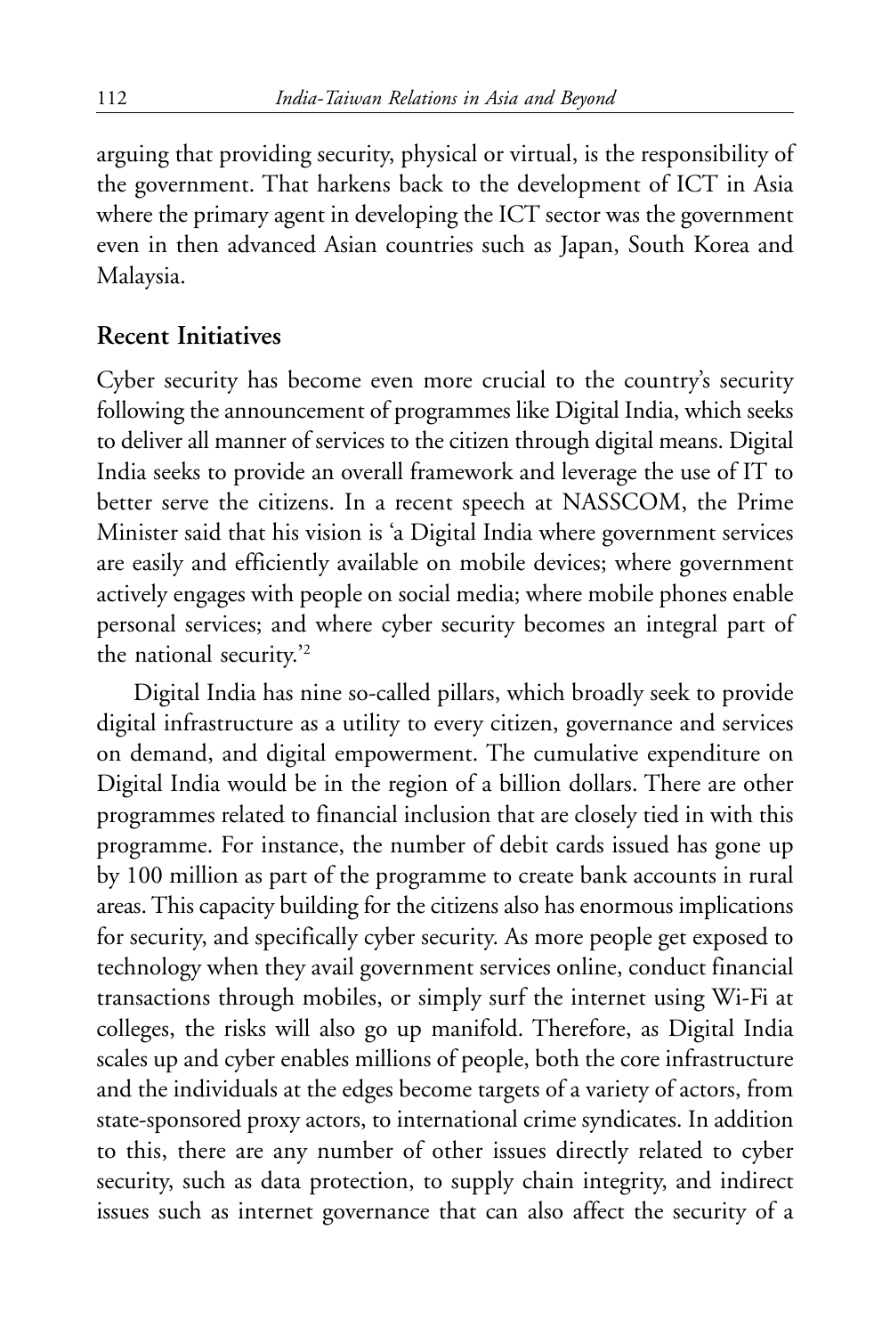arguing that providing security, physical or virtual, is the responsibility of the government. That harkens back to the development of ICT in Asia where the primary agent in developing the ICT sector was the government even in then advanced Asian countries such as Japan, South Korea and Malaysia.

## Recent Initiatives

Cyber security has become even more crucial to the country's security following the announcement of programmes like Digital India, which seeks to deliver all manner of services to the citizen through digital means. Digital India seeks to provide an overall framework and leverage the use of IT to better serve the citizens. In a recent speech at NASSCOM, the Prime Minister said that his vision is 'a Digital India where government services are easily and efficiently available on mobile devices; where government actively engages with people on social media; where mobile phones enable personal services; and where cyber security becomes an integral part of the national security.'[2]

Digital India has nine so-called pillars, which broadly seek to provide digital infrastructure as a utility to every citizen, governance and services on demand, and digital empowerment. The cumulative expenditure on Digital India would be in the region of a billion dollars. There are other programmes related to financial inclusion that are closely tied in with this programme. For instance, the number of debit cards issued has gone up by 100 million as part of the programme to create bank accounts in rural areas. This capacity building for the citizens also has enormous implications for security, and specifically cyber security. As more people get exposed to technology when they avail government services online, conduct financial transactions through mobiles, or simply surf the internet using Wi-Fi at colleges, the risks will also go up manifold. Therefore, as Digital India scales up and cyber enables millions of people, both the core infrastructure and the individuals at the edges become targets of a variety of actors, from state-sponsored proxy actors, to international crime syndicates. In addition to this, there are any number of other issues directly related to cyber security, such as data protection, to supply chain integrity, and indirect issues such as internet governance that can also affect the security of a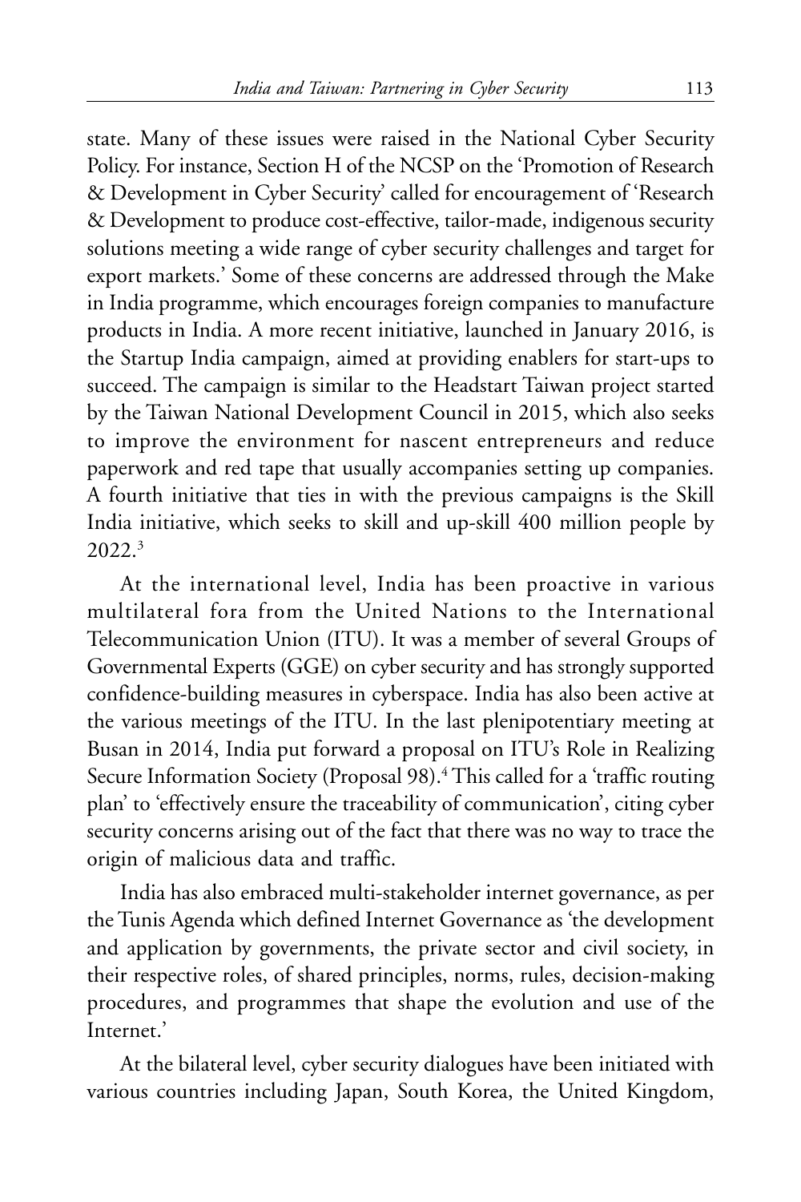state. Many of these issues were raised in the National Cyber Security Policy. For instance, Section H of the NCSP on the 'Promotion of Research & Development in Cyber Security' called for encouragement of 'Research & Development to produce cost-effective, tailor-made, indigenous security solutions meeting a wide range of cyber security challenges and target for export markets.' Some of these concerns are addressed through the Make in India programme, which encourages foreign companies to manufacture products in India. A more recent initiative, launched in January 2016, is the Startup India campaign, aimed at providing enablers for start-ups to succeed. The campaign is similar to the Headstart Taiwan project started by the Taiwan National Development Council in 2015, which also seeks to improve the environment for nascent entrepreneurs and reduce paperwork and red tape that usually accompanies setting up companies. A fourth initiative that ties in with the previous campaigns is the Skill India initiative, which seeks to skill and up-skill 400 million people by 2022.[3]

At the international level, India has been proactive in various multilateral fora from the United Nations to the International Telecommunication Union (ITU). It was a member of several Groups of Governmental Experts (GGE) on cyber security and has strongly supported confidence-building measures in cyberspace. India has also been active at the various meetings of the ITU. In the last plenipotentiary meeting at Busan in 2014, India put forward a proposal on ITU's Role in Realizing Secure Information Society (Proposal 98).[4] This called for a 'traffic routing plan' to 'effectively ensure the traceability of communication', citing cyber security concerns arising out of the fact that there was no way to trace the origin of malicious data and traffic.

India has also embraced multi-stakeholder internet governance, as per the Tunis Agenda which defined Internet Governance as 'the development and application by governments, the private sector and civil society, in their respective roles, of shared principles, norms, rules, decision-making procedures, and programmes that shape the evolution and use of the Internet.'

At the bilateral level, cyber security dialogues have been initiated with various countries including Japan, South Korea, the United Kingdom,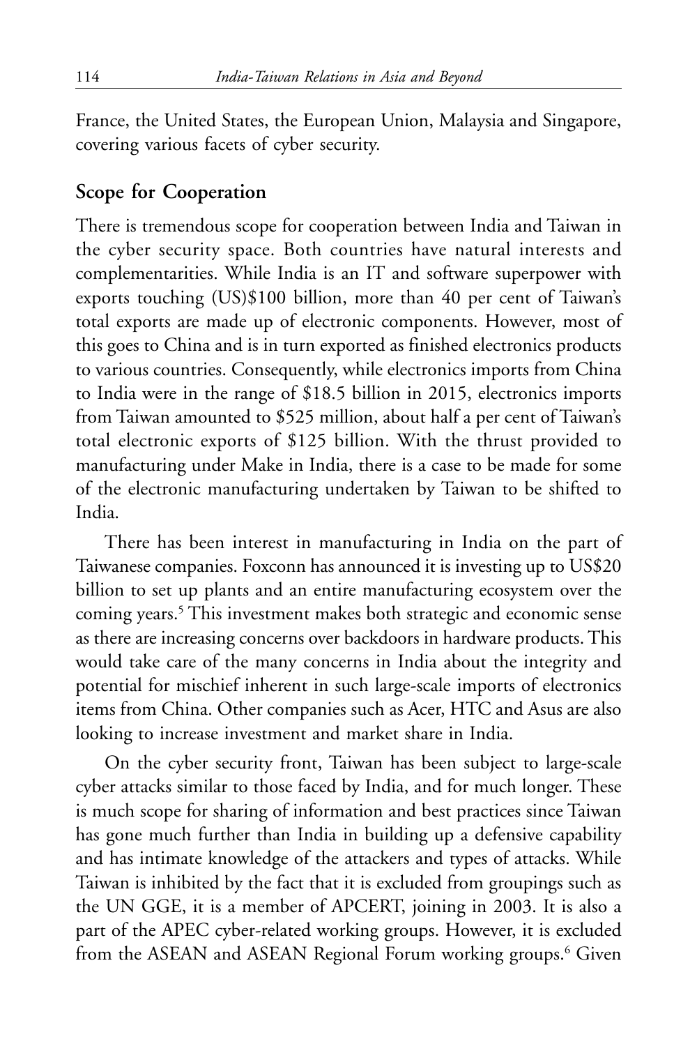France, the United States, the European Union, Malaysia and Singapore, covering various facets of cyber security.

## Scope for Cooperation

There is tremendous scope for cooperation between India and Taiwan in the cyber security space. Both countries have natural interests and complementarities. While India is an IT and software superpower with exports touching (US)$100 billion, more than 40 per cent of Taiwan's total exports are made up of electronic components. However, most of this goes to China and is in turn exported as finished electronics products to various countries. Consequently, while electronics imports from China to India were in the range of $18.5 billion in 2015, electronics imports from Taiwan amounted to $525 million, about half a per cent of Taiwan's total electronic exports of $125 billion. With the thrust provided to manufacturing under Make in India, there is a case to be made for some of the electronic manufacturing undertaken by Taiwan to be shifted to India.

There has been interest in manufacturing in India on the part of Taiwanese companies. Foxconn has announced it is investing up to US$20 billion to set up plants and an entire manufacturing ecosystem over the coming years.[5] This investment makes both strategic and economic sense as there are increasing concerns over backdoors in hardware products. This would take care of the many concerns in India about the integrity and potential for mischief inherent in such large-scale imports of electronics items from China. Other companies such as Acer, HTC and Asus are also looking to increase investment and market share in India.

On the cyber security front, Taiwan has been subject to large-scale cyber attacks similar to those faced by India, and for much longer. These is much scope for sharing of information and best practices since Taiwan has gone much further than India in building up a defensive capability and has intimate knowledge of the attackers and types of attacks. While Taiwan is inhibited by the fact that it is excluded from groupings such as the UN GGE, it is a member of APCERT, joining in 2003. It is also a part of the APEC cyber-related working groups. However, it is excluded from the ASEAN and ASEAN Regional Forum working groups.[6] Given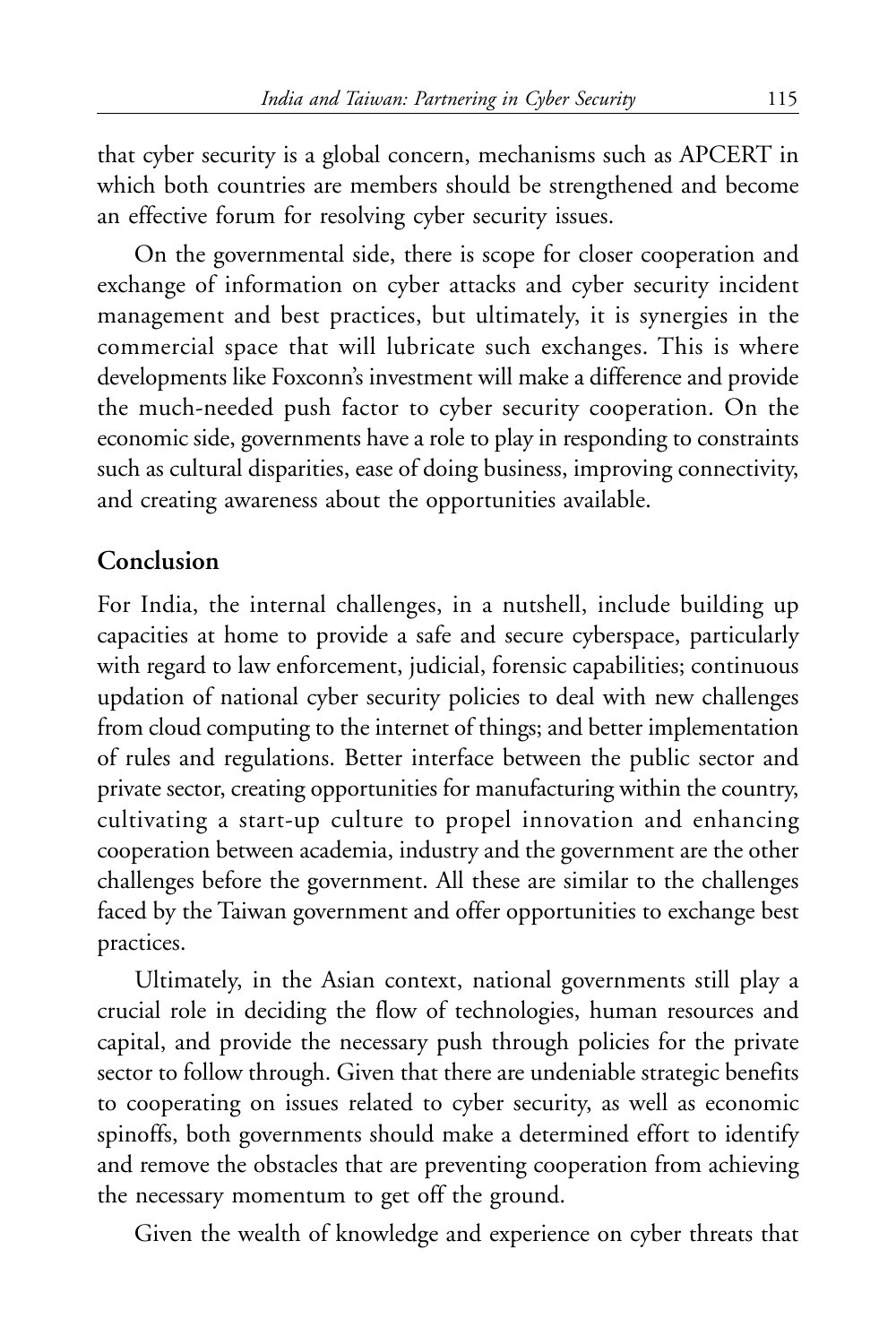that cyber security is a global concern, mechanisms such as APCERT in which both countries are members should be strengthened and become an effective forum for resolving cyber security issues.

On the governmental side, there is scope for closer cooperation and exchange of information on cyber attacks and cyber security incident management and best practices, but ultimately, it is synergies in the commercial space that will lubricate such exchanges. This is where developments like Foxconn's investment will make a difference and provide the much-needed push factor to cyber security cooperation. On the economic side, governments have a role to play in responding to constraints such as cultural disparities, ease of doing business, improving connectivity, and creating awareness about the opportunities available.

## Conclusion

For India, the internal challenges, in a nutshell, include building up capacities at home to provide a safe and secure cyberspace, particularly with regard to law enforcement, judicial, forensic capabilities; continuous updation of national cyber security policies to deal with new challenges from cloud computing to the internet of things; and better implementation of rules and regulations. Better interface between the public sector and private sector, creating opportunities for manufacturing within the country, cultivating a start-up culture to propel innovation and enhancing cooperation between academia, industry and the government are the other challenges before the government. All these are similar to the challenges faced by the Taiwan government and offer opportunities to exchange best practices.

Ultimately, in the Asian context, national governments still play a crucial role in deciding the flow of technologies, human resources and capital, and provide the necessary push through policies for the private sector to follow through. Given that there are undeniable strategic benefits to cooperating on issues related to cyber security, as well as economic spinoffs, both governments should make a determined effort to identify and remove the obstacles that are preventing cooperation from achieving the necessary momentum to get off the ground.

Given the wealth of knowledge and experience on cyber threats that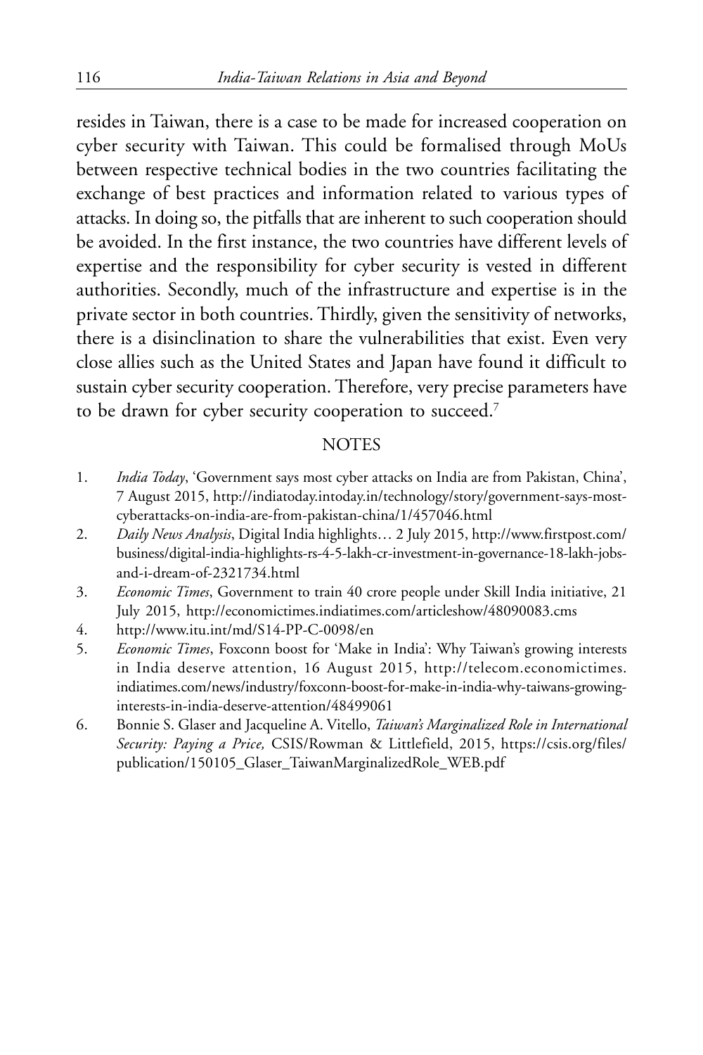resides in Taiwan, there is a case to be made for increased cooperation on cyber security with Taiwan. This could be formalised through MoUs between respective technical bodies in the two countries facilitating the exchange of best practices and information related to various types of attacks. In doing so, the pitfalls that are inherent to such cooperation should be avoided. In the first instance, the two countries have different levels of expertise and the responsibility for cyber security is vested in different authorities. Secondly, much of the infrastructure and expertise is in the private sector in both countries. Thirdly, given the sensitivity of networks, there is a disinclination to share the vulnerabilities that exist. Even very close allies such as the United States and Japan have found it difficult to sustain cyber security cooperation. Therefore, very precise parameters have to be drawn for cyber security cooperation to succeed.[7]

## NOTES

1. *India Today*, 'Government says most cyber attacks on India are from Pakistan, China', 7 August 2015, http://indiatoday.intoday.in/technology/story/government-says-most-cyberattacks-on-india-are-from-pakistan-china/1/457046.html
2. *Daily News Analysis*, Digital India highlights… 2 July 2015, http://www.firstpost.com/business/digital-india-highlights-rs-4-5-lakh-cr-investment-in-governance-18-lakh-jobs-and-i-dream-of-2321734.html
3. *Economic Times*, Government to train 40 crore people under Skill India initiative, 21 July 2015, http://economictimes.indiatimes.com/articleshow/48090083.cms
4. http://www.itu.int/md/S14-PP-C-0098/en
5. *Economic Times*, Foxconn boost for 'Make in India': Why Taiwan's growing interests in India deserve attention, 16 August 2015, http://telecom.economictimes.indiatimes.com/news/industry/foxconn-boost-for-make-in-india-why-taiwans-growing-interests-in-india-deserve-attention/48499061
6. Bonnie S. Glaser and Jacqueline A. Vitello, *Taiwan's Marginalized Role in International Security: Paying a Price,* CSIS/Rowman & Littlefield, 2015, https://csis.org/files/publication/150105_Glaser_TaiwanMarginalizedRole_WEB.pdf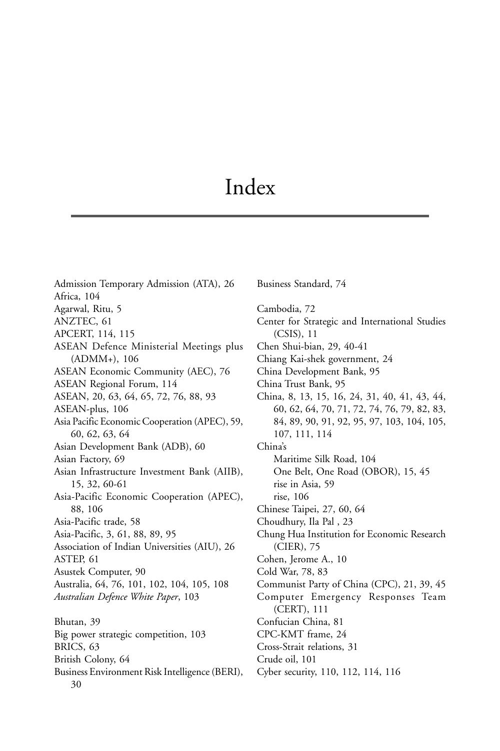# Index

Admission Temporary Admission (ATA), 26
Africa, 104
Agarwal, Ritu, 5
ANZTEC, 61
APCERT, 114, 115
ASEAN Defence Ministerial Meetings plus (ADMM+), 106
ASEAN Economic Community (AEC), 76
ASEAN Regional Forum, 114
ASEAN, 20, 63, 64, 65, 72, 76, 88, 93
ASEAN-plus, 106
Asia Pacific Economic Cooperation (APEC), 59, 60, 62, 63, 64
Asian Development Bank (ADB), 60
Asian Factory, 69
Asian Infrastructure Investment Bank (AIIB), 15, 32, 60-61
Asia-Pacific Economic Cooperation (APEC), 88, 106
Asia-Pacific trade, 58
Asia-Pacific, 3, 61, 88, 89, 95
Association of Indian Universities (AIU), 26
ASTEP, 61
Asustek Computer, 90
Australia, 64, 76, 101, 102, 104, 105, 108
*Australian Defence White Paper*, 103

Bhutan, 39
Big power strategic competition, 103
BRICS, 63
British Colony, 64
Business Environment Risk Intelligence (BERI), 30
Business Standard, 74

Cambodia, 72
Center for Strategic and International Studies (CSIS), 11
Chen Shui-bian, 29, 40-41
Chiang Kai-shek government, 24
China Development Bank, 95
China Trust Bank, 95
China, 8, 13, 15, 16, 24, 31, 40, 41, 43, 44, 60, 62, 64, 70, 71, 72, 74, 76, 79, 82, 83, 84, 89, 90, 91, 92, 95, 97, 103, 104, 105, 107, 111, 114
China's
- Maritime Silk Road, 104
- One Belt, One Road (OBOR), 15, 45
- rise in Asia, 59
- rise, 106

Chinese Taipei, 27, 60, 64
Choudhury, Ila Pal , 23
Chung Hua Institution for Economic Research (CIER), 75
Cohen, Jerome A., 10
Cold War, 78, 83
Communist Party of China (CPC), 21, 39, 45
Computer Emergency Responses Team (CERT), 111
Confucian China, 81
CPC-KMT frame, 24
Cross-Strait relations, 31
Crude oil, 101
Cyber security, 110, 112, 114, 116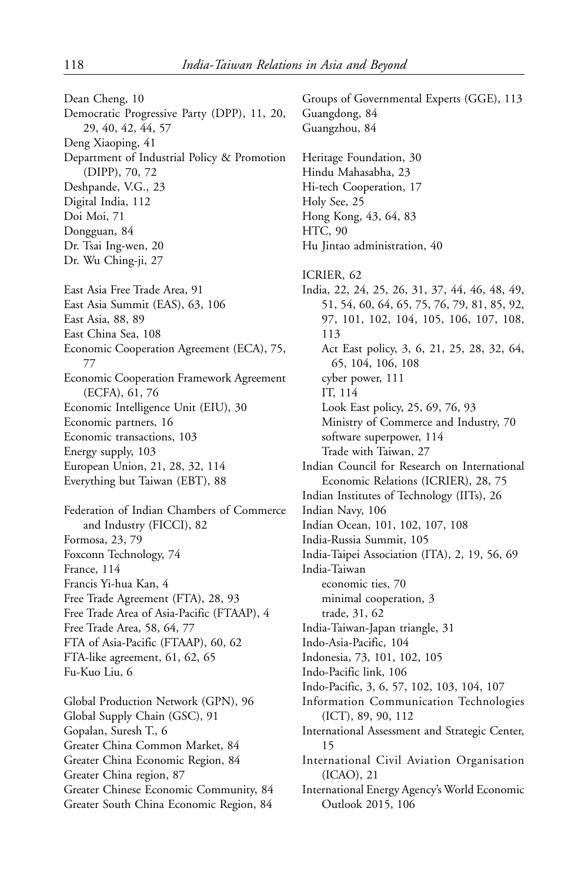Dean Cheng, 10
Democratic Progressive Party (DPP), 11, 20, 29, 40, 42, 44, 57
Deng Xiaoping, 41
Department of Industrial Policy & Promotion (DIPP), 70, 72
Deshpande, V.G., 23
Digital India, 112
Doi Moi, 71
Dongguan, 84
Dr. Tsai Ing-wen, 20
Dr. Wu Ching-ji, 27

East Asia Free Trade Area, 91
East Asia Summit (EAS), 63, 106
East Asia, 88, 89
East China Sea, 108
Economic Cooperation Agreement (ECA), 75, 77
Economic Cooperation Framework Agreement (ECFA), 61, 76
Economic Intelligence Unit (EIU), 30
Economic partners, 16
Economic transactions, 103
Energy supply, 103
European Union, 21, 28, 32, 114
Everything but Taiwan (EBT), 88

Federation of Indian Chambers of Commerce and Industry (FICCI), 82
Formosa, 23, 79
Foxconn Technology, 74
France, 114
Francis Yi-hua Kan, 4
Free Trade Agreement (FTA), 28, 93
Free Trade Area of Asia-Pacific (FTAAP), 4
Free Trade Area, 58, 64, 77
FTA of Asia-Pacific (FTAAP), 60, 62
FTA-like agreement, 61, 62, 65
Fu-Kuo Liu, 6

Global Production Network (GPN), 96
Global Supply Chain (GSC), 91
Gopalan, Suresh T., 6
Greater China Common Market, 84
Greater China Economic Region, 84
Greater China region, 87
Greater Chinese Economic Community, 84
Greater South China Economic Region, 84
Groups of Governmental Experts (GGE), 113
Guangdong, 84
Guangzhou, 84

Heritage Foundation, 30
Hindu Mahasabha, 23
Hi-tech Cooperation, 17
Holy See, 25
Hong Kong, 43, 64, 83
HTC, 90
Hu Jintao administration, 40

ICRIER, 62
India, 22, 24, 25, 26, 31, 37, 44, 46, 48, 49, 51, 54, 60, 64, 65, 75, 76, 79, 81, 85, 92, 97, 101, 102, 104, 105, 106, 107, 108, 113
- Act East policy, 3, 6, 21, 25, 28, 32, 64, 65, 104, 106, 108
- cyber power, 111
- IT, 114
- Look East policy, 25, 69, 76, 93
- Ministry of Commerce and Industry, 70
- software superpower, 114
- Trade with Taiwan, 27

Indian Council for Research on International Economic Relations (ICRIER), 28, 75
Indian Institutes of Technology (IITs), 26
Indian Navy, 106
Indian Ocean, 101, 102, 107, 108
India-Russia Summit, 105
India-Taipei Association (ITA), 2, 19, 56, 69
India-Taiwan
- economic ties, 70
- minimal cooperation, 3
- trade, 31, 62

India-Taiwan-Japan triangle, 31
Indo-Asia-Pacific, 104
Indonesia, 73, 101, 102, 105
Indo-Pacific link, 106
Indo-Pacific, 3, 6, 57, 102, 103, 104, 107
Information Communication Technologies (ICT), 89, 90, 112
International Assessment and Strategic Center, 15
International Civil Aviation Organisation (ICAO), 21
International Energy Agency's World Economic Outlook 2015, 106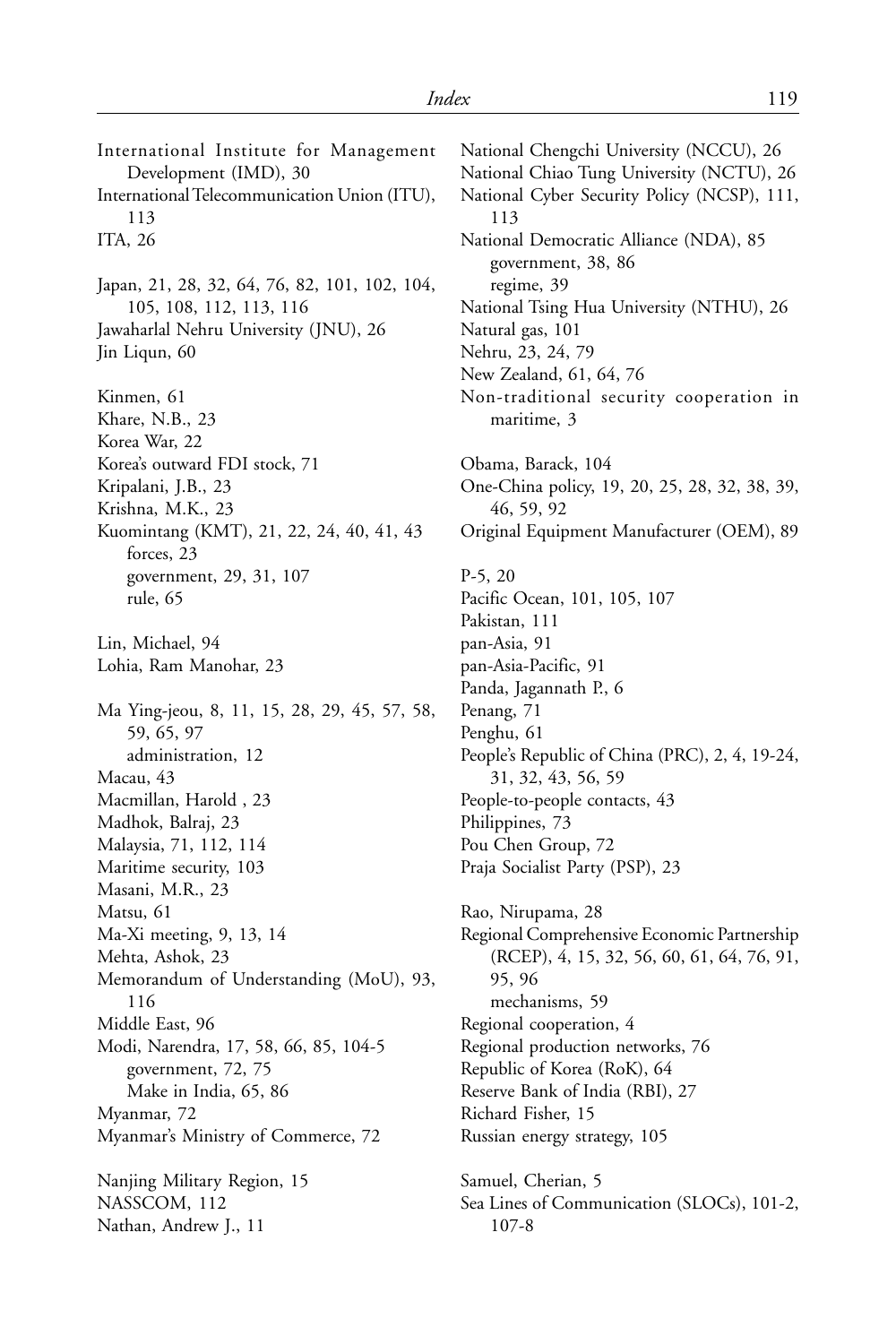International Institute for Management Development (IMD), 30
International Telecommunication Union (ITU), 113
ITA, 26

Japan, 21, 28, 32, 64, 76, 82, 101, 102, 104, 105, 108, 112, 113, 116
Jawaharlal Nehru University (JNU), 26
Jin Liqun, 60

Kinmen, 61
Khare, N.B., 23
Korea War, 22
Korea's outward FDI stock, 71
Kripalani, J.B., 23
Krishna, M.K., 23
Kuomintang (KMT), 21, 22, 24, 40, 41, 43
  forces, 23
  government, 29, 31, 107
  rule, 65

Lin, Michael, 94
Lohia, Ram Manohar, 23

Ma Ying-jeou, 8, 11, 15, 28, 29, 45, 57, 58, 59, 65, 97
  administration, 12
Macau, 43
Macmillan, Harold , 23
Madhok, Balraj, 23
Malaysia, 71, 112, 114
Maritime security, 103
Masani, M.R., 23
Matsu, 61
Ma-Xi meeting, 9, 13, 14
Mehta, Ashok, 23
Memorandum of Understanding (MoU), 93, 116
Middle East, 96
Modi, Narendra, 17, 58, 66, 85, 104-5
  government, 72, 75
  Make in India, 65, 86
Myanmar, 72
Myanmar's Ministry of Commerce, 72

Nanjing Military Region, 15
NASSCOM, 112
Nathan, Andrew J., 11
National Chengchi University (NCCU), 26
National Chiao Tung University (NCTU), 26
National Cyber Security Policy (NCSP), 111, 113
National Democratic Alliance (NDA), 85
  government, 38, 86
  regime, 39
National Tsing Hua University (NTHU), 26
Natural gas, 101
Nehru, 23, 24, 79
New Zealand, 61, 64, 76
Non-traditional security cooperation in maritime, 3

Obama, Barack, 104
One-China policy, 19, 20, 25, 28, 32, 38, 39, 46, 59, 92
Original Equipment Manufacturer (OEM), 89

P-5, 20
Pacific Ocean, 101, 105, 107
Pakistan, 111
pan-Asia, 91
pan-Asia-Pacific, 91
Panda, Jagannath P., 6
Penang, 71
Penghu, 61
People's Republic of China (PRC), 2, 4, 19-24, 31, 32, 43, 56, 59
People-to-people contacts, 43
Philippines, 73
Pou Chen Group, 72
Praja Socialist Party (PSP), 23

Rao, Nirupama, 28
Regional Comprehensive Economic Partnership (RCEP), 4, 15, 32, 56, 60, 61, 64, 76, 91, 95, 96
  mechanisms, 59
Regional cooperation, 4
Regional production networks, 76
Republic of Korea (RoK), 64
Reserve Bank of India (RBI), 27
Richard Fisher, 15
Russian energy strategy, 105

Samuel, Cherian, 5
Sea Lines of Communication (SLOCs), 101-2, 107-8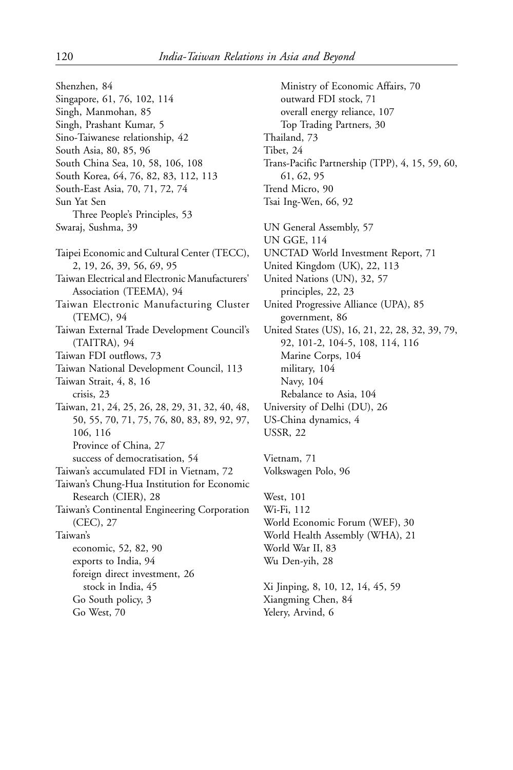Shenzhen, 84
Singapore, 61, 76, 102, 114
Singh, Manmohan, 85
Singh, Prashant Kumar, 5
Sino-Taiwanese relationship, 42
South Asia, 80, 85, 96
South China Sea, 10, 58, 106, 108
South Korea, 64, 76, 82, 83, 112, 113
South-East Asia, 70, 71, 72, 74
Sun Yat Sen
    Three People's Principles, 53
Swaraj, Sushma, 39

Taipei Economic and Cultural Center (TECC), 2, 19, 26, 39, 56, 69, 95
Taiwan Electrical and Electronic Manufacturers' Association (TEEMA), 94
Taiwan Electronic Manufacturing Cluster (TEMC), 94
Taiwan External Trade Development Council's (TAITRA), 94
Taiwan FDI outflows, 73
Taiwan National Development Council, 113
Taiwan Strait, 4, 8, 16
    crisis, 23
Taiwan, 21, 24, 25, 26, 28, 29, 31, 32, 40, 48, 50, 55, 70, 71, 75, 76, 80, 83, 89, 92, 97, 106, 116
    Province of China, 27
    success of democratisation, 54
Taiwan's accumulated FDI in Vietnam, 72
Taiwan's Chung-Hua Institution for Economic Research (CIER), 28
Taiwan's Continental Engineering Corporation (CEC), 27
Taiwan's
    economic, 52, 82, 90
    exports to India, 94
    foreign direct investment, 26
        stock in India, 45
    Go South policy, 3
    Go West, 70
    Ministry of Economic Affairs, 70
    outward FDI stock, 71
    overall energy reliance, 107
    Top Trading Partners, 30
Thailand, 73
Tibet, 24
Trans-Pacific Partnership (TPP), 4, 15, 59, 60, 61, 62, 95
Trend Micro, 90
Tsai Ing-Wen, 66, 92

UN General Assembly, 57
UN GGE, 114
UNCTAD World Investment Report, 71
United Kingdom (UK), 22, 113
United Nations (UN), 32, 57
    principles, 22, 23
United Progressive Alliance (UPA), 85
    government, 86
United States (US), 16, 21, 22, 28, 32, 39, 79, 92, 101-2, 104-5, 108, 114, 116
    Marine Corps, 104
    military, 104
    Navy, 104
    Rebalance to Asia, 104
University of Delhi (DU), 26
US-China dynamics, 4
USSR, 22

Vietnam, 71
Volkswagen Polo, 96

West, 101
Wi-Fi, 112
World Economic Forum (WEF), 30
World Health Assembly (WHA), 21
World War II, 83
Wu Den-yih, 28

Xi Jinping, 8, 10, 12, 14, 45, 59
Xiangming Chen, 84
Yelery, Arvind, 6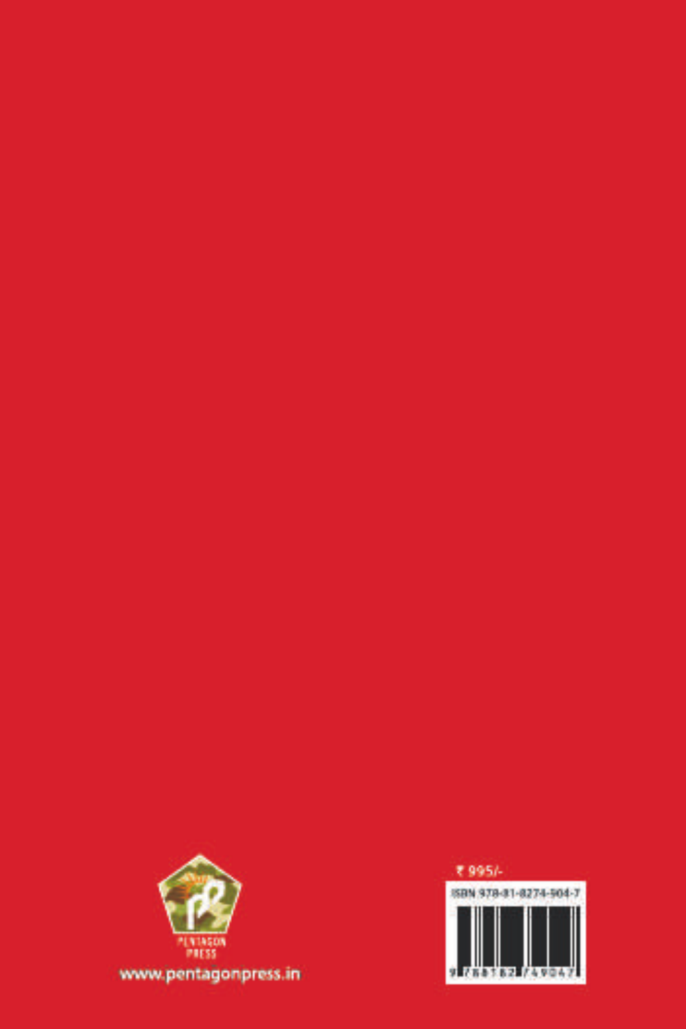PENTAGON PRESS

www.pentagonpress.in

₹ 995/-

ISBN 978-81-8274-904-7

9 788182 749047